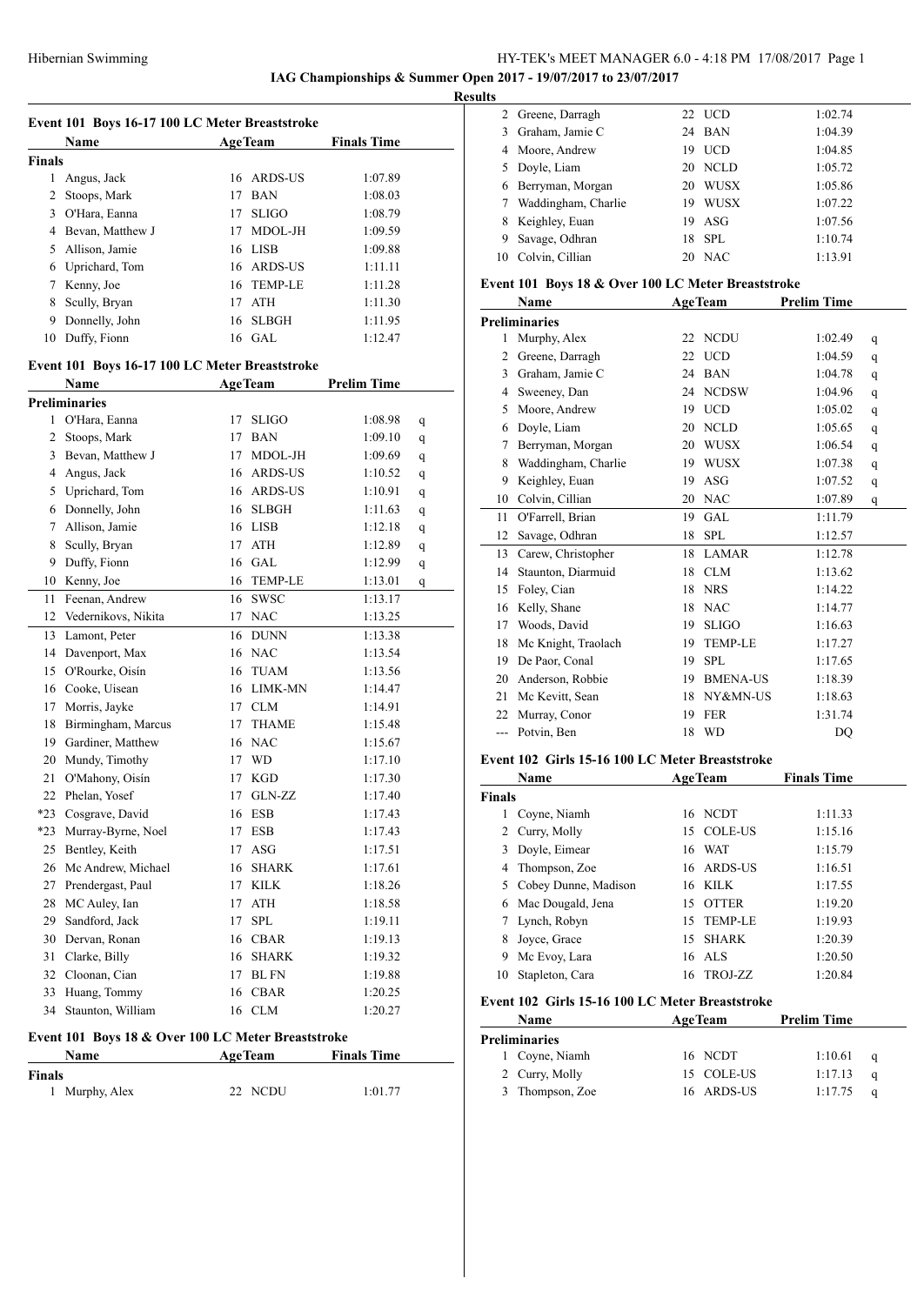**IAG Championships & Summer Open 2017 - 19/07/2017 to 23/07/2017**

**Results**

### Event 101 Boys 16-17 100 LC Meter Breaststroke

| | Name | Age | Team | Finals Time |
|---|---|---|---|---|
| **Finals** | | | | |
| 1 | Angus, Jack | 16 | ARDS-US | 1:07.89 |
| 2 | Stoops, Mark | 17 | BAN | 1:08.03 |
| 3 | O'Hara, Eanna | 17 | SLIGO | 1:08.79 |
| 4 | Bevan, Matthew J | 17 | MDOL-JH | 1:09.59 |
| 5 | Allison, Jamie | 16 | LISB | 1:09.88 |
| 6 | Uprichard, Tom | 16 | ARDS-US | 1:11.11 |
| 7 | Kenny, Joe | 16 | TEMP-LE | 1:11.28 |
| 8 | Scully, Bryan | 17 | ATH | 1:11.30 |
| 9 | Donnelly, John | 16 | SLBGH | 1:11.95 |
| 10 | Duffy, Fionn | 16 | GAL | 1:12.47 |

### Event 101 Boys 16-17 100 LC Meter Breaststroke

| | Name | Age | Team | Prelim Time | |
|---|---|---|---|---|---|
| **Preliminaries** | | | | | |
| 1 | O'Hara, Eanna | 17 | SLIGO | 1:08.98 | q |
| 2 | Stoops, Mark | 17 | BAN | 1:09.10 | q |
| 3 | Bevan, Matthew J | 17 | MDOL-JH | 1:09.69 | q |
| 4 | Angus, Jack | 16 | ARDS-US | 1:10.52 | q |
| 5 | Uprichard, Tom | 16 | ARDS-US | 1:10.91 | q |
| 6 | Donnelly, John | 16 | SLBGH | 1:11.63 | q |
| 7 | Allison, Jamie | 16 | LISB | 1:12.18 | q |
| 8 | Scully, Bryan | 17 | ATH | 1:12.89 | q |
| 9 | Duffy, Fionn | 16 | GAL | 1:12.99 | q |
| 10 | Kenny, Joe | 16 | TEMP-LE | 1:13.01 | q |
| 11 | Feenan, Andrew | 16 | SWSC | 1:13.17 | |
| 12 | Vedernikovs, Nikita | 17 | NAC | 1:13.25 | |
| 13 | Lamont, Peter | 16 | DUNN | 1:13.38 | |
| 14 | Davenport, Max | 16 | NAC | 1:13.54 | |
| 15 | O'Rourke, Oisín | 16 | TUAM | 1:13.56 | |
| 16 | Cooke, Uisean | 16 | LIMK-MN | 1:14.47 | |
| 17 | Morris, Jayke | 17 | CLM | 1:14.91 | |
| 18 | Birmingham, Marcus | 17 | THAME | 1:15.48 | |
| 19 | Gardiner, Matthew | 16 | NAC | 1:15.67 | |
| 20 | Mundy, Timothy | 17 | WD | 1:17.10 | |
| 21 | O'Mahony, Oisín | 17 | KGD | 1:17.30 | |
| 22 | Phelan, Yosef | 17 | GLN-ZZ | 1:17.40 | |
| *23 | Cosgrave, David | 16 | ESB | 1:17.43 | |
| *23 | Murray-Byrne, Noel | 17 | ESB | 1:17.43 | |
| 25 | Bentley, Keith | 17 | ASG | 1:17.51 | |
| 26 | Mc Andrew, Michael | 16 | SHARK | 1:17.61 | |
| 27 | Prendergast, Paul | 17 | KILK | 1:18.26 | |
| 28 | MC Auley, Ian | 17 | ATH | 1:18.58 | |
| 29 | Sandford, Jack | 17 | SPL | 1:19.11 | |
| 30 | Dervan, Ronan | 16 | CBAR | 1:19.13 | |
| 31 | Clarke, Billy | 16 | SHARK | 1:19.32 | |
| 32 | Cloonan, Cian | 17 | BL FN | 1:19.88 | |
| 33 | Huang, Tommy | 16 | CBAR | 1:20.25 | |
| 34 | Staunton, William | 16 | CLM | 1:20.27 | |

### Event 101 Boys 18 & Over 100 LC Meter Breaststroke

| | Name | Age | Team | Finals Time |
|---|---|---|---|---|
| **Finals** | | | | |
| 1 | Murphy, Alex | 22 | NCDU | 1:01.77 |
| 2 | Greene, Darragh | 22 | UCD | 1:02.74 |
| 3 | Graham, Jamie C | 24 | BAN | 1:04.39 |
| 4 | Moore, Andrew | 19 | UCD | 1:04.85 |
| 5 | Doyle, Liam | 20 | NCLD | 1:05.72 |
| 6 | Berryman, Morgan | 20 | WUSX | 1:05.86 |
| 7 | Waddingham, Charlie | 19 | WUSX | 1:07.22 |
| 8 | Keighley, Euan | 19 | ASG | 1:07.56 |
| 9 | Savage, Odhran | 18 | SPL | 1:10.74 |
| 10 | Colvin, Cillian | 20 | NAC | 1:13.91 |

### Event 101 Boys 18 & Over 100 LC Meter Breaststroke

| | Name | Age | Team | Prelim Time | |
|---|---|---|---|---|---|
| **Preliminaries** | | | | | |
| 1 | Murphy, Alex | 22 | NCDU | 1:02.49 | q |
| 2 | Greene, Darragh | 22 | UCD | 1:04.59 | q |
| 3 | Graham, Jamie C | 24 | BAN | 1:04.78 | q |
| 4 | Sweeney, Dan | 24 | NCDSW | 1:04.96 | q |
| 5 | Moore, Andrew | 19 | UCD | 1:05.02 | q |
| 6 | Doyle, Liam | 20 | NCLD | 1:05.65 | q |
| 7 | Berryman, Morgan | 20 | WUSX | 1:06.54 | q |
| 8 | Waddingham, Charlie | 19 | WUSX | 1:07.38 | q |
| 9 | Keighley, Euan | 19 | ASG | 1:07.52 | q |
| 10 | Colvin, Cillian | 20 | NAC | 1:07.89 | q |
| 11 | O'Farrell, Brian | 19 | GAL | 1:11.79 | |
| 12 | Savage, Odhran | 18 | SPL | 1:12.57 | |
| 13 | Carew, Christopher | 18 | LAMAR | 1:12.78 | |
| 14 | Staunton, Diarmuid | 18 | CLM | 1:13.62 | |
| 15 | Foley, Cian | 18 | NRS | 1:14.22 | |
| 16 | Kelly, Shane | 18 | NAC | 1:14.77 | |
| 17 | Woods, David | 19 | SLIGO | 1:16.63 | |
| 18 | Mc Knight, Traolach | 19 | TEMP-LE | 1:17.27 | |
| 19 | De Paor, Conal | 19 | SPL | 1:17.65 | |
| 20 | Anderson, Robbie | 19 | BMENA-US | 1:18.39 | |
| 21 | Mc Kevitt, Sean | 18 | NY&MN-US | 1:18.63 | |
| 22 | Murray, Conor | 19 | FER | 1:31.74 | |
| --- | Potvin, Ben | 18 | WD | DQ | |

### Event 102 Girls 15-16 100 LC Meter Breaststroke

| | Name | Age | Team | Finals Time |
|---|---|---|---|---|
| **Finals** | | | | |
| 1 | Coyne, Niamh | 16 | NCDT | 1:11.33 |
| 2 | Curry, Molly | 15 | COLE-US | 1:15.16 |
| 3 | Doyle, Eimear | 16 | WAT | 1:15.79 |
| 4 | Thompson, Zoe | 16 | ARDS-US | 1:16.51 |
| 5 | Cobey Dunne, Madison | 16 | KILK | 1:17.55 |
| 6 | Mac Dougald, Jena | 15 | OTTER | 1:19.20 |
| 7 | Lynch, Robyn | 15 | TEMP-LE | 1:19.93 |
| 8 | Joyce, Grace | 15 | SHARK | 1:20.39 |
| 9 | Mc Evoy, Lara | 16 | ALS | 1:20.50 |
| 10 | Stapleton, Cara | 16 | TROJ-ZZ | 1:20.84 |

### Event 102 Girls 15-16 100 LC Meter Breaststroke

| | Name | Age | Team | Prelim Time | |
|---|---|---|---|---|---|
| **Preliminaries** | | | | | |
| 1 | Coyne, Niamh | 16 | NCDT | 1:10.61 | q |
| 2 | Curry, Molly | 15 | COLE-US | 1:17.13 | q |
| 3 | Thompson, Zoe | 16 | ARDS-US | 1:17.75 | q |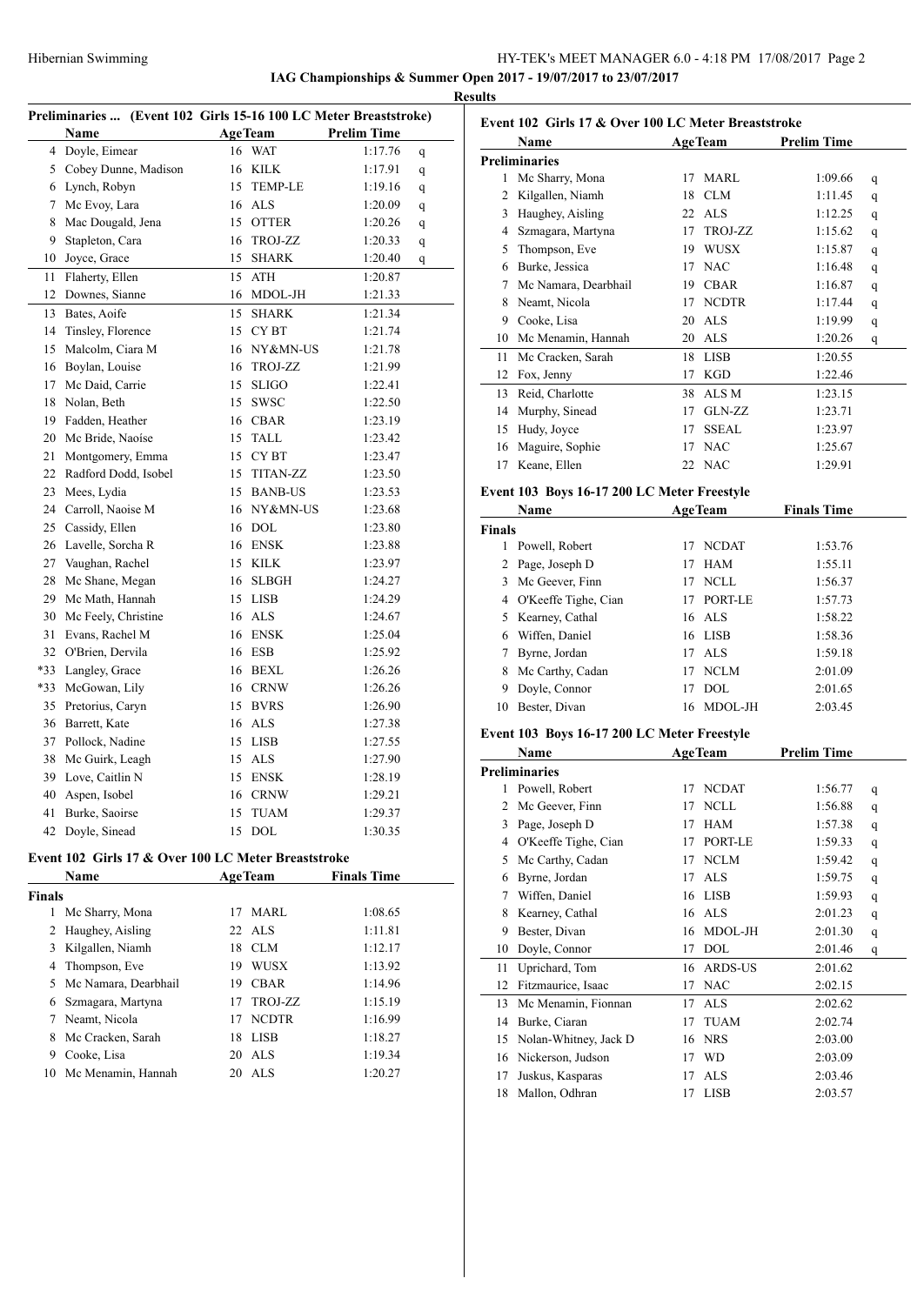## IAG Championships & Summer Open 2017 - 19/07/2017 to 23/07/2017

### Results

#### Preliminaries ... (Event 102 Girls 15-16 100 LC Meter Breaststroke)

| | Name | Age | Team | Prelim Time | |
|---|---|---|---|---|---|
| 4 | Doyle, Eimear | 16 | WAT | 1:17.76 | q |
| 5 | Cobey Dunne, Madison | 16 | KILK | 1:17.91 | q |
| 6 | Lynch, Robyn | 15 | TEMP-LE | 1:19.16 | q |
| 7 | Mc Evoy, Lara | 16 | ALS | 1:20.09 | q |
| 8 | Mac Dougald, Jena | 15 | OTTER | 1:20.26 | q |
| 9 | Stapleton, Cara | 16 | TROJ-ZZ | 1:20.33 | q |
| 10 | Joyce, Grace | 15 | SHARK | 1:20.40 | q |
| 11 | Flaherty, Ellen | 15 | ATH | 1:20.87 | |
| 12 | Downes, Sianne | 16 | MDOL-JH | 1:21.33 | |
| 13 | Bates, Aoife | 15 | SHARK | 1:21.34 | |
| 14 | Tinsley, Florence | 15 | CY BT | 1:21.74 | |
| 15 | Malcolm, Ciara M | 16 | NY&MN-US | 1:21.78 | |
| 16 | Boylan, Louise | 16 | TROJ-ZZ | 1:21.99 | |
| 17 | Mc Daid, Carrie | 15 | SLIGO | 1:22.41 | |
| 18 | Nolan, Beth | 15 | SWSC | 1:22.50 | |
| 19 | Fadden, Heather | 16 | CBAR | 1:23.19 | |
| 20 | Mc Bride, Naoíse | 15 | TALL | 1:23.42 | |
| 21 | Montgomery, Emma | 15 | CY BT | 1:23.47 | |
| 22 | Radford Dodd, Isobel | 15 | TITAN-ZZ | 1:23.50 | |
| 23 | Mees, Lydia | 15 | BANB-US | 1:23.53 | |
| 24 | Carroll, Naoise M | 16 | NY&MN-US | 1:23.68 | |
| 25 | Cassidy, Ellen | 16 | DOL | 1:23.80 | |
| 26 | Lavelle, Sorcha R | 16 | ENSK | 1:23.88 | |
| 27 | Vaughan, Rachel | 15 | KILK | 1:23.97 | |
| 28 | Mc Shane, Megan | 16 | SLBGH | 1:24.27 | |
| 29 | Mc Math, Hannah | 15 | LISB | 1:24.29 | |
| 30 | Mc Feely, Christine | 16 | ALS | 1:24.67 | |
| 31 | Evans, Rachel M | 16 | ENSK | 1:25.04 | |
| 32 | O'Brien, Dervila | 16 | ESB | 1:25.92 | |
| *33 | Langley, Grace | 16 | BEXL | 1:26.26 | |
| *33 | McGowan, Lily | 16 | CRNW | 1:26.26 | |
| 35 | Pretorius, Caryn | 15 | BVRS | 1:26.90 | |
| 36 | Barrett, Kate | 16 | ALS | 1:27.38 | |
| 37 | Pollock, Nadine | 15 | LISB | 1:27.55 | |
| 38 | Mc Guirk, Leagh | 15 | ALS | 1:27.90 | |
| 39 | Love, Caitlin N | 15 | ENSK | 1:28.19 | |
| 40 | Aspen, Isobel | 16 | CRNW | 1:29.21 | |
| 41 | Burke, Saoirse | 15 | TUAM | 1:29.37 | |
| 42 | Doyle, Sinead | 15 | DOL | 1:30.35 | |

#### Event 102 Girls 17 & Over 100 LC Meter Breaststroke

**Finals**

| | Name | Age | Team | Finals Time |
|---|---|---|---|---|
| 1 | Mc Sharry, Mona | 17 | MARL | 1:08.65 |
| 2 | Haughey, Aisling | 22 | ALS | 1:11.81 |
| 3 | Kilgallen, Niamh | 18 | CLM | 1:12.17 |
| 4 | Thompson, Eve | 19 | WUSX | 1:13.92 |
| 5 | Mc Namara, Dearbhail | 19 | CBAR | 1:14.96 |
| 6 | Szmagara, Martyna | 17 | TROJ-ZZ | 1:15.19 |
| 7 | Neamt, Nicola | 17 | NCDTR | 1:16.99 |
| 8 | Mc Cracken, Sarah | 18 | LISB | 1:18.27 |
| 9 | Cooke, Lisa | 20 | ALS | 1:19.34 |
| 10 | Mc Menamin, Hannah | 20 | ALS | 1:20.27 |

#### Event 102 Girls 17 & Over 100 LC Meter Breaststroke

**Preliminaries**

| | Name | Age | Team | Prelim Time | |
|---|---|---|---|---|---|
| 1 | Mc Sharry, Mona | 17 | MARL | 1:09.66 | q |
| 2 | Kilgallen, Niamh | 18 | CLM | 1:11.45 | q |
| 3 | Haughey, Aisling | 22 | ALS | 1:12.25 | q |
| 4 | Szmagara, Martyna | 17 | TROJ-ZZ | 1:15.62 | q |
| 5 | Thompson, Eve | 19 | WUSX | 1:15.87 | q |
| 6 | Burke, Jessica | 17 | NAC | 1:16.48 | q |
| 7 | Mc Namara, Dearbhail | 19 | CBAR | 1:16.87 | q |
| 8 | Neamt, Nicola | 17 | NCDTR | 1:17.44 | q |
| 9 | Cooke, Lisa | 20 | ALS | 1:19.99 | q |
| 10 | Mc Menamin, Hannah | 20 | ALS | 1:20.26 | q |
| 11 | Mc Cracken, Sarah | 18 | LISB | 1:20.55 | |
| 12 | Fox, Jenny | 17 | KGD | 1:22.46 | |
| 13 | Reid, Charlotte | 38 | ALS M | 1:23.15 | |
| 14 | Murphy, Sinead | 17 | GLN-ZZ | 1:23.71 | |
| 15 | Hudy, Joyce | 17 | SSEAL | 1:23.97 | |
| 16 | Maguire, Sophie | 17 | NAC | 1:25.67 | |
| 17 | Keane, Ellen | 22 | NAC | 1:29.91 | |

#### Event 103 Boys 16-17 200 LC Meter Freestyle

**Finals**

| | Name | Age | Team | Finals Time |
|---|---|---|---|---|
| 1 | Powell, Robert | 17 | NCDAT | 1:53.76 |
| 2 | Page, Joseph D | 17 | HAM | 1:55.11 |
| 3 | Mc Geever, Finn | 17 | NCLL | 1:56.37 |
| 4 | O'Keeffe Tighe, Cian | 17 | PORT-LE | 1:57.73 |
| 5 | Kearney, Cathal | 16 | ALS | 1:58.22 |
| 6 | Wiffen, Daniel | 16 | LISB | 1:58.36 |
| 7 | Byrne, Jordan | 17 | ALS | 1:59.18 |
| 8 | Mc Carthy, Cadan | 17 | NCLM | 2:01.09 |
| 9 | Doyle, Connor | 17 | DOL | 2:01.65 |
| 10 | Bester, Divan | 16 | MDOL-JH | 2:03.45 |

#### Event 103 Boys 16-17 200 LC Meter Freestyle

**Preliminaries**

| | Name | Age | Team | Prelim Time | |
|---|---|---|---|---|---|
| 1 | Powell, Robert | 17 | NCDAT | 1:56.77 | q |
| 2 | Mc Geever, Finn | 17 | NCLL | 1:56.88 | q |
| 3 | Page, Joseph D | 17 | HAM | 1:57.38 | q |
| 4 | O'Keeffe Tighe, Cian | 17 | PORT-LE | 1:59.33 | q |
| 5 | Mc Carthy, Cadan | 17 | NCLM | 1:59.42 | q |
| 6 | Byrne, Jordan | 17 | ALS | 1:59.75 | q |
| 7 | Wiffen, Daniel | 16 | LISB | 1:59.93 | q |
| 8 | Kearney, Cathal | 16 | ALS | 2:01.23 | q |
| 9 | Bester, Divan | 16 | MDOL-JH | 2:01.30 | q |
| 10 | Doyle, Connor | 17 | DOL | 2:01.46 | q |
| 11 | Upritchard, Tom | 16 | ARDS-US | 2:01.62 | |
| 12 | Fitzmaurice, Isaac | 17 | NAC | 2:02.15 | |
| 13 | Mc Menamin, Fionnan | 17 | ALS | 2:02.62 | |
| 14 | Burke, Ciaran | 17 | TUAM | 2:02.74 | |
| 15 | Nolan-Whitney, Jack D | 16 | NRS | 2:03.00 | |
| 16 | Nickerson, Judson | 17 | WD | 2:03.09 | |
| 17 | Juskus, Kasparas | 17 | ALS | 2:03.46 | |
| 18 | Mallon, Odhran | 17 | LISB | 2:03.57 | |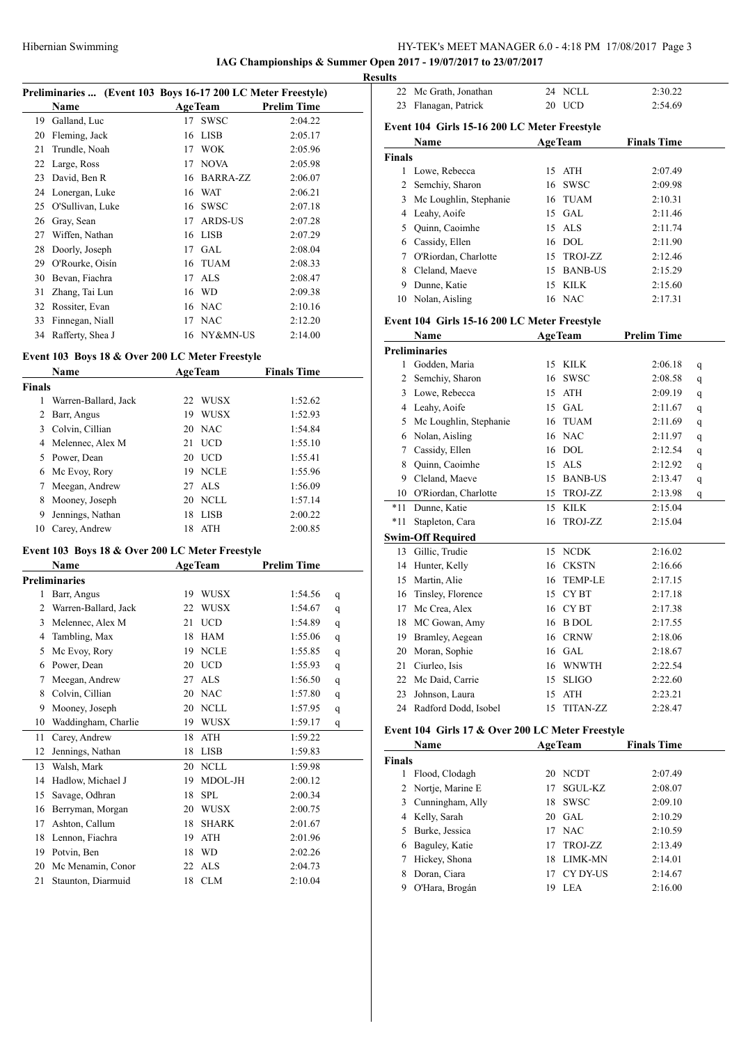**IAG Championships & Summer Open 2017 - 19/07/2017 to 23/07/2017**

**Results**

### Preliminaries ... (Event 103 Boys 16-17 200 LC Meter Freestyle)

| | Name | Age | Team | Prelim Time |
|---|---|---|---|---|
| 19 | Galland, Luc | 17 | SWSC | 2:04.22 |
| 20 | Fleming, Jack | 16 | LISB | 2:05.17 |
| 21 | Trundle, Noah | 17 | WOK | 2:05.96 |
| 22 | Large, Ross | 17 | NOVA | 2:05.98 |
| 23 | David, Ben R | 16 | BARRA-ZZ | 2:06.07 |
| 24 | Lonergan, Luke | 16 | WAT | 2:06.21 |
| 25 | O'Sullivan, Luke | 16 | SWSC | 2:07.18 |
| 26 | Gray, Sean | 17 | ARDS-US | 2:07.28 |
| 27 | Wiffen, Nathan | 16 | LISB | 2:07.29 |
| 28 | Doorly, Joseph | 17 | GAL | 2:08.04 |
| 29 | O'Rourke, Oisín | 16 | TUAM | 2:08.33 |
| 30 | Bevan, Fiachra | 17 | ALS | 2:08.47 |
| 31 | Zhang, Tai Lun | 16 | WD | 2:09.38 |
| 32 | Rossiter, Evan | 16 | NAC | 2:10.16 |
| 33 | Finnegan, Niall | 17 | NAC | 2:12.20 |
| 34 | Rafferty, Shea J | 16 | NY&MN-US | 2:14.00 |

### Event 103 Boys 18 & Over 200 LC Meter Freestyle

| | Name | Age | Team | Finals Time |
|---|---|---|---|---|
| **Finals** | | | | |
| 1 | Warren-Ballard, Jack | 22 | WUSX | 1:52.62 |
| 2 | Barr, Angus | 19 | WUSX | 1:52.93 |
| 3 | Colvin, Cillian | 20 | NAC | 1:54.84 |
| 4 | Melennec, Alex M | 21 | UCD | 1:55.10 |
| 5 | Power, Dean | 20 | UCD | 1:55.41 |
| 6 | Mc Evoy, Rory | 19 | NCLE | 1:55.96 |
| 7 | Meegan, Andrew | 27 | ALS | 1:56.09 |
| 8 | Mooney, Joseph | 20 | NCLL | 1:57.14 |
| 9 | Jennings, Nathan | 18 | LISB | 2:00.22 |
| 10 | Carey, Andrew | 18 | ATH | 2:00.85 |

### Event 103 Boys 18 & Over 200 LC Meter Freestyle

| | Name | Age | Team | Prelim Time | |
|---|---|---|---|---|---|
| **Preliminaries** | | | | | |
| 1 | Barr, Angus | 19 | WUSX | 1:54.56 | q |
| 2 | Warren-Ballard, Jack | 22 | WUSX | 1:54.67 | q |
| 3 | Melennec, Alex M | 21 | UCD | 1:54.89 | q |
| 4 | Tambling, Max | 18 | HAM | 1:55.06 | q |
| 5 | Mc Evoy, Rory | 19 | NCLE | 1:55.85 | q |
| 6 | Power, Dean | 20 | UCD | 1:55.93 | q |
| 7 | Meegan, Andrew | 27 | ALS | 1:56.50 | q |
| 8 | Colvin, Cillian | 20 | NAC | 1:57.80 | q |
| 9 | Mooney, Joseph | 20 | NCLL | 1:57.95 | q |
| 10 | Waddingham, Charlie | 19 | WUSX | 1:59.17 | q |
| 11 | Carey, Andrew | 18 | ATH | 1:59.22 | |
| 12 | Jennings, Nathan | 18 | LISB | 1:59.83 | |
| 13 | Walsh, Mark | 20 | NCLL | 1:59.98 | |
| 14 | Hadlow, Michael J | 19 | MDOL-JH | 2:00.12 | |
| 15 | Savage, Odhran | 18 | SPL | 2:00.34 | |
| 16 | Berryman, Morgan | 20 | WUSX | 2:00.75 | |
| 17 | Ashton, Callum | 18 | SHARK | 2:01.67 | |
| 18 | Lennon, Fiachra | 19 | ATH | 2:01.96 | |
| 19 | Potvin, Ben | 18 | WD | 2:02.26 | |
| 20 | Mc Menamin, Conor | 22 | ALS | 2:04.73 | |
| 21 | Staunton, Diarmuid | 18 | CLM | 2:10.04 | |
| 22 | Mc Grath, Jonathan | 24 | NCLL | 2:30.22 | |
| 23 | Flanagan, Patrick | 20 | UCD | 2:54.69 | |

### Event 104 Girls 15-16 200 LC Meter Freestyle

| | Name | Age | Team | Finals Time |
|---|---|---|---|---|
| **Finals** | | | | |
| 1 | Lowe, Rebecca | 15 | ATH | 2:07.49 |
| 2 | Semchiy, Sharon | 16 | SWSC | 2:09.98 |
| 3 | Mc Loughlin, Stephanie | 16 | TUAM | 2:10.31 |
| 4 | Leahy, Aoife | 15 | GAL | 2:11.46 |
| 5 | Quinn, Caoimhe | 15 | ALS | 2:11.74 |
| 6 | Cassidy, Ellen | 16 | DOL | 2:11.90 |
| 7 | O'Riordan, Charlotte | 15 | TROJ-ZZ | 2:12.46 |
| 8 | Cleland, Maeve | 15 | BANB-US | 2:15.29 |
| 9 | Dunne, Katie | 15 | KILK | 2:15.60 |
| 10 | Nolan, Aisling | 16 | NAC | 2:17.31 |

### Event 104 Girls 15-16 200 LC Meter Freestyle

| | Name | Age | Team | Prelim Time | |
|---|---|---|---|---|---|
| **Preliminaries** | | | | | |
| 1 | Godden, Maria | 15 | KILK | 2:06.18 | q |
| 2 | Semchiy, Sharon | 16 | SWSC | 2:08.58 | q |
| 3 | Lowe, Rebecca | 15 | ATH | 2:09.19 | q |
| 4 | Leahy, Aoife | 15 | GAL | 2:11.67 | q |
| 5 | Mc Loughlin, Stephanie | 16 | TUAM | 2:11.69 | q |
| 6 | Nolan, Aisling | 16 | NAC | 2:11.97 | q |
| 7 | Cassidy, Ellen | 16 | DOL | 2:12.54 | q |
| 8 | Quinn, Caoimhe | 15 | ALS | 2:12.92 | q |
| 9 | Cleland, Maeve | 15 | BANB-US | 2:13.47 | q |
| 10 | O'Riordan, Charlotte | 15 | TROJ-ZZ | 2:13.98 | q |
| *11 | Dunne, Katie | 15 | KILK | 2:15.04 | |
| *11 | Stapleton, Cara | 16 | TROJ-ZZ | 2:15.04 | |
| **Swim-Off Required** | | | | | |
| 13 | Gillic, Trudie | 15 | NCDK | 2:16.02 | |
| 14 | Hunter, Kelly | 16 | CKSTN | 2:16.66 | |
| 15 | Martin, Alie | 16 | TEMP-LE | 2:17.15 | |
| 16 | Tinsley, Florence | 15 | CY BT | 2:17.18 | |
| 17 | Mc Crea, Alex | 16 | CY BT | 2:17.38 | |
| 18 | MC Gowan, Amy | 16 | B DOL | 2:17.55 | |
| 19 | Bramley, Aegean | 16 | CRNW | 2:18.06 | |
| 20 | Moran, Sophie | 16 | GAL | 2:18.67 | |
| 21 | Ciurleo, Isis | 16 | WNWTH | 2:22.54 | |
| 22 | Mc Daid, Carrie | 15 | SLIGO | 2:22.60 | |
| 23 | Johnson, Laura | 15 | ATH | 2:23.21 | |
| 24 | Radford Dodd, Isobel | 15 | TITAN-ZZ | 2:28.47 | |

### Event 104 Girls 17 & Over 200 LC Meter Freestyle

| | Name | Age | Team | Finals Time |
|---|---|---|---|---|
| **Finals** | | | | |
| 1 | Flood, Clodagh | 20 | NCDT | 2:07.49 |
| 2 | Nortje, Marine E | 17 | SGUL-KZ | 2:08.07 |
| 3 | Cunningham, Ally | 18 | SWSC | 2:09.10 |
| 4 | Kelly, Sarah | 20 | GAL | 2:10.29 |
| 5 | Burke, Jessica | 17 | NAC | 2:10.59 |
| 6 | Baguley, Katie | 17 | TROJ-ZZ | 2:13.49 |
| 7 | Hickey, Shona | 18 | LIMK-MN | 2:14.01 |
| 8 | Doran, Ciara | 17 | CY DY-US | 2:14.67 |
| 9 | O'Hara, Brogán | 19 | LEA | 2:16.00 |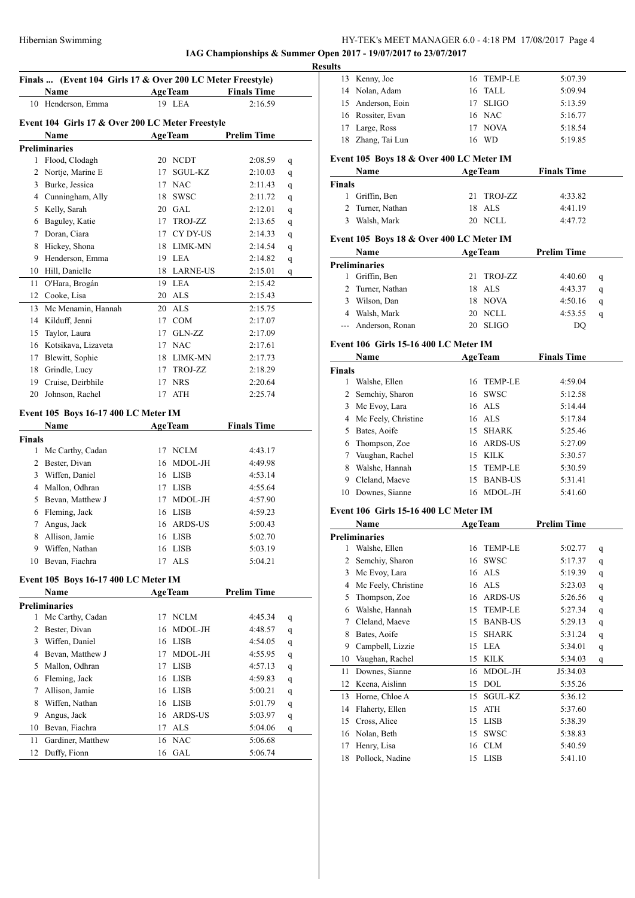## IAG Championships & Summer Open 2017 - 19/07/2017 to 23/07/2017

### Results

#### Finals ... (Event 104 Girls 17 & Over 200 LC Meter Freestyle)

| | Name | Age | Team | Finals Time |
|---|---|---|---|---|
| 10 | Henderson, Emma | 19 | LEA | 2:16.59 |

#### Event 104 Girls 17 & Over 200 LC Meter Freestyle

| | Name | Age | Team | Prelim Time | |
|---|---|---|---|---|---|
| **Preliminaries** | | | | | |
| 1 | Flood, Clodagh | 20 | NCDT | 2:08.59 | q |
| 2 | Nortje, Marine E | 17 | SGUL-KZ | 2:10.03 | q |
| 3 | Burke, Jessica | 17 | NAC | 2:11.43 | q |
| 4 | Cunningham, Ally | 18 | SWSC | 2:11.72 | q |
| 5 | Kelly, Sarah | 20 | GAL | 2:12.01 | q |
| 6 | Baguley, Katie | 17 | TROJ-ZZ | 2:13.65 | q |
| 7 | Doran, Ciara | 17 | CY DY-US | 2:14.33 | q |
| 8 | Hickey, Shona | 18 | LIMK-MN | 2:14.54 | q |
| 9 | Henderson, Emma | 19 | LEA | 2:14.82 | q |
| 10 | Hill, Danielle | 18 | LARNE-US | 2:15.01 | q |
| 11 | O'Hara, Brogán | 19 | LEA | 2:15.42 | |
| 12 | Cooke, Lisa | 20 | ALS | 2:15.43 | |
| 13 | Mc Menamin, Hannah | 20 | ALS | 2:15.75 | |
| 14 | Kilduff, Jenni | 17 | COM | 2:17.07 | |
| 15 | Taylor, Laura | 17 | GLN-ZZ | 2:17.09 | |
| 16 | Kotsikava, Lizaveta | 17 | NAC | 2:17.61 | |
| 17 | Blewitt, Sophie | 18 | LIMK-MN | 2:17.73 | |
| 18 | Grindle, Lucy | 17 | TROJ-ZZ | 2:18.29 | |
| 19 | Cruise, Deirbhile | 17 | NRS | 2:20.64 | |
| 20 | Johnson, Rachel | 17 | ATH | 2:25.74 | |

#### Event 105 Boys 16-17 400 LC Meter IM

| | Name | Age | Team | Finals Time |
|---|---|---|---|---|
| **Finals** | | | | |
| 1 | Mc Carthy, Cadan | 17 | NCLM | 4:43.17 |
| 2 | Bester, Divan | 16 | MDOL-JH | 4:49.98 |
| 3 | Wiffen, Daniel | 16 | LISB | 4:53.14 |
| 4 | Mallon, Odhran | 17 | LISB | 4:55.64 |
| 5 | Bevan, Matthew J | 17 | MDOL-JH | 4:57.90 |
| 6 | Fleming, Jack | 16 | LISB | 4:59.23 |
| 7 | Angus, Jack | 16 | ARDS-US | 5:00.43 |
| 8 | Allison, Jamie | 16 | LISB | 5:02.70 |
| 9 | Wiffen, Nathan | 16 | LISB | 5:03.19 |
| 10 | Bevan, Fiachra | 17 | ALS | 5:04.21 |

#### Event 105 Boys 16-17 400 LC Meter IM

| | Name | Age | Team | Prelim Time | |
|---|---|---|---|---|---|
| **Preliminaries** | | | | | |
| 1 | Mc Carthy, Cadan | 17 | NCLM | 4:45.34 | q |
| 2 | Bester, Divan | 16 | MDOL-JH | 4:48.57 | q |
| 3 | Wiffen, Daniel | 16 | LISB | 4:54.05 | q |
| 4 | Bevan, Matthew J | 17 | MDOL-JH | 4:55.95 | q |
| 5 | Mallon, Odhran | 17 | LISB | 4:57.13 | q |
| 6 | Fleming, Jack | 16 | LISB | 4:59.83 | q |
| 7 | Allison, Jamie | 16 | LISB | 5:00.21 | q |
| 8 | Wiffen, Nathan | 16 | LISB | 5:01.79 | q |
| 9 | Angus, Jack | 16 | ARDS-US | 5:03.97 | q |
| 10 | Bevan, Fiachra | 17 | ALS | 5:04.06 | q |
| 11 | Gardiner, Matthew | 16 | NAC | 5:06.68 | |
| 12 | Duffy, Fionn | 16 | GAL | 5:06.74 | |
| 13 | Kenny, Joe | 16 | TEMP-LE | 5:07.39 | |
| 14 | Nolan, Adam | 16 | TALL | 5:09.94 | |
| 15 | Anderson, Eoin | 17 | SLIGO | 5:13.59 | |
| 16 | Rossiter, Evan | 16 | NAC | 5:16.77 | |
| 17 | Large, Ross | 17 | NOVA | 5:18.54 | |
| 18 | Zhang, Tai Lun | 16 | WD | 5:19.85 | |

#### Event 105 Boys 18 & Over 400 LC Meter IM

| | Name | Age | Team | Finals Time |
|---|---|---|---|---|
| **Finals** | | | | |
| 1 | Griffin, Ben | 21 | TROJ-ZZ | 4:33.82 |
| 2 | Turner, Nathan | 18 | ALS | 4:41.19 |
| 3 | Walsh, Mark | 20 | NCLL | 4:47.72 |

#### Event 105 Boys 18 & Over 400 LC Meter IM

| | Name | Age | Team | Prelim Time | |
|---|---|---|---|---|---|
| **Preliminaries** | | | | | |
| 1 | Griffin, Ben | 21 | TROJ-ZZ | 4:40.60 | q |
| 2 | Turner, Nathan | 18 | ALS | 4:43.37 | q |
| 3 | Wilson, Dan | 18 | NOVA | 4:50.16 | q |
| 4 | Walsh, Mark | 20 | NCLL | 4:53.55 | q |
| --- | Anderson, Ronan | 20 | SLIGO | DQ | |

#### Event 106 Girls 15-16 400 LC Meter IM

| | Name | Age | Team | Finals Time |
|---|---|---|---|---|
| **Finals** | | | | |
| 1 | Walshe, Ellen | 16 | TEMP-LE | 4:59.04 |
| 2 | Semchiy, Sharon | 16 | SWSC | 5:12.58 |
| 3 | Mc Evoy, Lara | 16 | ALS | 5:14.44 |
| 4 | Mc Feely, Christine | 16 | ALS | 5:17.84 |
| 5 | Bates, Aoife | 15 | SHARK | 5:25.46 |
| 6 | Thompson, Zoe | 16 | ARDS-US | 5:27.09 |
| 7 | Vaughan, Rachel | 15 | KILK | 5:30.57 |
| 8 | Walshe, Hannah | 15 | TEMP-LE | 5:30.59 |
| 9 | Cleland, Maeve | 15 | BANB-US | 5:31.41 |
| 10 | Downes, Sianne | 16 | MDOL-JH | 5:41.60 |

#### Event 106 Girls 15-16 400 LC Meter IM

| | Name | Age | Team | Prelim Time | |
|---|---|---|---|---|---|
| **Preliminaries** | | | | | |
| 1 | Walshe, Ellen | 16 | TEMP-LE | 5:02.77 | q |
| 2 | Semchiy, Sharon | 16 | SWSC | 5:17.37 | q |
| 3 | Mc Evoy, Lara | 16 | ALS | 5:19.39 | q |
| 4 | Mc Feely, Christine | 16 | ALS | 5:23.03 | q |
| 5 | Thompson, Zoe | 16 | ARDS-US | 5:26.56 | q |
| 6 | Walshe, Hannah | 15 | TEMP-LE | 5:27.34 | q |
| 7 | Cleland, Maeve | 15 | BANB-US | 5:29.13 | q |
| 8 | Bates, Aoife | 15 | SHARK | 5:31.24 | q |
| 9 | Campbell, Lizzie | 15 | LEA | 5:34.01 | q |
| 10 | Vaughan, Rachel | 15 | KILK | 5:34.03 | q |
| 11 | Downes, Sianne | 16 | MDOL-JH | J5:34.03 | |
| 12 | Keena, Aislinn | 15 | DOL | 5:35.26 | |
| 13 | Horne, Chloe A | 15 | SGUL-KZ | 5:36.12 | |
| 14 | Flaherty, Ellen | 15 | ATH | 5:37.60 | |
| 15 | Cross, Alice | 15 | LISB | 5:38.39 | |
| 16 | Nolan, Beth | 15 | SWSC | 5:38.83 | |
| 17 | Henry, Lisa | 16 | CLM | 5:40.59 | |
| 18 | Pollock, Nadine | 15 | LISB | 5:41.10 | |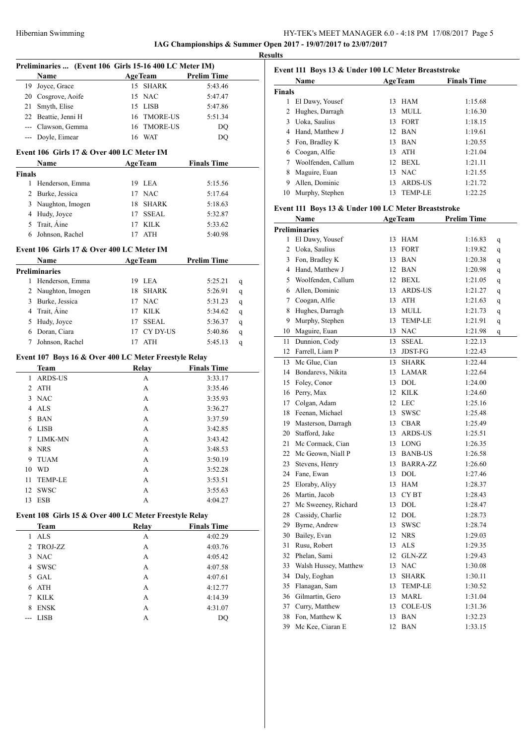**IAG Championships & Summer Open 2017 - 19/07/2017 to 23/07/2017**

**Results**

### Preliminaries ... (Event 106 Girls 15-16 400 LC Meter IM)

| | Name | Age | Team | Prelim Time |
|---|---|---|---|---|
| 19 | Joyce, Grace | 15 | SHARK | 5:43.46 |
| 20 | Cosgrove, Aoife | 15 | NAC | 5:47.47 |
| 21 | Smyth, Elise | 15 | LISB | 5:47.86 |
| 22 | Beattie, Jenni H | 16 | TMORE-US | 5:51.34 |
| --- | Clawson, Gemma | 16 | TMORE-US | DQ |
| --- | Doyle, Eimear | 16 | WAT | DQ |

### Event 106 Girls 17 & Over 400 LC Meter IM

| | Name | Age | Team | Finals Time |
|---|---|---|---|---|
| **Finals** | | | | |
| 1 | Henderson, Emma | 19 | LEA | 5:15.56 |
| 2 | Burke, Jessica | 17 | NAC | 5:17.64 |
| 3 | Naughton, Imogen | 18 | SHARK | 5:18.63 |
| 4 | Hudy, Joyce | 17 | SSEAL | 5:32.87 |
| 5 | Trait, Áine | 17 | KILK | 5:33.62 |
| 6 | Johnson, Rachel | 17 | ATH | 5:40.98 |

### Event 106 Girls 17 & Over 400 LC Meter IM

| | Name | Age | Team | Prelim Time | |
|---|---|---|---|---|---|
| **Preliminaries** | | | | | |
| 1 | Henderson, Emma | 19 | LEA | 5:25.21 | q |
| 2 | Naughton, Imogen | 18 | SHARK | 5:26.91 | q |
| 3 | Burke, Jessica | 17 | NAC | 5:31.23 | q |
| 4 | Trait, Áine | 17 | KILK | 5:34.62 | q |
| 5 | Hudy, Joyce | 17 | SSEAL | 5:36.37 | q |
| 6 | Doran, Ciara | 17 | CY DY-US | 5:40.86 | q |
| 7 | Johnson, Rachel | 17 | ATH | 5:45.13 | q |

### Event 107 Boys 16 & Over 400 LC Meter Freestyle Relay

| | Team | Relay | Finals Time |
|---|---|---|---|
| 1 | ARDS-US | A | 3:33.17 |
| 2 | ATH | A | 3:35.46 |
| 3 | NAC | A | 3:35.93 |
| 4 | ALS | A | 3:36.27 |
| 5 | BAN | A | 3:37.59 |
| 6 | LISB | A | 3:42.85 |
| 7 | LIMK-MN | A | 3:43.42 |
| 8 | NRS | A | 3:48.53 |
| 9 | TUAM | A | 3:50.19 |
| 10 | WD | A | 3:52.28 |
| 11 | TEMP-LE | A | 3:53.51 |
| 12 | SWSC | A | 3:55.63 |
| 13 | ESB | A | 4:04.27 |

### Event 108 Girls 15 & Over 400 LC Meter Freestyle Relay

| | Team | Relay | Finals Time |
|---|---|---|---|
| 1 | ALS | A | 4:02.29 |
| 2 | TROJ-ZZ | A | 4:03.76 |
| 3 | NAC | A | 4:05.42 |
| 4 | SWSC | A | 4:07.58 |
| 5 | GAL | A | 4:07.61 |
| 6 | ATH | A | 4:12.77 |
| 7 | KILK | A | 4:14.39 |
| 8 | ENSK | A | 4:31.07 |
| --- | LISB | A | DQ |

### Event 111 Boys 13 & Under 100 LC Meter Breaststroke

| | Name | Age | Team | Finals Time |
|---|---|---|---|---|
| **Finals** | | | | |
| 1 | El Dawy, Yousef | 13 | HAM | 1:15.68 |
| 2 | Hughes, Darragh | 13 | MULL | 1:16.30 |
| 3 | Uoka, Saulius | 13 | FORT | 1:18.15 |
| 4 | Hand, Matthew J | 12 | BAN | 1:19.61 |
| 5 | Fon, Bradley K | 13 | BAN | 1:20.55 |
| 6 | Coogan, Alfie | 13 | ATH | 1:21.04 |
| 7 | Woolfenden, Callum | 12 | BEXL | 1:21.11 |
| 8 | Maguire, Euan | 13 | NAC | 1:21.55 |
| 9 | Allen, Dominic | 13 | ARDS-US | 1:21.72 |
| 10 | Murphy, Stephen | 13 | TEMP-LE | 1:22.25 |

### Event 111 Boys 13 & Under 100 LC Meter Breaststroke

| | Name | Age | Team | Prelim Time | |
|---|---|---|---|---|---|
| **Preliminaries** | | | | | |
| 1 | El Dawy, Yousef | 13 | HAM | 1:16.83 | q |
| 2 | Uoka, Saulius | 13 | FORT | 1:19.82 | q |
| 3 | Fon, Bradley K | 13 | BAN | 1:20.38 | q |
| 4 | Hand, Matthew J | 12 | BAN | 1:20.98 | q |
| 5 | Woolfenden, Callum | 12 | BEXL | 1:21.05 | q |
| 6 | Allen, Dominic | 13 | ARDS-US | 1:21.27 | q |
| 7 | Coogan, Alfie | 13 | ATH | 1:21.63 | q |
| 8 | Hughes, Darragh | 13 | MULL | 1:21.73 | q |
| 9 | Murphy, Stephen | 13 | TEMP-LE | 1:21.91 | q |
| 10 | Maguire, Euan | 13 | NAC | 1:21.98 | q |
| 11 | Dunnion, Cody | 13 | SSEAL | 1:22.13 | |
| 12 | Farrell, Liam P | 13 | JDST-FG | 1:22.43 | |
| 13 | Mc Glue, Cian | 13 | SHARK | 1:22.44 | |
| 14 | Bondarevs, Nikita | 13 | LAMAR | 1:22.64 | |
| 15 | Foley, Conor | 13 | DOL | 1:24.00 | |
| 16 | Perry, Max | 12 | KILK | 1:24.60 | |
| 17 | Colgan, Adam | 12 | LEC | 1:25.16 | |
| 18 | Feenan, Michael | 13 | SWSC | 1:25.48 | |
| 19 | Masterson, Darragh | 13 | CBAR | 1:25.49 | |
| 20 | Stafford, Jake | 13 | ARDS-US | 1:25.51 | |
| 21 | Mc Cormack, Cian | 13 | LONG | 1:26.35 | |
| 22 | Mc Geown, Niall P | 13 | BANB-US | 1:26.58 | |
| 23 | Stevens, Henry | 13 | BARRA-ZZ | 1:26.60 | |
| 24 | Fane, Ewan | 13 | DOL | 1:27.46 | |
| 25 | Eloraby, Aliyy | 13 | HAM | 1:28.37 | |
| 26 | Martin, Jacob | 13 | CY BT | 1:28.43 | |
| 27 | Mc Sweeney, Richard | 13 | DOL | 1:28.47 | |
| 28 | Cassidy, Charlie | 12 | DOL | 1:28.73 | |
| 29 | Byrne, Andrew | 13 | SWSC | 1:28.74 | |
| 30 | Bailey, Evan | 12 | NRS | 1:29.03 | |
| 31 | Rusu, Robert | 13 | ALS | 1:29.35 | |
| 32 | Phelan, Sami | 12 | GLN-ZZ | 1:29.43 | |
| 33 | Walsh Hussey, Matthew | 13 | NAC | 1:30.08 | |
| 34 | Daly, Eoghan | 13 | SHARK | 1:30.11 | |
| 35 | Flanagan, Sam | 13 | TEMP-LE | 1:30.52 | |
| 36 | Gilmartin, Gero | 13 | MARL | 1:31.04 | |
| 37 | Curry, Matthew | 13 | COLE-US | 1:31.36 | |
| 38 | Fon, Matthew K | 13 | BAN | 1:32.23 | |
| 39 | Mc Kee, Ciaran E | 12 | BAN | 1:33.15 | |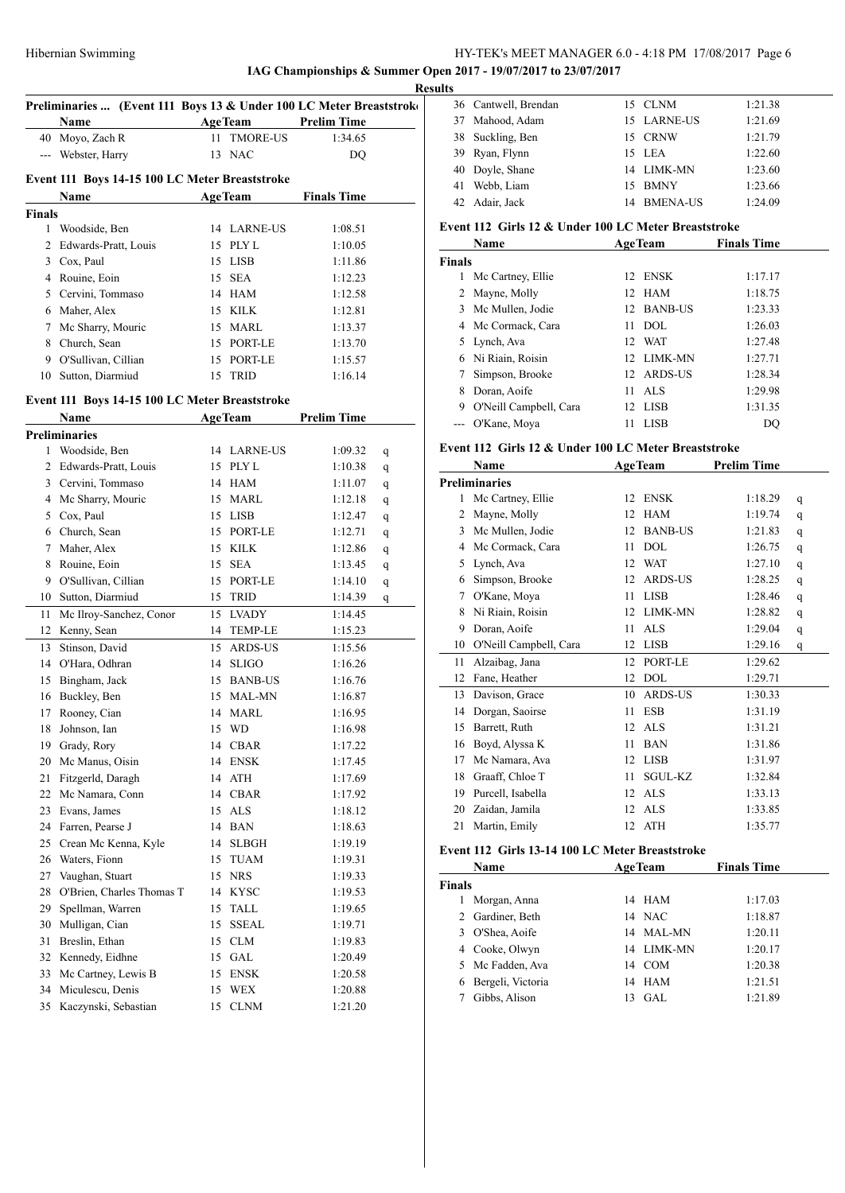**IAG Championships & Summer Open 2017 - 19/07/2017 to 23/07/2017**

**Results**

### Preliminaries ... (Event 111 Boys 13 & Under 100 LC Meter Breaststroke)

| | Name | Age | Team | Prelim Time |
|---|---|---|---|---|
| 40 | Moyo, Zach R | 11 | TMORE-US | 1:34.65 |
| --- | Webster, Harry | 13 | NAC | DQ |

### Event 111 Boys 14-15 100 LC Meter Breaststroke

| | Name | Age | Team | Finals Time |
|---|---|---|---|---|
| **Finals** | | | | |
| 1 | Woodside, Ben | 14 | LARNE-US | 1:08.51 |
| 2 | Edwards-Pratt, Louis | 15 | PLY L | 1:10.05 |
| 3 | Cox, Paul | 15 | LISB | 1:11.86 |
| 4 | Rouine, Eoin | 15 | SEA | 1:12.23 |
| 5 | Cervini, Tommaso | 14 | HAM | 1:12.58 |
| 6 | Maher, Alex | 15 | KILK | 1:12.81 |
| 7 | Mc Sharry, Mouric | 15 | MARL | 1:13.37 |
| 8 | Church, Sean | 15 | PORT-LE | 1:13.70 |
| 9 | O'Sullivan, Cillian | 15 | PORT-LE | 1:15.57 |
| 10 | Sutton, Diarmiud | 15 | TRID | 1:16.14 |

### Event 111 Boys 14-15 100 LC Meter Breaststroke

| | Name | Age | Team | Prelim Time | |
|---|---|---|---|---|---|
| **Preliminaries** | | | | | |
| 1 | Woodside, Ben | 14 | LARNE-US | 1:09.32 | q |
| 2 | Edwards-Pratt, Louis | 15 | PLY L | 1:10.38 | q |
| 3 | Cervini, Tommaso | 14 | HAM | 1:11.07 | q |
| 4 | Mc Sharry, Mouric | 15 | MARL | 1:12.18 | q |
| 5 | Cox, Paul | 15 | LISB | 1:12.47 | q |
| 6 | Church, Sean | 15 | PORT-LE | 1:12.71 | q |
| 7 | Maher, Alex | 15 | KILK | 1:12.86 | q |
| 8 | Rouine, Eoin | 15 | SEA | 1:13.45 | q |
| 9 | O'Sullivan, Cillian | 15 | PORT-LE | 1:14.10 | q |
| 10 | Sutton, Diarmiud | 15 | TRID | 1:14.39 | q |
| 11 | Mc Ilroy-Sanchez, Conor | 15 | LVADY | 1:14.45 | |
| 12 | Kenny, Sean | 14 | TEMP-LE | 1:15.23 | |
| 13 | Stinson, David | 15 | ARDS-US | 1:15.56 | |
| 14 | O'Hara, Odhran | 14 | SLIGO | 1:16.26 | |
| 15 | Bingham, Jack | 15 | BANB-US | 1:16.76 | |
| 16 | Buckley, Ben | 15 | MAL-MN | 1:16.87 | |
| 17 | Rooney, Cian | 14 | MARL | 1:16.95 | |
| 18 | Johnson, Ian | 15 | WD | 1:16.98 | |
| 19 | Grady, Rory | 14 | CBAR | 1:17.22 | |
| 20 | Mc Manus, Oisin | 14 | ENSK | 1:17.45 | |
| 21 | Fitzgerld, Daragh | 14 | ATH | 1:17.69 | |
| 22 | Mc Namara, Conn | 14 | CBAR | 1:17.92 | |
| 23 | Evans, James | 15 | ALS | 1:18.12 | |
| 24 | Farren, Pearse J | 14 | BAN | 1:18.63 | |
| 25 | Crean Mc Kenna, Kyle | 14 | SLBGH | 1:19.19 | |
| 26 | Waters, Fionn | 15 | TUAM | 1:19.31 | |
| 27 | Vaughan, Stuart | 15 | NRS | 1:19.33 | |
| 28 | O'Brien, Charles Thomas T | 14 | KYSC | 1:19.53 | |
| 29 | Spellman, Warren | 15 | TALL | 1:19.65 | |
| 30 | Mulligan, Cian | 15 | SSEAL | 1:19.71 | |
| 31 | Breslin, Ethan | 15 | CLM | 1:19.83 | |
| 32 | Kennedy, Eidhne | 15 | GAL | 1:20.49 | |
| 33 | Mc Cartney, Lewis B | 15 | ENSK | 1:20.58 | |
| 34 | Miculescu, Denis | 15 | WEX | 1:20.88 | |
| 35 | Kaczynski, Sebastian | 15 | CLNM | 1:21.20 | |
| 36 | Cantwell, Brendan | 15 | CLNM | 1:21.38 | |
| 37 | Mahood, Adam | 15 | LARNE-US | 1:21.69 | |
| 38 | Suckling, Ben | 15 | CRNW | 1:21.79 | |
| 39 | Ryan, Flynn | 15 | LEA | 1:22.60 | |
| 40 | Doyle, Shane | 14 | LIMK-MN | 1:23.60 | |
| 41 | Webb, Liam | 15 | BMNY | 1:23.66 | |
| 42 | Adair, Jack | 14 | BMENA-US | 1:24.09 | |

### Event 112 Girls 12 & Under 100 LC Meter Breaststroke

| | Name | Age | Team | Finals Time |
|---|---|---|---|---|
| **Finals** | | | | |
| 1 | Mc Cartney, Ellie | 12 | ENSK | 1:17.17 |
| 2 | Mayne, Molly | 12 | HAM | 1:18.75 |
| 3 | Mc Mullen, Jodie | 12 | BANB-US | 1:23.33 |
| 4 | Mc Cormack, Cara | 11 | DOL | 1:26.03 |
| 5 | Lynch, Ava | 12 | WAT | 1:27.48 |
| 6 | Ni Riain, Roisin | 12 | LIMK-MN | 1:27.71 |
| 7 | Simpson, Brooke | 12 | ARDS-US | 1:28.34 |
| 8 | Doran, Aoife | 11 | ALS | 1:29.98 |
| 9 | O'Neill Campbell, Cara | 12 | LISB | 1:31.35 |
| --- | O'Kane, Moya | 11 | LISB | DQ |

### Event 112 Girls 12 & Under 100 LC Meter Breaststroke

| | Name | Age | Team | Prelim Time | |
|---|---|---|---|---|---|
| **Preliminaries** | | | | | |
| 1 | Mc Cartney, Ellie | 12 | ENSK | 1:18.29 | q |
| 2 | Mayne, Molly | 12 | HAM | 1:19.74 | q |
| 3 | Mc Mullen, Jodie | 12 | BANB-US | 1:21.83 | q |
| 4 | Mc Cormack, Cara | 11 | DOL | 1:26.75 | q |
| 5 | Lynch, Ava | 12 | WAT | 1:27.10 | q |
| 6 | Simpson, Brooke | 12 | ARDS-US | 1:28.25 | q |
| 7 | O'Kane, Moya | 11 | LISB | 1:28.46 | q |
| 8 | Ni Riain, Roisin | 12 | LIMK-MN | 1:28.82 | q |
| 9 | Doran, Aoife | 11 | ALS | 1:29.04 | q |
| 10 | O'Neill Campbell, Cara | 12 | LISB | 1:29.16 | q |
| 11 | Alzaibag, Jana | 12 | PORT-LE | 1:29.62 | |
| 12 | Fane, Heather | 12 | DOL | 1:29.71 | |
| 13 | Davison, Grace | 10 | ARDS-US | 1:30.33 | |
| 14 | Dorgan, Saoirse | 11 | ESB | 1:31.19 | |
| 15 | Barrett, Ruth | 12 | ALS | 1:31.21 | |
| 16 | Boyd, Alyssa K | 11 | BAN | 1:31.86 | |
| 17 | Mc Namara, Ava | 12 | LISB | 1:31.97 | |
| 18 | Graaff, Chloe T | 11 | SGUL-KZ | 1:32.84 | |
| 19 | Purcell, Isabella | 12 | ALS | 1:33.13 | |
| 20 | Zaidan, Jamila | 12 | ALS | 1:33.85 | |
| 21 | Martin, Emily | 12 | ATH | 1:35.77 | |

### Event 112 Girls 13-14 100 LC Meter Breaststroke

| | Name | Age | Team | Finals Time |
|---|---|---|---|---|
| **Finals** | | | | |
| 1 | Morgan, Anna | 14 | HAM | 1:17.03 |
| 2 | Gardiner, Beth | 14 | NAC | 1:18.87 |
| 3 | O'Shea, Aoife | 14 | MAL-MN | 1:20.11 |
| 4 | Cooke, Olwyn | 14 | LIMK-MN | 1:20.17 |
| 5 | Mc Fadden, Ava | 14 | COM | 1:20.38 |
| 6 | Bergeli, Victoria | 14 | HAM | 1:21.51 |
| 7 | Gibbs, Alison | 13 | GAL | 1:21.89 |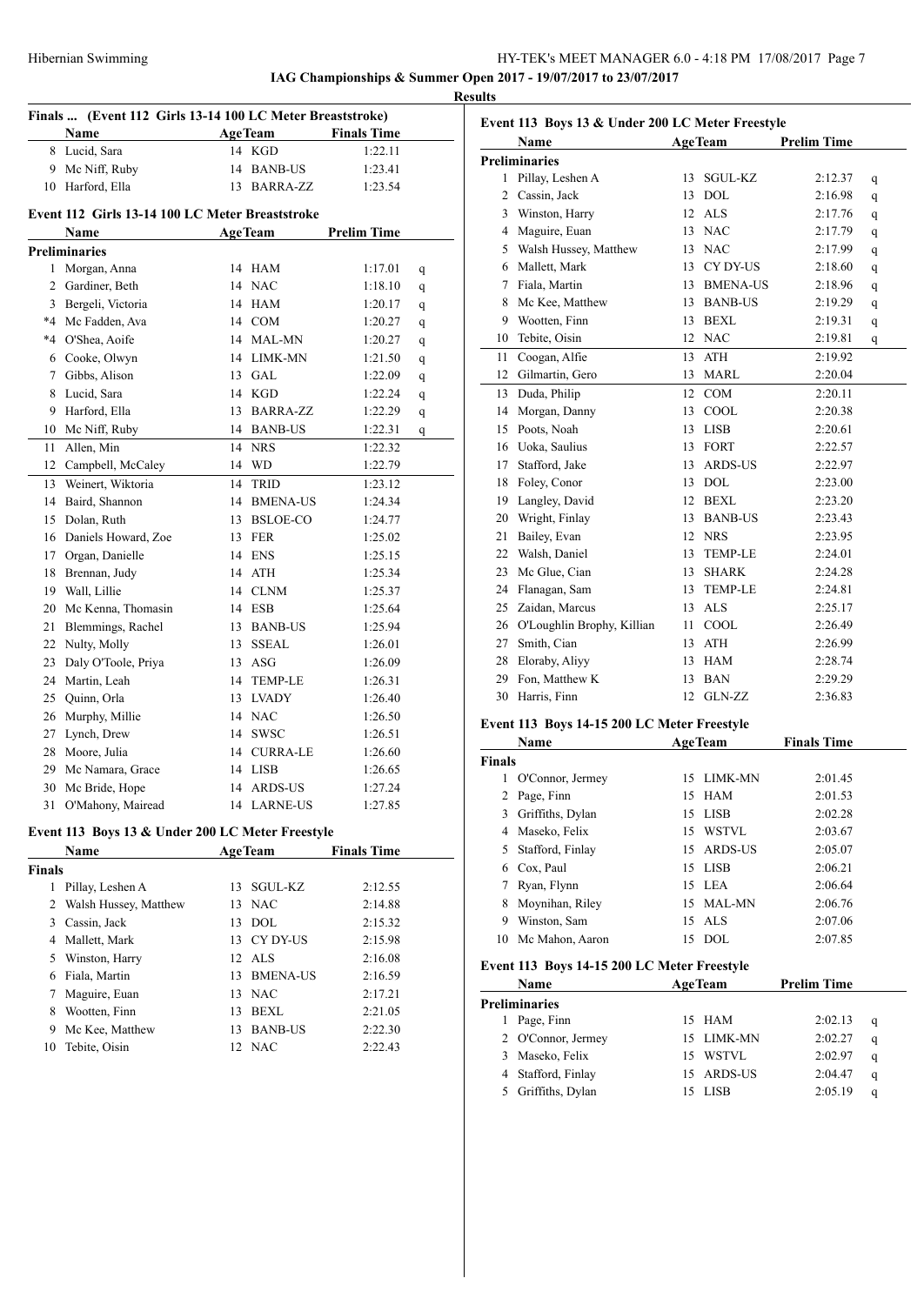**IAG Championships & Summer Open 2017 - 19/07/2017 to 23/07/2017**

**Results**

### Finals ... (Event 112 Girls 13-14 100 LC Meter Breaststroke)

| | Name | Age | Team | Finals Time |
|---|---|---|---|---|
| 8 | Lucid, Sara | 14 | KGD | 1:22.11 |
| 9 | Mc Niff, Ruby | 14 | BANB-US | 1:23.41 |
| 10 | Harford, Ella | 13 | BARRA-ZZ | 1:23.54 |

### Event 112 Girls 13-14 100 LC Meter Breaststroke

| | Name | Age | Team | Prelim Time | |
|---|---|---|---|---|---|
| **Preliminaries** | | | | | |
| 1 | Morgan, Anna | 14 | HAM | 1:17.01 | q |
| 2 | Gardiner, Beth | 14 | NAC | 1:18.10 | q |
| 3 | Bergeli, Victoria | 14 | HAM | 1:20.17 | q |
| *4 | Mc Fadden, Ava | 14 | COM | 1:20.27 | q |
| *4 | O'Shea, Aoife | 14 | MAL-MN | 1:20.27 | q |
| 6 | Cooke, Olwyn | 14 | LIMK-MN | 1:21.50 | q |
| 7 | Gibbs, Alison | 13 | GAL | 1:22.09 | q |
| 8 | Lucid, Sara | 14 | KGD | 1:22.24 | q |
| 9 | Harford, Ella | 13 | BARRA-ZZ | 1:22.29 | q |
| 10 | Mc Niff, Ruby | 14 | BANB-US | 1:22.31 | q |
| 11 | Allen, Min | 14 | NRS | 1:22.32 | |
| 12 | Campbell, McCaley | 14 | WD | 1:22.79 | |
| 13 | Weinert, Wiktoria | 14 | TRID | 1:23.12 | |
| 14 | Baird, Shannon | 14 | BMENA-US | 1:24.34 | |
| 15 | Dolan, Ruth | 13 | BSLOE-CO | 1:24.77 | |
| 16 | Daniels Howard, Zoe | 13 | FER | 1:25.02 | |
| 17 | Organ, Danielle | 14 | ENS | 1:25.15 | |
| 18 | Brennan, Judy | 14 | ATH | 1:25.34 | |
| 19 | Wall, Lillie | 14 | CLNM | 1:25.37 | |
| 20 | Mc Kenna, Thomasin | 14 | ESB | 1:25.64 | |
| 21 | Blemmings, Rachel | 13 | BANB-US | 1:25.94 | |
| 22 | Nulty, Molly | 13 | SSEAL | 1:26.01 | |
| 23 | Daly O'Toole, Priya | 13 | ASG | 1:26.09 | |
| 24 | Martin, Leah | 14 | TEMP-LE | 1:26.31 | |
| 25 | Quinn, Orla | 13 | LVADY | 1:26.40 | |
| 26 | Murphy, Millie | 14 | NAC | 1:26.50 | |
| 27 | Lynch, Drew | 14 | SWSC | 1:26.51 | |
| 28 | Moore, Julia | 14 | CURRA-LE | 1:26.60 | |
| 29 | Mc Namara, Grace | 14 | LISB | 1:26.65 | |
| 30 | Mc Bride, Hope | 14 | ARDS-US | 1:27.24 | |
| 31 | O'Mahony, Mairead | 14 | LARNE-US | 1:27.85 | |

### Event 113 Boys 13 & Under 200 LC Meter Freestyle

| | Name | Age | Team | Finals Time |
|---|---|---|---|---|
| **Finals** | | | | |
| 1 | Pillay, Leshen A | 13 | SGUL-KZ | 2:12.55 |
| 2 | Walsh Hussey, Matthew | 13 | NAC | 2:14.88 |
| 3 | Cassin, Jack | 13 | DOL | 2:15.32 |
| 4 | Mallett, Mark | 13 | CY DY-US | 2:15.98 |
| 5 | Winston, Harry | 12 | ALS | 2:16.08 |
| 6 | Fiala, Martin | 13 | BMENA-US | 2:16.59 |
| 7 | Maguire, Euan | 13 | NAC | 2:17.21 |
| 8 | Wootten, Finn | 13 | BEXL | 2:21.05 |
| 9 | Mc Kee, Matthew | 13 | BANB-US | 2:22.30 |
| 10 | Tebite, Oisin | 12 | NAC | 2:22.43 |

### Event 113 Boys 13 & Under 200 LC Meter Freestyle

| | Name | Age | Team | Prelim Time | |
|---|---|---|---|---|---|
| **Preliminaries** | | | | | |
| 1 | Pillay, Leshen A | 13 | SGUL-KZ | 2:12.37 | q |
| 2 | Cassin, Jack | 13 | DOL | 2:16.98 | q |
| 3 | Winston, Harry | 12 | ALS | 2:17.76 | q |
| 4 | Maguire, Euan | 13 | NAC | 2:17.79 | q |
| 5 | Walsh Hussey, Matthew | 13 | NAC | 2:17.99 | q |
| 6 | Mallett, Mark | 13 | CY DY-US | 2:18.60 | q |
| 7 | Fiala, Martin | 13 | BMENA-US | 2:18.96 | q |
| 8 | Mc Kee, Matthew | 13 | BANB-US | 2:19.29 | q |
| 9 | Wootten, Finn | 13 | BEXL | 2:19.31 | q |
| 10 | Tebite, Oisin | 12 | NAC | 2:19.81 | q |
| 11 | Coogan, Alfie | 13 | ATH | 2:19.92 | |
| 12 | Gilmartin, Gero | 13 | MARL | 2:20.04 | |
| 13 | Duda, Philip | 12 | COM | 2:20.11 | |
| 14 | Morgan, Danny | 13 | COOL | 2:20.38 | |
| 15 | Poots, Noah | 13 | LISB | 2:20.61 | |
| 16 | Uoka, Saulius | 13 | FORT | 2:22.57 | |
| 17 | Stafford, Jake | 13 | ARDS-US | 2:22.97 | |
| 18 | Foley, Conor | 13 | DOL | 2:23.00 | |
| 19 | Langley, David | 12 | BEXL | 2:23.20 | |
| 20 | Wright, Finlay | 13 | BANB-US | 2:23.43 | |
| 21 | Bailey, Evan | 12 | NRS | 2:23.95 | |
| 22 | Walsh, Daniel | 13 | TEMP-LE | 2:24.01 | |
| 23 | Mc Glue, Cian | 13 | SHARK | 2:24.28 | |
| 24 | Flanagan, Sam | 13 | TEMP-LE | 2:24.81 | |
| 25 | Zaidan, Marcus | 13 | ALS | 2:25.17 | |
| 26 | O'Loughlin Brophy, Killian | 11 | COOL | 2:26.49 | |
| 27 | Smith, Cian | 13 | ATH | 2:26.99 | |
| 28 | Eloraby, Aliyy | 13 | HAM | 2:28.74 | |
| 29 | Fon, Matthew K | 13 | BAN | 2:29.29 | |
| 30 | Harris, Finn | 12 | GLN-ZZ | 2:36.83 | |

### Event 113 Boys 14-15 200 LC Meter Freestyle

| | Name | Age | Team | Finals Time |
|---|---|---|---|---|
| **Finals** | | | | |
| 1 | O'Connor, Jermey | 15 | LIMK-MN | 2:01.45 |
| 2 | Page, Finn | 15 | HAM | 2:01.53 |
| 3 | Griffiths, Dylan | 15 | LISB | 2:02.28 |
| 4 | Maseko, Felix | 15 | WSTVL | 2:03.67 |
| 5 | Stafford, Finlay | 15 | ARDS-US | 2:05.07 |
| 6 | Cox, Paul | 15 | LISB | 2:06.21 |
| 7 | Ryan, Flynn | 15 | LEA | 2:06.64 |
| 8 | Moynihan, Riley | 15 | MAL-MN | 2:06.76 |
| 9 | Winston, Sam | 15 | ALS | 2:07.06 |
| 10 | Mc Mahon, Aaron | 15 | DOL | 2:07.85 |

### Event 113 Boys 14-15 200 LC Meter Freestyle

| | Name | Age | Team | Prelim Time | |
|---|---|---|---|---|---|
| **Preliminaries** | | | | | |
| 1 | Page, Finn | 15 | HAM | 2:02.13 | q |
| 2 | O'Connor, Jermey | 15 | LIMK-MN | 2:02.27 | q |
| 3 | Maseko, Felix | 15 | WSTVL | 2:02.97 | q |
| 4 | Stafford, Finlay | 15 | ARDS-US | 2:04.47 | q |
| 5 | Griffiths, Dylan | 15 | LISB | 2:05.19 | q |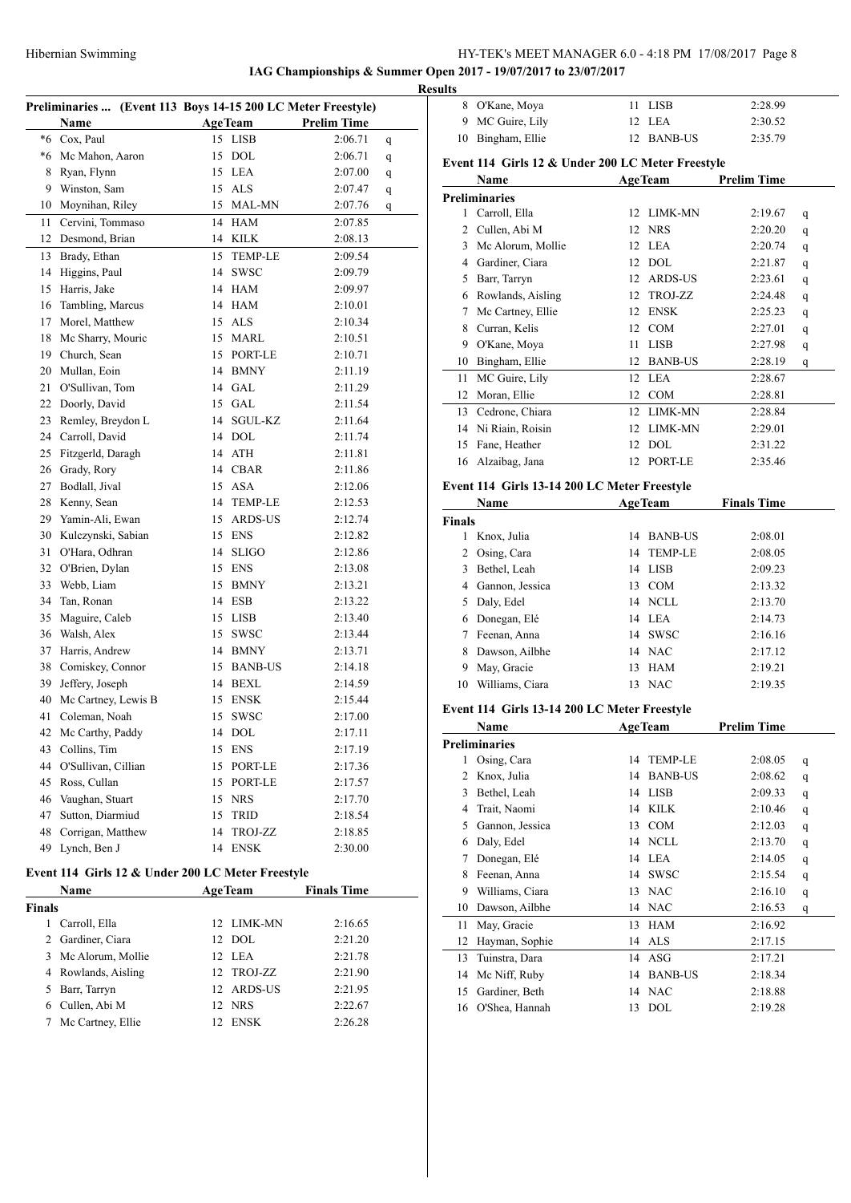## Preliminaries ... (Event 113 Boys 14-15 200 LC Meter Freestyle)

| | Name | Age | Team | Prelim Time | |
|---|---|---|---|---|---|
| *6 | Cox, Paul | 15 | LISB | 2:06.71 | q |
| *6 | Mc Mahon, Aaron | 15 | DOL | 2:06.71 | q |
| 8 | Ryan, Flynn | 15 | LEA | 2:07.00 | q |
| 9 | Winston, Sam | 15 | ALS | 2:07.47 | q |
| 10 | Moynihan, Riley | 15 | MAL-MN | 2:07.76 | q |
| 11 | Cervini, Tommaso | 14 | HAM | 2:07.85 | |
| 12 | Desmond, Brian | 14 | KILK | 2:08.13 | |
| 13 | Brady, Ethan | 15 | TEMP-LE | 2:09.54 | |
| 14 | Higgins, Paul | 14 | SWSC | 2:09.79 | |
| 15 | Harris, Jake | 14 | HAM | 2:09.97 | |
| 16 | Tambling, Marcus | 14 | HAM | 2:10.01 | |
| 17 | Morel, Matthew | 15 | ALS | 2:10.34 | |
| 18 | Mc Sharry, Mouric | 15 | MARL | 2:10.51 | |
| 19 | Church, Sean | 15 | PORT-LE | 2:10.71 | |
| 20 | Mullan, Eoin | 14 | BMNY | 2:11.19 | |
| 21 | O'Sullivan, Tom | 14 | GAL | 2:11.29 | |
| 22 | Doorly, David | 15 | GAL | 2:11.54 | |
| 23 | Remley, Breydon L | 14 | SGUL-KZ | 2:11.64 | |
| 24 | Carroll, David | 14 | DOL | 2:11.74 | |
| 25 | Fitzgerld, Daragh | 14 | ATH | 2:11.81 | |
| 26 | Grady, Rory | 14 | CBAR | 2:11.86 | |
| 27 | Bodlall, Jival | 15 | ASA | 2:12.06 | |
| 28 | Kenny, Sean | 14 | TEMP-LE | 2:12.53 | |
| 29 | Yamin-Ali, Ewan | 15 | ARDS-US | 2:12.74 | |
| 30 | Kulczynski, Sabian | 15 | ENS | 2:12.82 | |
| 31 | O'Hara, Odhran | 14 | SLIGO | 2:12.86 | |
| 32 | O'Brien, Dylan | 15 | ENS | 2:13.08 | |
| 33 | Webb, Liam | 15 | BMNY | 2:13.21 | |
| 34 | Tan, Ronan | 14 | ESB | 2:13.22 | |
| 35 | Maguire, Caleb | 15 | LISB | 2:13.40 | |
| 36 | Walsh, Alex | 15 | SWSC | 2:13.44 | |
| 37 | Harris, Andrew | 14 | BMNY | 2:13.71 | |
| 38 | Comiskey, Connor | 15 | BANB-US | 2:14.18 | |
| 39 | Jeffery, Joseph | 14 | BEXL | 2:14.59 | |
| 40 | Mc Cartney, Lewis B | 15 | ENSK | 2:15.44 | |
| 41 | Coleman, Noah | 15 | SWSC | 2:17.00 | |
| 42 | Mc Carthy, Paddy | 14 | DOL | 2:17.11 | |
| 43 | Collins, Tim | 15 | ENS | 2:17.19 | |
| 44 | O'Sullivan, Cillian | 15 | PORT-LE | 2:17.36 | |
| 45 | Ross, Cullan | 15 | PORT-LE | 2:17.57 | |
| 46 | Vaughan, Stuart | 15 | NRS | 2:17.70 | |
| 47 | Sutton, Diarmiud | 15 | TRID | 2:18.54 | |
| 48 | Corrigan, Matthew | 14 | TROJ-ZZ | 2:18.85 | |
| 49 | Lynch, Ben J | 14 | ENSK | 2:30.00 | |

## Event 114 Girls 12 & Under 200 LC Meter Freestyle

**Finals**

| | Name | Age | Team | Finals Time |
|---|---|---|---|---|
| 1 | Carroll, Ella | 12 | LIMK-MN | 2:16.65 |
| 2 | Gardiner, Ciara | 12 | DOL | 2:21.20 |
| 3 | Mc Alorum, Mollie | 12 | LEA | 2:21.78 |
| 4 | Rowlands, Aisling | 12 | TROJ-ZZ | 2:21.90 |
| 5 | Barr, Tarryn | 12 | ARDS-US | 2:21.95 |
| 6 | Cullen, Abi M | 12 | NRS | 2:22.67 |
| 7 | Mc Cartney, Ellie | 12 | ENSK | 2:26.28 |
| 8 | O'Kane, Moya | 11 | LISB | 2:28.99 |
| 9 | MC Guire, Lily | 12 | LEA | 2:30.52 |
| 10 | Bingham, Ellie | 12 | BANB-US | 2:35.79 |

## Event 114 Girls 12 & Under 200 LC Meter Freestyle

**Preliminaries**

| | Name | Age | Team | Prelim Time | |
|---|---|---|---|---|---|
| 1 | Carroll, Ella | 12 | LIMK-MN | 2:19.67 | q |
| 2 | Cullen, Abi M | 12 | NRS | 2:20.20 | q |
| 3 | Mc Alorum, Mollie | 12 | LEA | 2:20.74 | q |
| 4 | Gardiner, Ciara | 12 | DOL | 2:21.87 | q |
| 5 | Barr, Tarryn | 12 | ARDS-US | 2:23.61 | q |
| 6 | Rowlands, Aisling | 12 | TROJ-ZZ | 2:24.48 | q |
| 7 | Mc Cartney, Ellie | 12 | ENSK | 2:25.23 | q |
| 8 | Curran, Kelis | 12 | COM | 2:27.01 | q |
| 9 | O'Kane, Moya | 11 | LISB | 2:27.98 | q |
| 10 | Bingham, Ellie | 12 | BANB-US | 2:28.19 | q |
| 11 | MC Guire, Lily | 12 | LEA | 2:28.67 | |
| 12 | Moran, Ellie | 12 | COM | 2:28.81 | |
| 13 | Cedrone, Chiara | 12 | LIMK-MN | 2:28.84 | |
| 14 | Ni Riain, Roisin | 12 | LIMK-MN | 2:29.01 | |
| 15 | Fane, Heather | 12 | DOL | 2:31.22 | |
| 16 | Alzaibag, Jana | 12 | PORT-LE | 2:35.46 | |

## Event 114 Girls 13-14 200 LC Meter Freestyle

**Finals**

| | Name | Age | Team | Finals Time |
|---|---|---|---|---|
| 1 | Knox, Julia | 14 | BANB-US | 2:08.01 |
| 2 | Osing, Cara | 14 | TEMP-LE | 2:08.05 |
| 3 | Bethel, Leah | 14 | LISB | 2:09.23 |
| 4 | Gannon, Jessica | 13 | COM | 2:13.32 |
| 5 | Daly, Edel | 14 | NCLL | 2:13.70 |
| 6 | Donegan, Elé | 14 | LEA | 2:14.73 |
| 7 | Feenan, Anna | 14 | SWSC | 2:16.16 |
| 8 | Dawson, Ailbhe | 14 | NAC | 2:17.12 |
| 9 | May, Gracie | 13 | HAM | 2:19.21 |
| 10 | Williams, Ciara | 13 | NAC | 2:19.35 |

## Event 114 Girls 13-14 200 LC Meter Freestyle

**Preliminaries**

| | Name | Age | Team | Prelim Time | |
|---|---|---|---|---|---|
| 1 | Osing, Cara | 14 | TEMP-LE | 2:08.05 | q |
| 2 | Knox, Julia | 14 | BANB-US | 2:08.62 | q |
| 3 | Bethel, Leah | 14 | LISB | 2:09.33 | q |
| 4 | Trait, Naomi | 14 | KILK | 2:10.46 | q |
| 5 | Gannon, Jessica | 13 | COM | 2:12.03 | q |
| 6 | Daly, Edel | 14 | NCLL | 2:13.70 | q |
| 7 | Donegan, Elé | 14 | LEA | 2:14.05 | q |
| 8 | Feenan, Anna | 14 | SWSC | 2:15.54 | q |
| 9 | Williams, Ciara | 13 | NAC | 2:16.10 | q |
| 10 | Dawson, Ailbhe | 14 | NAC | 2:16.53 | q |
| 11 | May, Gracie | 13 | HAM | 2:16.92 | |
| 12 | Hayman, Sophie | 14 | ALS | 2:17.15 | |
| 13 | Tuinstra, Dara | 14 | ASG | 2:17.21 | |
| 14 | Mc Niff, Ruby | 14 | BANB-US | 2:18.34 | |
| 15 | Gardiner, Beth | 14 | NAC | 2:18.88 | |
| 16 | O'Shea, Hannah | 13 | DOL | 2:19.28 | |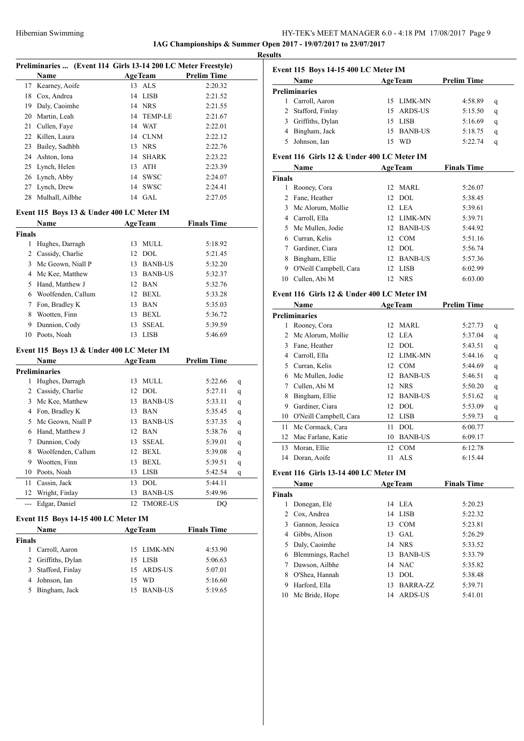## IAG Championships & Summer Open 2017 - 19/07/2017 to 23/07/2017

### Results

#### Preliminaries ... (Event 114 Girls 13-14 200 LC Meter Freestyle)

| | Name | Age | Team | Prelim Time |
|---|---|---|---|---|
| 17 | Kearney, Aoife | 13 | ALS | 2:20.32 |
| 18 | Cox, Andrea | 14 | LISB | 2:21.52 |
| 19 | Daly, Caoimhe | 14 | NRS | 2:21.55 |
| 20 | Martin, Leah | 14 | TEMP-LE | 2:21.67 |
| 21 | Cullen, Faye | 14 | WAT | 2:22.01 |
| 22 | Killen, Laura | 14 | CLNM | 2:22.12 |
| 23 | Bailey, Sadhbh | 13 | NRS | 2:22.76 |
| 24 | Ashton, Iona | 14 | SHARK | 2:23.22 |
| 25 | Lynch, Helen | 13 | ATH | 2:23.39 |
| 26 | Lynch, Abby | 14 | SWSC | 2:24.07 |
| 27 | Lynch, Drew | 14 | SWSC | 2:24.41 |
| 28 | Mulhall, Ailbhe | 14 | GAL | 2:27.05 |

#### Event 115 Boys 13 & Under 400 LC Meter IM

| | Name | Age | Team | Finals Time |
|---|---|---|---|---|
| **Finals** | | | | |
| 1 | Hughes, Darragh | 13 | MULL | 5:18.92 |
| 2 | Cassidy, Charlie | 12 | DOL | 5:21.45 |
| 3 | Mc Geown, Niall P | 13 | BANB-US | 5:32.20 |
| 4 | Mc Kee, Matthew | 13 | BANB-US | 5:32.37 |
| 5 | Hand, Matthew J | 12 | BAN | 5:32.76 |
| 6 | Woolfenden, Callum | 12 | BEXL | 5:33.28 |
| 7 | Fon, Bradley K | 13 | BAN | 5:35.03 |
| 8 | Wootten, Finn | 13 | BEXL | 5:36.72 |
| 9 | Dunnion, Cody | 13 | SSEAL | 5:39.59 |
| 10 | Poots, Noah | 13 | LISB | 5:46.69 |

#### Event 115 Boys 13 & Under 400 LC Meter IM

| | Name | Age | Team | Prelim Time | |
|---|---|---|---|---|---|
| **Preliminaries** | | | | | |
| 1 | Hughes, Darragh | 13 | MULL | 5:22.66 | q |
| 2 | Cassidy, Charlie | 12 | DOL | 5:27.11 | q |
| 3 | Mc Kee, Matthew | 13 | BANB-US | 5:33.11 | q |
| 4 | Fon, Bradley K | 13 | BAN | 5:35.45 | q |
| 5 | Mc Geown, Niall P | 13 | BANB-US | 5:37.35 | q |
| 6 | Hand, Matthew J | 12 | BAN | 5:38.76 | q |
| 7 | Dunnion, Cody | 13 | SSEAL | 5:39.01 | q |
| 8 | Woolfenden, Callum | 12 | BEXL | 5:39.08 | q |
| 9 | Wootten, Finn | 13 | BEXL | 5:39.51 | q |
| 10 | Poots, Noah | 13 | LISB | 5:42.54 | q |
| 11 | Cassin, Jack | 13 | DOL | 5:44.11 | |
| 12 | Wright, Finlay | 13 | BANB-US | 5:49.96 | |
| --- | Edgar, Daniel | 12 | TMORE-US | DQ | |

#### Event 115 Boys 14-15 400 LC Meter IM

| | Name | Age | Team | Finals Time |
|---|---|---|---|---|
| **Finals** | | | | |
| 1 | Carroll, Aaron | 15 | LIMK-MN | 4:53.90 |
| 2 | Griffiths, Dylan | 15 | LISB | 5:06.63 |
| 3 | Stafford, Finlay | 15 | ARDS-US | 5:07.01 |
| 4 | Johnson, Ian | 15 | WD | 5:16.60 |
| 5 | Bingham, Jack | 15 | BANB-US | 5:19.65 |

#### Event 115 Boys 14-15 400 LC Meter IM

| | Name | Age | Team | Prelim Time | |
|---|---|---|---|---|---|
| **Preliminaries** | | | | | |
| 1 | Carroll, Aaron | 15 | LIMK-MN | 4:58.89 | q |
| 2 | Stafford, Finlay | 15 | ARDS-US | 5:15.50 | q |
| 3 | Griffiths, Dylan | 15 | LISB | 5:16.69 | q |
| 4 | Bingham, Jack | 15 | BANB-US | 5:18.75 | q |
| 5 | Johnson, Ian | 15 | WD | 5:22.74 | q |

#### Event 116 Girls 12 & Under 400 LC Meter IM

| | Name | Age | Team | Finals Time |
|---|---|---|---|---|
| **Finals** | | | | |
| 1 | Rooney, Cora | 12 | MARL | 5:26.07 |
| 2 | Fane, Heather | 12 | DOL | 5:38.45 |
| 3 | Mc Alorum, Mollie | 12 | LEA | 5:39.61 |
| 4 | Carroll, Ella | 12 | LIMK-MN | 5:39.71 |
| 5 | Mc Mullen, Jodie | 12 | BANB-US | 5:44.92 |
| 6 | Curran, Kelis | 12 | COM | 5:51.16 |
| 7 | Gardiner, Ciara | 12 | DOL | 5:56.74 |
| 8 | Bingham, Ellie | 12 | BANB-US | 5:57.36 |
| 9 | O'Neill Campbell, Cara | 12 | LISB | 6:02.99 |
| 10 | Cullen, Abi M | 12 | NRS | 6:03.00 |

#### Event 116 Girls 12 & Under 400 LC Meter IM

| | Name | Age | Team | Prelim Time | |
|---|---|---|---|---|---|
| **Preliminaries** | | | | | |
| 1 | Rooney, Cora | 12 | MARL | 5:27.73 | q |
| 2 | Mc Alorum, Mollie | 12 | LEA | 5:37.04 | q |
| 3 | Fane, Heather | 12 | DOL | 5:43.51 | q |
| 4 | Carroll, Ella | 12 | LIMK-MN | 5:44.16 | q |
| 5 | Curran, Kelis | 12 | COM | 5:44.69 | q |
| 6 | Mc Mullen, Jodie | 12 | BANB-US | 5:46.51 | q |
| 7 | Cullen, Abi M | 12 | NRS | 5:50.20 | q |
| 8 | Bingham, Ellie | 12 | BANB-US | 5:51.62 | q |
| 9 | Gardiner, Ciara | 12 | DOL | 5:53.09 | q |
| 10 | O'Neill Campbell, Cara | 12 | LISB | 5:59.73 | q |
| 11 | Mc Cormack, Cara | 11 | DOL | 6:00.77 | |
| 12 | Mac Farlane, Katie | 10 | BANB-US | 6:09.17 | |
| 13 | Moran, Ellie | 12 | COM | 6:12.78 | |
| 14 | Doran, Aoife | 11 | ALS | 6:15.44 | |

#### Event 116 Girls 13-14 400 LC Meter IM

| | Name | Age | Team | Finals Time |
|---|---|---|---|---|
| **Finals** | | | | |
| 1 | Donegan, Elé | 14 | LEA | 5:20.23 |
| 2 | Cox, Andrea | 14 | LISB | 5:22.32 |
| 3 | Gannon, Jessica | 13 | COM | 5:23.81 |
| 4 | Gibbs, Alison | 13 | GAL | 5:26.29 |
| 5 | Daly, Caoimhe | 14 | NRS | 5:33.52 |
| 6 | Blemmings, Rachel | 13 | BANB-US | 5:33.79 |
| 7 | Dawson, Ailbhe | 14 | NAC | 5:35.82 |
| 8 | O'Shea, Hannah | 13 | DOL | 5:38.48 |
| 9 | Harford, Ella | 13 | BARRA-ZZ | 5:39.71 |
| 10 | Mc Bride, Hope | 14 | ARDS-US | 5:41.01 |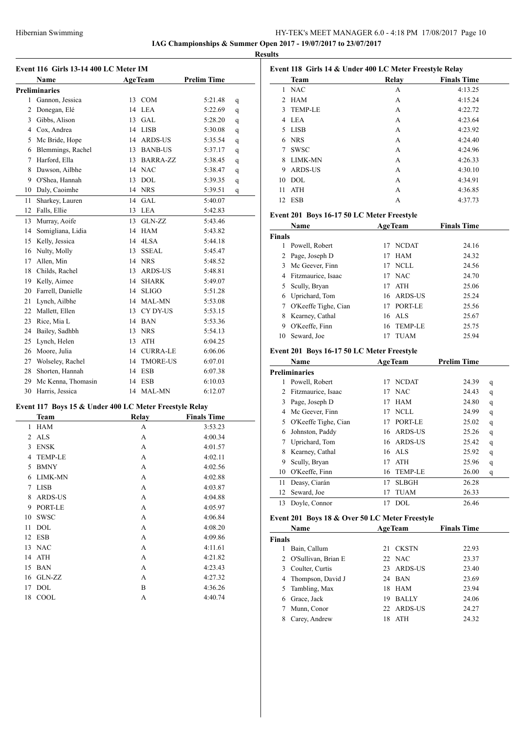**IAG Championships & Summer Open 2017 - 19/07/2017 to 23/07/2017**

**Results**

### Event 116 Girls 13-14 400 LC Meter IM

| | Name | Age | Team | Prelim Time | |
|---|---|---|---|---|---|
| **Preliminaries** | | | | | |
| 1 | Gannon, Jessica | 13 | COM | 5:21.48 | q |
| 2 | Donegan, Elé | 14 | LEA | 5:22.69 | q |
| 3 | Gibbs, Alison | 13 | GAL | 5:28.20 | q |
| 4 | Cox, Andrea | 14 | LISB | 5:30.08 | q |
| 5 | Mc Bride, Hope | 14 | ARDS-US | 5:35.54 | q |
| 6 | Blemmings, Rachel | 13 | BANB-US | 5:37.17 | q |
| 7 | Harford, Ella | 13 | BARRA-ZZ | 5:38.45 | q |
| 8 | Dawson, Ailbhe | 14 | NAC | 5:38.47 | q |
| 9 | O'Shea, Hannah | 13 | DOL | 5:39.35 | q |
| 10 | Daly, Caoimhe | 14 | NRS | 5:39.51 | q |
| 11 | Sharkey, Lauren | 14 | GAL | 5:40.07 | |
| 12 | Falls, Ellie | 13 | LEA | 5:42.83 | |
| 13 | Murray, Aoife | 13 | GLN-ZZ | 5:43.46 | |
| 14 | Somigliana, Lidia | 14 | HAM | 5:43.82 | |
| 15 | Kelly, Jessica | 14 | 4LSA | 5:44.18 | |
| 16 | Nulty, Molly | 13 | SSEAL | 5:45.47 | |
| 17 | Allen, Min | 14 | NRS | 5:48.52 | |
| 18 | Childs, Rachel | 13 | ARDS-US | 5:48.81 | |
| 19 | Kelly, Aimee | 14 | SHARK | 5:49.07 | |
| 20 | Farrell, Danielle | 14 | SLIGO | 5:51.28 | |
| 21 | Lynch, Ailbhe | 14 | MAL-MN | 5:53.08 | |
| 22 | Mallett, Ellen | 13 | CY DY-US | 5:53.15 | |
| 23 | Rice, Mia L | 14 | BAN | 5:53.36 | |
| 24 | Bailey, Sadhbh | 13 | NRS | 5:54.13 | |
| 25 | Lynch, Helen | 13 | ATH | 6:04.25 | |
| 26 | Moore, Julia | 14 | CURRA-LE | 6:06.06 | |
| 27 | Wolseley, Rachel | 14 | TMORE-US | 6:07.01 | |
| 28 | Shorten, Hannah | 14 | ESB | 6:07.38 | |
| 29 | Mc Kenna, Thomasin | 14 | ESB | 6:10.03 | |
| 30 | Harris, Jessica | 14 | MAL-MN | 6:12.07 | |

### Event 117 Boys 15 & Under 400 LC Meter Freestyle Relay

| | Team | Relay | Finals Time |
|---|---|---|---|
| 1 | HAM | A | 3:53.23 |
| 2 | ALS | A | 4:00.34 |
| 3 | ENSK | A | 4:01.57 |
| 4 | TEMP-LE | A | 4:02.11 |
| 5 | BMNY | A | 4:02.56 |
| 6 | LIMK-MN | A | 4:02.88 |
| 7 | LISB | A | 4:03.87 |
| 8 | ARDS-US | A | 4:04.88 |
| 9 | PORT-LE | A | 4:05.97 |
| 10 | SWSC | A | 4:06.84 |
| 11 | DOL | A | 4:08.20 |
| 12 | ESB | A | 4:09.86 |
| 13 | NAC | A | 4:11.61 |
| 14 | ATH | A | 4:21.82 |
| 15 | BAN | A | 4:23.43 |
| 16 | GLN-ZZ | A | 4:27.32 |
| 17 | DOL | B | 4:36.26 |
| 18 | COOL | A | 4:40.74 |

### Event 118 Girls 14 & Under 400 LC Meter Freestyle Relay

| | Team | Relay | Finals Time |
|---|---|---|---|
| 1 | NAC | A | 4:13.25 |
| 2 | HAM | A | 4:15.24 |
| 3 | TEMP-LE | A | 4:22.72 |
| 4 | LEA | A | 4:23.64 |
| 5 | LISB | A | 4:23.92 |
| 6 | NRS | A | 4:24.40 |
| 7 | SWSC | A | 4:24.96 |
| 8 | LIMK-MN | A | 4:26.33 |
| 9 | ARDS-US | A | 4:30.10 |
| 10 | DOL | A | 4:34.91 |
| 11 | ATH | A | 4:36.85 |
| 12 | ESB | A | 4:37.73 |

### Event 201 Boys 16-17 50 LC Meter Freestyle

| | Name | Age | Team | Finals Time |
|---|---|---|---|---|
| **Finals** | | | | |
| 1 | Powell, Robert | 17 | NCDAT | 24.16 |
| 2 | Page, Joseph D | 17 | HAM | 24.32 |
| 3 | Mc Geever, Finn | 17 | NCLL | 24.56 |
| 4 | Fitzmaurice, Isaac | 17 | NAC | 24.70 |
| 5 | Scully, Bryan | 17 | ATH | 25.06 |
| 6 | Uprichard, Tom | 16 | ARDS-US | 25.24 |
| 7 | O'Keeffe Tighe, Cian | 17 | PORT-LE | 25.56 |
| 8 | Kearney, Cathal | 16 | ALS | 25.67 |
| 9 | O'Keeffe, Finn | 16 | TEMP-LE | 25.75 |
| 10 | Seward, Joe | 17 | TUAM | 25.94 |

### Event 201 Boys 16-17 50 LC Meter Freestyle

| | Name | Age | Team | Prelim Time | |
|---|---|---|---|---|---|
| **Preliminaries** | | | | | |
| 1 | Powell, Robert | 17 | NCDAT | 24.39 | q |
| 2 | Fitzmaurice, Isaac | 17 | NAC | 24.43 | q |
| 3 | Page, Joseph D | 17 | HAM | 24.80 | q |
| 4 | Mc Geever, Finn | 17 | NCLL | 24.99 | q |
| 5 | O'Keeffe Tighe, Cian | 17 | PORT-LE | 25.02 | q |
| 6 | Johnston, Paddy | 16 | ARDS-US | 25.26 | q |
| 7 | Uprichard, Tom | 16 | ARDS-US | 25.42 | q |
| 8 | Kearney, Cathal | 16 | ALS | 25.92 | q |
| 9 | Scully, Bryan | 17 | ATH | 25.96 | q |
| 10 | O'Keeffe, Finn | 16 | TEMP-LE | 26.00 | q |
| 11 | Deasy, Ciarán | 17 | SLBGH | 26.28 | |
| 12 | Seward, Joe | 17 | TUAM | 26.33 | |
| 13 | Doyle, Connor | 17 | DOL | 26.46 | |

### Event 201 Boys 18 & Over 50 LC Meter Freestyle

| | Name | Age | Team | Finals Time |
|---|---|---|---|---|
| **Finals** | | | | |
| 1 | Bain, Callum | 21 | CKSTN | 22.93 |
| 2 | O'Sullivan, Brian E | 22 | NAC | 23.37 |
| 3 | Coulter, Curtis | 23 | ARDS-US | 23.40 |
| 4 | Thompson, David J | 24 | BAN | 23.69 |
| 5 | Tambling, Max | 18 | HAM | 23.94 |
| 6 | Grace, Jack | 19 | BALLY | 24.06 |
| 7 | Munn, Conor | 22 | ARDS-US | 24.27 |
| 8 | Carey, Andrew | 18 | ATH | 24.32 |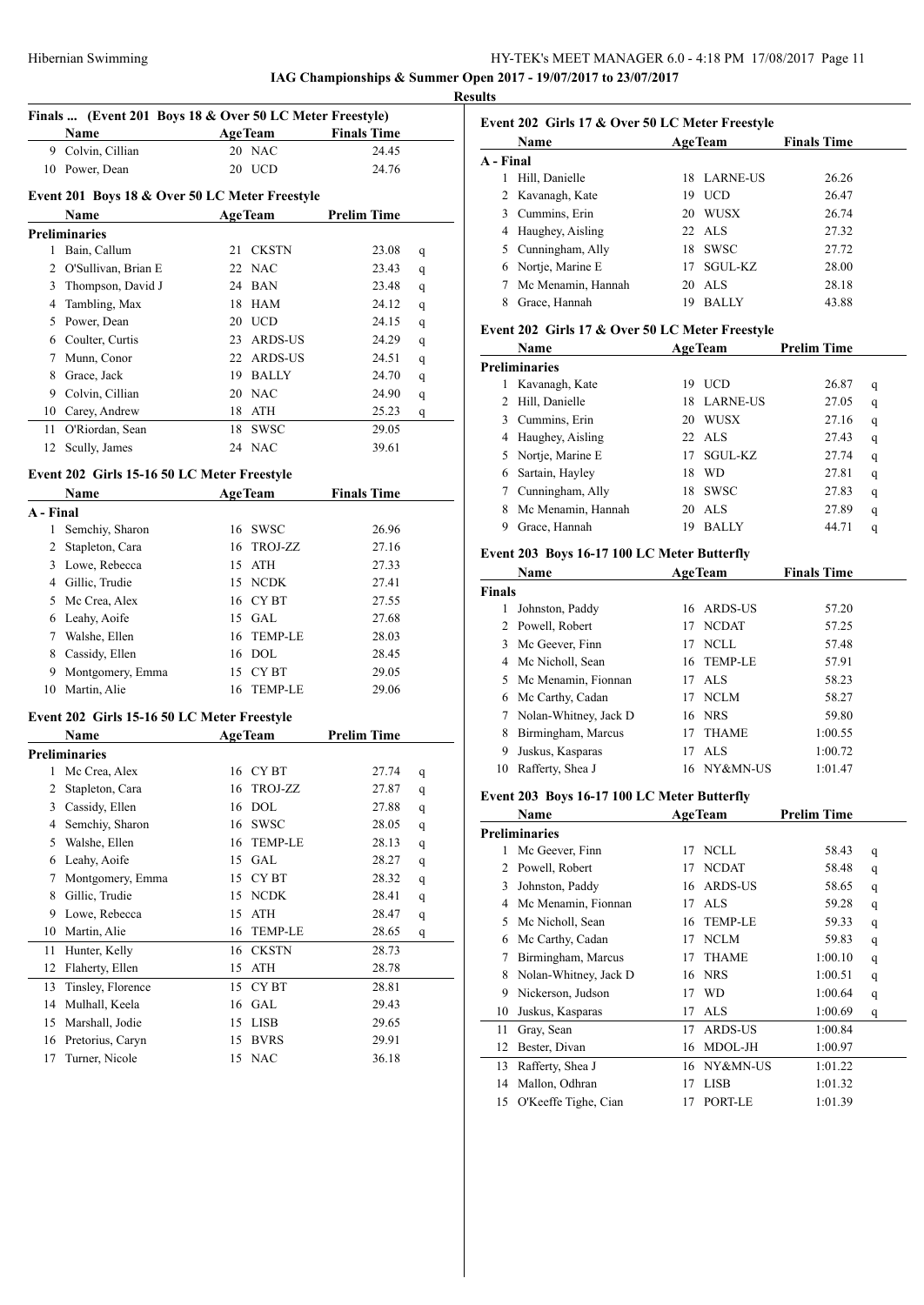**IAG Championships & Summer Open 2017 - 19/07/2017 to 23/07/2017**

**Results**

### Finals ... (Event 201 Boys 18 & Over 50 LC Meter Freestyle)

| | Name | Age | Team | Finals Time |
|---|---|---|---|---|
| 9 | Colvin, Cillian | 20 | NAC | 24.45 |
| 10 | Power, Dean | 20 | UCD | 24.76 |

### Event 201 Boys 18 & Over 50 LC Meter Freestyle

| | Name | Age | Team | Prelim Time | |
|---|---|---|---|---|---|
| **Preliminaries** | | | | | |
| 1 | Bain, Callum | 21 | CKSTN | 23.08 | q |
| 2 | O'Sullivan, Brian E | 22 | NAC | 23.43 | q |
| 3 | Thompson, David J | 24 | BAN | 23.48 | q |
| 4 | Tambling, Max | 18 | HAM | 24.12 | q |
| 5 | Power, Dean | 20 | UCD | 24.15 | q |
| 6 | Coulter, Curtis | 23 | ARDS-US | 24.29 | q |
| 7 | Munn, Conor | 22 | ARDS-US | 24.51 | q |
| 8 | Grace, Jack | 19 | BALLY | 24.70 | q |
| 9 | Colvin, Cillian | 20 | NAC | 24.90 | q |
| 10 | Carey, Andrew | 18 | ATH | 25.23 | q |
| 11 | O'Riordan, Sean | 18 | SWSC | 29.05 | |
| 12 | Scully, James | 24 | NAC | 39.61 | |

### Event 202 Girls 15-16 50 LC Meter Freestyle

| | Name | Age | Team | Finals Time |
|---|---|---|---|---|
| **A - Final** | | | | |
| 1 | Semchiy, Sharon | 16 | SWSC | 26.96 |
| 2 | Stapleton, Cara | 16 | TROJ-ZZ | 27.16 |
| 3 | Lowe, Rebecca | 15 | ATH | 27.33 |
| 4 | Gillic, Trudie | 15 | NCDK | 27.41 |
| 5 | Mc Crea, Alex | 16 | CY BT | 27.55 |
| 6 | Leahy, Aoife | 15 | GAL | 27.68 |
| 7 | Walshe, Ellen | 16 | TEMP-LE | 28.03 |
| 8 | Cassidy, Ellen | 16 | DOL | 28.45 |
| 9 | Montgomery, Emma | 15 | CY BT | 29.05 |
| 10 | Martin, Alie | 16 | TEMP-LE | 29.06 |

### Event 202 Girls 15-16 50 LC Meter Freestyle

| | Name | Age | Team | Prelim Time | |
|---|---|---|---|---|---|
| **Preliminaries** | | | | | |
| 1 | Mc Crea, Alex | 16 | CY BT | 27.74 | q |
| 2 | Stapleton, Cara | 16 | TROJ-ZZ | 27.87 | q |
| 3 | Cassidy, Ellen | 16 | DOL | 27.88 | q |
| 4 | Semchiy, Sharon | 16 | SWSC | 28.05 | q |
| 5 | Walshe, Ellen | 16 | TEMP-LE | 28.13 | q |
| 6 | Leahy, Aoife | 15 | GAL | 28.27 | q |
| 7 | Montgomery, Emma | 15 | CY BT | 28.32 | q |
| 8 | Gillic, Trudie | 15 | NCDK | 28.41 | q |
| 9 | Lowe, Rebecca | 15 | ATH | 28.47 | q |
| 10 | Martin, Alie | 16 | TEMP-LE | 28.65 | q |
| 11 | Hunter, Kelly | 16 | CKSTN | 28.73 | |
| 12 | Flaherty, Ellen | 15 | ATH | 28.78 | |
| 13 | Tinsley, Florence | 15 | CY BT | 28.81 | |
| 14 | Mulhall, Keela | 16 | GAL | 29.43 | |
| 15 | Marshall, Jodie | 15 | LISB | 29.65 | |
| 16 | Pretorius, Caryn | 15 | BVRS | 29.91 | |
| 17 | Turner, Nicole | 15 | NAC | 36.18 | |

### Event 202 Girls 17 & Over 50 LC Meter Freestyle

| | Name | Age | Team | Finals Time |
|---|---|---|---|---|
| **A - Final** | | | | |
| 1 | Hill, Danielle | 18 | LARNE-US | 26.26 |
| 2 | Kavanagh, Kate | 19 | UCD | 26.47 |
| 3 | Cummins, Erin | 20 | WUSX | 26.74 |
| 4 | Haughey, Aisling | 22 | ALS | 27.32 |
| 5 | Cunningham, Ally | 18 | SWSC | 27.72 |
| 6 | Nortje, Marine E | 17 | SGUL-KZ | 28.00 |
| 7 | Mc Menamin, Hannah | 20 | ALS | 28.18 |
| 8 | Grace, Hannah | 19 | BALLY | 43.88 |

### Event 202 Girls 17 & Over 50 LC Meter Freestyle

| | Name | Age | Team | Prelim Time | |
|---|---|---|---|---|---|
| **Preliminaries** | | | | | |
| 1 | Kavanagh, Kate | 19 | UCD | 26.87 | q |
| 2 | Hill, Danielle | 18 | LARNE-US | 27.05 | q |
| 3 | Cummins, Erin | 20 | WUSX | 27.16 | q |
| 4 | Haughey, Aisling | 22 | ALS | 27.43 | q |
| 5 | Nortje, Marine E | 17 | SGUL-KZ | 27.74 | q |
| 6 | Sartain, Hayley | 18 | WD | 27.81 | q |
| 7 | Cunningham, Ally | 18 | SWSC | 27.83 | q |
| 8 | Mc Menamin, Hannah | 20 | ALS | 27.89 | q |
| 9 | Grace, Hannah | 19 | BALLY | 44.71 | q |

### Event 203 Boys 16-17 100 LC Meter Butterfly

| | Name | Age | Team | Finals Time |
|---|---|---|---|---|
| **Finals** | | | | |
| 1 | Johnston, Paddy | 16 | ARDS-US | 57.20 |
| 2 | Powell, Robert | 17 | NCDAT | 57.25 |
| 3 | Mc Geever, Finn | 17 | NCLL | 57.48 |
| 4 | Mc Nicholl, Sean | 16 | TEMP-LE | 57.91 |
| 5 | Mc Menamin, Fionnan | 17 | ALS | 58.23 |
| 6 | Mc Carthy, Cadan | 17 | NCLM | 58.27 |
| 7 | Nolan-Whitney, Jack D | 16 | NRS | 59.80 |
| 8 | Birmingham, Marcus | 17 | THAME | 1:00.55 |
| 9 | Juskus, Kasparas | 17 | ALS | 1:00.72 |
| 10 | Rafferty, Shea J | 16 | NY&MN-US | 1:01.47 |

### Event 203 Boys 16-17 100 LC Meter Butterfly

| | Name | Age | Team | Prelim Time | |
|---|---|---|---|---|---|
| **Preliminaries** | | | | | |
| 1 | Mc Geever, Finn | 17 | NCLL | 58.43 | q |
| 2 | Powell, Robert | 17 | NCDAT | 58.48 | q |
| 3 | Johnston, Paddy | 16 | ARDS-US | 58.65 | q |
| 4 | Mc Menamin, Fionnan | 17 | ALS | 59.28 | q |
| 5 | Mc Nicholl, Sean | 16 | TEMP-LE | 59.33 | q |
| 6 | Mc Carthy, Cadan | 17 | NCLM | 59.83 | q |
| 7 | Birmingham, Marcus | 17 | THAME | 1:00.10 | q |
| 8 | Nolan-Whitney, Jack D | 16 | NRS | 1:00.51 | q |
| 9 | Nickerson, Judson | 17 | WD | 1:00.64 | q |
| 10 | Juskus, Kasparas | 17 | ALS | 1:00.69 | q |
| 11 | Gray, Sean | 17 | ARDS-US | 1:00.84 | |
| 12 | Bester, Divan | 16 | MDOL-JH | 1:00.97 | |
| 13 | Rafferty, Shea J | 16 | NY&MN-US | 1:01.22 | |
| 14 | Mallon, Odhran | 17 | LISB | 1:01.32 | |
| 15 | O'Keeffe Tighe, Cian | 17 | PORT-LE | 1:01.39 | |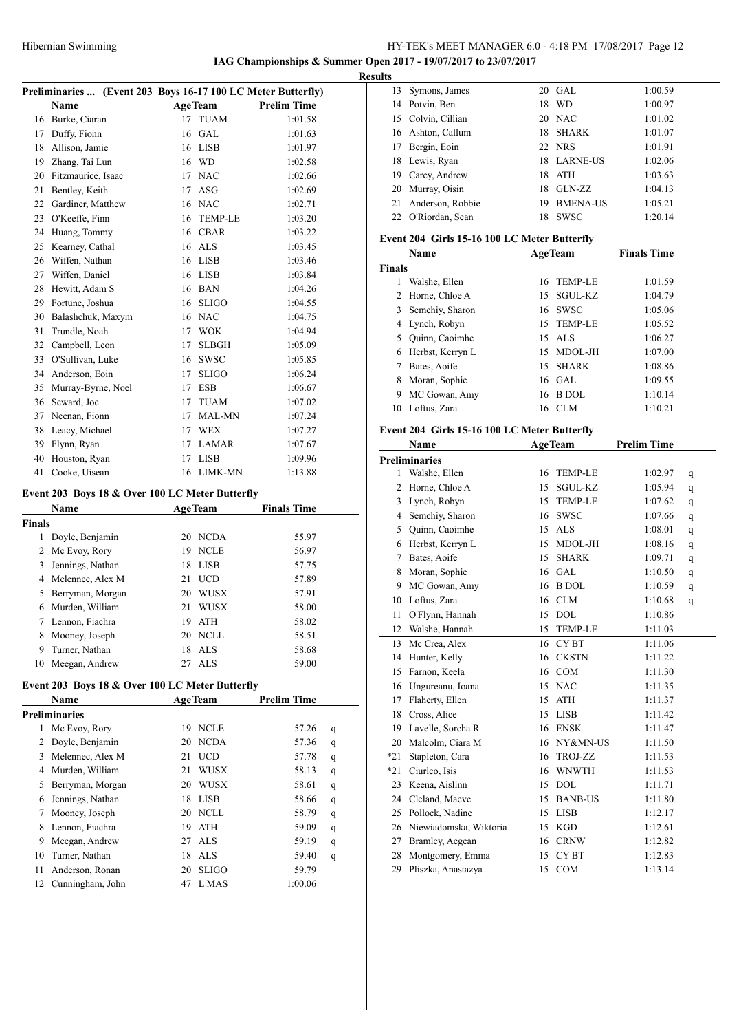**IAG Championships & Summer Open 2017 - 19/07/2017 to 23/07/2017**

**Results**

### Preliminaries ... (Event 203 Boys 16-17 100 LC Meter Butterfly)

| | Name | Age | Team | Prelim Time |
|---|---|---|---|---|
| 16 | Burke, Ciaran | 17 | TUAM | 1:01.58 |
| 17 | Duffy, Fionn | 16 | GAL | 1:01.63 |
| 18 | Allison, Jamie | 16 | LISB | 1:01.97 |
| 19 | Zhang, Tai Lun | 16 | WD | 1:02.58 |
| 20 | Fitzmaurice, Isaac | 17 | NAC | 1:02.66 |
| 21 | Bentley, Keith | 17 | ASG | 1:02.69 |
| 22 | Gardiner, Matthew | 16 | NAC | 1:02.71 |
| 23 | O'Keeffe, Finn | 16 | TEMP-LE | 1:03.20 |
| 24 | Huang, Tommy | 16 | CBAR | 1:03.22 |
| 25 | Kearney, Cathal | 16 | ALS | 1:03.45 |
| 26 | Wiffen, Nathan | 16 | LISB | 1:03.46 |
| 27 | Wiffen, Daniel | 16 | LISB | 1:03.84 |
| 28 | Hewitt, Adam S | 16 | BAN | 1:04.26 |
| 29 | Fortune, Joshua | 16 | SLIGO | 1:04.55 |
| 30 | Balashchuk, Maxym | 16 | NAC | 1:04.75 |
| 31 | Trundle, Noah | 17 | WOK | 1:04.94 |
| 32 | Campbell, Leon | 17 | SLBGH | 1:05.09 |
| 33 | O'Sullivan, Luke | 16 | SWSC | 1:05.85 |
| 34 | Anderson, Eoin | 17 | SLIGO | 1:06.24 |
| 35 | Murray-Byrne, Noel | 17 | ESB | 1:06.67 |
| 36 | Seward, Joe | 17 | TUAM | 1:07.02 |
| 37 | Neenan, Fionn | 17 | MAL-MN | 1:07.24 |
| 38 | Leacy, Michael | 17 | WEX | 1:07.27 |
| 39 | Flynn, Ryan | 17 | LAMAR | 1:07.67 |
| 40 | Houston, Ryan | 17 | LISB | 1:09.96 |
| 41 | Cooke, Uisean | 16 | LIMK-MN | 1:13.88 |

### Event 203 Boys 18 & Over 100 LC Meter Butterfly

| | Name | Age | Team | Finals Time |
|---|---|---|---|---|
| **Finals** | | | | |
| 1 | Doyle, Benjamin | 20 | NCDA | 55.97 |
| 2 | Mc Evoy, Rory | 19 | NCLE | 56.97 |
| 3 | Jennings, Nathan | 18 | LISB | 57.75 |
| 4 | Melennec, Alex M | 21 | UCD | 57.89 |
| 5 | Berryman, Morgan | 20 | WUSX | 57.91 |
| 6 | Murden, William | 21 | WUSX | 58.00 |
| 7 | Lennon, Fiachra | 19 | ATH | 58.02 |
| 8 | Mooney, Joseph | 20 | NCLL | 58.51 |
| 9 | Turner, Nathan | 18 | ALS | 58.68 |
| 10 | Meegan, Andrew | 27 | ALS | 59.00 |

### Event 203 Boys 18 & Over 100 LC Meter Butterfly

| | Name | Age | Team | Prelim Time | |
|---|---|---|---|---|---|
| **Preliminaries** | | | | | |
| 1 | Mc Evoy, Rory | 19 | NCLE | 57.26 | q |
| 2 | Doyle, Benjamin | 20 | NCDA | 57.36 | q |
| 3 | Melennec, Alex M | 21 | UCD | 57.78 | q |
| 4 | Murden, William | 21 | WUSX | 58.13 | q |
| 5 | Berryman, Morgan | 20 | WUSX | 58.61 | q |
| 6 | Jennings, Nathan | 18 | LISB | 58.66 | q |
| 7 | Mooney, Joseph | 20 | NCLL | 58.79 | q |
| 8 | Lennon, Fiachra | 19 | ATH | 59.09 | q |
| 9 | Meegan, Andrew | 27 | ALS | 59.19 | q |
| 10 | Turner, Nathan | 18 | ALS | 59.40 | q |
| 11 | Anderson, Ronan | 20 | SLIGO | 59.79 | |
| 12 | Cunningham, John | 47 | L MAS | 1:00.06 | |
| 13 | Symons, James | 20 | GAL | 1:00.59 | |
| 14 | Potvin, Ben | 18 | WD | 1:00.97 | |
| 15 | Colvin, Cillian | 20 | NAC | 1:01.02 | |
| 16 | Ashton, Callum | 18 | SHARK | 1:01.07 | |
| 17 | Bergin, Eoin | 22 | NRS | 1:01.91 | |
| 18 | Lewis, Ryan | 18 | LARNE-US | 1:02.06 | |
| 19 | Carey, Andrew | 18 | ATH | 1:03.63 | |
| 20 | Murray, Oisin | 18 | GLN-ZZ | 1:04.13 | |
| 21 | Anderson, Robbie | 19 | BMENA-US | 1:05.21 | |
| 22 | O'Riordan, Sean | 18 | SWSC | 1:20.14 | |

### Event 204 Girls 15-16 100 LC Meter Butterfly

| | Name | Age | Team | Finals Time |
|---|---|---|---|---|
| **Finals** | | | | |
| 1 | Walshe, Ellen | 16 | TEMP-LE | 1:01.59 |
| 2 | Horne, Chloe A | 15 | SGUL-KZ | 1:04.79 |
| 3 | Semchiy, Sharon | 16 | SWSC | 1:05.06 |
| 4 | Lynch, Robyn | 15 | TEMP-LE | 1:05.52 |
| 5 | Quinn, Caoimhe | 15 | ALS | 1:06.27 |
| 6 | Herbst, Kerryn L | 15 | MDOL-JH | 1:07.00 |
| 7 | Bates, Aoife | 15 | SHARK | 1:08.86 |
| 8 | Moran, Sophie | 16 | GAL | 1:09.55 |
| 9 | MC Gowan, Amy | 16 | B DOL | 1:10.14 |
| 10 | Loftus, Zara | 16 | CLM | 1:10.21 |

### Event 204 Girls 15-16 100 LC Meter Butterfly

| | Name | Age | Team | Prelim Time | |
|---|---|---|---|---|---|
| **Preliminaries** | | | | | |
| 1 | Walshe, Ellen | 16 | TEMP-LE | 1:02.97 | q |
| 2 | Horne, Chloe A | 15 | SGUL-KZ | 1:05.94 | q |
| 3 | Lynch, Robyn | 15 | TEMP-LE | 1:07.62 | q |
| 4 | Semchiy, Sharon | 16 | SWSC | 1:07.66 | q |
| 5 | Quinn, Caoimhe | 15 | ALS | 1:08.01 | q |
| 6 | Herbst, Kerryn L | 15 | MDOL-JH | 1:08.16 | q |
| 7 | Bates, Aoife | 15 | SHARK | 1:09.71 | q |
| 8 | Moran, Sophie | 16 | GAL | 1:10.50 | q |
| 9 | MC Gowan, Amy | 16 | B DOL | 1:10.59 | q |
| 10 | Loftus, Zara | 16 | CLM | 1:10.68 | q |
| 11 | O'Flynn, Hannah | 15 | DOL | 1:10.86 | |
| 12 | Walshe, Hannah | 15 | TEMP-LE | 1:11.03 | |
| 13 | Mc Crea, Alex | 16 | CY BT | 1:11.06 | |
| 14 | Hunter, Kelly | 16 | CKSTN | 1:11.22 | |
| 15 | Farnon, Keela | 16 | COM | 1:11.30 | |
| 16 | Ungureanu, Ioana | 15 | NAC | 1:11.35 | |
| 17 | Flaherty, Ellen | 15 | ATH | 1:11.37 | |
| 18 | Cross, Alice | 15 | LISB | 1:11.42 | |
| 19 | Lavelle, Sorcha R | 16 | ENSK | 1:11.47 | |
| 20 | Malcolm, Ciara M | 16 | NY&MN-US | 1:11.50 | |
| *21 | Stapleton, Cara | 16 | TROJ-ZZ | 1:11.53 | |
| *21 | Ciurleo, Isis | 16 | WNWTH | 1:11.53 | |
| 23 | Keena, Aislinn | 15 | DOL | 1:11.71 | |
| 24 | Cleland, Maeve | 15 | BANB-US | 1:11.80 | |
| 25 | Pollock, Nadine | 15 | LISB | 1:12.17 | |
| 26 | Niewiadomska, Wiktoria | 15 | KGD | 1:12.61 | |
| 27 | Bramley, Aegean | 16 | CRNW | 1:12.82 | |
| 28 | Montgomery, Emma | 15 | CY BT | 1:12.83 | |
| 29 | Pliszka, Anastazya | 15 | COM | 1:13.14 | |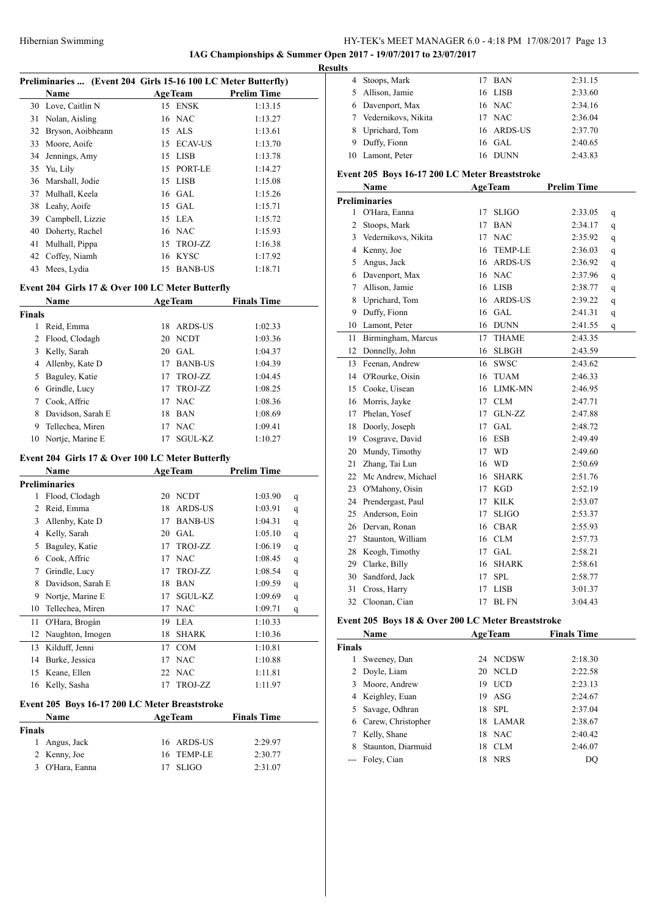**IAG Championships & Summer Open 2017 - 19/07/2017 to 23/07/2017**

**Results**

### Preliminaries ... (Event 204 Girls 15-16 100 LC Meter Butterfly)

| | Name | Age | Team | Prelim Time |
|---|---|---|---|---|
| 30 | Love, Caitlin N | 15 | ENSK | 1:13.15 |
| 31 | Nolan, Aisling | 16 | NAC | 1:13.27 |
| 32 | Bryson, Aoibheann | 15 | ALS | 1:13.61 |
| 33 | Moore, Aoife | 15 | ECAV-US | 1:13.70 |
| 34 | Jennings, Amy | 15 | LISB | 1:13.78 |
| 35 | Yu, Lily | 15 | PORT-LE | 1:14.27 |
| 36 | Marshall, Jodie | 15 | LISB | 1:15.08 |
| 37 | Mulhall, Keela | 16 | GAL | 1:15.26 |
| 38 | Leahy, Aoife | 15 | GAL | 1:15.71 |
| 39 | Campbell, Lizzie | 15 | LEA | 1:15.72 |
| 40 | Doherty, Rachel | 16 | NAC | 1:15.93 |
| 41 | Mulhall, Pippa | 15 | TROJ-ZZ | 1:16.38 |
| 42 | Coffey, Niamh | 16 | KYSC | 1:17.92 |
| 43 | Mees, Lydia | 15 | BANB-US | 1:18.71 |

### Event 204 Girls 17 & Over 100 LC Meter Butterfly

| | Name | Age | Team | Finals Time |
|---|---|---|---|---|
| **Finals** | | | | |
| 1 | Reid, Emma | 18 | ARDS-US | 1:02.33 |
| 2 | Flood, Clodagh | 20 | NCDT | 1:03.36 |
| 3 | Kelly, Sarah | 20 | GAL | 1:04.37 |
| 4 | Allenby, Kate D | 17 | BANB-US | 1:04.39 |
| 5 | Baguley, Katie | 17 | TROJ-ZZ | 1:04.45 |
| 6 | Grindle, Lucy | 17 | TROJ-ZZ | 1:08.25 |
| 7 | Cook, Affric | 17 | NAC | 1:08.36 |
| 8 | Davidson, Sarah E | 18 | BAN | 1:08.69 |
| 9 | Tellechea, Miren | 17 | NAC | 1:09.41 |
| 10 | Nortje, Marine E | 17 | SGUL-KZ | 1:10.27 |

### Event 204 Girls 17 & Over 100 LC Meter Butterfly

| | Name | Age | Team | Prelim Time | |
|---|---|---|---|---|---|
| **Preliminaries** | | | | | |
| 1 | Flood, Clodagh | 20 | NCDT | 1:03.90 | q |
| 2 | Reid, Emma | 18 | ARDS-US | 1:03.91 | q |
| 3 | Allenby, Kate D | 17 | BANB-US | 1:04.31 | q |
| 4 | Kelly, Sarah | 20 | GAL | 1:05.10 | q |
| 5 | Baguley, Katie | 17 | TROJ-ZZ | 1:06.19 | q |
| 6 | Cook, Affric | 17 | NAC | 1:08.45 | q |
| 7 | Grindle, Lucy | 17 | TROJ-ZZ | 1:08.54 | q |
| 8 | Davidson, Sarah E | 18 | BAN | 1:09.59 | q |
| 9 | Nortje, Marine E | 17 | SGUL-KZ | 1:09.69 | q |
| 10 | Tellechea, Miren | 17 | NAC | 1:09.71 | q |
| 11 | O'Hara, Brogán | 19 | LEA | 1:10.33 | |
| 12 | Naughton, Imogen | 18 | SHARK | 1:10.36 | |
| 13 | Kilduff, Jenni | 17 | COM | 1:10.81 | |
| 14 | Burke, Jessica | 17 | NAC | 1:10.88 | |
| 15 | Keane, Ellen | 22 | NAC | 1:11.81 | |
| 16 | Kelly, Sasha | 17 | TROJ-ZZ | 1:11.97 | |

### Event 205 Boys 16-17 200 LC Meter Breaststroke

| | Name | Age | Team | Finals Time |
|---|---|---|---|---|
| **Finals** | | | | |
| 1 | Angus, Jack | 16 | ARDS-US | 2:29.97 |
| 2 | Kenny, Joe | 16 | TEMP-LE | 2:30.77 |
| 3 | O'Hara, Eanna | 17 | SLIGO | 2:31.07 |
| 4 | Stoops, Mark | 17 | BAN | 2:31.15 |
| 5 | Allison, Jamie | 16 | LISB | 2:33.60 |
| 6 | Davenport, Max | 16 | NAC | 2:34.16 |
| 7 | Vedernikovs, Nikita | 17 | NAC | 2:36.04 |
| 8 | Uprichard, Tom | 16 | ARDS-US | 2:37.70 |
| 9 | Duffy, Fionn | 16 | GAL | 2:40.65 |
| 10 | Lamont, Peter | 16 | DUNN | 2:43.83 |

### Event 205 Boys 16-17 200 LC Meter Breaststroke

| | Name | Age | Team | Prelim Time | |
|---|---|---|---|---|---|
| **Preliminaries** | | | | | |
| 1 | O'Hara, Eanna | 17 | SLIGO | 2:33.05 | q |
| 2 | Stoops, Mark | 17 | BAN | 2:34.17 | q |
| 3 | Vedernikovs, Nikita | 17 | NAC | 2:35.92 | q |
| 4 | Kenny, Joe | 16 | TEMP-LE | 2:36.03 | q |
| 5 | Angus, Jack | 16 | ARDS-US | 2:36.92 | q |
| 6 | Davenport, Max | 16 | NAC | 2:37.96 | q |
| 7 | Allison, Jamie | 16 | LISB | 2:38.77 | q |
| 8 | Uprichard, Tom | 16 | ARDS-US | 2:39.22 | q |
| 9 | Duffy, Fionn | 16 | GAL | 2:41.31 | q |
| 10 | Lamont, Peter | 16 | DUNN | 2:41.55 | q |
| 11 | Birmingham, Marcus | 17 | THAME | 2:43.35 | |
| 12 | Donnelly, John | 16 | SLBGH | 2:43.59 | |
| 13 | Feenan, Andrew | 16 | SWSC | 2:43.62 | |
| 14 | O'Rourke, Oisín | 16 | TUAM | 2:46.33 | |
| 15 | Cooke, Uisean | 16 | LIMK-MN | 2:46.95 | |
| 16 | Morris, Jayke | 17 | CLM | 2:47.71 | |
| 17 | Phelan, Yosef | 17 | GLN-ZZ | 2:47.88 | |
| 18 | Doorly, Joseph | 17 | GAL | 2:48.72 | |
| 19 | Cosgrave, David | 16 | ESB | 2:49.49 | |
| 20 | Mundy, Timothy | 17 | WD | 2:49.60 | |
| 21 | Zhang, Tai Lun | 16 | WD | 2:50.69 | |
| 22 | Mc Andrew, Michael | 16 | SHARK | 2:51.76 | |
| 23 | O'Mahony, Oisín | 17 | KGD | 2:52.19 | |
| 24 | Prendergast, Paul | 17 | KILK | 2:53.07 | |
| 25 | Anderson, Eoin | 17 | SLIGO | 2:53.37 | |
| 26 | Dervan, Ronan | 16 | CBAR | 2:55.93 | |
| 27 | Staunton, William | 16 | CLM | 2:57.73 | |
| 28 | Keogh, Timothy | 17 | GAL | 2:58.21 | |
| 29 | Clarke, Billy | 16 | SHARK | 2:58.61 | |
| 30 | Sandford, Jack | 17 | SPL | 2:58.77 | |
| 31 | Cross, Harry | 17 | LISB | 3:01.37 | |
| 32 | Cloonan, Cian | 17 | BL FN | 3:04.43 | |

### Event 205 Boys 18 & Over 200 LC Meter Breaststroke

| | Name | Age | Team | Finals Time |
|---|---|---|---|---|
| **Finals** | | | | |
| 1 | Sweeney, Dan | 24 | NCDSW | 2:18.30 |
| 2 | Doyle, Liam | 20 | NCLD | 2:22.58 |
| 3 | Moore, Andrew | 19 | UCD | 2:23.13 |
| 4 | Keighley, Euan | 19 | ASG | 2:24.67 |
| 5 | Savage, Odhran | 18 | SPL | 2:37.04 |
| 6 | Carew, Christopher | 18 | LAMAR | 2:38.67 |
| 7 | Kelly, Shane | 18 | NAC | 2:40.42 |
| 8 | Staunton, Diarmuid | 18 | CLM | 2:46.07 |
| --- | Foley, Cian | 18 | NRS | DQ |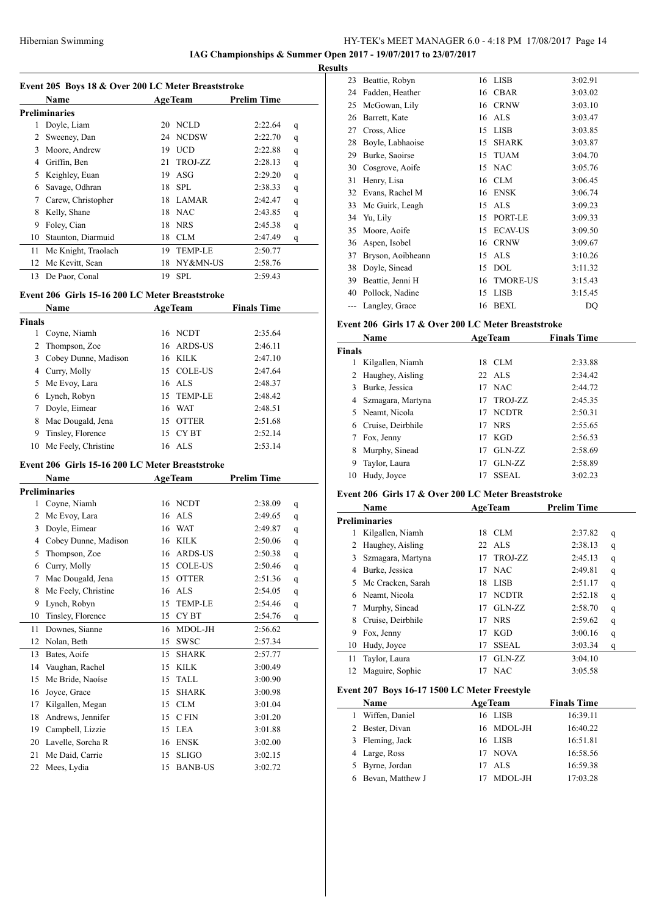**IAG Championships & Summer Open 2017 - 19/07/2017 to 23/07/2017**

**Results**

### Event 205 Boys 18 & Over 200 LC Meter Breaststroke

| | Name | Age | Team | Prelim Time | |
|---|---|---|---|---|---|
| **Preliminaries** | | | | | |
| 1 | Doyle, Liam | 20 | NCLD | 2:22.64 | q |
| 2 | Sweeney, Dan | 24 | NCDSW | 2:22.70 | q |
| 3 | Moore, Andrew | 19 | UCD | 2:22.88 | q |
| 4 | Griffin, Ben | 21 | TROJ-ZZ | 2:28.13 | q |
| 5 | Keighley, Euan | 19 | ASG | 2:29.20 | q |
| 6 | Savage, Odhran | 18 | SPL | 2:38.33 | q |
| 7 | Carew, Christopher | 18 | LAMAR | 2:42.47 | q |
| 8 | Kelly, Shane | 18 | NAC | 2:43.85 | q |
| 9 | Foley, Cian | 18 | NRS | 2:45.38 | q |
| 10 | Staunton, Diarmuid | 18 | CLM | 2:47.49 | q |
| 11 | Mc Knight, Traolach | 19 | TEMP-LE | 2:50.77 | |
| 12 | Mc Kevitt, Sean | 18 | NY&MN-US | 2:58.76 | |
| 13 | De Paor, Conal | 19 | SPL | 2:59.43 | |

### Event 206 Girls 15-16 200 LC Meter Breaststroke

| | Name | Age | Team | Finals Time |
|---|---|---|---|---|
| **Finals** | | | | |
| 1 | Coyne, Niamh | 16 | NCDT | 2:35.64 |
| 2 | Thompson, Zoe | 16 | ARDS-US | 2:46.11 |
| 3 | Cobey Dunne, Madison | 16 | KILK | 2:47.10 |
| 4 | Curry, Molly | 15 | COLE-US | 2:47.64 |
| 5 | Mc Evoy, Lara | 16 | ALS | 2:48.37 |
| 6 | Lynch, Robyn | 15 | TEMP-LE | 2:48.42 |
| 7 | Doyle, Eimear | 16 | WAT | 2:48.51 |
| 8 | Mac Dougald, Jena | 15 | OTTER | 2:51.68 |
| 9 | Tinsley, Florence | 15 | CY BT | 2:52.14 |
| 10 | Mc Feely, Christine | 16 | ALS | 2:53.14 |

### Event 206 Girls 15-16 200 LC Meter Breaststroke

| | Name | Age | Team | Prelim Time | |
|---|---|---|---|---|---|
| **Preliminaries** | | | | | |
| 1 | Coyne, Niamh | 16 | NCDT | 2:38.09 | q |
| 2 | Mc Evoy, Lara | 16 | ALS | 2:49.65 | q |
| 3 | Doyle, Eimear | 16 | WAT | 2:49.87 | q |
| 4 | Cobey Dunne, Madison | 16 | KILK | 2:50.06 | q |
| 5 | Thompson, Zoe | 16 | ARDS-US | 2:50.38 | q |
| 6 | Curry, Molly | 15 | COLE-US | 2:50.46 | q |
| 7 | Mac Dougald, Jena | 15 | OTTER | 2:51.36 | q |
| 8 | Mc Feely, Christine | 16 | ALS | 2:54.05 | q |
| 9 | Lynch, Robyn | 15 | TEMP-LE | 2:54.46 | q |
| 10 | Tinsley, Florence | 15 | CY BT | 2:54.76 | q |
| 11 | Downes, Sianne | 16 | MDOL-JH | 2:56.62 | |
| 12 | Nolan, Beth | 15 | SWSC | 2:57.34 | |
| 13 | Bates, Aoife | 15 | SHARK | 2:57.77 | |
| 14 | Vaughan, Rachel | 15 | KILK | 3:00.49 | |
| 15 | Mc Bride, Naoíse | 15 | TALL | 3:00.90 | |
| 16 | Joyce, Grace | 15 | SHARK | 3:00.98 | |
| 17 | Kilgallen, Megan | 15 | CLM | 3:01.04 | |
| 18 | Andrews, Jennifer | 15 | C FIN | 3:01.20 | |
| 19 | Campbell, Lizzie | 15 | LEA | 3:01.88 | |
| 20 | Lavelle, Sorcha R | 16 | ENSK | 3:02.00 | |
| 21 | Mc Daid, Carrie | 15 | SLIGO | 3:02.15 | |
| 22 | Mees, Lydia | 15 | BANB-US | 3:02.72 | |
| 23 | Beattie, Robyn | 16 | LISB | 3:02.91 | |
| 24 | Fadden, Heather | 16 | CBAR | 3:03.02 | |
| 25 | McGowan, Lily | 16 | CRNW | 3:03.10 | |
| 26 | Barrett, Kate | 16 | ALS | 3:03.47 | |
| 27 | Cross, Alice | 15 | LISB | 3:03.85 | |
| 28 | Boyle, Labhaoise | 15 | SHARK | 3:03.87 | |
| 29 | Burke, Saoirse | 15 | TUAM | 3:04.70 | |
| 30 | Cosgrove, Aoife | 15 | NAC | 3:05.76 | |
| 31 | Henry, Lisa | 16 | CLM | 3:06.45 | |
| 32 | Evans, Rachel M | 16 | ENSK | 3:06.74 | |
| 33 | Mc Guirk, Leagh | 15 | ALS | 3:09.23 | |
| 34 | Yu, Lily | 15 | PORT-LE | 3:09.33 | |
| 35 | Moore, Aoife | 15 | ECAV-US | 3:09.50 | |
| 36 | Aspen, Isobel | 16 | CRNW | 3:09.67 | |
| 37 | Bryson, Aoibheann | 15 | ALS | 3:10.26 | |
| 38 | Doyle, Sinead | 15 | DOL | 3:11.32 | |
| 39 | Beattie, Jenni H | 16 | TMORE-US | 3:15.43 | |
| 40 | Pollock, Nadine | 15 | LISB | 3:15.45 | |
| --- | Langley, Grace | 16 | BEXL | DQ | |

### Event 206 Girls 17 & Over 200 LC Meter Breaststroke

| | Name | Age | Team | Finals Time |
|---|---|---|---|---|
| **Finals** | | | | |
| 1 | Kilgallen, Niamh | 18 | CLM | 2:33.88 |
| 2 | Haughey, Aisling | 22 | ALS | 2:34.42 |
| 3 | Burke, Jessica | 17 | NAC | 2:44.72 |
| 4 | Szmagara, Martyna | 17 | TROJ-ZZ | 2:45.35 |
| 5 | Neamt, Nicola | 17 | NCDTR | 2:50.31 |
| 6 | Cruise, Deirbhile | 17 | NRS | 2:55.65 |
| 7 | Fox, Jenny | 17 | KGD | 2:56.53 |
| 8 | Murphy, Sinead | 17 | GLN-ZZ | 2:58.69 |
| 9 | Taylor, Laura | 17 | GLN-ZZ | 2:58.89 |
| 10 | Hudy, Joyce | 17 | SSEAL | 3:02.23 |

### Event 206 Girls 17 & Over 200 LC Meter Breaststroke

| | Name | Age | Team | Prelim Time | |
|---|---|---|---|---|---|
| **Preliminaries** | | | | | |
| 1 | Kilgallen, Niamh | 18 | CLM | 2:37.82 | q |
| 2 | Haughey, Aisling | 22 | ALS | 2:38.13 | q |
| 3 | Szmagara, Martyna | 17 | TROJ-ZZ | 2:45.13 | q |
| 4 | Burke, Jessica | 17 | NAC | 2:49.81 | q |
| 5 | Mc Cracken, Sarah | 18 | LISB | 2:51.17 | q |
| 6 | Neamt, Nicola | 17 | NCDTR | 2:52.18 | q |
| 7 | Murphy, Sinead | 17 | GLN-ZZ | 2:58.70 | q |
| 8 | Cruise, Deirbhile | 17 | NRS | 2:59.62 | q |
| 9 | Fox, Jenny | 17 | KGD | 3:00.16 | q |
| 10 | Hudy, Joyce | 17 | SSEAL | 3:03.34 | q |
| 11 | Taylor, Laura | 17 | GLN-ZZ | 3:04.10 | |
| 12 | Maguire, Sophie | 17 | NAC | 3:05.58 | |

### Event 207 Boys 16-17 1500 LC Meter Freestyle

| | Name | Age | Team | Finals Time |
|---|---|---|---|---|
| 1 | Wiffen, Daniel | 16 | LISB | 16:39.11 |
| 2 | Bester, Divan | 16 | MDOL-JH | 16:40.22 |
| 3 | Fleming, Jack | 16 | LISB | 16:51.81 |
| 4 | Large, Ross | 17 | NOVA | 16:58.56 |
| 5 | Byrne, Jordan | 17 | ALS | 16:59.38 |
| 6 | Bevan, Matthew J | 17 | MDOL-JH | 17:03.28 |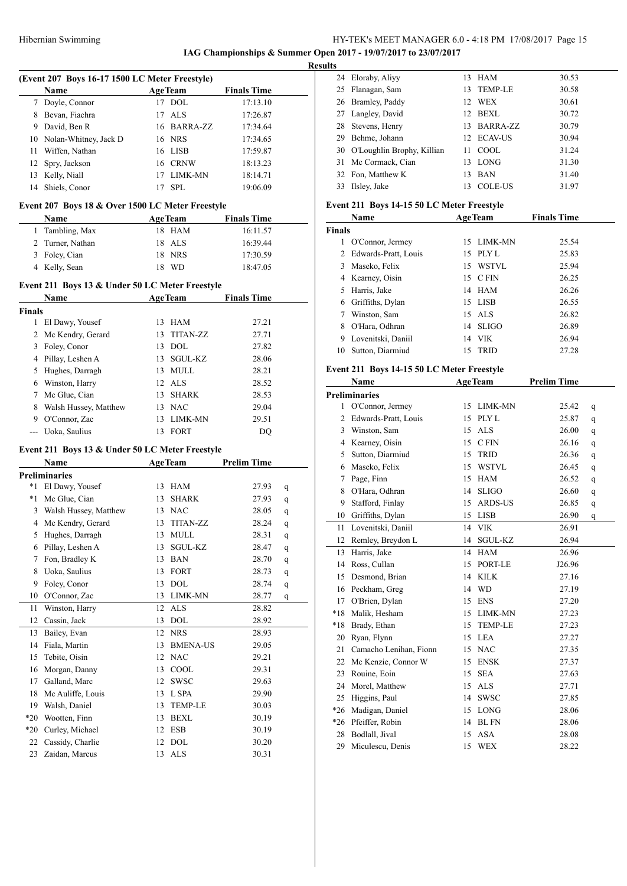**IAG Championships & Summer Open 2017 - 19/07/2017 to 23/07/2017**

**Results**

### (Event 207 Boys 16-17 1500 LC Meter Freestyle)

| | Name | Age | Team | Finals Time |
|---|---|---|---|---|
| 7 | Doyle, Connor | 17 | DOL | 17:13.10 |
| 8 | Bevan, Fiachra | 17 | ALS | 17:26.87 |
| 9 | David, Ben R | 16 | BARRA-ZZ | 17:34.64 |
| 10 | Nolan-Whitney, Jack D | 16 | NRS | 17:34.65 |
| 11 | Wiffen, Nathan | 16 | LISB | 17:59.87 |
| 12 | Spry, Jackson | 16 | CRNW | 18:13.23 |
| 13 | Kelly, Niall | 17 | LIMK-MN | 18:14.71 |
| 14 | Shiels, Conor | 17 | SPL | 19:06.09 |

### Event 207 Boys 18 & Over 1500 LC Meter Freestyle

| | Name | Age | Team | Finals Time |
|---|---|---|---|---|
| 1 | Tambling, Max | 18 | HAM | 16:11.57 |
| 2 | Turner, Nathan | 18 | ALS | 16:39.44 |
| 3 | Foley, Cian | 18 | NRS | 17:30.59 |
| 4 | Kelly, Sean | 18 | WD | 18:47.05 |

### Event 211 Boys 13 & Under 50 LC Meter Freestyle

| | Name | Age | Team | Finals Time |
|---|---|---|---|---|
| **Finals** | | | | |
| 1 | El Dawy, Yousef | 13 | HAM | 27.21 |
| 2 | Mc Kendry, Gerard | 13 | TITAN-ZZ | 27.71 |
| 3 | Foley, Conor | 13 | DOL | 27.82 |
| 4 | Pillay, Leshen A | 13 | SGUL-KZ | 28.06 |
| 5 | Hughes, Darragh | 13 | MULL | 28.21 |
| 6 | Winston, Harry | 12 | ALS | 28.52 |
| 7 | Mc Glue, Cian | 13 | SHARK | 28.53 |
| 8 | Walsh Hussey, Matthew | 13 | NAC | 29.04 |
| 9 | O'Connor, Zac | 13 | LIMK-MN | 29.51 |
| --- | Uoka, Saulius | 13 | FORT | DQ |

### Event 211 Boys 13 & Under 50 LC Meter Freestyle

| | Name | Age | Team | Prelim Time | |
|---|---|---|---|---|---|
| **Preliminaries** | | | | | |
| *1 | El Dawy, Yousef | 13 | HAM | 27.93 | q |
| *1 | Mc Glue, Cian | 13 | SHARK | 27.93 | q |
| 3 | Walsh Hussey, Matthew | 13 | NAC | 28.05 | q |
| 4 | Mc Kendry, Gerard | 13 | TITAN-ZZ | 28.24 | q |
| 5 | Hughes, Darragh | 13 | MULL | 28.31 | q |
| 6 | Pillay, Leshen A | 13 | SGUL-KZ | 28.47 | q |
| 7 | Fon, Bradley K | 13 | BAN | 28.70 | q |
| 8 | Uoka, Saulius | 13 | FORT | 28.73 | q |
| 9 | Foley, Conor | 13 | DOL | 28.74 | q |
| 10 | O'Connor, Zac | 13 | LIMK-MN | 28.77 | q |
| 11 | Winston, Harry | 12 | ALS | 28.82 | |
| 12 | Cassin, Jack | 13 | DOL | 28.92 | |
| 13 | Bailey, Evan | 12 | NRS | 28.93 | |
| 14 | Fiala, Martin | 13 | BMENA-US | 29.05 | |
| 15 | Tebite, Oisin | 12 | NAC | 29.21 | |
| 16 | Morgan, Danny | 13 | COOL | 29.31 | |
| 17 | Galland, Marc | 12 | SWSC | 29.63 | |
| 18 | Mc Auliffe, Louis | 13 | L SPA | 29.90 | |
| 19 | Walsh, Daniel | 13 | TEMP-LE | 30.03 | |
| *20 | Wootten, Finn | 13 | BEXL | 30.19 | |
| *20 | Curley, Michael | 12 | ESB | 30.19 | |
| 22 | Cassidy, Charlie | 12 | DOL | 30.20 | |
| 23 | Zaidan, Marcus | 13 | ALS | 30.31 | |
| 24 | Eloraby, Aliyy | 13 | HAM | 30.53 | |
| 25 | Flanagan, Sam | 13 | TEMP-LE | 30.58 | |
| 26 | Bramley, Paddy | 12 | WEX | 30.61 | |
| 27 | Langley, David | 12 | BEXL | 30.72 | |
| 28 | Stevens, Henry | 13 | BARRA-ZZ | 30.79 | |
| 29 | Behme, Johann | 12 | ECAV-US | 30.94 | |
| 30 | O'Loughlin Brophy, Killian | 11 | COOL | 31.24 | |
| 31 | Mc Cormack, Cian | 13 | LONG | 31.30 | |
| 32 | Fon, Matthew K | 13 | BAN | 31.40 | |
| 33 | Ilsley, Jake | 13 | COLE-US | 31.97 | |

### Event 211 Boys 14-15 50 LC Meter Freestyle

| | Name | Age | Team | Finals Time |
|---|---|---|---|---|
| **Finals** | | | | |
| 1 | O'Connor, Jermey | 15 | LIMK-MN | 25.54 |
| 2 | Edwards-Pratt, Louis | 15 | PLY L | 25.83 |
| 3 | Maseko, Felix | 15 | WSTVL | 25.94 |
| 4 | Kearney, Oisin | 15 | C FIN | 26.25 |
| 5 | Harris, Jake | 14 | HAM | 26.26 |
| 6 | Griffiths, Dylan | 15 | LISB | 26.55 |
| 7 | Winston, Sam | 15 | ALS | 26.82 |
| 8 | O'Hara, Odhran | 14 | SLIGO | 26.89 |
| 9 | Lovenitski, Daniil | 14 | VIK | 26.94 |
| 10 | Sutton, Diarmiud | 15 | TRID | 27.28 |

### Event 211 Boys 14-15 50 LC Meter Freestyle

| | Name | Age | Team | Prelim Time | |
|---|---|---|---|---|---|
| **Preliminaries** | | | | | |
| 1 | O'Connor, Jermey | 15 | LIMK-MN | 25.42 | q |
| 2 | Edwards-Pratt, Louis | 15 | PLY L | 25.87 | q |
| 3 | Winston, Sam | 15 | ALS | 26.00 | q |
| 4 | Kearney, Oisin | 15 | C FIN | 26.16 | q |
| 5 | Sutton, Diarmiud | 15 | TRID | 26.36 | q |
| 6 | Maseko, Felix | 15 | WSTVL | 26.45 | q |
| 7 | Page, Finn | 15 | HAM | 26.52 | q |
| 8 | O'Hara, Odhran | 14 | SLIGO | 26.60 | q |
| 9 | Stafford, Finlay | 15 | ARDS-US | 26.85 | q |
| 10 | Griffiths, Dylan | 15 | LISB | 26.90 | q |
| 11 | Lovenitski, Daniil | 14 | VIK | 26.91 | |
| 12 | Remley, Breydon L | 14 | SGUL-KZ | 26.94 | |
| 13 | Harris, Jake | 14 | HAM | 26.96 | |
| 14 | Ross, Cullan | 15 | PORT-LE | J26.96 | |
| 15 | Desmond, Brian | 14 | KILK | 27.16 | |
| 16 | Peckham, Greg | 14 | WD | 27.19 | |
| 17 | O'Brien, Dylan | 15 | ENS | 27.20 | |
| *18 | Malik, Hesham | 15 | LIMK-MN | 27.23 | |
| *18 | Brady, Ethan | 15 | TEMP-LE | 27.23 | |
| 20 | Ryan, Flynn | 15 | LEA | 27.27 | |
| 21 | Camacho Lenihan, Fionn | 15 | NAC | 27.35 | |
| 22 | Mc Kenzie, Connor W | 15 | ENSK | 27.37 | |
| 23 | Rouine, Eoin | 15 | SEA | 27.63 | |
| 24 | Morel, Matthew | 15 | ALS | 27.71 | |
| 25 | Higgins, Paul | 14 | SWSC | 27.85 | |
| *26 | Madigan, Daniel | 15 | LONG | 28.06 | |
| *26 | Pfeiffer, Robin | 14 | BL FN | 28.06 | |
| 28 | Bodlall, Jival | 15 | ASA | 28.08 | |
| 29 | Miculescu, Denis | 15 | WEX | 28.22 | |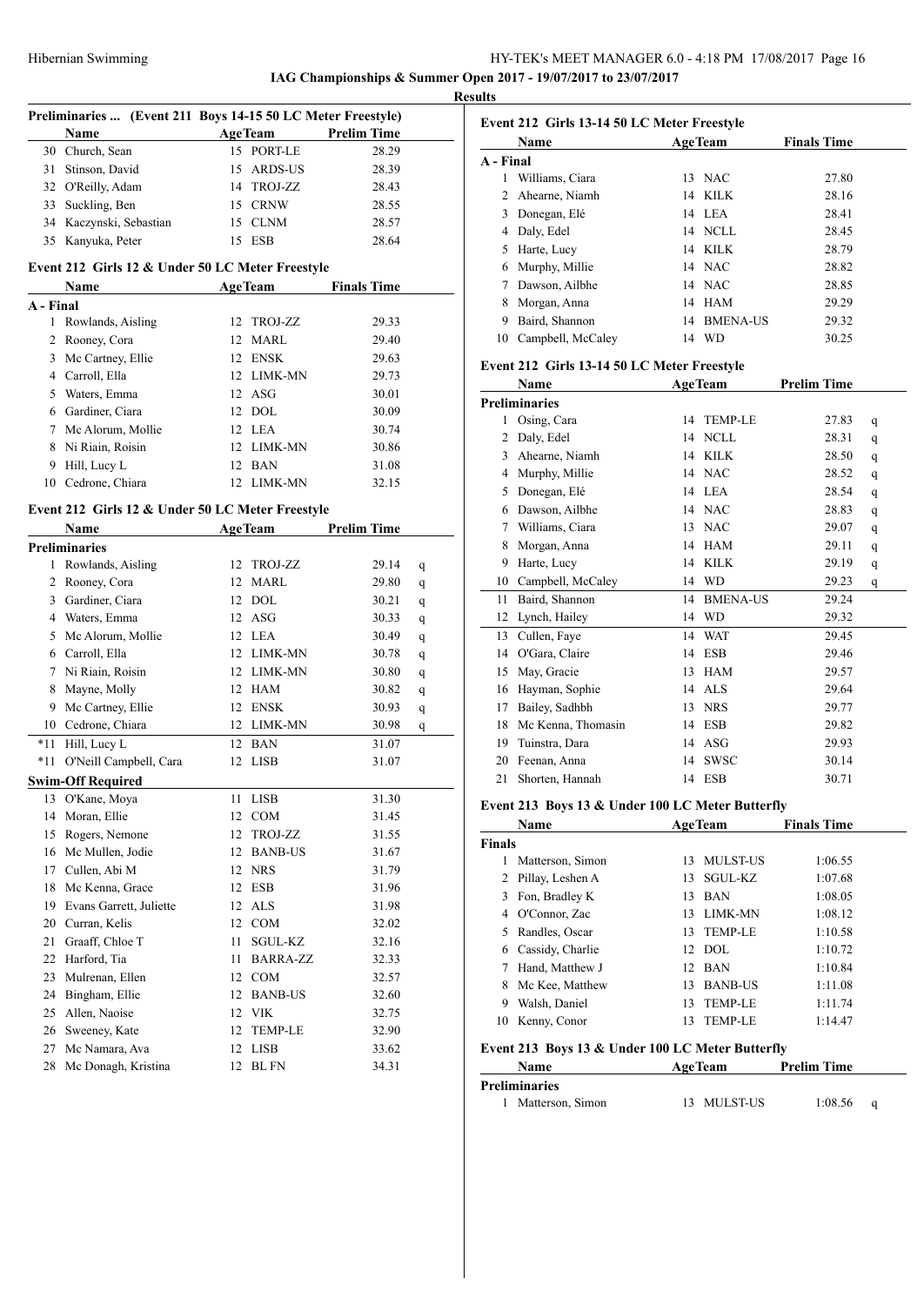## Preliminaries ... (Event 211 Boys 14-15 50 LC Meter Freestyle)

| | Name | Age | Team | Prelim Time |
|---|---|---|---|---|
| 30 | Church, Sean | 15 | PORT-LE | 28.29 |
| 31 | Stinson, David | 15 | ARDS-US | 28.39 |
| 32 | O'Reilly, Adam | 14 | TROJ-ZZ | 28.43 |
| 33 | Suckling, Ben | 15 | CRNW | 28.55 |
| 34 | Kaczynski, Sebastian | 15 | CLNM | 28.57 |
| 35 | Kanyuka, Peter | 15 | ESB | 28.64 |

## Event 212 Girls 12 & Under 50 LC Meter Freestyle

| | Name | Age | Team | Finals Time |
|---|---|---|---|---|
| **A - Final** | | | | |
| 1 | Rowlands, Aisling | 12 | TROJ-ZZ | 29.33 |
| 2 | Rooney, Cora | 12 | MARL | 29.40 |
| 3 | Mc Cartney, Ellie | 12 | ENSK | 29.63 |
| 4 | Carroll, Ella | 12 | LIMK-MN | 29.73 |
| 5 | Waters, Emma | 12 | ASG | 30.01 |
| 6 | Gardiner, Ciara | 12 | DOL | 30.09 |
| 7 | Mc Alorum, Mollie | 12 | LEA | 30.74 |
| 8 | Ni Riain, Roisin | 12 | LIMK-MN | 30.86 |
| 9 | Hill, Lucy L | 12 | BAN | 31.08 |
| 10 | Cedrone, Chiara | 12 | LIMK-MN | 32.15 |

## Event 212 Girls 12 & Under 50 LC Meter Freestyle

| | Name | Age | Team | Prelim Time | |
|---|---|---|---|---|---|
| **Preliminaries** | | | | | |
| 1 | Rowlands, Aisling | 12 | TROJ-ZZ | 29.14 | q |
| 2 | Rooney, Cora | 12 | MARL | 29.80 | q |
| 3 | Gardiner, Ciara | 12 | DOL | 30.21 | q |
| 4 | Waters, Emma | 12 | ASG | 30.33 | q |
| 5 | Mc Alorum, Mollie | 12 | LEA | 30.49 | q |
| 6 | Carroll, Ella | 12 | LIMK-MN | 30.78 | q |
| 7 | Ni Riain, Roisin | 12 | LIMK-MN | 30.80 | q |
| 8 | Mayne, Molly | 12 | HAM | 30.82 | q |
| 9 | Mc Cartney, Ellie | 12 | ENSK | 30.93 | q |
| 10 | Cedrone, Chiara | 12 | LIMK-MN | 30.98 | q |
| *11 | Hill, Lucy L | 12 | BAN | 31.07 | |
| *11 | O'Neill Campbell, Cara | 12 | LISB | 31.07 | |
| **Swim-Off Required** | | | | | |
| 13 | O'Kane, Moya | 11 | LISB | 31.30 | |
| 14 | Moran, Ellie | 12 | COM | 31.45 | |
| 15 | Rogers, Nemone | 12 | TROJ-ZZ | 31.55 | |
| 16 | Mc Mullen, Jodie | 12 | BANB-US | 31.67 | |
| 17 | Cullen, Abi M | 12 | NRS | 31.79 | |
| 18 | Mc Kenna, Grace | 12 | ESB | 31.96 | |
| 19 | Evans Garrett, Juliette | 12 | ALS | 31.98 | |
| 20 | Curran, Kelis | 12 | COM | 32.02 | |
| 21 | Graaff, Chloe T | 11 | SGUL-KZ | 32.16 | |
| 22 | Harford, Tia | 11 | BARRA-ZZ | 32.33 | |
| 23 | Mulrenan, Ellen | 12 | COM | 32.57 | |
| 24 | Bingham, Ellie | 12 | BANB-US | 32.60 | |
| 25 | Allen, Naoise | 12 | VIK | 32.75 | |
| 26 | Sweeney, Kate | 12 | TEMP-LE | 32.90 | |
| 27 | Mc Namara, Ava | 12 | LISB | 33.62 | |
| 28 | Mc Donagh, Kristina | 12 | BL FN | 34.31 | |

## Event 212 Girls 13-14 50 LC Meter Freestyle

| | Name | Age | Team | Finals Time |
|---|---|---|---|---|
| **A - Final** | | | | |
| 1 | Williams, Ciara | 13 | NAC | 27.80 |
| 2 | Ahearne, Niamh | 14 | KILK | 28.16 |
| 3 | Donegan, Elé | 14 | LEA | 28.41 |
| 4 | Daly, Edel | 14 | NCLL | 28.45 |
| 5 | Harte, Lucy | 14 | KILK | 28.79 |
| 6 | Murphy, Millie | 14 | NAC | 28.82 |
| 7 | Dawson, Ailbhe | 14 | NAC | 28.85 |
| 8 | Morgan, Anna | 14 | HAM | 29.29 |
| 9 | Baird, Shannon | 14 | BMENA-US | 29.32 |
| 10 | Campbell, McCaley | 14 | WD | 30.25 |

## Event 212 Girls 13-14 50 LC Meter Freestyle

| | Name | Age | Team | Prelim Time | |
|---|---|---|---|---|---|
| **Preliminaries** | | | | | |
| 1 | Osing, Cara | 14 | TEMP-LE | 27.83 | q |
| 2 | Daly, Edel | 14 | NCLL | 28.31 | q |
| 3 | Ahearne, Niamh | 14 | KILK | 28.50 | q |
| 4 | Murphy, Millie | 14 | NAC | 28.52 | q |
| 5 | Donegan, Elé | 14 | LEA | 28.54 | q |
| 6 | Dawson, Ailbhe | 14 | NAC | 28.83 | q |
| 7 | Williams, Ciara | 13 | NAC | 29.07 | q |
| 8 | Morgan, Anna | 14 | HAM | 29.11 | q |
| 9 | Harte, Lucy | 14 | KILK | 29.19 | q |
| 10 | Campbell, McCaley | 14 | WD | 29.23 | q |
| 11 | Baird, Shannon | 14 | BMENA-US | 29.24 | |
| 12 | Lynch, Hailey | 14 | WD | 29.32 | |
| 13 | Cullen, Faye | 14 | WAT | 29.45 | |
| 14 | O'Gara, Claire | 14 | ESB | 29.46 | |
| 15 | May, Gracie | 13 | HAM | 29.57 | |
| 16 | Hayman, Sophie | 14 | ALS | 29.64 | |
| 17 | Bailey, Sadhbh | 13 | NRS | 29.77 | |
| 18 | Mc Kenna, Thomasin | 14 | ESB | 29.82 | |
| 19 | Tuinstra, Dara | 14 | ASG | 29.93 | |
| 20 | Feenan, Anna | 14 | SWSC | 30.14 | |
| 21 | Shorten, Hannah | 14 | ESB | 30.71 | |

## Event 213 Boys 13 & Under 100 LC Meter Butterfly

| | Name | Age | Team | Finals Time |
|---|---|---|---|---|
| **Finals** | | | | |
| 1 | Matterson, Simon | 13 | MULST-US | 1:06.55 |
| 2 | Pillay, Leshen A | 13 | SGUL-KZ | 1:07.68 |
| 3 | Fon, Bradley K | 13 | BAN | 1:08.05 |
| 4 | O'Connor, Zac | 13 | LIMK-MN | 1:08.12 |
| 5 | Randles, Oscar | 13 | TEMP-LE | 1:10.58 |
| 6 | Cassidy, Charlie | 12 | DOL | 1:10.72 |
| 7 | Hand, Matthew J | 12 | BAN | 1:10.84 |
| 8 | Mc Kee, Matthew | 13 | BANB-US | 1:11.08 |
| 9 | Walsh, Daniel | 13 | TEMP-LE | 1:11.74 |
| 10 | Kenny, Conor | 13 | TEMP-LE | 1:14.47 |

## Event 213 Boys 13 & Under 100 LC Meter Butterfly

| | Name | Age | Team | Prelim Time | |
|---|---|---|---|---|---|
| **Preliminaries** | | | | | |
| 1 | Matterson, Simon | 13 | MULST-US | 1:08.56 | q |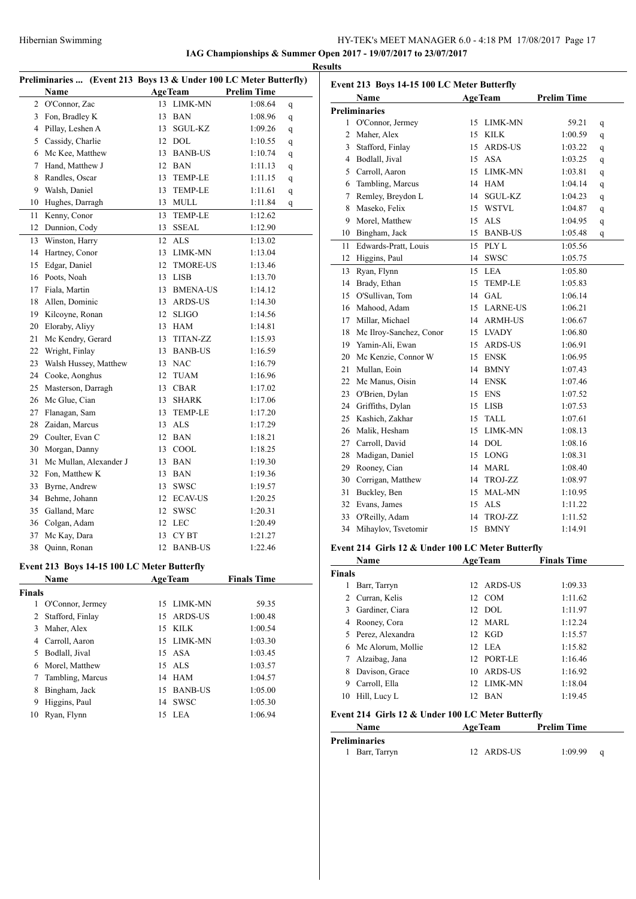**IAG Championships & Summer Open 2017 - 19/07/2017 to 23/07/2017**

**Results**

### Preliminaries ... (Event 213 Boys 13 & Under 100 LC Meter Butterfly)

| | Name | Age | Team | Prelim Time | |
|---|---|---|---|---|---|
| 2 | O'Connor, Zac | 13 | LIMK-MN | 1:08.64 | q |
| 3 | Fon, Bradley K | 13 | BAN | 1:08.96 | q |
| 4 | Pillay, Leshen A | 13 | SGUL-KZ | 1:09.26 | q |
| 5 | Cassidy, Charlie | 12 | DOL | 1:10.55 | q |
| 6 | Mc Kee, Matthew | 13 | BANB-US | 1:10.74 | q |
| 7 | Hand, Matthew J | 12 | BAN | 1:11.13 | q |
| 8 | Randles, Oscar | 13 | TEMP-LE | 1:11.15 | q |
| 9 | Walsh, Daniel | 13 | TEMP-LE | 1:11.61 | q |
| 10 | Hughes, Darragh | 13 | MULL | 1:11.84 | q |
| 11 | Kenny, Conor | 13 | TEMP-LE | 1:12.62 | |
| 12 | Dunnion, Cody | 13 | SSEAL | 1:12.90 | |
| 13 | Winston, Harry | 12 | ALS | 1:13.02 | |
| 14 | Hartney, Conor | 13 | LIMK-MN | 1:13.04 | |
| 15 | Edgar, Daniel | 12 | TMORE-US | 1:13.46 | |
| 16 | Poots, Noah | 13 | LISB | 1:13.70 | |
| 17 | Fiala, Martin | 13 | BMENA-US | 1:14.12 | |
| 18 | Allen, Dominic | 13 | ARDS-US | 1:14.30 | |
| 19 | Kilcoyne, Ronan | 12 | SLIGO | 1:14.56 | |
| 20 | Eloraby, Aliyy | 13 | HAM | 1:14.81 | |
| 21 | Mc Kendry, Gerard | 13 | TITAN-ZZ | 1:15.93 | |
| 22 | Wright, Finlay | 13 | BANB-US | 1:16.59 | |
| 23 | Walsh Hussey, Matthew | 13 | NAC | 1:16.79 | |
| 24 | Cooke, Aonghus | 12 | TUAM | 1:16.96 | |
| 25 | Masterson, Darragh | 13 | CBAR | 1:17.02 | |
| 26 | Mc Glue, Cian | 13 | SHARK | 1:17.06 | |
| 27 | Flanagan, Sam | 13 | TEMP-LE | 1:17.20 | |
| 28 | Zaidan, Marcus | 13 | ALS | 1:17.29 | |
| 29 | Coulter, Evan C | 12 | BAN | 1:18.21 | |
| 30 | Morgan, Danny | 13 | COOL | 1:18.25 | |
| 31 | Mc Mullan, Alexander J | 13 | BAN | 1:19.30 | |
| 32 | Fon, Matthew K | 13 | BAN | 1:19.36 | |
| 33 | Byrne, Andrew | 13 | SWSC | 1:19.57 | |
| 34 | Behme, Johann | 12 | ECAV-US | 1:20.25 | |
| 35 | Galland, Marc | 12 | SWSC | 1:20.31 | |
| 36 | Colgan, Adam | 12 | LEC | 1:20.49 | |
| 37 | Mc Kay, Dara | 13 | CY BT | 1:21.27 | |
| 38 | Quinn, Ronan | 12 | BANB-US | 1:22.46 | |

### Event 213 Boys 14-15 100 LC Meter Butterfly

| | Name | Age | Team | Finals Time |
|---|---|---|---|---|
| **Finals** | | | | |
| 1 | O'Connor, Jermey | 15 | LIMK-MN | 59.35 |
| 2 | Stafford, Finlay | 15 | ARDS-US | 1:00.48 |
| 3 | Maher, Alex | 15 | KILK | 1:00.54 |
| 4 | Carroll, Aaron | 15 | LIMK-MN | 1:03.30 |
| 5 | Bodlall, Jival | 15 | ASA | 1:03.45 |
| 6 | Morel, Matthew | 15 | ALS | 1:03.57 |
| 7 | Tambling, Marcus | 14 | HAM | 1:04.57 |
| 8 | Bingham, Jack | 15 | BANB-US | 1:05.00 |
| 9 | Higgins, Paul | 14 | SWSC | 1:05.30 |
| 10 | Ryan, Flynn | 15 | LEA | 1:06.94 |

### Event 213 Boys 14-15 100 LC Meter Butterfly

| | Name | Age | Team | Prelim Time | |
|---|---|---|---|---|---|
| **Preliminaries** | | | | | |
| 1 | O'Connor, Jermey | 15 | LIMK-MN | 59.21 | q |
| 2 | Maher, Alex | 15 | KILK | 1:00.59 | q |
| 3 | Stafford, Finlay | 15 | ARDS-US | 1:03.22 | q |
| 4 | Bodlall, Jival | 15 | ASA | 1:03.25 | q |
| 5 | Carroll, Aaron | 15 | LIMK-MN | 1:03.81 | q |
| 6 | Tambling, Marcus | 14 | HAM | 1:04.14 | q |
| 7 | Remley, Breydon L | 14 | SGUL-KZ | 1:04.23 | q |
| 8 | Maseko, Felix | 15 | WSTVL | 1:04.87 | q |
| 9 | Morel, Matthew | 15 | ALS | 1:04.95 | q |
| 10 | Bingham, Jack | 15 | BANB-US | 1:05.48 | q |
| 11 | Edwards-Pratt, Louis | 15 | PLY L | 1:05.56 | |
| 12 | Higgins, Paul | 14 | SWSC | 1:05.75 | |
| 13 | Ryan, Flynn | 15 | LEA | 1:05.80 | |
| 14 | Brady, Ethan | 15 | TEMP-LE | 1:05.83 | |
| 15 | O'Sullivan, Tom | 14 | GAL | 1:06.14 | |
| 16 | Mahood, Adam | 15 | LARNE-US | 1:06.21 | |
| 17 | Millar, Michael | 14 | ARMH-US | 1:06.67 | |
| 18 | Mc Ilroy-Sanchez, Conor | 15 | LVADY | 1:06.80 | |
| 19 | Yamin-Ali, Ewan | 15 | ARDS-US | 1:06.91 | |
| 20 | Mc Kenzie, Connor W | 15 | ENSK | 1:06.95 | |
| 21 | Mullan, Eoin | 14 | BMNY | 1:07.43 | |
| 22 | Mc Manus, Oisin | 14 | ENSK | 1:07.46 | |
| 23 | O'Brien, Dylan | 15 | ENS | 1:07.52 | |
| 24 | Griffiths, Dylan | 15 | LISB | 1:07.53 | |
| 25 | Kashich, Zakhar | 15 | TALL | 1:07.61 | |
| 26 | Malik, Hesham | 15 | LIMK-MN | 1:08.13 | |
| 27 | Carroll, David | 14 | DOL | 1:08.16 | |
| 28 | Madigan, Daniel | 15 | LONG | 1:08.31 | |
| 29 | Rooney, Cian | 14 | MARL | 1:08.40 | |
| 30 | Corrigan, Matthew | 14 | TROJ-ZZ | 1:08.97 | |
| 31 | Buckley, Ben | 15 | MAL-MN | 1:10.95 | |
| 32 | Evans, James | 15 | ALS | 1:11.22 | |
| 33 | O'Reilly, Adam | 14 | TROJ-ZZ | 1:11.52 | |
| 34 | Mihaylov, Tsvetomir | 15 | BMNY | 1:14.91 | |

### Event 214 Girls 12 & Under 100 LC Meter Butterfly

| | Name | Age | Team | Finals Time |
|---|---|---|---|---|
| **Finals** | | | | |
| 1 | Barr, Tarryn | 12 | ARDS-US | 1:09.33 |
| 2 | Curran, Kelis | 12 | COM | 1:11.62 |
| 3 | Gardiner, Ciara | 12 | DOL | 1:11.97 |
| 4 | Rooney, Cora | 12 | MARL | 1:12.24 |
| 5 | Perez, Alexandra | 12 | KGD | 1:15.57 |
| 6 | Mc Alorum, Mollie | 12 | LEA | 1:15.82 |
| 7 | Alzaibag, Jana | 12 | PORT-LE | 1:16.46 |
| 8 | Davison, Grace | 10 | ARDS-US | 1:16.92 |
| 9 | Carroll, Ella | 12 | LIMK-MN | 1:18.04 |
| 10 | Hill, Lucy L | 12 | BAN | 1:19.45 |

### Event 214 Girls 12 & Under 100 LC Meter Butterfly

| | Name | Age | Team | Prelim Time | |
|---|---|---|---|---|---|
| **Preliminaries** | | | | | |
| 1 | Barr, Tarryn | 12 | ARDS-US | 1:09.99 | q |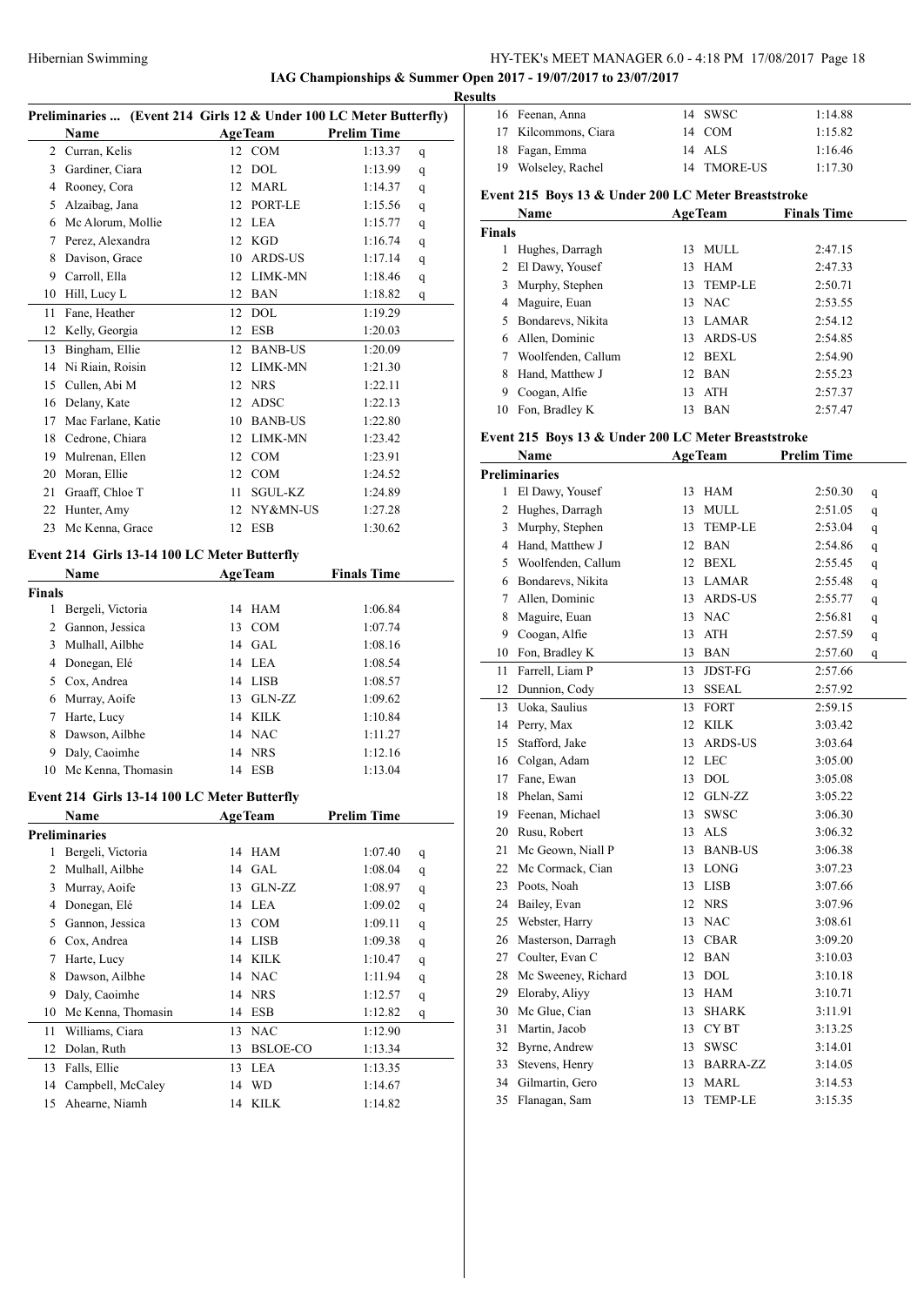## IAG Championships & Summer Open 2017 - 19/07/2017 to 23/07/2017

### Results

**Preliminaries ... (Event 214 Girls 12 & Under 100 LC Meter Butterfly)**

| | Name | Age | Team | Prelim Time | |
|---|---|---|---|---|---|
| 2 | Curran, Kelis | 12 | COM | 1:13.37 | q |
| 3 | Gardiner, Ciara | 12 | DOL | 1:13.99 | q |
| 4 | Rooney, Cora | 12 | MARL | 1:14.37 | q |
| 5 | Alzaibag, Jana | 12 | PORT-LE | 1:15.56 | q |
| 6 | Mc Alorum, Mollie | 12 | LEA | 1:15.77 | q |
| 7 | Perez, Alexandra | 12 | KGD | 1:16.74 | q |
| 8 | Davison, Grace | 10 | ARDS-US | 1:17.14 | q |
| 9 | Carroll, Ella | 12 | LIMK-MN | 1:18.46 | q |
| 10 | Hill, Lucy L | 12 | BAN | 1:18.82 | q |
| 11 | Fane, Heather | 12 | DOL | 1:19.29 | |
| 12 | Kelly, Georgia | 12 | ESB | 1:20.03 | |
| 13 | Bingham, Ellie | 12 | BANB-US | 1:20.09 | |
| 14 | Ni Riain, Roisin | 12 | LIMK-MN | 1:21.30 | |
| 15 | Cullen, Abi M | 12 | NRS | 1:22.11 | |
| 16 | Delany, Kate | 12 | ADSC | 1:22.13 | |
| 17 | Mac Farlane, Katie | 10 | BANB-US | 1:22.80 | |
| 18 | Cedrone, Chiara | 12 | LIMK-MN | 1:23.42 | |
| 19 | Mulrenan, Ellen | 12 | COM | 1:23.91 | |
| 20 | Moran, Ellie | 12 | COM | 1:24.52 | |
| 21 | Graaff, Chloe T | 11 | SGUL-KZ | 1:24.89 | |
| 22 | Hunter, Amy | 12 | NY&MN-US | 1:27.28 | |
| 23 | Mc Kenna, Grace | 12 | ESB | 1:30.62 | |

**Event 214 Girls 13-14 100 LC Meter Butterfly**

| | Name | Age | Team | Finals Time |
|---|---|---|---|---|
| **Finals** | | | | |
| 1 | Bergeli, Victoria | 14 | HAM | 1:06.84 |
| 2 | Gannon, Jessica | 13 | COM | 1:07.74 |
| 3 | Mulhall, Ailbhe | 14 | GAL | 1:08.16 |
| 4 | Donegan, Elé | 14 | LEA | 1:08.54 |
| 5 | Cox, Andrea | 14 | LISB | 1:08.57 |
| 6 | Murray, Aoife | 13 | GLN-ZZ | 1:09.62 |
| 7 | Harte, Lucy | 14 | KILK | 1:10.84 |
| 8 | Dawson, Ailbhe | 14 | NAC | 1:11.27 |
| 9 | Daly, Caoimhe | 14 | NRS | 1:12.16 |
| 10 | Mc Kenna, Thomasin | 14 | ESB | 1:13.04 |

**Event 214 Girls 13-14 100 LC Meter Butterfly**

| | Name | Age | Team | Prelim Time | |
|---|---|---|---|---|---|
| **Preliminaries** | | | | | |
| 1 | Bergeli, Victoria | 14 | HAM | 1:07.40 | q |
| 2 | Mulhall, Ailbhe | 14 | GAL | 1:08.04 | q |
| 3 | Murray, Aoife | 13 | GLN-ZZ | 1:08.97 | q |
| 4 | Donegan, Elé | 14 | LEA | 1:09.02 | q |
| 5 | Gannon, Jessica | 13 | COM | 1:09.11 | q |
| 6 | Cox, Andrea | 14 | LISB | 1:09.38 | q |
| 7 | Harte, Lucy | 14 | KILK | 1:10.47 | q |
| 8 | Dawson, Ailbhe | 14 | NAC | 1:11.94 | q |
| 9 | Daly, Caoimhe | 14 | NRS | 1:12.57 | q |
| 10 | Mc Kenna, Thomasin | 14 | ESB | 1:12.82 | q |
| 11 | Williams, Ciara | 13 | NAC | 1:12.90 | |
| 12 | Dolan, Ruth | 13 | BSLOE-CO | 1:13.34 | |
| 13 | Falls, Ellie | 13 | LEA | 1:13.35 | |
| 14 | Campbell, McCaley | 14 | WD | 1:14.67 | |
| 15 | Ahearne, Niamh | 14 | KILK | 1:14.82 | |
| 16 | Feenan, Anna | 14 | SWSC | 1:14.88 | |
| 17 | Kilcommons, Ciara | 14 | COM | 1:15.82 | |
| 18 | Fagan, Emma | 14 | ALS | 1:16.46 | |
| 19 | Wolseley, Rachel | 14 | TMORE-US | 1:17.30 | |

**Event 215 Boys 13 & Under 200 LC Meter Breaststroke**

| | Name | Age | Team | Finals Time |
|---|---|---|---|---|
| **Finals** | | | | |
| 1 | Hughes, Darragh | 13 | MULL | 2:47.15 |
| 2 | El Dawy, Yousef | 13 | HAM | 2:47.33 |
| 3 | Murphy, Stephen | 13 | TEMP-LE | 2:50.71 |
| 4 | Maguire, Euan | 13 | NAC | 2:53.55 |
| 5 | Bondarevs, Nikita | 13 | LAMAR | 2:54.12 |
| 6 | Allen, Dominic | 13 | ARDS-US | 2:54.85 |
| 7 | Woolfenden, Callum | 12 | BEXL | 2:54.90 |
| 8 | Hand, Matthew J | 12 | BAN | 2:55.23 |
| 9 | Coogan, Alfie | 13 | ATH | 2:57.37 |
| 10 | Fon, Bradley K | 13 | BAN | 2:57.47 |

**Event 215 Boys 13 & Under 200 LC Meter Breaststroke**

| | Name | Age | Team | Prelim Time | |
|---|---|---|---|---|---|
| **Preliminaries** | | | | | |
| 1 | El Dawy, Yousef | 13 | HAM | 2:50.30 | q |
| 2 | Hughes, Darragh | 13 | MULL | 2:51.05 | q |
| 3 | Murphy, Stephen | 13 | TEMP-LE | 2:53.04 | q |
| 4 | Hand, Matthew J | 12 | BAN | 2:54.86 | q |
| 5 | Woolfenden, Callum | 12 | BEXL | 2:55.45 | q |
| 6 | Bondarevs, Nikita | 13 | LAMAR | 2:55.48 | q |
| 7 | Allen, Dominic | 13 | ARDS-US | 2:55.77 | q |
| 8 | Maguire, Euan | 13 | NAC | 2:56.81 | q |
| 9 | Coogan, Alfie | 13 | ATH | 2:57.59 | q |
| 10 | Fon, Bradley K | 13 | BAN | 2:57.60 | q |
| 11 | Farrell, Liam P | 13 | JDST-FG | 2:57.66 | |
| 12 | Dunnion, Cody | 13 | SSEAL | 2:57.92 | |
| 13 | Uoka, Saulius | 13 | FORT | 2:59.15 | |
| 14 | Perry, Max | 12 | KILK | 3:03.42 | |
| 15 | Stafford, Jake | 13 | ARDS-US | 3:03.64 | |
| 16 | Colgan, Adam | 12 | LEC | 3:05.00 | |
| 17 | Fane, Ewan | 13 | DOL | 3:05.08 | |
| 18 | Phelan, Sami | 12 | GLN-ZZ | 3:05.22 | |
| 19 | Feenan, Michael | 13 | SWSC | 3:06.30 | |
| 20 | Rusu, Robert | 13 | ALS | 3:06.32 | |
| 21 | Mc Geown, Niall P | 13 | BANB-US | 3:06.38 | |
| 22 | Mc Cormack, Cian | 13 | LONG | 3:07.23 | |
| 23 | Poots, Noah | 13 | LISB | 3:07.66 | |
| 24 | Bailey, Evan | 12 | NRS | 3:07.96 | |
| 25 | Webster, Harry | 13 | NAC | 3:08.61 | |
| 26 | Masterson, Darragh | 13 | CBAR | 3:09.20 | |
| 27 | Coulter, Evan C | 12 | BAN | 3:10.03 | |
| 28 | Mc Sweeney, Richard | 13 | DOL | 3:10.18 | |
| 29 | Eloraby, Aliyy | 13 | HAM | 3:10.71 | |
| 30 | Mc Glue, Cian | 13 | SHARK | 3:11.91 | |
| 31 | Martin, Jacob | 13 | CY BT | 3:13.25 | |
| 32 | Byrne, Andrew | 13 | SWSC | 3:14.01 | |
| 33 | Stevens, Henry | 13 | BARRA-ZZ | 3:14.05 | |
| 34 | Gilmartin, Gero | 13 | MARL | 3:14.53 | |
| 35 | Flanagan, Sam | 13 | TEMP-LE | 3:15.35 | |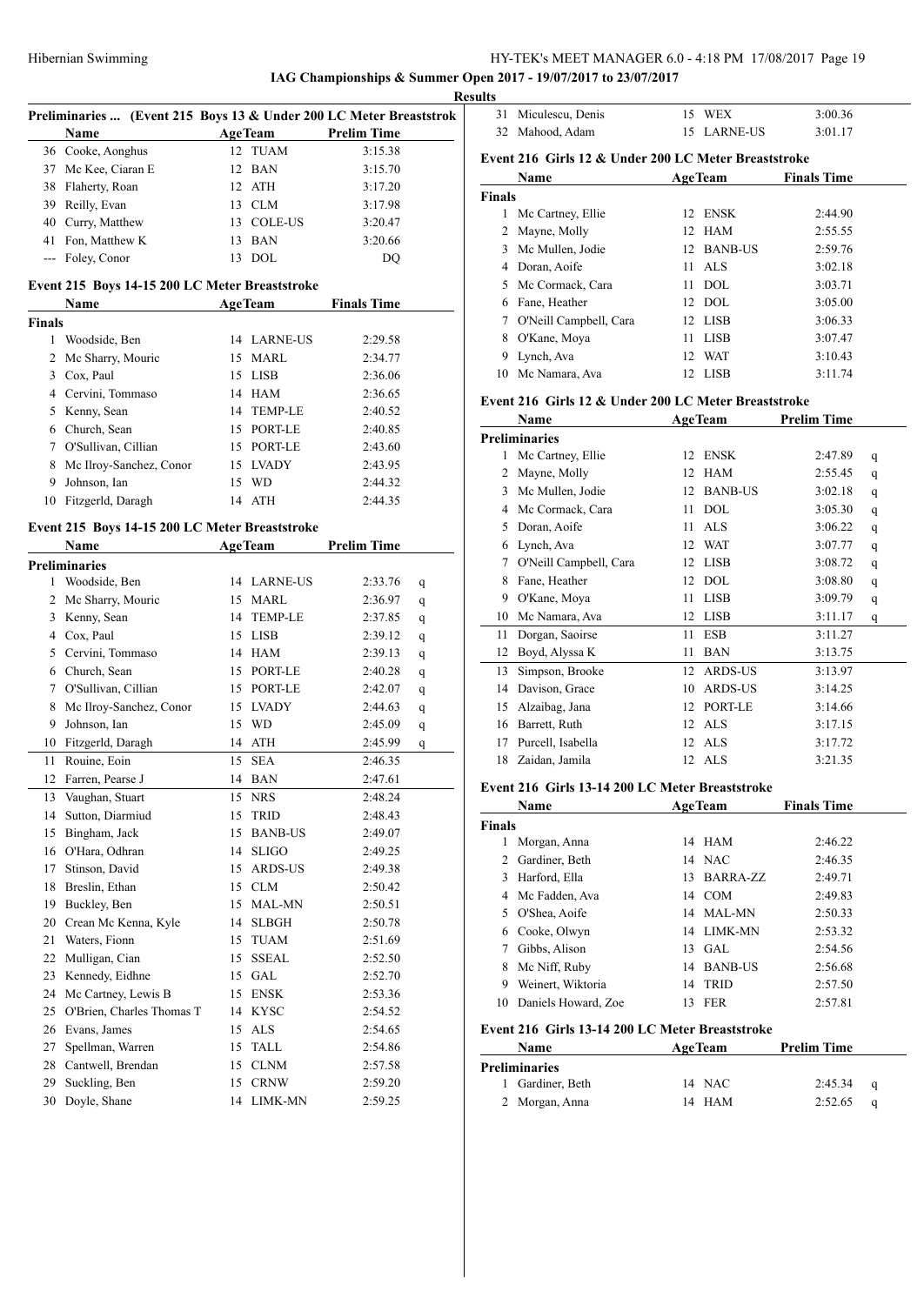IAG Championships & Summer Open 2017 - 19/07/2017 to 23/07/2017

Results

### Preliminaries ... (Event 215 Boys 13 & Under 200 LC Meter Breaststroke)

| | Name | Age | Team | Prelim Time |
|---|---|---|---|---|
| 36 | Cooke, Aonghus | 12 | TUAM | 3:15.38 |
| 37 | Mc Kee, Ciaran E | 12 | BAN | 3:15.70 |
| 38 | Flaherty, Roan | 12 | ATH | 3:17.20 |
| 39 | Reilly, Evan | 13 | CLM | 3:17.98 |
| 40 | Curry, Matthew | 13 | COLE-US | 3:20.47 |
| 41 | Fon, Matthew K | 13 | BAN | 3:20.66 |
| --- | Foley, Conor | 13 | DOL | DQ |

### Event 215 Boys 14-15 200 LC Meter Breaststroke

| | Name | Age | Team | Finals Time |
|---|---|---|---|---|
| **Finals** | | | | |
| 1 | Woodside, Ben | 14 | LARNE-US | 2:29.58 |
| 2 | Mc Sharry, Mouric | 15 | MARL | 2:34.77 |
| 3 | Cox, Paul | 15 | LISB | 2:36.06 |
| 4 | Cervini, Tommaso | 14 | HAM | 2:36.65 |
| 5 | Kenny, Sean | 14 | TEMP-LE | 2:40.52 |
| 6 | Church, Sean | 15 | PORT-LE | 2:40.85 |
| 7 | O'Sullivan, Cillian | 15 | PORT-LE | 2:43.60 |
| 8 | Mc Ilroy-Sanchez, Conor | 15 | LVADY | 2:43.95 |
| 9 | Johnson, Ian | 15 | WD | 2:44.32 |
| 10 | Fitzgerld, Daragh | 14 | ATH | 2:44.35 |

### Event 215 Boys 14-15 200 LC Meter Breaststroke

| | Name | Age | Team | Prelim Time | |
|---|---|---|---|---|---|
| **Preliminaries** | | | | | |
| 1 | Woodside, Ben | 14 | LARNE-US | 2:33.76 | q |
| 2 | Mc Sharry, Mouric | 15 | MARL | 2:36.97 | q |
| 3 | Kenny, Sean | 14 | TEMP-LE | 2:37.85 | q |
| 4 | Cox, Paul | 15 | LISB | 2:39.12 | q |
| 5 | Cervini, Tommaso | 14 | HAM | 2:39.13 | q |
| 6 | Church, Sean | 15 | PORT-LE | 2:40.28 | q |
| 7 | O'Sullivan, Cillian | 15 | PORT-LE | 2:42.07 | q |
| 8 | Mc Ilroy-Sanchez, Conor | 15 | LVADY | 2:44.63 | q |
| 9 | Johnson, Ian | 15 | WD | 2:45.09 | q |
| 10 | Fitzgerld, Daragh | 14 | ATH | 2:45.99 | q |
| 11 | Rouine, Eoin | 15 | SEA | 2:46.35 | |
| 12 | Farren, Pearse J | 14 | BAN | 2:47.61 | |
| 13 | Vaughan, Stuart | 15 | NRS | 2:48.24 | |
| 14 | Sutton, Diarmiud | 15 | TRID | 2:48.43 | |
| 15 | Bingham, Jack | 15 | BANB-US | 2:49.07 | |
| 16 | O'Hara, Odhran | 14 | SLIGO | 2:49.25 | |
| 17 | Stinson, David | 15 | ARDS-US | 2:49.38 | |
| 18 | Breslin, Ethan | 15 | CLM | 2:50.42 | |
| 19 | Buckley, Ben | 15 | MAL-MN | 2:50.51 | |
| 20 | Crean Mc Kenna, Kyle | 14 | SLBGH | 2:50.78 | |
| 21 | Waters, Fionn | 15 | TUAM | 2:51.69 | |
| 22 | Mulligan, Cian | 15 | SSEAL | 2:52.50 | |
| 23 | Kennedy, Eidhne | 15 | GAL | 2:52.70 | |
| 24 | Mc Cartney, Lewis B | 15 | ENSK | 2:53.36 | |
| 25 | O'Brien, Charles Thomas T | 14 | KYSC | 2:54.52 | |
| 26 | Evans, James | 15 | ALS | 2:54.65 | |
| 27 | Spellman, Warren | 15 | TALL | 2:54.86 | |
| 28 | Cantwell, Brendan | 15 | CLNM | 2:57.58 | |
| 29 | Suckling, Ben | 15 | CRNW | 2:59.20 | |
| 30 | Doyle, Shane | 14 | LIMK-MN | 2:59.25 | |
| 31 | Miculescu, Denis | 15 | WEX | 3:00.36 | |
| 32 | Mahood, Adam | 15 | LARNE-US | 3:01.17 | |

### Event 216 Girls 12 & Under 200 LC Meter Breaststroke

| | Name | Age | Team | Finals Time |
|---|---|---|---|---|
| **Finals** | | | | |
| 1 | Mc Cartney, Ellie | 12 | ENSK | 2:44.90 |
| 2 | Mayne, Molly | 12 | HAM | 2:55.55 |
| 3 | Mc Mullen, Jodie | 12 | BANB-US | 2:59.76 |
| 4 | Doran, Aoife | 11 | ALS | 3:02.18 |
| 5 | Mc Cormack, Cara | 11 | DOL | 3:03.71 |
| 6 | Fane, Heather | 12 | DOL | 3:05.00 |
| 7 | O'Neill Campbell, Cara | 12 | LISB | 3:06.33 |
| 8 | O'Kane, Moya | 11 | LISB | 3:07.47 |
| 9 | Lynch, Ava | 12 | WAT | 3:10.43 |
| 10 | Mc Namara, Ava | 12 | LISB | 3:11.74 |

### Event 216 Girls 12 & Under 200 LC Meter Breaststroke

| | Name | Age | Team | Prelim Time | |
|---|---|---|---|---|---|
| **Preliminaries** | | | | | |
| 1 | Mc Cartney, Ellie | 12 | ENSK | 2:47.89 | q |
| 2 | Mayne, Molly | 12 | HAM | 2:55.45 | q |
| 3 | Mc Mullen, Jodie | 12 | BANB-US | 3:02.18 | q |
| 4 | Mc Cormack, Cara | 11 | DOL | 3:05.30 | q |
| 5 | Doran, Aoife | 11 | ALS | 3:06.22 | q |
| 6 | Lynch, Ava | 12 | WAT | 3:07.77 | q |
| 7 | O'Neill Campbell, Cara | 12 | LISB | 3:08.72 | q |
| 8 | Fane, Heather | 12 | DOL | 3:08.80 | q |
| 9 | O'Kane, Moya | 11 | LISB | 3:09.79 | q |
| 10 | Mc Namara, Ava | 12 | LISB | 3:11.17 | q |
| 11 | Dorgan, Saoirse | 11 | ESB | 3:11.27 | |
| 12 | Boyd, Alyssa K | 11 | BAN | 3:13.75 | |
| 13 | Simpson, Brooke | 12 | ARDS-US | 3:13.97 | |
| 14 | Davison, Grace | 10 | ARDS-US | 3:14.25 | |
| 15 | Alzaibag, Jana | 12 | PORT-LE | 3:14.66 | |
| 16 | Barrett, Ruth | 12 | ALS | 3:17.15 | |
| 17 | Purcell, Isabella | 12 | ALS | 3:17.72 | |
| 18 | Zaidan, Jamila | 12 | ALS | 3:21.35 | |

### Event 216 Girls 13-14 200 LC Meter Breaststroke

| | Name | Age | Team | Finals Time |
|---|---|---|---|---|
| **Finals** | | | | |
| 1 | Morgan, Anna | 14 | HAM | 2:46.22 |
| 2 | Gardiner, Beth | 14 | NAC | 2:46.35 |
| 3 | Harford, Ella | 13 | BARRA-ZZ | 2:49.71 |
| 4 | Mc Fadden, Ava | 14 | COM | 2:49.83 |
| 5 | O'Shea, Aoife | 14 | MAL-MN | 2:50.33 |
| 6 | Cooke, Olwyn | 14 | LIMK-MN | 2:53.32 |
| 7 | Gibbs, Alison | 13 | GAL | 2:54.56 |
| 8 | Mc Niff, Ruby | 14 | BANB-US | 2:56.68 |
| 9 | Weinert, Wiktoria | 14 | TRID | 2:57.50 |
| 10 | Daniels Howard, Zoe | 13 | FER | 2:57.81 |

### Event 216 Girls 13-14 200 LC Meter Breaststroke

| | Name | Age | Team | Prelim Time | |
|---|---|---|---|---|---|
| **Preliminaries** | | | | | |
| 1 | Gardiner, Beth | 14 | NAC | 2:45.34 | q |
| 2 | Morgan, Anna | 14 | HAM | 2:52.65 | q |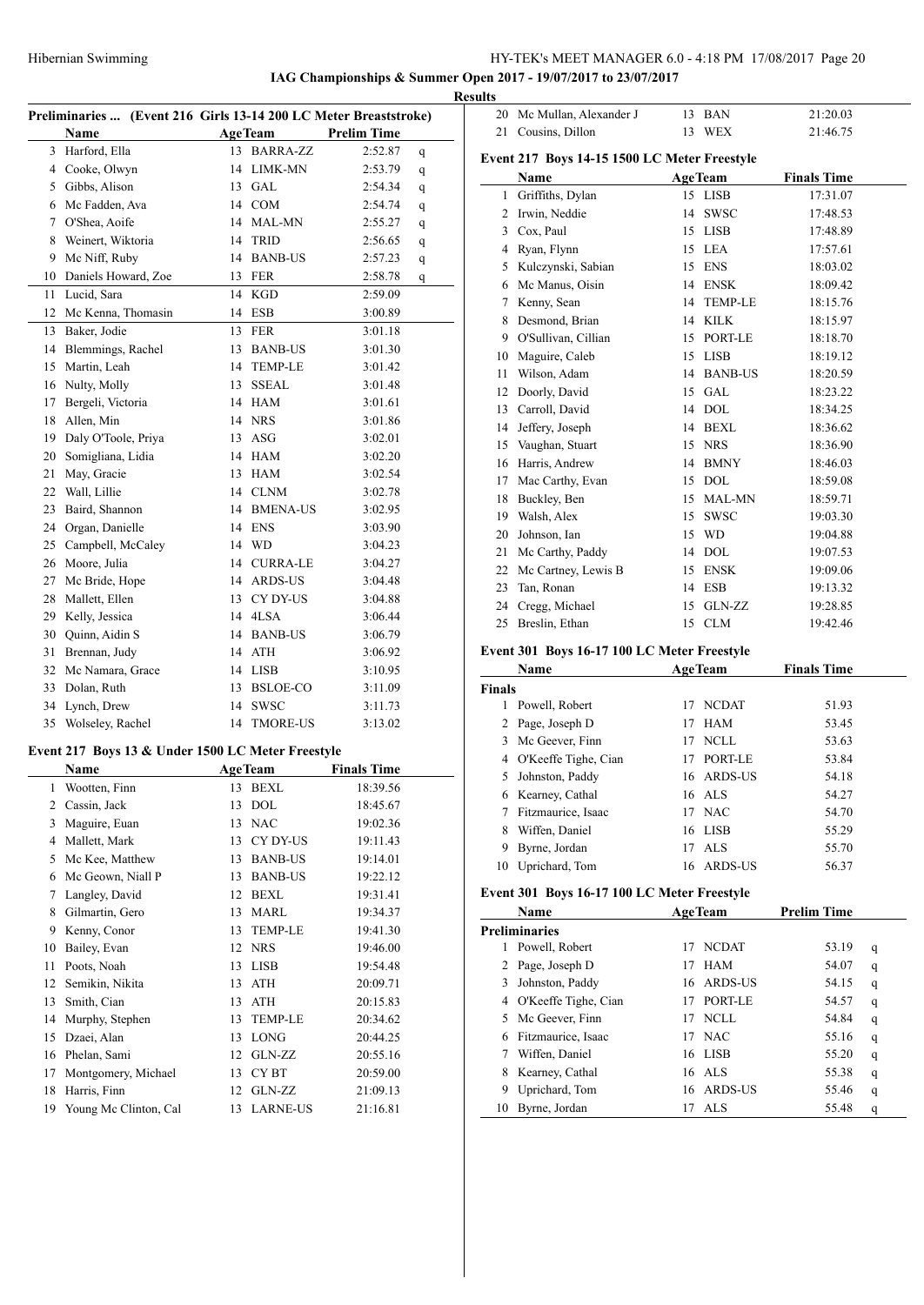**IAG Championships & Summer Open 2017 - 19/07/2017 to 23/07/2017**

**Results**

### Preliminaries ... (Event 216 Girls 13-14 200 LC Meter Breaststroke)

| | Name | Age | Team | Prelim Time | |
|---|---|---|---|---|---|
| 3 | Harford, Ella | 13 | BARRA-ZZ | 2:52.87 | q |
| 4 | Cooke, Olwyn | 14 | LIMK-MN | 2:53.79 | q |
| 5 | Gibbs, Alison | 13 | GAL | 2:54.34 | q |
| 6 | Mc Fadden, Ava | 14 | COM | 2:54.74 | q |
| 7 | O'Shea, Aoife | 14 | MAL-MN | 2:55.27 | q |
| 8 | Weinert, Wiktoria | 14 | TRID | 2:56.65 | q |
| 9 | Mc Niff, Ruby | 14 | BANB-US | 2:57.23 | q |
| 10 | Daniels Howard, Zoe | 13 | FER | 2:58.78 | q |
| 11 | Lucid, Sara | 14 | KGD | 2:59.09 | |
| 12 | Mc Kenna, Thomasin | 14 | ESB | 3:00.89 | |
| 13 | Baker, Jodie | 13 | FER | 3:01.18 | |
| 14 | Blemmings, Rachel | 13 | BANB-US | 3:01.30 | |
| 15 | Martin, Leah | 14 | TEMP-LE | 3:01.42 | |
| 16 | Nulty, Molly | 13 | SSEAL | 3:01.48 | |
| 17 | Bergeli, Victoria | 14 | HAM | 3:01.61 | |
| 18 | Allen, Min | 14 | NRS | 3:01.86 | |
| 19 | Daly O'Toole, Priya | 13 | ASG | 3:02.01 | |
| 20 | Somigliana, Lidia | 14 | HAM | 3:02.20 | |
| 21 | May, Gracie | 13 | HAM | 3:02.54 | |
| 22 | Wall, Lillie | 14 | CLNM | 3:02.78 | |
| 23 | Baird, Shannon | 14 | BMENA-US | 3:02.95 | |
| 24 | Organ, Danielle | 14 | ENS | 3:03.90 | |
| 25 | Campbell, McCaley | 14 | WD | 3:04.23 | |
| 26 | Moore, Julia | 14 | CURRA-LE | 3:04.27 | |
| 27 | Mc Bride, Hope | 14 | ARDS-US | 3:04.48 | |
| 28 | Mallett, Ellen | 13 | CY DY-US | 3:04.88 | |
| 29 | Kelly, Jessica | 14 | 4LSA | 3:06.44 | |
| 30 | Quinn, Aidin S | 14 | BANB-US | 3:06.79 | |
| 31 | Brennan, Judy | 14 | ATH | 3:06.92 | |
| 32 | Mc Namara, Grace | 14 | LISB | 3:10.95 | |
| 33 | Dolan, Ruth | 13 | BSLOE-CO | 3:11.09 | |
| 34 | Lynch, Drew | 14 | SWSC | 3:11.73 | |
| 35 | Wolseley, Rachel | 14 | TMORE-US | 3:13.02 | |

### Event 217 Boys 13 & Under 1500 LC Meter Freestyle

| | Name | Age | Team | Finals Time |
|---|---|---|---|---|
| 1 | Wootten, Finn | 13 | BEXL | 18:39.56 |
| 2 | Cassin, Jack | 13 | DOL | 18:45.67 |
| 3 | Maguire, Euan | 13 | NAC | 19:02.36 |
| 4 | Mallett, Mark | 13 | CY DY-US | 19:11.43 |
| 5 | Mc Kee, Matthew | 13 | BANB-US | 19:14.01 |
| 6 | Mc Geown, Niall P | 13 | BANB-US | 19:22.12 |
| 7 | Langley, David | 12 | BEXL | 19:31.41 |
| 8 | Gilmartin, Gero | 13 | MARL | 19:34.37 |
| 9 | Kenny, Conor | 13 | TEMP-LE | 19:41.30 |
| 10 | Bailey, Evan | 12 | NRS | 19:46.00 |
| 11 | Poots, Noah | 13 | LISB | 19:54.48 |
| 12 | Semikin, Nikita | 13 | ATH | 20:09.71 |
| 13 | Smith, Cian | 13 | ATH | 20:15.83 |
| 14 | Murphy, Stephen | 13 | TEMP-LE | 20:34.62 |
| 15 | Dzaei, Alan | 13 | LONG | 20:44.25 |
| 16 | Phelan, Sami | 12 | GLN-ZZ | 20:55.16 |
| 17 | Montgomery, Michael | 13 | CY BT | 20:59.00 |
| 18 | Harris, Finn | 12 | GLN-ZZ | 21:09.13 |
| 19 | Young Mc Clinton, Cal | 13 | LARNE-US | 21:16.81 |
| 20 | Mc Mullan, Alexander J | 13 | BAN | 21:20.03 |
| 21 | Cousins, Dillon | 13 | WEX | 21:46.75 |

### Event 217 Boys 14-15 1500 LC Meter Freestyle

| | Name | Age | Team | Finals Time |
|---|---|---|---|---|
| 1 | Griffiths, Dylan | 15 | LISB | 17:31.07 |
| 2 | Irwin, Neddie | 14 | SWSC | 17:48.53 |
| 3 | Cox, Paul | 15 | LISB | 17:48.89 |
| 4 | Ryan, Flynn | 15 | LEA | 17:57.61 |
| 5 | Kulczynski, Sabian | 15 | ENS | 18:03.02 |
| 6 | Mc Manus, Oisin | 14 | ENSK | 18:09.42 |
| 7 | Kenny, Sean | 14 | TEMP-LE | 18:15.76 |
| 8 | Desmond, Brian | 14 | KILK | 18:15.97 |
| 9 | O'Sullivan, Cillian | 15 | PORT-LE | 18:18.70 |
| 10 | Maguire, Caleb | 15 | LISB | 18:19.12 |
| 11 | Wilson, Adam | 14 | BANB-US | 18:20.59 |
| 12 | Doorly, David | 15 | GAL | 18:23.22 |
| 13 | Carroll, David | 14 | DOL | 18:34.25 |
| 14 | Jeffery, Joseph | 14 | BEXL | 18:36.62 |
| 15 | Vaughan, Stuart | 15 | NRS | 18:36.90 |
| 16 | Harris, Andrew | 14 | BMNY | 18:46.03 |
| 17 | Mac Carthy, Evan | 15 | DOL | 18:59.08 |
| 18 | Buckley, Ben | 15 | MAL-MN | 18:59.71 |
| 19 | Walsh, Alex | 15 | SWSC | 19:03.30 |
| 20 | Johnson, Ian | 15 | WD | 19:04.88 |
| 21 | Mc Carthy, Paddy | 14 | DOL | 19:07.53 |
| 22 | Mc Cartney, Lewis B | 15 | ENSK | 19:09.06 |
| 23 | Tan, Ronan | 14 | ESB | 19:13.32 |
| 24 | Cregg, Michael | 15 | GLN-ZZ | 19:28.85 |
| 25 | Breslin, Ethan | 15 | CLM | 19:42.46 |

### Event 301 Boys 16-17 100 LC Meter Freestyle

| | Name | Age | Team | Finals Time |
|---|---|---|---|---|
| **Finals** | | | | |
| 1 | Powell, Robert | 17 | NCDAT | 51.93 |
| 2 | Page, Joseph D | 17 | HAM | 53.45 |
| 3 | Mc Geever, Finn | 17 | NCLL | 53.63 |
| 4 | O'Keeffe Tighe, Cian | 17 | PORT-LE | 53.84 |
| 5 | Johnston, Paddy | 16 | ARDS-US | 54.18 |
| 6 | Kearney, Cathal | 16 | ALS | 54.27 |
| 7 | Fitzmaurice, Isaac | 17 | NAC | 54.70 |
| 8 | Wiffen, Daniel | 16 | LISB | 55.29 |
| 9 | Byrne, Jordan | 17 | ALS | 55.70 |
| 10 | Uprichard, Tom | 16 | ARDS-US | 56.37 |

### Event 301 Boys 16-17 100 LC Meter Freestyle

| | Name | Age | Team | Prelim Time | |
|---|---|---|---|---|---|
| **Preliminaries** | | | | | |
| 1 | Powell, Robert | 17 | NCDAT | 53.19 | q |
| 2 | Page, Joseph D | 17 | HAM | 54.07 | q |
| 3 | Johnston, Paddy | 16 | ARDS-US | 54.15 | q |
| 4 | O'Keeffe Tighe, Cian | 17 | PORT-LE | 54.57 | q |
| 5 | Mc Geever, Finn | 17 | NCLL | 54.84 | q |
| 6 | Fitzmaurice, Isaac | 17 | NAC | 55.16 | q |
| 7 | Wiffen, Daniel | 16 | LISB | 55.20 | q |
| 8 | Kearney, Cathal | 16 | ALS | 55.38 | q |
| 9 | Uprichard, Tom | 16 | ARDS-US | 55.46 | q |
| 10 | Byrne, Jordan | 17 | ALS | 55.48 | q |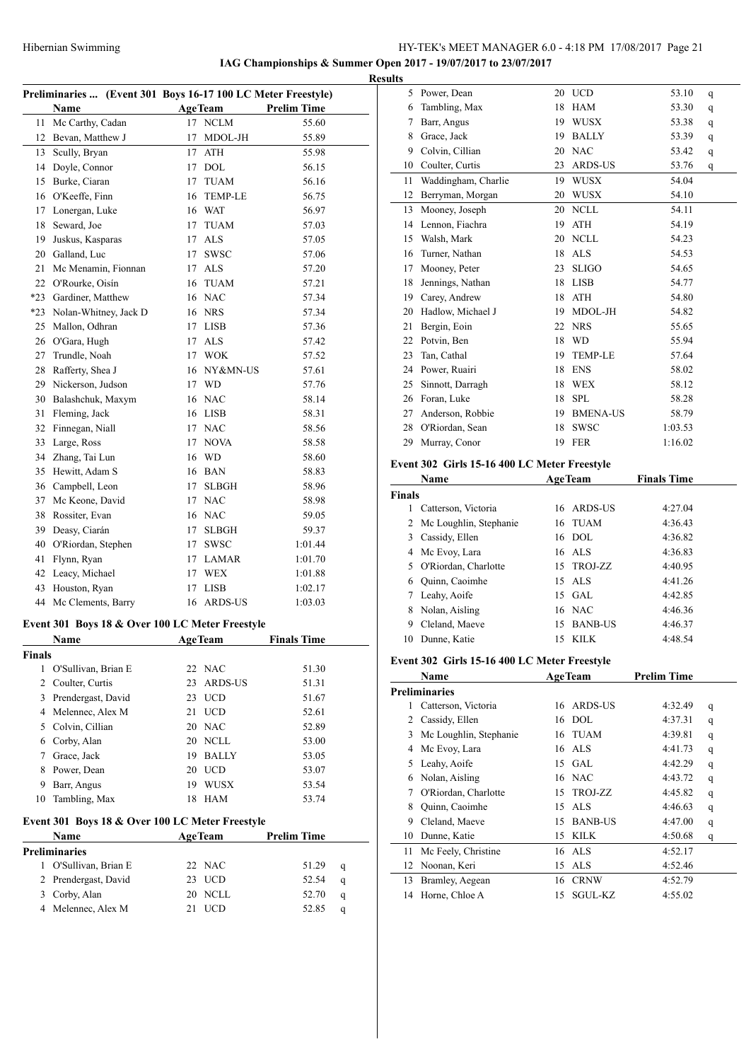# IAG Championships & Summer Open 2017 - 19/07/2017 to 23/07/2017

## Results

### Preliminaries ... (Event 301 Boys 16-17 100 LC Meter Freestyle)

| | Name | Age | Team | Prelim Time |
|---|---|---|---|---|
| 11 | Mc Carthy, Cadan | 17 | NCLM | 55.60 |
| 12 | Bevan, Matthew J | 17 | MDOL-JH | 55.89 |
| 13 | Scully, Bryan | 17 | ATH | 55.98 |
| 14 | Doyle, Connor | 17 | DOL | 56.15 |
| 15 | Burke, Ciaran | 17 | TUAM | 56.16 |
| 16 | O'Keeffe, Finn | 16 | TEMP-LE | 56.75 |
| 17 | Lonergan, Luke | 16 | WAT | 56.97 |
| 18 | Seward, Joe | 17 | TUAM | 57.03 |
| 19 | Juskus, Kasparas | 17 | ALS | 57.05 |
| 20 | Galland, Luc | 17 | SWSC | 57.06 |
| 21 | Mc Menamin, Fionnan | 17 | ALS | 57.20 |
| 22 | O'Rourke, Oisín | 16 | TUAM | 57.21 |
| *23 | Gardiner, Matthew | 16 | NAC | 57.34 |
| *23 | Nolan-Whitney, Jack D | 16 | NRS | 57.34 |
| 25 | Mallon, Odhran | 17 | LISB | 57.36 |
| 26 | O'Gara, Hugh | 17 | ALS | 57.42 |
| 27 | Trundle, Noah | 17 | WOK | 57.52 |
| 28 | Rafferty, Shea J | 16 | NY&MN-US | 57.61 |
| 29 | Nickerson, Judson | 17 | WD | 57.76 |
| 30 | Balashchuk, Maxym | 16 | NAC | 58.14 |
| 31 | Fleming, Jack | 16 | LISB | 58.31 |
| 32 | Finnegan, Niall | 17 | NAC | 58.56 |
| 33 | Large, Ross | 17 | NOVA | 58.58 |
| 34 | Zhang, Tai Lun | 16 | WD | 58.60 |
| 35 | Hewitt, Adam S | 16 | BAN | 58.83 |
| 36 | Campbell, Leon | 17 | SLBGH | 58.96 |
| 37 | Mc Keone, David | 17 | NAC | 58.98 |
| 38 | Rossiter, Evan | 16 | NAC | 59.05 |
| 39 | Deasy, Ciarán | 17 | SLBGH | 59.37 |
| 40 | O'Riordan, Stephen | 17 | SWSC | 1:01.44 |
| 41 | Flynn, Ryan | 17 | LAMAR | 1:01.70 |
| 42 | Leacy, Michael | 17 | WEX | 1:01.88 |
| 43 | Houston, Ryan | 17 | LISB | 1:02.17 |
| 44 | Mc Clements, Barry | 16 | ARDS-US | 1:03.03 |

### Event 301 Boys 18 & Over 100 LC Meter Freestyle

| | Name | Age | Team | Finals Time |
|---|---|---|---|---|
| **Finals** | | | | |
| 1 | O'Sullivan, Brian E | 22 | NAC | 51.30 |
| 2 | Coulter, Curtis | 23 | ARDS-US | 51.31 |
| 3 | Prendergast, David | 23 | UCD | 51.67 |
| 4 | Melennec, Alex M | 21 | UCD | 52.61 |
| 5 | Colvin, Cillian | 20 | NAC | 52.89 |
| 6 | Corby, Alan | 20 | NCLL | 53.00 |
| 7 | Grace, Jack | 19 | BALLY | 53.05 |
| 8 | Power, Dean | 20 | UCD | 53.07 |
| 9 | Barr, Angus | 19 | WUSX | 53.54 |
| 10 | Tambling, Max | 18 | HAM | 53.74 |

### Event 301 Boys 18 & Over 100 LC Meter Freestyle

| | Name | Age | Team | Prelim Time | |
|---|---|---|---|---|---|
| **Preliminaries** | | | | | |
| 1 | O'Sullivan, Brian E | 22 | NAC | 51.29 | q |
| 2 | Prendergast, David | 23 | UCD | 52.54 | q |
| 3 | Corby, Alan | 20 | NCLL | 52.70 | q |
| 4 | Melennec, Alex M | 21 | UCD | 52.85 | q |
| 5 | Power, Dean | 20 | UCD | 53.10 | q |
| 6 | Tambling, Max | 18 | HAM | 53.30 | q |
| 7 | Barr, Angus | 19 | WUSX | 53.38 | q |
| 8 | Grace, Jack | 19 | BALLY | 53.39 | q |
| 9 | Colvin, Cillian | 20 | NAC | 53.42 | q |
| 10 | Coulter, Curtis | 23 | ARDS-US | 53.76 | q |
| 11 | Waddingham, Charlie | 19 | WUSX | 54.04 | |
| 12 | Berryman, Morgan | 20 | WUSX | 54.10 | |
| 13 | Mooney, Joseph | 20 | NCLL | 54.11 | |
| 14 | Lennon, Fiachra | 19 | ATH | 54.19 | |
| 15 | Walsh, Mark | 20 | NCLL | 54.23 | |
| 16 | Turner, Nathan | 18 | ALS | 54.53 | |
| 17 | Mooney, Peter | 23 | SLIGO | 54.65 | |
| 18 | Jennings, Nathan | 18 | LISB | 54.77 | |
| 19 | Carey, Andrew | 18 | ATH | 54.80 | |
| 20 | Hadlow, Michael J | 19 | MDOL-JH | 54.82 | |
| 21 | Bergin, Eoin | 22 | NRS | 55.65 | |
| 22 | Potvin, Ben | 18 | WD | 55.94 | |
| 23 | Tan, Cathal | 19 | TEMP-LE | 57.64 | |
| 24 | Power, Ruairi | 18 | ENS | 58.02 | |
| 25 | Sinnott, Darragh | 18 | WEX | 58.12 | |
| 26 | Foran, Luke | 18 | SPL | 58.28 | |
| 27 | Anderson, Robbie | 19 | BMENA-US | 58.79 | |
| 28 | O'Riordan, Sean | 18 | SWSC | 1:03.53 | |
| 29 | Murray, Conor | 19 | FER | 1:16.02 | |

### Event 302 Girls 15-16 400 LC Meter Freestyle

| | Name | Age | Team | Finals Time |
|---|---|---|---|---|
| **Finals** | | | | |
| 1 | Catterson, Victoria | 16 | ARDS-US | 4:27.04 |
| 2 | Mc Loughlin, Stephanie | 16 | TUAM | 4:36.43 |
| 3 | Cassidy, Ellen | 16 | DOL | 4:36.82 |
| 4 | Mc Evoy, Lara | 16 | ALS | 4:36.83 |
| 5 | O'Riordan, Charlotte | 15 | TROJ-ZZ | 4:40.95 |
| 6 | Quinn, Caoimhe | 15 | ALS | 4:41.26 |
| 7 | Leahy, Aoife | 15 | GAL | 4:42.85 |
| 8 | Nolan, Aisling | 16 | NAC | 4:46.36 |
| 9 | Cleland, Maeve | 15 | BANB-US | 4:46.37 |
| 10 | Dunne, Katie | 15 | KILK | 4:48.54 |

### Event 302 Girls 15-16 400 LC Meter Freestyle

| | Name | Age | Team | Prelim Time | |
|---|---|---|---|---|---|
| **Preliminaries** | | | | | |
| 1 | Catterson, Victoria | 16 | ARDS-US | 4:32.49 | q |
| 2 | Cassidy, Ellen | 16 | DOL | 4:37.31 | q |
| 3 | Mc Loughlin, Stephanie | 16 | TUAM | 4:39.81 | q |
| 4 | Mc Evoy, Lara | 16 | ALS | 4:41.73 | q |
| 5 | Leahy, Aoife | 15 | GAL | 4:42.29 | q |
| 6 | Nolan, Aisling | 16 | NAC | 4:43.72 | q |
| 7 | O'Riordan, Charlotte | 15 | TROJ-ZZ | 4:45.82 | q |
| 8 | Quinn, Caoimhe | 15 | ALS | 4:46.63 | q |
| 9 | Cleland, Maeve | 15 | BANB-US | 4:47.00 | q |
| 10 | Dunne, Katie | 15 | KILK | 4:50.68 | q |
| 11 | Mc Feely, Christine | 16 | ALS | 4:52.17 | |
| 12 | Noonan, Keri | 15 | ALS | 4:52.46 | |
| 13 | Bramley, Aegean | 16 | CRNW | 4:52.79 | |
| 14 | Horne, Chloe A | 15 | SGUL-KZ | 4:55.02 | |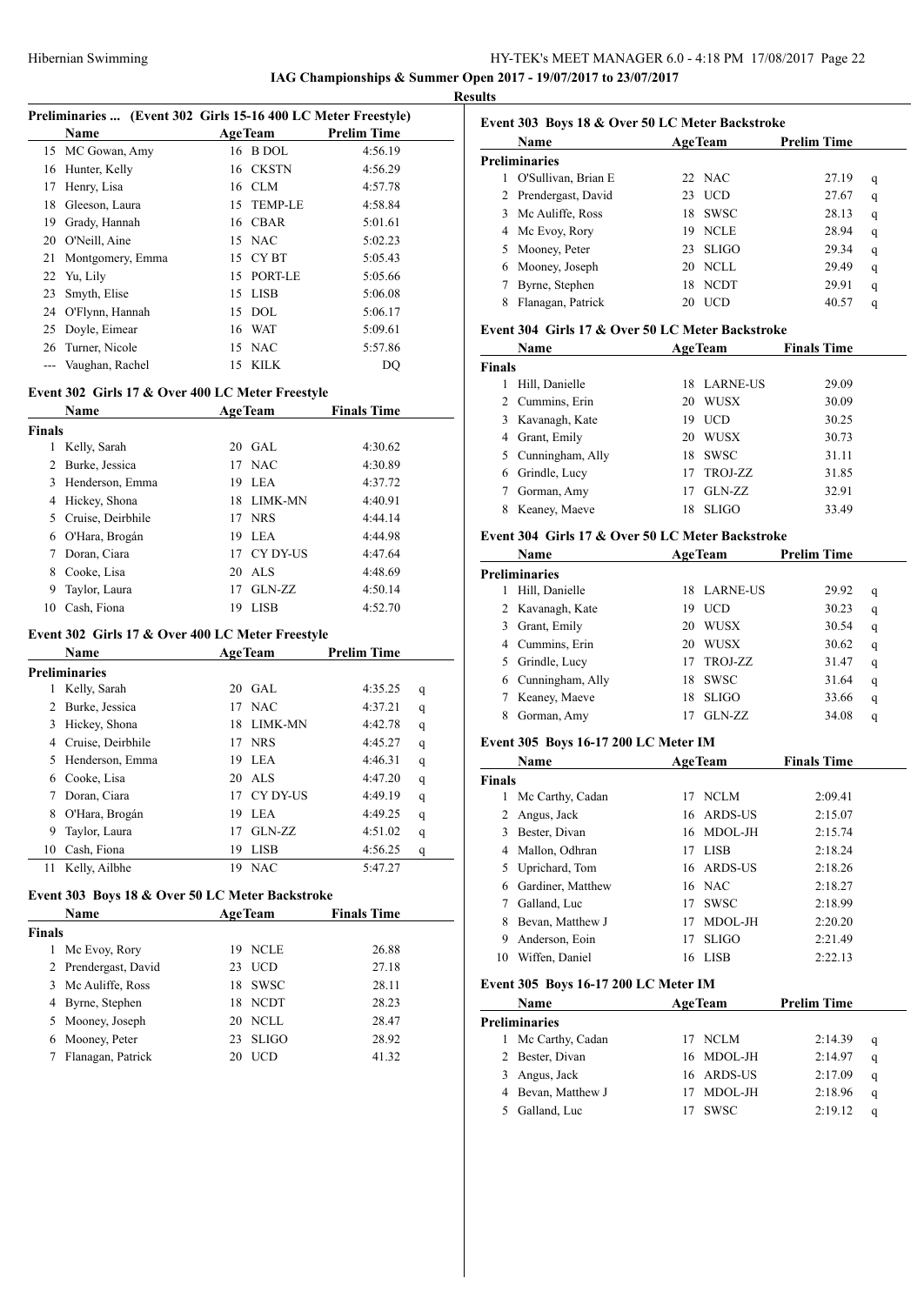**IAG Championships & Summer Open 2017 - 19/07/2017 to 23/07/2017**

**Results**

### Preliminaries ... (Event 302 Girls 15-16 400 LC Meter Freestyle)

| | Name | Age | Team | Prelim Time |
|---|---|---|---|---|
| 15 | MC Gowan, Amy | 16 | B DOL | 4:56.19 |
| 16 | Hunter, Kelly | 16 | CKSTN | 4:56.29 |
| 17 | Henry, Lisa | 16 | CLM | 4:57.78 |
| 18 | Gleeson, Laura | 15 | TEMP-LE | 4:58.84 |
| 19 | Grady, Hannah | 16 | CBAR | 5:01.61 |
| 20 | O'Neill, Aine | 15 | NAC | 5:02.23 |
| 21 | Montgomery, Emma | 15 | CY BT | 5:05.43 |
| 22 | Yu, Lily | 15 | PORT-LE | 5:05.66 |
| 23 | Smyth, Elise | 15 | LISB | 5:06.08 |
| 24 | O'Flynn, Hannah | 15 | DOL | 5:06.17 |
| 25 | Doyle, Eimear | 16 | WAT | 5:09.61 |
| 26 | Turner, Nicole | 15 | NAC | 5:57.86 |
| --- | Vaughan, Rachel | 15 | KILK | DQ |

### Event 302 Girls 17 & Over 400 LC Meter Freestyle

| | Name | Age | Team | Finals Time |
|---|---|---|---|---|
| **Finals** | | | | |
| 1 | Kelly, Sarah | 20 | GAL | 4:30.62 |
| 2 | Burke, Jessica | 17 | NAC | 4:30.89 |
| 3 | Henderson, Emma | 19 | LEA | 4:37.72 |
| 4 | Hickey, Shona | 18 | LIMK-MN | 4:40.91 |
| 5 | Cruise, Deirbhile | 17 | NRS | 4:44.14 |
| 6 | O'Hara, Brogán | 19 | LEA | 4:44.98 |
| 7 | Doran, Ciara | 17 | CY DY-US | 4:47.64 |
| 8 | Cooke, Lisa | 20 | ALS | 4:48.69 |
| 9 | Taylor, Laura | 17 | GLN-ZZ | 4:50.14 |
| 10 | Cash, Fiona | 19 | LISB | 4:52.70 |

### Event 302 Girls 17 & Over 400 LC Meter Freestyle

| | Name | Age | Team | Prelim Time | |
|---|---|---|---|---|---|
| **Preliminaries** | | | | | |
| 1 | Kelly, Sarah | 20 | GAL | 4:35.25 | q |
| 2 | Burke, Jessica | 17 | NAC | 4:37.21 | q |
| 3 | Hickey, Shona | 18 | LIMK-MN | 4:42.78 | q |
| 4 | Cruise, Deirbhile | 17 | NRS | 4:45.27 | q |
| 5 | Henderson, Emma | 19 | LEA | 4:46.31 | q |
| 6 | Cooke, Lisa | 20 | ALS | 4:47.20 | q |
| 7 | Doran, Ciara | 17 | CY DY-US | 4:49.19 | q |
| 8 | O'Hara, Brogán | 19 | LEA | 4:49.25 | q |
| 9 | Taylor, Laura | 17 | GLN-ZZ | 4:51.02 | q |
| 10 | Cash, Fiona | 19 | LISB | 4:56.25 | q |
| 11 | Kelly, Ailbhe | 19 | NAC | 5:47.27 | |

### Event 303 Boys 18 & Over 50 LC Meter Backstroke

| | Name | Age | Team | Finals Time |
|---|---|---|---|---|
| **Finals** | | | | |
| 1 | Mc Evoy, Rory | 19 | NCLE | 26.88 |
| 2 | Prendergast, David | 23 | UCD | 27.18 |
| 3 | Mc Auliffe, Ross | 18 | SWSC | 28.11 |
| 4 | Byrne, Stephen | 18 | NCDT | 28.23 |
| 5 | Mooney, Joseph | 20 | NCLL | 28.47 |
| 6 | Mooney, Peter | 23 | SLIGO | 28.92 |
| 7 | Flanagan, Patrick | 20 | UCD | 41.32 |

### Event 303 Boys 18 & Over 50 LC Meter Backstroke

| | Name | Age | Team | Prelim Time | |
|---|---|---|---|---|---|
| **Preliminaries** | | | | | |
| 1 | O'Sullivan, Brian E | 22 | NAC | 27.19 | q |
| 2 | Prendergast, David | 23 | UCD | 27.67 | q |
| 3 | Mc Auliffe, Ross | 18 | SWSC | 28.13 | q |
| 4 | Mc Evoy, Rory | 19 | NCLE | 28.94 | q |
| 5 | Mooney, Peter | 23 | SLIGO | 29.34 | q |
| 6 | Mooney, Joseph | 20 | NCLL | 29.49 | q |
| 7 | Byrne, Stephen | 18 | NCDT | 29.91 | q |
| 8 | Flanagan, Patrick | 20 | UCD | 40.57 | q |

### Event 304 Girls 17 & Over 50 LC Meter Backstroke

| | Name | Age | Team | Finals Time |
|---|---|---|---|---|
| **Finals** | | | | |
| 1 | Hill, Danielle | 18 | LARNE-US | 29.09 |
| 2 | Cummins, Erin | 20 | WUSX | 30.09 |
| 3 | Kavanagh, Kate | 19 | UCD | 30.25 |
| 4 | Grant, Emily | 20 | WUSX | 30.73 |
| 5 | Cunningham, Ally | 18 | SWSC | 31.11 |
| 6 | Grindle, Lucy | 17 | TROJ-ZZ | 31.85 |
| 7 | Gorman, Amy | 17 | GLN-ZZ | 32.91 |
| 8 | Keaney, Maeve | 18 | SLIGO | 33.49 |

### Event 304 Girls 17 & Over 50 LC Meter Backstroke

| | Name | Age | Team | Prelim Time | |
|---|---|---|---|---|---|
| **Preliminaries** | | | | | |
| 1 | Hill, Danielle | 18 | LARNE-US | 29.92 | q |
| 2 | Kavanagh, Kate | 19 | UCD | 30.23 | q |
| 3 | Grant, Emily | 20 | WUSX | 30.54 | q |
| 4 | Cummins, Erin | 20 | WUSX | 30.62 | q |
| 5 | Grindle, Lucy | 17 | TROJ-ZZ | 31.47 | q |
| 6 | Cunningham, Ally | 18 | SWSC | 31.64 | q |
| 7 | Keaney, Maeve | 18 | SLIGO | 33.66 | q |
| 8 | Gorman, Amy | 17 | GLN-ZZ | 34.08 | q |

### Event 305 Boys 16-17 200 LC Meter IM

| | Name | Age | Team | Finals Time |
|---|---|---|---|---|
| **Finals** | | | | |
| 1 | Mc Carthy, Cadan | 17 | NCLM | 2:09.41 |
| 2 | Angus, Jack | 16 | ARDS-US | 2:15.07 |
| 3 | Bester, Divan | 16 | MDOL-JH | 2:15.74 |
| 4 | Mallon, Odhran | 17 | LISB | 2:18.24 |
| 5 | Uprichard, Tom | 16 | ARDS-US | 2:18.26 |
| 6 | Gardiner, Matthew | 16 | NAC | 2:18.27 |
| 7 | Galland, Luc | 17 | SWSC | 2:18.99 |
| 8 | Bevan, Matthew J | 17 | MDOL-JH | 2:20.20 |
| 9 | Anderson, Eoin | 17 | SLIGO | 2:21.49 |
| 10 | Wiffen, Daniel | 16 | LISB | 2:22.13 |

### Event 305 Boys 16-17 200 LC Meter IM

| | Name | Age | Team | Prelim Time | |
|---|---|---|---|---|---|
| **Preliminaries** | | | | | |
| 1 | Mc Carthy, Cadan | 17 | NCLM | 2:14.39 | q |
| 2 | Bester, Divan | 16 | MDOL-JH | 2:14.97 | q |
| 3 | Angus, Jack | 16 | ARDS-US | 2:17.09 | q |
| 4 | Bevan, Matthew J | 17 | MDOL-JH | 2:18.96 | q |
| 5 | Galland, Luc | 17 | SWSC | 2:19.12 | q |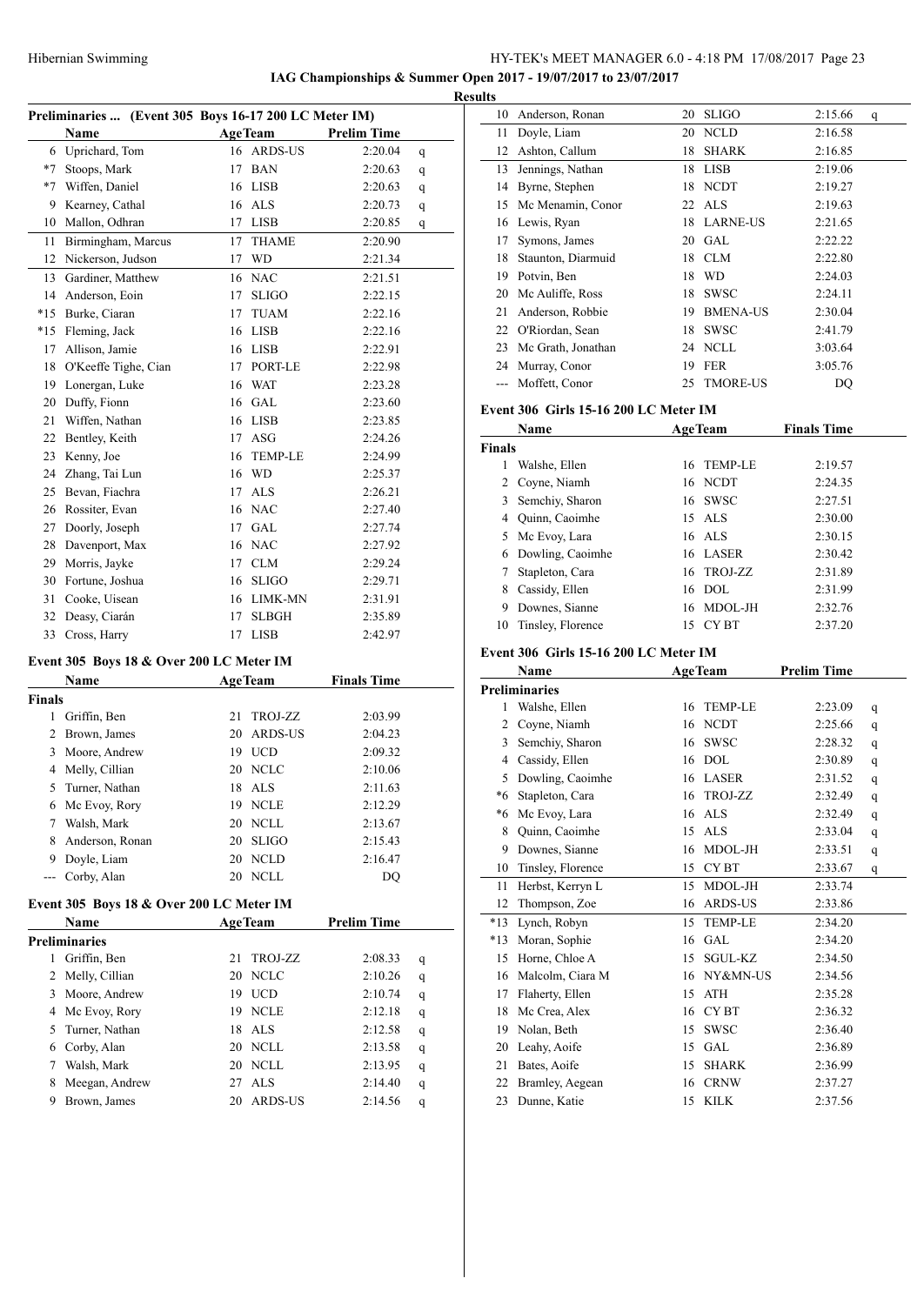**IAG Championships & Summer Open 2017 - 19/07/2017 to 23/07/2017**

**Results**

### Preliminaries ... (Event 305 Boys 16-17 200 LC Meter IM)

| | Name | Age | Team | Prelim Time | |
|---|---|---|---|---|---|
| 6 | Uprichard, Tom | 16 | ARDS-US | 2:20.04 | q |
| *7 | Stoops, Mark | 17 | BAN | 2:20.63 | q |
| *7 | Wiffen, Daniel | 16 | LISB | 2:20.63 | q |
| 9 | Kearney, Cathal | 16 | ALS | 2:20.73 | q |
| 10 | Mallon, Odhran | 17 | LISB | 2:20.85 | q |
| 11 | Birmingham, Marcus | 17 | THAME | 2:20.90 | |
| 12 | Nickerson, Judson | 17 | WD | 2:21.34 | |
| 13 | Gardiner, Matthew | 16 | NAC | 2:21.51 | |
| 14 | Anderson, Eoin | 17 | SLIGO | 2:22.15 | |
| *15 | Burke, Ciaran | 17 | TUAM | 2:22.16 | |
| *15 | Fleming, Jack | 16 | LISB | 2:22.16 | |
| 17 | Allison, Jamie | 16 | LISB | 2:22.91 | |
| 18 | O'Keeffe Tighe, Cian | 17 | PORT-LE | 2:22.98 | |
| 19 | Lonergan, Luke | 16 | WAT | 2:23.28 | |
| 20 | Duffy, Fionn | 16 | GAL | 2:23.60 | |
| 21 | Wiffen, Nathan | 16 | LISB | 2:23.85 | |
| 22 | Bentley, Keith | 17 | ASG | 2:24.26 | |
| 23 | Kenny, Joe | 16 | TEMP-LE | 2:24.99 | |
| 24 | Zhang, Tai Lun | 16 | WD | 2:25.37 | |
| 25 | Bevan, Fiachra | 17 | ALS | 2:26.21 | |
| 26 | Rossiter, Evan | 16 | NAC | 2:27.40 | |
| 27 | Doorly, Joseph | 17 | GAL | 2:27.74 | |
| 28 | Davenport, Max | 16 | NAC | 2:27.92 | |
| 29 | Morris, Jayke | 17 | CLM | 2:29.24 | |
| 30 | Fortune, Joshua | 16 | SLIGO | 2:29.71 | |
| 31 | Cooke, Uisean | 16 | LIMK-MN | 2:31.91 | |
| 32 | Deasy, Ciarán | 17 | SLBGH | 2:35.89 | |
| 33 | Cross, Harry | 17 | LISB | 2:42.97 | |

### Event 305 Boys 18 & Over 200 LC Meter IM

| | Name | Age | Team | Finals Time |
|---|---|---|---|---|
| **Finals** | | | | |
| 1 | Griffin, Ben | 21 | TROJ-ZZ | 2:03.99 |
| 2 | Brown, James | 20 | ARDS-US | 2:04.23 |
| 3 | Moore, Andrew | 19 | UCD | 2:09.32 |
| 4 | Melly, Cillian | 20 | NCLC | 2:10.06 |
| 5 | Turner, Nathan | 18 | ALS | 2:11.63 |
| 6 | Mc Evoy, Rory | 19 | NCLE | 2:12.29 |
| 7 | Walsh, Mark | 20 | NCLL | 2:13.67 |
| 8 | Anderson, Ronan | 20 | SLIGO | 2:15.43 |
| 9 | Doyle, Liam | 20 | NCLD | 2:16.47 |
| --- | Corby, Alan | 20 | NCLL | DQ |

### Event 305 Boys 18 & Over 200 LC Meter IM

| | Name | Age | Team | Prelim Time | |
|---|---|---|---|---|---|
| **Preliminaries** | | | | | |
| 1 | Griffin, Ben | 21 | TROJ-ZZ | 2:08.33 | q |
| 2 | Melly, Cillian | 20 | NCLC | 2:10.26 | q |
| 3 | Moore, Andrew | 19 | UCD | 2:10.74 | q |
| 4 | Mc Evoy, Rory | 19 | NCLE | 2:12.18 | q |
| 5 | Turner, Nathan | 18 | ALS | 2:12.58 | q |
| 6 | Corby, Alan | 20 | NCLL | 2:13.58 | q |
| 7 | Walsh, Mark | 20 | NCLL | 2:13.95 | q |
| 8 | Meegan, Andrew | 27 | ALS | 2:14.40 | q |
| 9 | Brown, James | 20 | ARDS-US | 2:14.56 | q |
| 10 | Anderson, Ronan | 20 | SLIGO | 2:15.66 | q |
| 11 | Doyle, Liam | 20 | NCLD | 2:16.58 | |
| 12 | Ashton, Callum | 18 | SHARK | 2:16.85 | |
| 13 | Jennings, Nathan | 18 | LISB | 2:19.06 | |
| 14 | Byrne, Stephen | 18 | NCDT | 2:19.27 | |
| 15 | Mc Menamin, Conor | 22 | ALS | 2:19.63 | |
| 16 | Lewis, Ryan | 18 | LARNE-US | 2:21.65 | |
| 17 | Symons, James | 20 | GAL | 2:22.22 | |
| 18 | Staunton, Diarmuid | 18 | CLM | 2:22.80 | |
| 19 | Potvin, Ben | 18 | WD | 2:24.03 | |
| 20 | Mc Auliffe, Ross | 18 | SWSC | 2:24.11 | |
| 21 | Anderson, Robbie | 19 | BMENA-US | 2:30.04 | |
| 22 | O'Riordan, Sean | 18 | SWSC | 2:41.79 | |
| 23 | Mc Grath, Jonathan | 24 | NCLL | 3:03.64 | |
| 24 | Murray, Conor | 19 | FER | 3:05.76 | |
| --- | Moffett, Conor | 25 | TMORE-US | DQ | |

### Event 306 Girls 15-16 200 LC Meter IM

| | Name | Age | Team | Finals Time |
|---|---|---|---|---|
| **Finals** | | | | |
| 1 | Walshe, Ellen | 16 | TEMP-LE | 2:19.57 |
| 2 | Coyne, Niamh | 16 | NCDT | 2:24.35 |
| 3 | Semchiy, Sharon | 16 | SWSC | 2:27.51 |
| 4 | Quinn, Caoimhe | 15 | ALS | 2:30.00 |
| 5 | Mc Evoy, Lara | 16 | ALS | 2:30.15 |
| 6 | Dowling, Caoimhe | 16 | LASER | 2:30.42 |
| 7 | Stapleton, Cara | 16 | TROJ-ZZ | 2:31.89 |
| 8 | Cassidy, Ellen | 16 | DOL | 2:31.99 |
| 9 | Downes, Sianne | 16 | MDOL-JH | 2:32.76 |
| 10 | Tinsley, Florence | 15 | CY BT | 2:37.20 |

### Event 306 Girls 15-16 200 LC Meter IM

| | Name | Age | Team | Prelim Time | |
|---|---|---|---|---|---|
| **Preliminaries** | | | | | |
| 1 | Walshe, Ellen | 16 | TEMP-LE | 2:23.09 | q |
| 2 | Coyne, Niamh | 16 | NCDT | 2:25.66 | q |
| 3 | Semchiy, Sharon | 16 | SWSC | 2:28.32 | q |
| 4 | Cassidy, Ellen | 16 | DOL | 2:30.89 | q |
| 5 | Dowling, Caoimhe | 16 | LASER | 2:31.52 | q |
| *6 | Stapleton, Cara | 16 | TROJ-ZZ | 2:32.49 | q |
| *6 | Mc Evoy, Lara | 16 | ALS | 2:32.49 | q |
| 8 | Quinn, Caoimhe | 15 | ALS | 2:33.04 | q |
| 9 | Downes, Sianne | 16 | MDOL-JH | 2:33.51 | q |
| 10 | Tinsley, Florence | 15 | CY BT | 2:33.67 | q |
| 11 | Herbst, Kerryn L | 15 | MDOL-JH | 2:33.74 | |
| 12 | Thompson, Zoe | 16 | ARDS-US | 2:33.86 | |
| *13 | Lynch, Robyn | 15 | TEMP-LE | 2:34.20 | |
| *13 | Moran, Sophie | 16 | GAL | 2:34.20 | |
| 15 | Horne, Chloe A | 15 | SGUL-KZ | 2:34.50 | |
| 16 | Malcolm, Ciara M | 16 | NY&MN-US | 2:34.56 | |
| 17 | Flaherty, Ellen | 15 | ATH | 2:35.28 | |
| 18 | Mc Crea, Alex | 16 | CY BT | 2:36.32 | |
| 19 | Nolan, Beth | 15 | SWSC | 2:36.40 | |
| 20 | Leahy, Aoife | 15 | GAL | 2:36.89 | |
| 21 | Bates, Aoife | 15 | SHARK | 2:36.99 | |
| 22 | Bramley, Aegean | 16 | CRNW | 2:37.27 | |
| 23 | Dunne, Katie | 15 | KILK | 2:37.56 | |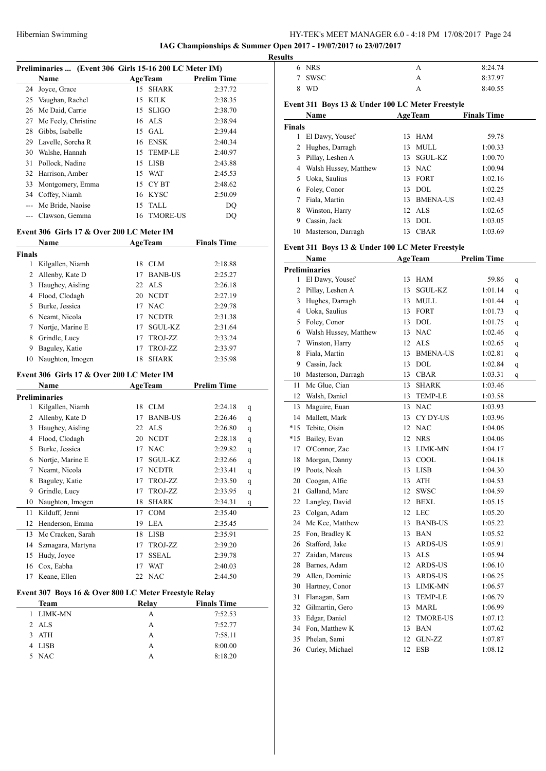**IAG Championships & Summer Open 2017 - 19/07/2017 to 23/07/2017**

**Results**

### Preliminaries ... (Event 306 Girls 15-16 200 LC Meter IM)

| | Name | Age | Team | Prelim Time |
|---|---|---|---|---|
| 24 | Joyce, Grace | 15 | SHARK | 2:37.72 |
| 25 | Vaughan, Rachel | 15 | KILK | 2:38.35 |
| 26 | Mc Daid, Carrie | 15 | SLIGO | 2:38.70 |
| 27 | Mc Feely, Christine | 16 | ALS | 2:38.94 |
| 28 | Gibbs, Isabelle | 15 | GAL | 2:39.44 |
| 29 | Lavelle, Sorcha R | 16 | ENSK | 2:40.34 |
| 30 | Walshe, Hannah | 15 | TEMP-LE | 2:40.97 |
| 31 | Pollock, Nadine | 15 | LISB | 2:43.88 |
| 32 | Harrison, Amber | 15 | WAT | 2:45.53 |
| 33 | Montgomery, Emma | 15 | CY BT | 2:48.62 |
| 34 | Coffey, Niamh | 16 | KYSC | 2:50.09 |
| --- | Mc Bride, Naoíse | 15 | TALL | DQ |
| --- | Clawson, Gemma | 16 | TMORE-US | DQ |

### Event 306 Girls 17 & Over 200 LC Meter IM

| | Name | Age | Team | Finals Time |
|---|---|---|---|---|
| **Finals** | | | | |
| 1 | Kilgallen, Niamh | 18 | CLM | 2:18.88 |
| 2 | Allenby, Kate D | 17 | BANB-US | 2:25.27 |
| 3 | Haughey, Aisling | 22 | ALS | 2:26.18 |
| 4 | Flood, Clodagh | 20 | NCDT | 2:27.19 |
| 5 | Burke, Jessica | 17 | NAC | 2:29.78 |
| 6 | Neamt, Nicola | 17 | NCDTR | 2:31.38 |
| 7 | Nortje, Marine E | 17 | SGUL-KZ | 2:31.64 |
| 8 | Grindle, Lucy | 17 | TROJ-ZZ | 2:33.24 |
| 9 | Baguley, Katie | 17 | TROJ-ZZ | 2:33.97 |
| 10 | Naughton, Imogen | 18 | SHARK | 2:35.98 |

### Event 306 Girls 17 & Over 200 LC Meter IM

| | Name | Age | Team | Prelim Time | |
|---|---|---|---|---|---|
| **Preliminaries** | | | | | |
| 1 | Kilgallen, Niamh | 18 | CLM | 2:24.18 | q |
| 2 | Allenby, Kate D | 17 | BANB-US | 2:26.46 | q |
| 3 | Haughey, Aisling | 22 | ALS | 2:26.80 | q |
| 4 | Flood, Clodagh | 20 | NCDT | 2:28.18 | q |
| 5 | Burke, Jessica | 17 | NAC | 2:29.82 | q |
| 6 | Nortje, Marine E | 17 | SGUL-KZ | 2:32.66 | q |
| 7 | Neamt, Nicola | 17 | NCDTR | 2:33.41 | q |
| 8 | Baguley, Katie | 17 | TROJ-ZZ | 2:33.50 | q |
| 9 | Grindle, Lucy | 17 | TROJ-ZZ | 2:33.95 | q |
| 10 | Naughton, Imogen | 18 | SHARK | 2:34.31 | q |
| 11 | Kilduff, Jenni | 17 | COM | 2:35.40 | |
| 12 | Henderson, Emma | 19 | LEA | 2:35.45 | |
| 13 | Mc Cracken, Sarah | 18 | LISB | 2:35.91 | |
| 14 | Szmagara, Martyna | 17 | TROJ-ZZ | 2:39.20 | |
| 15 | Hudy, Joyce | 17 | SSEAL | 2:39.78 | |
| 16 | Cox, Eabha | 17 | WAT | 2:40.03 | |
| 17 | Keane, Ellen | 22 | NAC | 2:44.50 | |

### Event 307 Boys 16 & Over 800 LC Meter Freestyle Relay

| | Team | Relay | Finals Time |
|---|---|---|---|
| 1 | LIMK-MN | A | 7:52.53 |
| 2 | ALS | A | 7:52.77 |
| 3 | ATH | A | 7:58.11 |
| 4 | LISB | A | 8:00.00 |
| 5 | NAC | A | 8:18.20 |
| 6 | NRS | A | 8:24.74 |
| 7 | SWSC | A | 8:37.97 |
| 8 | WD | A | 8:40.55 |

### Event 311 Boys 13 & Under 100 LC Meter Freestyle

| | Name | Age | Team | Finals Time |
|---|---|---|---|---|
| **Finals** | | | | |
| 1 | El Dawy, Yousef | 13 | HAM | 59.78 |
| 2 | Hughes, Darragh | 13 | MULL | 1:00.33 |
| 3 | Pillay, Leshen A | 13 | SGUL-KZ | 1:00.70 |
| 4 | Walsh Hussey, Matthew | 13 | NAC | 1:00.94 |
| 5 | Uoka, Saulius | 13 | FORT | 1:02.16 |
| 6 | Foley, Conor | 13 | DOL | 1:02.25 |
| 7 | Fiala, Martin | 13 | BMENA-US | 1:02.43 |
| 8 | Winston, Harry | 12 | ALS | 1:02.65 |
| 9 | Cassin, Jack | 13 | DOL | 1:03.05 |
| 10 | Masterson, Darragh | 13 | CBAR | 1:03.69 |

### Event 311 Boys 13 & Under 100 LC Meter Freestyle

| | Name | Age | Team | Prelim Time | |
|---|---|---|---|---|---|
| **Preliminaries** | | | | | |
| 1 | El Dawy, Yousef | 13 | HAM | 59.86 | q |
| 2 | Pillay, Leshen A | 13 | SGUL-KZ | 1:01.14 | q |
| 3 | Hughes, Darragh | 13 | MULL | 1:01.44 | q |
| 4 | Uoka, Saulius | 13 | FORT | 1:01.73 | q |
| 5 | Foley, Conor | 13 | DOL | 1:01.75 | q |
| 6 | Walsh Hussey, Matthew | 13 | NAC | 1:02.46 | q |
| 7 | Winston, Harry | 12 | ALS | 1:02.65 | q |
| 8 | Fiala, Martin | 13 | BMENA-US | 1:02.81 | q |
| 9 | Cassin, Jack | 13 | DOL | 1:02.84 | q |
| 10 | Masterson, Darragh | 13 | CBAR | 1:03.31 | q |
| 11 | Mc Glue, Cian | 13 | SHARK | 1:03.46 | |
| 12 | Walsh, Daniel | 13 | TEMP-LE | 1:03.58 | |
| 13 | Maguire, Euan | 13 | NAC | 1:03.93 | |
| 14 | Mallett, Mark | 13 | CY DY-US | 1:03.96 | |
| *15 | Tebite, Oisin | 12 | NAC | 1:04.06 | |
| *15 | Bailey, Evan | 12 | NRS | 1:04.06 | |
| 17 | O'Connor, Zac | 13 | LIMK-MN | 1:04.17 | |
| 18 | Morgan, Danny | 13 | COOL | 1:04.18 | |
| 19 | Poots, Noah | 13 | LISB | 1:04.30 | |
| 20 | Coogan, Alfie | 13 | ATH | 1:04.53 | |
| 21 | Galland, Marc | 12 | SWSC | 1:04.59 | |
| 22 | Langley, David | 12 | BEXL | 1:05.15 | |
| 23 | Colgan, Adam | 12 | LEC | 1:05.20 | |
| 24 | Mc Kee, Matthew | 13 | BANB-US | 1:05.22 | |
| 25 | Fon, Bradley K | 13 | BAN | 1:05.52 | |
| 26 | Stafford, Jake | 13 | ARDS-US | 1:05.91 | |
| 27 | Zaidan, Marcus | 13 | ALS | 1:05.94 | |
| 28 | Barnes, Adam | 12 | ARDS-US | 1:06.10 | |
| 29 | Allen, Dominic | 13 | ARDS-US | 1:06.25 | |
| 30 | Hartney, Conor | 13 | LIMK-MN | 1:06.57 | |
| 31 | Flanagan, Sam | 13 | TEMP-LE | 1:06.79 | |
| 32 | Gilmartin, Gero | 13 | MARL | 1:06.99 | |
| 33 | Edgar, Daniel | 12 | TMORE-US | 1:07.12 | |
| 34 | Fon, Matthew K | 13 | BAN | 1:07.62 | |
| 35 | Phelan, Sami | 12 | GLN-ZZ | 1:07.87 | |
| 36 | Curley, Michael | 12 | ESB | 1:08.12 | |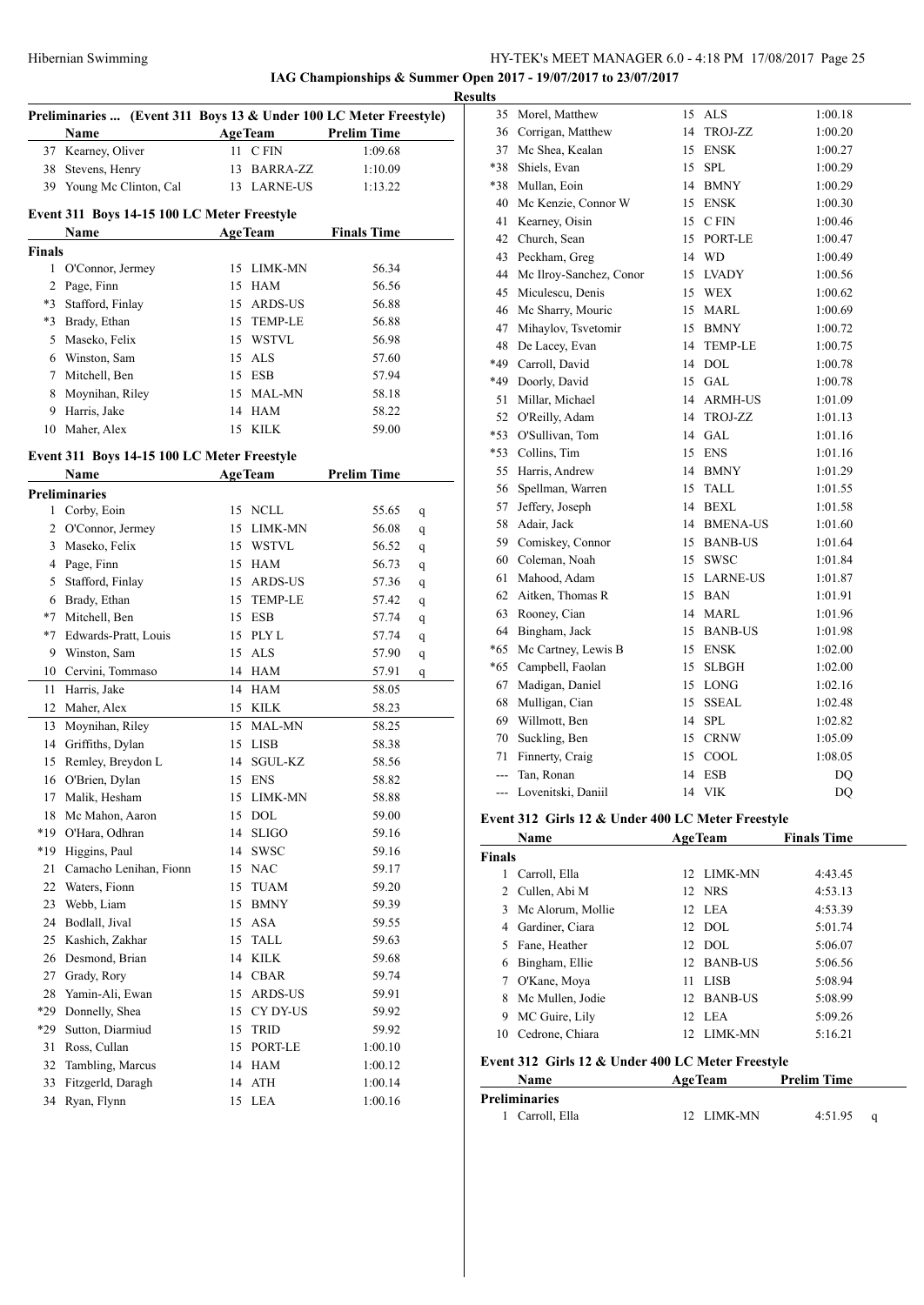**IAG Championships & Summer Open 2017 - 19/07/2017 to 23/07/2017**

**Results**

### Preliminaries ... (Event 311 Boys 13 & Under 100 LC Meter Freestyle)

| | Name | Age | Team | Prelim Time |
|---|---|---|---|---|
| 37 | Kearney, Oliver | 11 | C FIN | 1:09.68 |
| 38 | Stevens, Henry | 13 | BARRA-ZZ | 1:10.09 |
| 39 | Young Mc Clinton, Cal | 13 | LARNE-US | 1:13.22 |

### Event 311 Boys 14-15 100 LC Meter Freestyle

| | Name | Age | Team | Finals Time |
|---|---|---|---|---|
| **Finals** | | | | |
| 1 | O'Connor, Jermey | 15 | LIMK-MN | 56.34 |
| 2 | Page, Finn | 15 | HAM | 56.56 |
| *3 | Stafford, Finlay | 15 | ARDS-US | 56.88 |
| *3 | Brady, Ethan | 15 | TEMP-LE | 56.88 |
| 5 | Maseko, Felix | 15 | WSTVL | 56.98 |
| 6 | Winston, Sam | 15 | ALS | 57.60 |
| 7 | Mitchell, Ben | 15 | ESB | 57.94 |
| 8 | Moynihan, Riley | 15 | MAL-MN | 58.18 |
| 9 | Harris, Jake | 14 | HAM | 58.22 |
| 10 | Maher, Alex | 15 | KILK | 59.00 |

### Event 311 Boys 14-15 100 LC Meter Freestyle

| | Name | Age | Team | Prelim Time | |
|---|---|---|---|---|---|
| **Preliminaries** | | | | | |
| 1 | Corby, Eoin | 15 | NCLL | 55.65 | q |
| 2 | O'Connor, Jermey | 15 | LIMK-MN | 56.08 | q |
| 3 | Maseko, Felix | 15 | WSTVL | 56.52 | q |
| 4 | Page, Finn | 15 | HAM | 56.73 | q |
| 5 | Stafford, Finlay | 15 | ARDS-US | 57.36 | q |
| 6 | Brady, Ethan | 15 | TEMP-LE | 57.42 | q |
| *7 | Mitchell, Ben | 15 | ESB | 57.74 | q |
| *7 | Edwards-Pratt, Louis | 15 | PLY L | 57.74 | q |
| 9 | Winston, Sam | 15 | ALS | 57.90 | q |
| 10 | Cervini, Tommaso | 14 | HAM | 57.91 | q |
| 11 | Harris, Jake | 14 | HAM | 58.05 | |
| 12 | Maher, Alex | 15 | KILK | 58.23 | |
| 13 | Moynihan, Riley | 15 | MAL-MN | 58.25 | |
| 14 | Griffiths, Dylan | 15 | LISB | 58.38 | |
| 15 | Remley, Breydon L | 14 | SGUL-KZ | 58.56 | |
| 16 | O'Brien, Dylan | 15 | ENS | 58.82 | |
| 17 | Malik, Hesham | 15 | LIMK-MN | 58.88 | |
| 18 | Mc Mahon, Aaron | 15 | DOL | 59.00 | |
| *19 | O'Hara, Odhran | 14 | SLIGO | 59.16 | |
| *19 | Higgins, Paul | 14 | SWSC | 59.16 | |
| 21 | Camacho Lenihan, Fionn | 15 | NAC | 59.17 | |
| 22 | Waters, Fionn | 15 | TUAM | 59.20 | |
| 23 | Webb, Liam | 15 | BMNY | 59.39 | |
| 24 | Bodlall, Jival | 15 | ASA | 59.55 | |
| 25 | Kashich, Zakhar | 15 | TALL | 59.63 | |
| 26 | Desmond, Brian | 14 | KILK | 59.68 | |
| 27 | Grady, Rory | 14 | CBAR | 59.74 | |
| 28 | Yamin-Ali, Ewan | 15 | ARDS-US | 59.91 | |
| *29 | Donnelly, Shea | 15 | CY DY-US | 59.92 | |
| *29 | Sutton, Diarmiud | 15 | TRID | 59.92 | |
| 31 | Ross, Cullan | 15 | PORT-LE | 1:00.10 | |
| 32 | Tambling, Marcus | 14 | HAM | 1:00.12 | |
| 33 | Fitzgerld, Daragh | 14 | ATH | 1:00.14 | |
| 34 | Ryan, Flynn | 15 | LEA | 1:00.16 | |
| 35 | Morel, Matthew | 15 | ALS | 1:00.18 | |
| 36 | Corrigan, Matthew | 14 | TROJ-ZZ | 1:00.20 | |
| 37 | Mc Shea, Kealan | 15 | ENSK | 1:00.27 | |
| *38 | Shiels, Evan | 15 | SPL | 1:00.29 | |
| *38 | Mullan, Eoin | 14 | BMNY | 1:00.29 | |
| 40 | Mc Kenzie, Connor W | 15 | ENSK | 1:00.30 | |
| 41 | Kearney, Oisin | 15 | C FIN | 1:00.46 | |
| 42 | Church, Sean | 15 | PORT-LE | 1:00.47 | |
| 43 | Peckham, Greg | 14 | WD | 1:00.49 | |
| 44 | Mc Ilroy-Sanchez, Conor | 15 | LVADY | 1:00.56 | |
| 45 | Miculescu, Denis | 15 | WEX | 1:00.62 | |
| 46 | Mc Sharry, Mouric | 15 | MARL | 1:00.69 | |
| 47 | Mihaylov, Tsvetomir | 15 | BMNY | 1:00.72 | |
| 48 | De Lacey, Evan | 14 | TEMP-LE | 1:00.75 | |
| *49 | Carroll, David | 14 | DOL | 1:00.78 | |
| *49 | Doorly, David | 15 | GAL | 1:00.78 | |
| 51 | Millar, Michael | 14 | ARMH-US | 1:01.09 | |
| 52 | O'Reilly, Adam | 14 | TROJ-ZZ | 1:01.13 | |
| *53 | O'Sullivan, Tom | 14 | GAL | 1:01.16 | |
| *53 | Collins, Tim | 15 | ENS | 1:01.16 | |
| 55 | Harris, Andrew | 14 | BMNY | 1:01.29 | |
| 56 | Spellman, Warren | 15 | TALL | 1:01.55 | |
| 57 | Jeffery, Joseph | 14 | BEXL | 1:01.58 | |
| 58 | Adair, Jack | 14 | BMENA-US | 1:01.60 | |
| 59 | Comiskey, Connor | 15 | BANB-US | 1:01.64 | |
| 60 | Coleman, Noah | 15 | SWSC | 1:01.84 | |
| 61 | Mahood, Adam | 15 | LARNE-US | 1:01.87 | |
| 62 | Aitken, Thomas R | 15 | BAN | 1:01.91 | |
| 63 | Rooney, Cian | 14 | MARL | 1:01.96 | |
| 64 | Bingham, Jack | 15 | BANB-US | 1:01.98 | |
| *65 | Mc Cartney, Lewis B | 15 | ENSK | 1:02.00 | |
| *65 | Campbell, Faolan | 15 | SLBGH | 1:02.00 | |
| 67 | Madigan, Daniel | 15 | LONG | 1:02.16 | |
| 68 | Mulligan, Cian | 15 | SSEAL | 1:02.48 | |
| 69 | Willmott, Ben | 14 | SPL | 1:02.82 | |
| 70 | Suckling, Ben | 15 | CRNW | 1:05.09 | |
| 71 | Finnerty, Craig | 15 | COOL | 1:08.05 | |
| --- | Tan, Ronan | 14 | ESB | DQ | |
| --- | Lovenitski, Daniil | 14 | VIK | DQ | |

### Event 312 Girls 12 & Under 400 LC Meter Freestyle

| | Name | Age | Team | Finals Time |
|---|---|---|---|---|
| **Finals** | | | | |
| 1 | Carroll, Ella | 12 | LIMK-MN | 4:43.45 |
| 2 | Cullen, Abi M | 12 | NRS | 4:53.13 |
| 3 | Mc Alorum, Mollie | 12 | LEA | 4:53.39 |
| 4 | Gardiner, Ciara | 12 | DOL | 5:01.74 |
| 5 | Fane, Heather | 12 | DOL | 5:06.07 |
| 6 | Bingham, Ellie | 12 | BANB-US | 5:06.56 |
| 7 | O'Kane, Moya | 11 | LISB | 5:08.94 |
| 8 | Mc Mullen, Jodie | 12 | BANB-US | 5:08.99 |
| 9 | MC Guire, Lily | 12 | LEA | 5:09.26 |
| 10 | Cedrone, Chiara | 12 | LIMK-MN | 5:16.21 |

### Event 312 Girls 12 & Under 400 LC Meter Freestyle

| | Name | Age | Team | Prelim Time | |
|---|---|---|---|---|---|
| **Preliminaries** | | | | | |
| 1 | Carroll, Ella | 12 | LIMK-MN | 4:51.95 | q |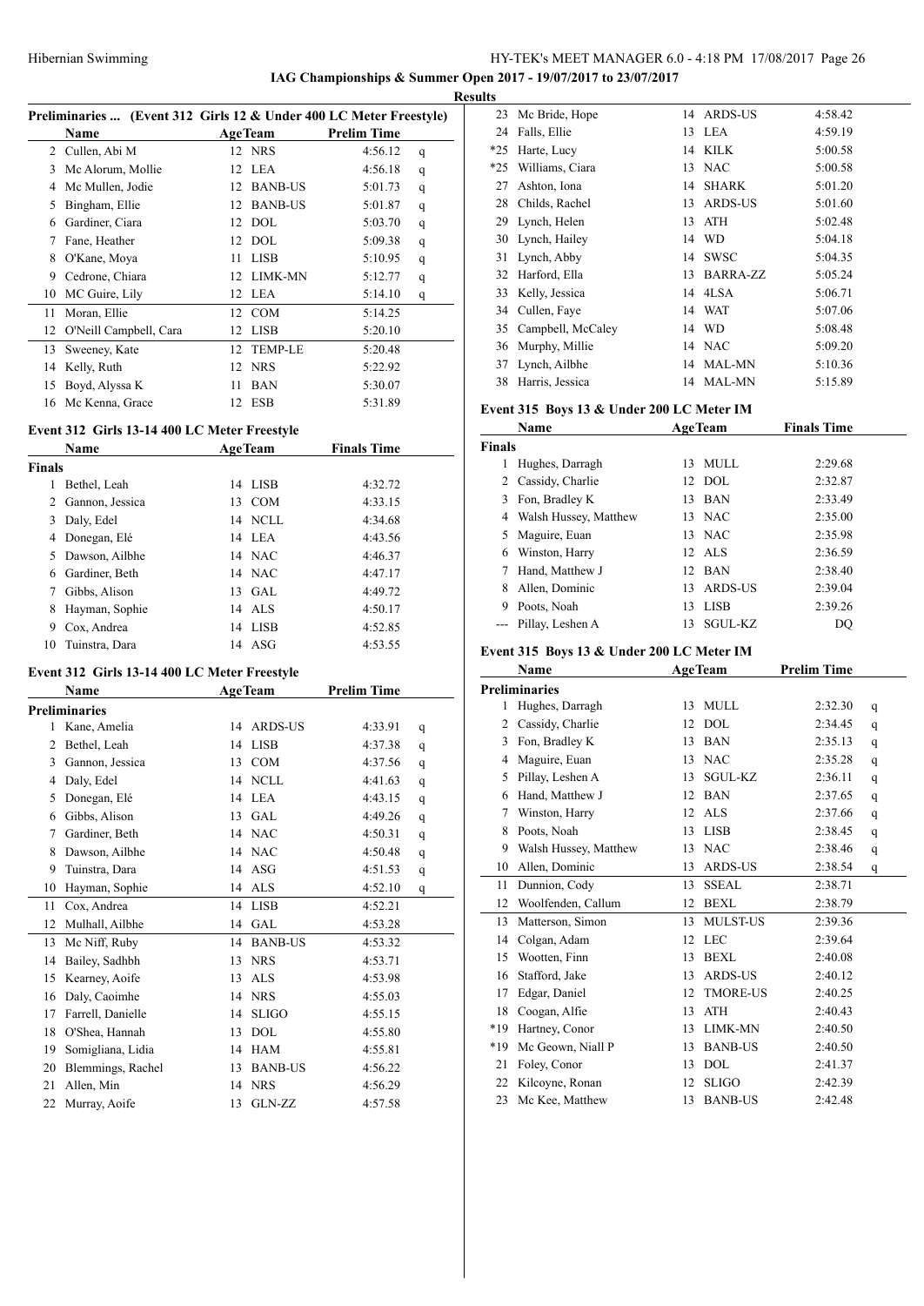**IAG Championships & Summer Open 2017 - 19/07/2017 to 23/07/2017**

**Results**

### Preliminaries ... (Event 312 Girls 12 & Under 400 LC Meter Freestyle)

| | Name | Age | Team | Prelim Time | |
|---|---|---|---|---|---|
| 2 | Cullen, Abi M | 12 | NRS | 4:56.12 | q |
| 3 | Mc Alorum, Mollie | 12 | LEA | 4:56.18 | q |
| 4 | Mc Mullen, Jodie | 12 | BANB-US | 5:01.73 | q |
| 5 | Bingham, Ellie | 12 | BANB-US | 5:01.87 | q |
| 6 | Gardiner, Ciara | 12 | DOL | 5:03.70 | q |
| 7 | Fane, Heather | 12 | DOL | 5:09.38 | q |
| 8 | O'Kane, Moya | 11 | LISB | 5:10.95 | q |
| 9 | Cedrone, Chiara | 12 | LIMK-MN | 5:12.77 | q |
| 10 | MC Guire, Lily | 12 | LEA | 5:14.10 | q |
| 11 | Moran, Ellie | 12 | COM | 5:14.25 | |
| 12 | O'Neill Campbell, Cara | 12 | LISB | 5:20.10 | |
| 13 | Sweeney, Kate | 12 | TEMP-LE | 5:20.48 | |
| 14 | Kelly, Ruth | 12 | NRS | 5:22.92 | |
| 15 | Boyd, Alyssa K | 11 | BAN | 5:30.07 | |
| 16 | Mc Kenna, Grace | 12 | ESB | 5:31.89 | |

### Event 312 Girls 13-14 400 LC Meter Freestyle

| | Name | Age | Team | Finals Time |
|---|---|---|---|---|
| **Finals** | | | | |
| 1 | Bethel, Leah | 14 | LISB | 4:32.72 |
| 2 | Gannon, Jessica | 13 | COM | 4:33.15 |
| 3 | Daly, Edel | 14 | NCLL | 4:34.68 |
| 4 | Donegan, Elé | 14 | LEA | 4:43.56 |
| 5 | Dawson, Ailbhe | 14 | NAC | 4:46.37 |
| 6 | Gardiner, Beth | 14 | NAC | 4:47.17 |
| 7 | Gibbs, Alison | 13 | GAL | 4:49.72 |
| 8 | Hayman, Sophie | 14 | ALS | 4:50.17 |
| 9 | Cox, Andrea | 14 | LISB | 4:52.85 |
| 10 | Tuinstra, Dara | 14 | ASG | 4:53.55 |

### Event 312 Girls 13-14 400 LC Meter Freestyle

| | Name | Age | Team | Prelim Time | |
|---|---|---|---|---|---|
| **Preliminaries** | | | | | |
| 1 | Kane, Amelia | 14 | ARDS-US | 4:33.91 | q |
| 2 | Bethel, Leah | 14 | LISB | 4:37.38 | q |
| 3 | Gannon, Jessica | 13 | COM | 4:37.56 | q |
| 4 | Daly, Edel | 14 | NCLL | 4:41.63 | q |
| 5 | Donegan, Elé | 14 | LEA | 4:43.15 | q |
| 6 | Gibbs, Alison | 13 | GAL | 4:49.26 | q |
| 7 | Gardiner, Beth | 14 | NAC | 4:50.31 | q |
| 8 | Dawson, Ailbhe | 14 | NAC | 4:50.48 | q |
| 9 | Tuinstra, Dara | 14 | ASG | 4:51.53 | q |
| 10 | Hayman, Sophie | 14 | ALS | 4:52.10 | q |
| 11 | Cox, Andrea | 14 | LISB | 4:52.21 | |
| 12 | Mulhall, Ailbhe | 14 | GAL | 4:53.28 | |
| 13 | Mc Niff, Ruby | 14 | BANB-US | 4:53.32 | |
| 14 | Bailey, Sadhbh | 13 | NRS | 4:53.71 | |
| 15 | Kearney, Aoife | 13 | ALS | 4:53.98 | |
| 16 | Daly, Caoimhe | 14 | NRS | 4:55.03 | |
| 17 | Farrell, Danielle | 14 | SLIGO | 4:55.15 | |
| 18 | O'Shea, Hannah | 13 | DOL | 4:55.80 | |
| 19 | Somigliana, Lidia | 14 | HAM | 4:55.81 | |
| 20 | Blemmings, Rachel | 13 | BANB-US | 4:56.22 | |
| 21 | Allen, Min | 14 | NRS | 4:56.29 | |
| 22 | Murray, Aoife | 13 | GLN-ZZ | 4:57.58 | |
| 23 | Mc Bride, Hope | 14 | ARDS-US | 4:58.42 | |
| 24 | Falls, Ellie | 13 | LEA | 4:59.19 | |
| *25 | Harte, Lucy | 14 | KILK | 5:00.58 | |
| *25 | Williams, Ciara | 13 | NAC | 5:00.58 | |
| 27 | Ashton, Iona | 14 | SHARK | 5:01.20 | |
| 28 | Childs, Rachel | 13 | ARDS-US | 5:01.60 | |
| 29 | Lynch, Helen | 13 | ATH | 5:02.48 | |
| 30 | Lynch, Hailey | 14 | WD | 5:04.18 | |
| 31 | Lynch, Abby | 14 | SWSC | 5:04.35 | |
| 32 | Harford, Ella | 13 | BARRA-ZZ | 5:05.24 | |
| 33 | Kelly, Jessica | 14 | 4LSA | 5:06.71 | |
| 34 | Cullen, Faye | 14 | WAT | 5:07.06 | |
| 35 | Campbell, McCaley | 14 | WD | 5:08.48 | |
| 36 | Murphy, Millie | 14 | NAC | 5:09.20 | |
| 37 | Lynch, Ailbhe | 14 | MAL-MN | 5:10.36 | |
| 38 | Harris, Jessica | 14 | MAL-MN | 5:15.89 | |

### Event 315 Boys 13 & Under 200 LC Meter IM

| | Name | Age | Team | Finals Time |
|---|---|---|---|---|
| **Finals** | | | | |
| 1 | Hughes, Darragh | 13 | MULL | 2:29.68 |
| 2 | Cassidy, Charlie | 12 | DOL | 2:32.87 |
| 3 | Fon, Bradley K | 13 | BAN | 2:33.49 |
| 4 | Walsh Hussey, Matthew | 13 | NAC | 2:35.00 |
| 5 | Maguire, Euan | 13 | NAC | 2:35.98 |
| 6 | Winston, Harry | 12 | ALS | 2:36.59 |
| 7 | Hand, Matthew J | 12 | BAN | 2:38.40 |
| 8 | Allen, Dominic | 13 | ARDS-US | 2:39.04 |
| 9 | Poots, Noah | 13 | LISB | 2:39.26 |
| --- | Pillay, Leshen A | 13 | SGUL-KZ | DQ |

### Event 315 Boys 13 & Under 200 LC Meter IM

| | Name | Age | Team | Prelim Time | |
|---|---|---|---|---|---|
| **Preliminaries** | | | | | |
| 1 | Hughes, Darragh | 13 | MULL | 2:32.30 | q |
| 2 | Cassidy, Charlie | 12 | DOL | 2:34.45 | q |
| 3 | Fon, Bradley K | 13 | BAN | 2:35.13 | q |
| 4 | Maguire, Euan | 13 | NAC | 2:35.28 | q |
| 5 | Pillay, Leshen A | 13 | SGUL-KZ | 2:36.11 | q |
| 6 | Hand, Matthew J | 12 | BAN | 2:37.65 | q |
| 7 | Winston, Harry | 12 | ALS | 2:37.66 | q |
| 8 | Poots, Noah | 13 | LISB | 2:38.45 | q |
| 9 | Walsh Hussey, Matthew | 13 | NAC | 2:38.46 | q |
| 10 | Allen, Dominic | 13 | ARDS-US | 2:38.54 | q |
| 11 | Dunnion, Cody | 13 | SSEAL | 2:38.71 | |
| 12 | Woolfenden, Callum | 12 | BEXL | 2:38.79 | |
| 13 | Matterson, Simon | 13 | MULST-US | 2:39.36 | |
| 14 | Colgan, Adam | 12 | LEC | 2:39.64 | |
| 15 | Wootten, Finn | 13 | BEXL | 2:40.08 | |
| 16 | Stafford, Jake | 13 | ARDS-US | 2:40.12 | |
| 17 | Edgar, Daniel | 12 | TMORE-US | 2:40.25 | |
| 18 | Coogan, Alfie | 13 | ATH | 2:40.43 | |
| *19 | Hartney, Conor | 13 | LIMK-MN | 2:40.50 | |
| *19 | Mc Geown, Niall P | 13 | BANB-US | 2:40.50 | |
| 21 | Foley, Conor | 13 | DOL | 2:41.37 | |
| 22 | Kilcoyne, Ronan | 12 | SLIGO | 2:42.39 | |
| 23 | Mc Kee, Matthew | 13 | BANB-US | 2:42.48 | |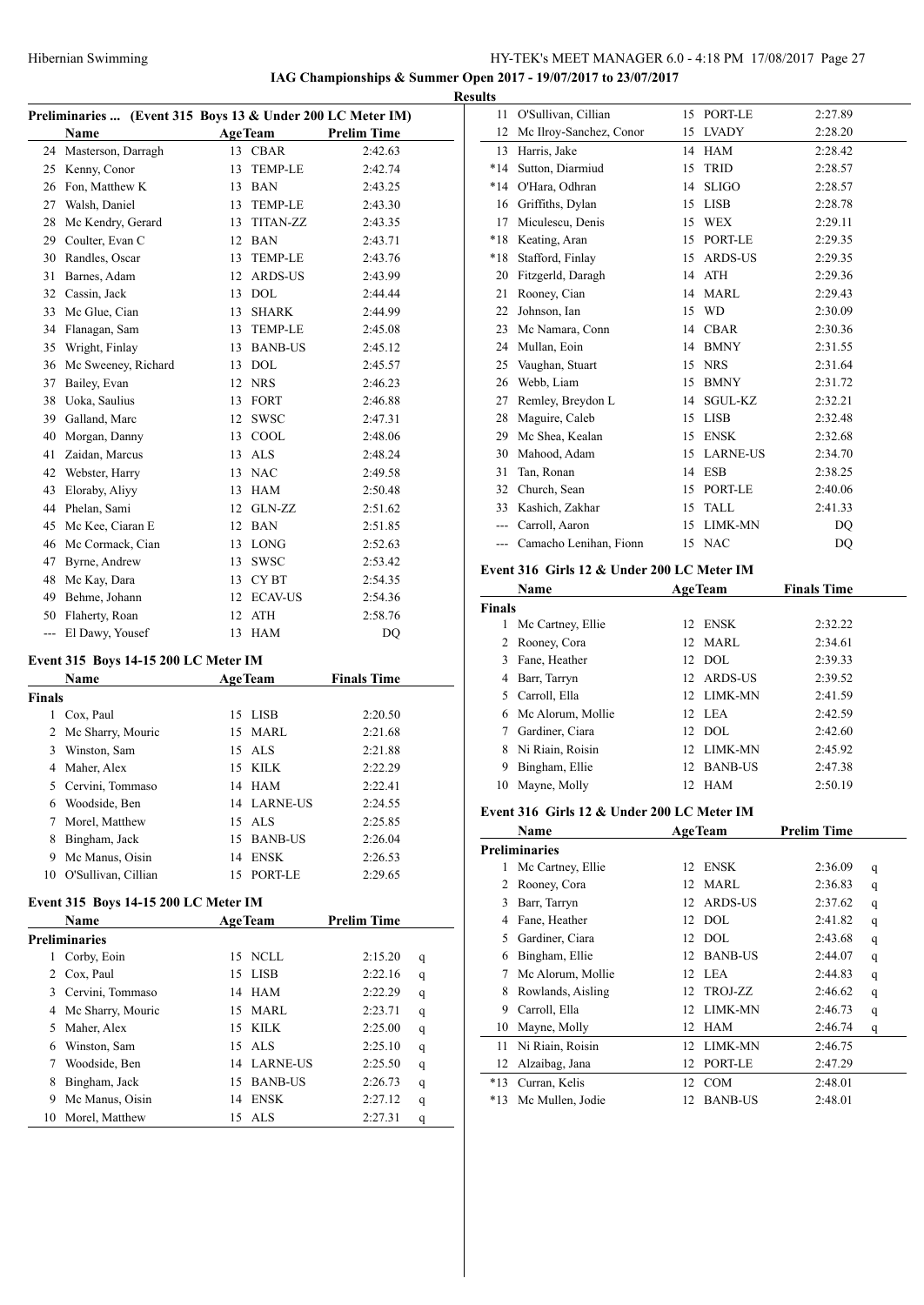**IAG Championships & Summer Open 2017 - 19/07/2017 to 23/07/2017**

**Results**

### Preliminaries ... (Event 315 Boys 13 & Under 200 LC Meter IM)

| | Name | Age | Team | Prelim Time |
|---|---|---|---|---|
| 24 | Masterson, Darragh | 13 | CBAR | 2:42.63 |
| 25 | Kenny, Conor | 13 | TEMP-LE | 2:42.74 |
| 26 | Fon, Matthew K | 13 | BAN | 2:43.25 |
| 27 | Walsh, Daniel | 13 | TEMP-LE | 2:43.30 |
| 28 | Mc Kendry, Gerard | 13 | TITAN-ZZ | 2:43.35 |
| 29 | Coulter, Evan C | 12 | BAN | 2:43.71 |
| 30 | Randles, Oscar | 13 | TEMP-LE | 2:43.76 |
| 31 | Barnes, Adam | 12 | ARDS-US | 2:43.99 |
| 32 | Cassin, Jack | 13 | DOL | 2:44.44 |
| 33 | Mc Glue, Cian | 13 | SHARK | 2:44.99 |
| 34 | Flanagan, Sam | 13 | TEMP-LE | 2:45.08 |
| 35 | Wright, Finlay | 13 | BANB-US | 2:45.12 |
| 36 | Mc Sweeney, Richard | 13 | DOL | 2:45.57 |
| 37 | Bailey, Evan | 12 | NRS | 2:46.23 |
| 38 | Uoka, Saulius | 13 | FORT | 2:46.88 |
| 39 | Galland, Marc | 12 | SWSC | 2:47.31 |
| 40 | Morgan, Danny | 13 | COOL | 2:48.06 |
| 41 | Zaidan, Marcus | 13 | ALS | 2:48.24 |
| 42 | Webster, Harry | 13 | NAC | 2:49.58 |
| 43 | Eloraby, Aliyy | 13 | HAM | 2:50.48 |
| 44 | Phelan, Sami | 12 | GLN-ZZ | 2:51.62 |
| 45 | Mc Kee, Ciaran E | 12 | BAN | 2:51.85 |
| 46 | Mc Cormack, Cian | 13 | LONG | 2:52.63 |
| 47 | Byrne, Andrew | 13 | SWSC | 2:53.42 |
| 48 | Mc Kay, Dara | 13 | CY BT | 2:54.35 |
| 49 | Behme, Johann | 12 | ECAV-US | 2:54.36 |
| 50 | Flaherty, Roan | 12 | ATH | 2:58.76 |
| --- | El Dawy, Yousef | 13 | HAM | DQ |

### Event 315 Boys 14-15 200 LC Meter IM

| | Name | Age | Team | Finals Time |
|---|---|---|---|---|
| **Finals** | | | | |
| 1 | Cox, Paul | 15 | LISB | 2:20.50 |
| 2 | Mc Sharry, Mouric | 15 | MARL | 2:21.68 |
| 3 | Winston, Sam | 15 | ALS | 2:21.88 |
| 4 | Maher, Alex | 15 | KILK | 2:22.29 |
| 5 | Cervini, Tommaso | 14 | HAM | 2:22.41 |
| 6 | Woodside, Ben | 14 | LARNE-US | 2:24.55 |
| 7 | Morel, Matthew | 15 | ALS | 2:25.85 |
| 8 | Bingham, Jack | 15 | BANB-US | 2:26.04 |
| 9 | Mc Manus, Oisin | 14 | ENSK | 2:26.53 |
| 10 | O'Sullivan, Cillian | 15 | PORT-LE | 2:29.65 |

### Event 315 Boys 14-15 200 LC Meter IM

| | Name | Age | Team | Prelim Time | |
|---|---|---|---|---|---|
| **Preliminaries** | | | | | |
| 1 | Corby, Eoin | 15 | NCLL | 2:15.20 | q |
| 2 | Cox, Paul | 15 | LISB | 2:22.16 | q |
| 3 | Cervini, Tommaso | 14 | HAM | 2:22.29 | q |
| 4 | Mc Sharry, Mouric | 15 | MARL | 2:23.71 | q |
| 5 | Maher, Alex | 15 | KILK | 2:25.00 | q |
| 6 | Winston, Sam | 15 | ALS | 2:25.10 | q |
| 7 | Woodside, Ben | 14 | LARNE-US | 2:25.50 | q |
| 8 | Bingham, Jack | 15 | BANB-US | 2:26.73 | q |
| 9 | Mc Manus, Oisin | 14 | ENSK | 2:27.12 | q |
| 10 | Morel, Matthew | 15 | ALS | 2:27.31 | q |
| 11 | O'Sullivan, Cillian | 15 | PORT-LE | 2:27.89 | |
| 12 | Mc Ilroy-Sanchez, Conor | 15 | LVADY | 2:28.20 | |
| 13 | Harris, Jake | 14 | HAM | 2:28.42 | |
| *14 | Sutton, Diarmiud | 15 | TRID | 2:28.57 | |
| *14 | O'Hara, Odhran | 14 | SLIGO | 2:28.57 | |
| 16 | Griffiths, Dylan | 15 | LISB | 2:28.78 | |
| 17 | Miculescu, Denis | 15 | WEX | 2:29.11 | |
| *18 | Keating, Aran | 15 | PORT-LE | 2:29.35 | |
| *18 | Stafford, Finlay | 15 | ARDS-US | 2:29.35 | |
| 20 | Fitzgerld, Daragh | 14 | ATH | 2:29.36 | |
| 21 | Rooney, Cian | 14 | MARL | 2:29.43 | |
| 22 | Johnson, Ian | 15 | WD | 2:30.09 | |
| 23 | Mc Namara, Conn | 14 | CBAR | 2:30.36 | |
| 24 | Mullan, Eoin | 14 | BMNY | 2:31.55 | |
| 25 | Vaughan, Stuart | 15 | NRS | 2:31.64 | |
| 26 | Webb, Liam | 15 | BMNY | 2:31.72 | |
| 27 | Remley, Breydon L | 14 | SGUL-KZ | 2:32.21 | |
| 28 | Maguire, Caleb | 15 | LISB | 2:32.48 | |
| 29 | Mc Shea, Kealan | 15 | ENSK | 2:32.68 | |
| 30 | Mahood, Adam | 15 | LARNE-US | 2:34.70 | |
| 31 | Tan, Ronan | 14 | ESB | 2:38.25 | |
| 32 | Church, Sean | 15 | PORT-LE | 2:40.06 | |
| 33 | Kashich, Zakhar | 15 | TALL | 2:41.33 | |
| --- | Carroll, Aaron | 15 | LIMK-MN | DQ | |
| --- | Camacho Lenihan, Fionn | 15 | NAC | DQ | |

### Event 316 Girls 12 & Under 200 LC Meter IM

| | Name | Age | Team | Finals Time |
|---|---|---|---|---|
| **Finals** | | | | |
| 1 | Mc Cartney, Ellie | 12 | ENSK | 2:32.22 |
| 2 | Rooney, Cora | 12 | MARL | 2:34.61 |
| 3 | Fane, Heather | 12 | DOL | 2:39.33 |
| 4 | Barr, Tarryn | 12 | ARDS-US | 2:39.52 |
| 5 | Carroll, Ella | 12 | LIMK-MN | 2:41.59 |
| 6 | Mc Alorum, Mollie | 12 | LEA | 2:42.59 |
| 7 | Gardiner, Ciara | 12 | DOL | 2:42.60 |
| 8 | Ni Riain, Roisin | 12 | LIMK-MN | 2:45.92 |
| 9 | Bingham, Ellie | 12 | BANB-US | 2:47.38 |
| 10 | Mayne, Molly | 12 | HAM | 2:50.19 |

### Event 316 Girls 12 & Under 200 LC Meter IM

| | Name | Age | Team | Prelim Time | |
|---|---|---|---|---|---|
| **Preliminaries** | | | | | |
| 1 | Mc Cartney, Ellie | 12 | ENSK | 2:36.09 | q |
| 2 | Rooney, Cora | 12 | MARL | 2:36.83 | q |
| 3 | Barr, Tarryn | 12 | ARDS-US | 2:37.62 | q |
| 4 | Fane, Heather | 12 | DOL | 2:41.82 | q |
| 5 | Gardiner, Ciara | 12 | DOL | 2:43.68 | q |
| 6 | Bingham, Ellie | 12 | BANB-US | 2:44.07 | q |
| 7 | Mc Alorum, Mollie | 12 | LEA | 2:44.83 | q |
| 8 | Rowlands, Aisling | 12 | TROJ-ZZ | 2:46.62 | q |
| 9 | Carroll, Ella | 12 | LIMK-MN | 2:46.73 | q |
| 10 | Mayne, Molly | 12 | HAM | 2:46.74 | q |
| 11 | Ni Riain, Roisin | 12 | LIMK-MN | 2:46.75 | |
| 12 | Alzaibag, Jana | 12 | PORT-LE | 2:47.29 | |
| *13 | Curran, Kelis | 12 | COM | 2:48.01 | |
| *13 | Mc Mullen, Jodie | 12 | BANB-US | 2:48.01 | |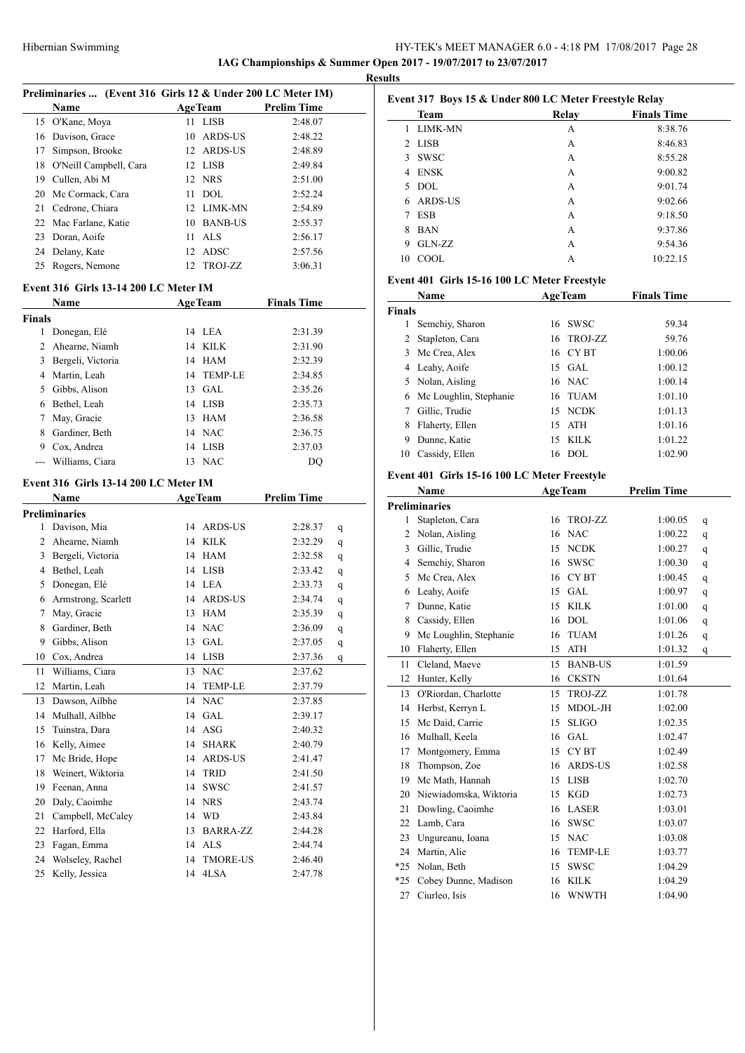## IAG Championships & Summer Open 2017 - 19/07/2017 to 23/07/2017

### Results

#### Preliminaries ... (Event 316 Girls 12 & Under 200 LC Meter IM)

| | Name | Age | Team | Prelim Time |
|---|---|---|---|---|
| 15 | O'Kane, Moya | 11 | LISB | 2:48.07 |
| 16 | Davison, Grace | 10 | ARDS-US | 2:48.22 |
| 17 | Simpson, Brooke | 12 | ARDS-US | 2:48.89 |
| 18 | O'Neill Campbell, Cara | 12 | LISB | 2:49.84 |
| 19 | Cullen, Abi M | 12 | NRS | 2:51.00 |
| 20 | Mc Cormack, Cara | 11 | DOL | 2:52.24 |
| 21 | Cedrone, Chiara | 12 | LIMK-MN | 2:54.89 |
| 22 | Mac Farlane, Katie | 10 | BANB-US | 2:55.37 |
| 23 | Doran, Aoife | 11 | ALS | 2:56.17 |
| 24 | Delany, Kate | 12 | ADSC | 2:57.56 |
| 25 | Rogers, Nemone | 12 | TROJ-ZZ | 3:06.31 |

#### Event 316 Girls 13-14 200 LC Meter IM

| | Name | Age | Team | Finals Time |
|---|---|---|---|---|
| **Finals** | | | | |
| 1 | Donegan, Elé | 14 | LEA | 2:31.39 |
| 2 | Ahearne, Niamh | 14 | KILK | 2:31.90 |
| 3 | Bergeli, Victoria | 14 | HAM | 2:32.39 |
| 4 | Martin, Leah | 14 | TEMP-LE | 2:34.85 |
| 5 | Gibbs, Alison | 13 | GAL | 2:35.26 |
| 6 | Bethel, Leah | 14 | LISB | 2:35.73 |
| 7 | May, Gracie | 13 | HAM | 2:36.58 |
| 8 | Gardiner, Beth | 14 | NAC | 2:36.75 |
| 9 | Cox, Andrea | 14 | LISB | 2:37.03 |
| --- | Williams, Ciara | 13 | NAC | DQ |

#### Event 316 Girls 13-14 200 LC Meter IM

| | Name | Age | Team | Prelim Time | |
|---|---|---|---|---|---|
| **Preliminaries** | | | | | |
| 1 | Davison, Mia | 14 | ARDS-US | 2:28.37 | q |
| 2 | Ahearne, Niamh | 14 | KILK | 2:32.29 | q |
| 3 | Bergeli, Victoria | 14 | HAM | 2:32.58 | q |
| 4 | Bethel, Leah | 14 | LISB | 2:33.42 | q |
| 5 | Donegan, Elé | 14 | LEA | 2:33.73 | q |
| 6 | Armstrong, Scarlett | 14 | ARDS-US | 2:34.74 | q |
| 7 | May, Gracie | 13 | HAM | 2:35.39 | q |
| 8 | Gardiner, Beth | 14 | NAC | 2:36.09 | q |
| 9 | Gibbs, Alison | 13 | GAL | 2:37.05 | q |
| 10 | Cox, Andrea | 14 | LISB | 2:37.36 | q |
| 11 | Williams, Ciara | 13 | NAC | 2:37.62 | |
| 12 | Martin, Leah | 14 | TEMP-LE | 2:37.79 | |
| 13 | Dawson, Ailbhe | 14 | NAC | 2:37.85 | |
| 14 | Mulhall, Ailbhe | 14 | GAL | 2:39.17 | |
| 15 | Tuinstra, Dara | 14 | ASG | 2:40.32 | |
| 16 | Kelly, Aimee | 14 | SHARK | 2:40.79 | |
| 17 | Mc Bride, Hope | 14 | ARDS-US | 2:41.47 | |
| 18 | Weinert, Wiktoria | 14 | TRID | 2:41.50 | |
| 19 | Feenan, Anna | 14 | SWSC | 2:41.57 | |
| 20 | Daly, Caoimhe | 14 | NRS | 2:43.74 | |
| 21 | Campbell, McCaley | 14 | WD | 2:43.84 | |
| 22 | Harford, Ella | 13 | BARRA-ZZ | 2:44.28 | |
| 23 | Fagan, Emma | 14 | ALS | 2:44.74 | |
| 24 | Wolseley, Rachel | 14 | TMORE-US | 2:46.40 | |
| 25 | Kelly, Jessica | 14 | 4LSA | 2:47.78 | |

#### Event 317 Boys 15 & Under 800 LC Meter Freestyle Relay

| | Team | Relay | Finals Time |
|---|---|---|---|
| 1 | LIMK-MN | A | 8:38.76 |
| 2 | LISB | A | 8:46.83 |
| 3 | SWSC | A | 8:55.28 |
| 4 | ENSK | A | 9:00.82 |
| 5 | DOL | A | 9:01.74 |
| 6 | ARDS-US | A | 9:02.66 |
| 7 | ESB | A | 9:18.50 |
| 8 | BAN | A | 9:37.86 |
| 9 | GLN-ZZ | A | 9:54.36 |
| 10 | COOL | A | 10:22.15 |

#### Event 401 Girls 15-16 100 LC Meter Freestyle

| | Name | Age | Team | Finals Time |
|---|---|---|---|---|
| **Finals** | | | | |
| 1 | Semchiy, Sharon | 16 | SWSC | 59.34 |
| 2 | Stapleton, Cara | 16 | TROJ-ZZ | 59.76 |
| 3 | Mc Crea, Alex | 16 | CY BT | 1:00.06 |
| 4 | Leahy, Aoife | 15 | GAL | 1:00.12 |
| 5 | Nolan, Aisling | 16 | NAC | 1:00.14 |
| 6 | Mc Loughlin, Stephanie | 16 | TUAM | 1:01.10 |
| 7 | Gillic, Trudie | 15 | NCDK | 1:01.13 |
| 8 | Flaherty, Ellen | 15 | ATH | 1:01.16 |
| 9 | Dunne, Katie | 15 | KILK | 1:01.22 |
| 10 | Cassidy, Ellen | 16 | DOL | 1:02.90 |

#### Event 401 Girls 15-16 100 LC Meter Freestyle

| | Name | Age | Team | Prelim Time | |
|---|---|---|---|---|---|
| **Preliminaries** | | | | | |
| 1 | Stapleton, Cara | 16 | TROJ-ZZ | 1:00.05 | q |
| 2 | Nolan, Aisling | 16 | NAC | 1:00.22 | q |
| 3 | Gillic, Trudie | 15 | NCDK | 1:00.27 | q |
| 4 | Semchiy, Sharon | 16 | SWSC | 1:00.30 | q |
| 5 | Mc Crea, Alex | 16 | CY BT | 1:00.45 | q |
| 6 | Leahy, Aoife | 15 | GAL | 1:00.97 | q |
| 7 | Dunne, Katie | 15 | KILK | 1:01.00 | q |
| 8 | Cassidy, Ellen | 16 | DOL | 1:01.06 | q |
| 9 | Mc Loughlin, Stephanie | 16 | TUAM | 1:01.26 | q |
| 10 | Flaherty, Ellen | 15 | ATH | 1:01.32 | q |
| 11 | Cleland, Maeve | 15 | BANB-US | 1:01.59 | |
| 12 | Hunter, Kelly | 16 | CKSTN | 1:01.64 | |
| 13 | O'Riordan, Charlotte | 15 | TROJ-ZZ | 1:01.78 | |
| 14 | Herbst, Kerryn L | 15 | MDOL-JH | 1:02.00 | |
| 15 | Mc Daid, Carrie | 15 | SLIGO | 1:02.35 | |
| 16 | Mulhall, Keela | 16 | GAL | 1:02.47 | |
| 17 | Montgomery, Emma | 15 | CY BT | 1:02.49 | |
| 18 | Thompson, Zoe | 16 | ARDS-US | 1:02.58 | |
| 19 | Mc Math, Hannah | 15 | LISB | 1:02.70 | |
| 20 | Niewiadomska, Wiktoria | 15 | KGD | 1:02.73 | |
| 21 | Dowling, Caoimhe | 16 | LASER | 1:03.01 | |
| 22 | Lamb, Cara | 16 | SWSC | 1:03.07 | |
| 23 | Ungureanu, Ioana | 15 | NAC | 1:03.08 | |
| 24 | Martin, Alie | 16 | TEMP-LE | 1:03.77 | |
| *25 | Nolan, Beth | 15 | SWSC | 1:04.29 | |
| *25 | Cobey Dunne, Madison | 16 | KILK | 1:04.29 | |
| 27 | Ciurleo, Isis | 16 | WNWTH | 1:04.90 | |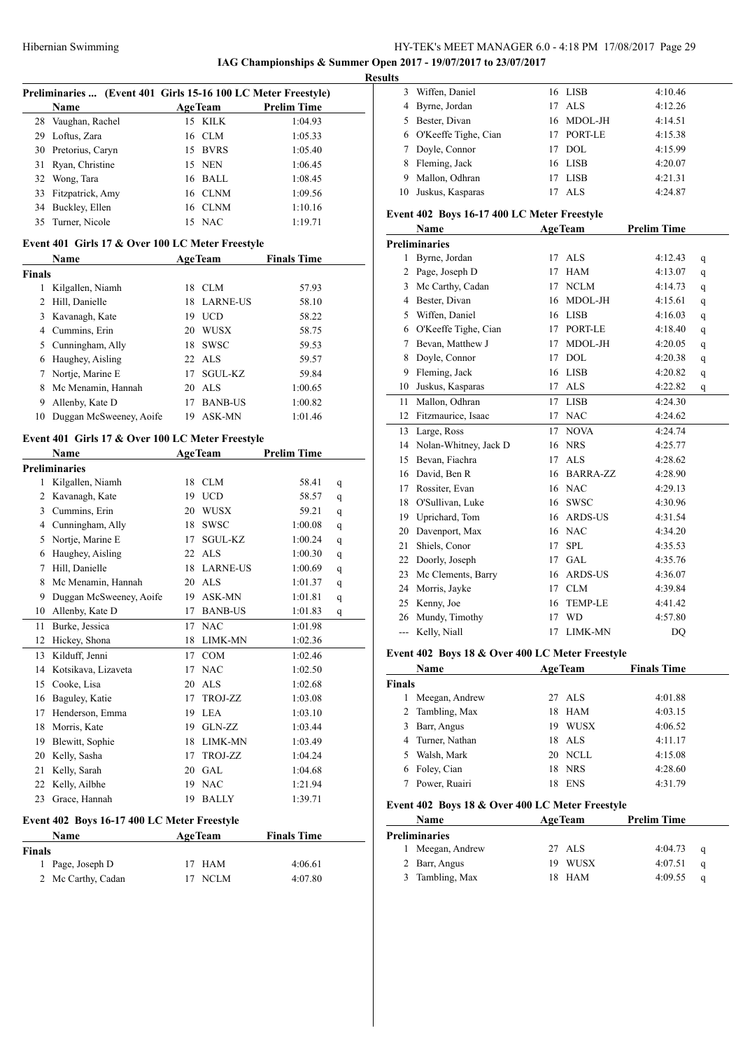## IAG Championships & Summer Open 2017 - 19/07/2017 to 23/07/2017

### Results

#### Preliminaries ... (Event 401 Girls 15-16 100 LC Meter Freestyle)

| | Name | Age | Team | Prelim Time |
|---|---|---|---|---|
| 28 | Vaughan, Rachel | 15 | KILK | 1:04.93 |
| 29 | Loftus, Zara | 16 | CLM | 1:05.33 |
| 30 | Pretorius, Caryn | 15 | BVRS | 1:05.40 |
| 31 | Ryan, Christine | 15 | NEN | 1:06.45 |
| 32 | Wong, Tara | 16 | BALL | 1:08.45 |
| 33 | Fitzpatrick, Amy | 16 | CLNM | 1:09.56 |
| 34 | Buckley, Ellen | 16 | CLNM | 1:10.16 |
| 35 | Turner, Nicole | 15 | NAC | 1:19.71 |

#### Event 401 Girls 17 & Over 100 LC Meter Freestyle

| | Name | Age | Team | Finals Time |
|---|---|---|---|---|
| **Finals** | | | | |
| 1 | Kilgallen, Niamh | 18 | CLM | 57.93 |
| 2 | Hill, Danielle | 18 | LARNE-US | 58.10 |
| 3 | Kavanagh, Kate | 19 | UCD | 58.22 |
| 4 | Cummins, Erin | 20 | WUSX | 58.75 |
| 5 | Cunningham, Ally | 18 | SWSC | 59.53 |
| 6 | Haughey, Aisling | 22 | ALS | 59.57 |
| 7 | Nortje, Marine E | 17 | SGUL-KZ | 59.84 |
| 8 | Mc Menamin, Hannah | 20 | ALS | 1:00.65 |
| 9 | Allenby, Kate D | 17 | BANB-US | 1:00.82 |
| 10 | Duggan McSweeney, Aoife | 19 | ASK-MN | 1:01.46 |

#### Event 401 Girls 17 & Over 100 LC Meter Freestyle

| | Name | Age | Team | Prelim Time | |
|---|---|---|---|---|---|
| **Preliminaries** | | | | | |
| 1 | Kilgallen, Niamh | 18 | CLM | 58.41 | q |
| 2 | Kavanagh, Kate | 19 | UCD | 58.57 | q |
| 3 | Cummins, Erin | 20 | WUSX | 59.21 | q |
| 4 | Cunningham, Ally | 18 | SWSC | 1:00.08 | q |
| 5 | Nortje, Marine E | 17 | SGUL-KZ | 1:00.24 | q |
| 6 | Haughey, Aisling | 22 | ALS | 1:00.30 | q |
| 7 | Hill, Danielle | 18 | LARNE-US | 1:00.69 | q |
| 8 | Mc Menamin, Hannah | 20 | ALS | 1:01.37 | q |
| 9 | Duggan McSweeney, Aoife | 19 | ASK-MN | 1:01.81 | q |
| 10 | Allenby, Kate D | 17 | BANB-US | 1:01.83 | q |
| 11 | Burke, Jessica | 17 | NAC | 1:01.98 | |
| 12 | Hickey, Shona | 18 | LIMK-MN | 1:02.36 | |
| 13 | Kilduff, Jenni | 17 | COM | 1:02.46 | |
| 14 | Kotsikava, Lizaveta | 17 | NAC | 1:02.50 | |
| 15 | Cooke, Lisa | 20 | ALS | 1:02.68 | |
| 16 | Baguley, Katie | 17 | TROJ-ZZ | 1:03.08 | |
| 17 | Henderson, Emma | 19 | LEA | 1:03.10 | |
| 18 | Morris, Kate | 19 | GLN-ZZ | 1:03.44 | |
| 19 | Blewitt, Sophie | 18 | LIMK-MN | 1:03.49 | |
| 20 | Kelly, Sasha | 17 | TROJ-ZZ | 1:04.24 | |
| 21 | Kelly, Sarah | 20 | GAL | 1:04.68 | |
| 22 | Kelly, Ailbhe | 19 | NAC | 1:21.94 | |
| 23 | Grace, Hannah | 19 | BALLY | 1:39.71 | |

#### Event 402 Boys 16-17 400 LC Meter Freestyle

| | Name | Age | Team | Finals Time |
|---|---|---|---|---|
| **Finals** | | | | |
| 1 | Page, Joseph D | 17 | HAM | 4:06.61 |
| 2 | Mc Carthy, Cadan | 17 | NCLM | 4:07.80 |
| 3 | Wiffen, Daniel | 16 | LISB | 4:10.46 |
| 4 | Byrne, Jordan | 17 | ALS | 4:12.26 |
| 5 | Bester, Divan | 16 | MDOL-JH | 4:14.51 |
| 6 | O'Keeffe Tighe, Cian | 17 | PORT-LE | 4:15.38 |
| 7 | Doyle, Connor | 17 | DOL | 4:15.99 |
| 8 | Fleming, Jack | 16 | LISB | 4:20.07 |
| 9 | Mallon, Odhran | 17 | LISB | 4:21.31 |
| 10 | Juskus, Kasparas | 17 | ALS | 4:24.87 |

#### Event 402 Boys 16-17 400 LC Meter Freestyle

| | Name | Age | Team | Prelim Time | |
|---|---|---|---|---|---|
| **Preliminaries** | | | | | |
| 1 | Byrne, Jordan | 17 | ALS | 4:12.43 | q |
| 2 | Page, Joseph D | 17 | HAM | 4:13.07 | q |
| 3 | Mc Carthy, Cadan | 17 | NCLM | 4:14.73 | q |
| 4 | Bester, Divan | 16 | MDOL-JH | 4:15.61 | q |
| 5 | Wiffen, Daniel | 16 | LISB | 4:16.03 | q |
| 6 | O'Keeffe Tighe, Cian | 17 | PORT-LE | 4:18.40 | q |
| 7 | Bevan, Matthew J | 17 | MDOL-JH | 4:20.05 | q |
| 8 | Doyle, Connor | 17 | DOL | 4:20.38 | q |
| 9 | Fleming, Jack | 16 | LISB | 4:20.82 | q |
| 10 | Juskus, Kasparas | 17 | ALS | 4:22.82 | q |
| 11 | Mallon, Odhran | 17 | LISB | 4:24.30 | |
| 12 | Fitzmaurice, Isaac | 17 | NAC | 4:24.62 | |
| 13 | Large, Ross | 17 | NOVA | 4:24.74 | |
| 14 | Nolan-Whitney, Jack D | 16 | NRS | 4:25.77 | |
| 15 | Bevan, Fiachra | 17 | ALS | 4:28.62 | |
| 16 | David, Ben R | 16 | BARRA-ZZ | 4:28.90 | |
| 17 | Rossiter, Evan | 16 | NAC | 4:29.13 | |
| 18 | O'Sullivan, Luke | 16 | SWSC | 4:30.96 | |
| 19 | Uprichard, Tom | 16 | ARDS-US | 4:31.54 | |
| 20 | Davenport, Max | 16 | NAC | 4:34.20 | |
| 21 | Shiels, Conor | 17 | SPL | 4:35.53 | |
| 22 | Doorly, Joseph | 17 | GAL | 4:35.76 | |
| 23 | Mc Clements, Barry | 16 | ARDS-US | 4:36.07 | |
| 24 | Morris, Jayke | 17 | CLM | 4:39.84 | |
| 25 | Kenny, Joe | 16 | TEMP-LE | 4:41.42 | |
| 26 | Mundy, Timothy | 17 | WD | 4:57.80 | |
| --- | Kelly, Niall | 17 | LIMK-MN | DQ | |

#### Event 402 Boys 18 & Over 400 LC Meter Freestyle

| | Name | Age | Team | Finals Time |
|---|---|---|---|---|
| **Finals** | | | | |
| 1 | Meegan, Andrew | 27 | ALS | 4:01.88 |
| 2 | Tambling, Max | 18 | HAM | 4:03.15 |
| 3 | Barr, Angus | 19 | WUSX | 4:06.52 |
| 4 | Turner, Nathan | 18 | ALS | 4:11.17 |
| 5 | Walsh, Mark | 20 | NCLL | 4:15.08 |
| 6 | Foley, Cian | 18 | NRS | 4:28.60 |
| 7 | Power, Ruairi | 18 | ENS | 4:31.79 |

#### Event 402 Boys 18 & Over 400 LC Meter Freestyle

| | Name | Age | Team | Prelim Time | |
|---|---|---|---|---|---|
| **Preliminaries** | | | | | |
| 1 | Meegan, Andrew | 27 | ALS | 4:04.73 | q |
| 2 | Barr, Angus | 19 | WUSX | 4:07.51 | q |
| 3 | Tambling, Max | 18 | HAM | 4:09.55 | q |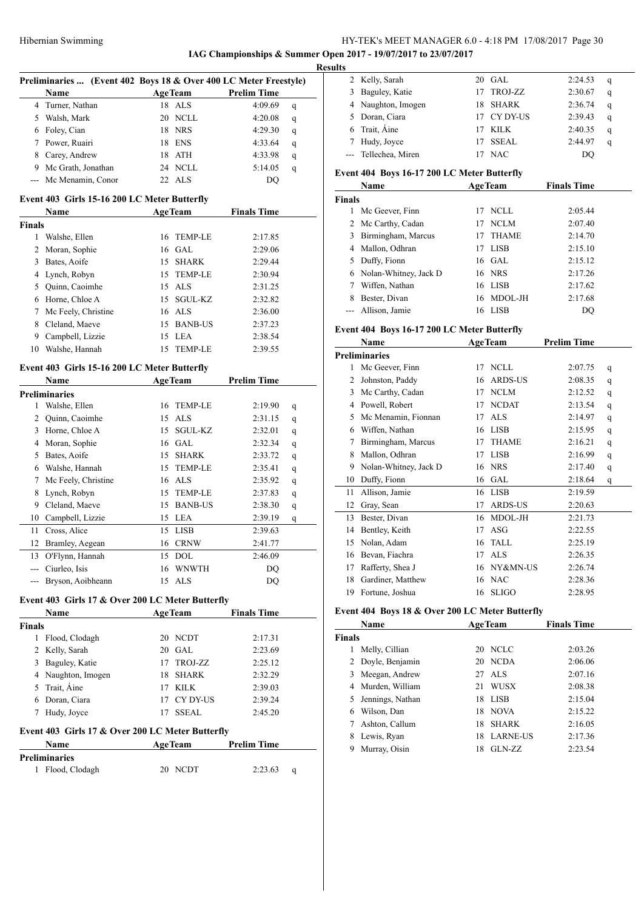**IAG Championships & Summer Open 2017 - 19/07/2017 to 23/07/2017**

**Results**

### Preliminaries ... (Event 402 Boys 18 & Over 400 LC Meter Freestyle)

| | Name | Age | Team | Prelim Time | |
|---|---|---|---|---|---|
| 4 | Turner, Nathan | 18 | ALS | 4:09.69 | q |
| 5 | Walsh, Mark | 20 | NCLL | 4:20.08 | q |
| 6 | Foley, Cian | 18 | NRS | 4:29.30 | q |
| 7 | Power, Ruairi | 18 | ENS | 4:33.64 | q |
| 8 | Carey, Andrew | 18 | ATH | 4:33.98 | q |
| 9 | Mc Grath, Jonathan | 24 | NCLL | 5:14.05 | q |
| --- | Mc Menamin, Conor | 22 | ALS | DQ | |

### Event 403 Girls 15-16 200 LC Meter Butterfly

| | Name | Age | Team | Finals Time |
|---|---|---|---|---|
| **Finals** | | | | |
| 1 | Walshe, Ellen | 16 | TEMP-LE | 2:17.85 |
| 2 | Moran, Sophie | 16 | GAL | 2:29.06 |
| 3 | Bates, Aoife | 15 | SHARK | 2:29.44 |
| 4 | Lynch, Robyn | 15 | TEMP-LE | 2:30.94 |
| 5 | Quinn, Caoimhe | 15 | ALS | 2:31.25 |
| 6 | Horne, Chloe A | 15 | SGUL-KZ | 2:32.82 |
| 7 | Mc Feely, Christine | 16 | ALS | 2:36.00 |
| 8 | Cleland, Maeve | 15 | BANB-US | 2:37.23 |
| 9 | Campbell, Lizzie | 15 | LEA | 2:38.54 |
| 10 | Walshe, Hannah | 15 | TEMP-LE | 2:39.55 |

### Event 403 Girls 15-16 200 LC Meter Butterfly

| | Name | Age | Team | Prelim Time | |
|---|---|---|---|---|---|
| **Preliminaries** | | | | | |
| 1 | Walshe, Ellen | 16 | TEMP-LE | 2:19.90 | q |
| 2 | Quinn, Caoimhe | 15 | ALS | 2:31.15 | q |
| 3 | Horne, Chloe A | 15 | SGUL-KZ | 2:32.01 | q |
| 4 | Moran, Sophie | 16 | GAL | 2:32.34 | q |
| 5 | Bates, Aoife | 15 | SHARK | 2:33.72 | q |
| 6 | Walshe, Hannah | 15 | TEMP-LE | 2:35.41 | q |
| 7 | Mc Feely, Christine | 16 | ALS | 2:35.92 | q |
| 8 | Lynch, Robyn | 15 | TEMP-LE | 2:37.83 | q |
| 9 | Cleland, Maeve | 15 | BANB-US | 2:38.30 | q |
| 10 | Campbell, Lizzie | 15 | LEA | 2:39.19 | q |
| 11 | Cross, Alice | 15 | LISB | 2:39.63 | |
| 12 | Bramley, Aegean | 16 | CRNW | 2:41.77 | |
| 13 | O'Flynn, Hannah | 15 | DOL | 2:46.09 | |
| --- | Ciurleo, Isis | 16 | WNWTH | DQ | |
| --- | Bryson, Aoibheann | 15 | ALS | DQ | |

### Event 403 Girls 17 & Over 200 LC Meter Butterfly

| | Name | Age | Team | Finals Time |
|---|---|---|---|---|
| **Finals** | | | | |
| 1 | Flood, Clodagh | 20 | NCDT | 2:17.31 |
| 2 | Kelly, Sarah | 20 | GAL | 2:23.69 |
| 3 | Baguley, Katie | 17 | TROJ-ZZ | 2:25.12 |
| 4 | Naughton, Imogen | 18 | SHARK | 2:32.29 |
| 5 | Trait, Áine | 17 | KILK | 2:39.03 |
| 6 | Doran, Ciara | 17 | CY DY-US | 2:39.24 |
| 7 | Hudy, Joyce | 17 | SSEAL | 2:45.20 |

### Event 403 Girls 17 & Over 200 LC Meter Butterfly

| | Name | Age | Team | Prelim Time | |
|---|---|---|---|---|---|
| **Preliminaries** | | | | | |
| 1 | Flood, Clodagh | 20 | NCDT | 2:23.63 | q |
| 2 | Kelly, Sarah | 20 | GAL | 2:24.53 | q |
| 3 | Baguley, Katie | 17 | TROJ-ZZ | 2:30.67 | q |
| 4 | Naughton, Imogen | 18 | SHARK | 2:36.74 | q |
| 5 | Doran, Ciara | 17 | CY DY-US | 2:39.43 | q |
| 6 | Trait, Áine | 17 | KILK | 2:40.35 | q |
| 7 | Hudy, Joyce | 17 | SSEAL | 2:44.97 | q |
| --- | Tellechea, Miren | 17 | NAC | DQ | |

### Event 404 Boys 16-17 200 LC Meter Butterfly

| | Name | Age | Team | Finals Time |
|---|---|---|---|---|
| **Finals** | | | | |
| 1 | Mc Geever, Finn | 17 | NCLL | 2:05.44 |
| 2 | Mc Carthy, Cadan | 17 | NCLM | 2:07.40 |
| 3 | Birmingham, Marcus | 17 | THAME | 2:14.70 |
| 4 | Mallon, Odhran | 17 | LISB | 2:15.10 |
| 5 | Duffy, Fionn | 16 | GAL | 2:15.12 |
| 6 | Nolan-Whitney, Jack D | 16 | NRS | 2:17.26 |
| 7 | Wiffen, Nathan | 16 | LISB | 2:17.62 |
| 8 | Bester, Divan | 16 | MDOL-JH | 2:17.68 |
| --- | Allison, Jamie | 16 | LISB | DQ |

### Event 404 Boys 16-17 200 LC Meter Butterfly

| | Name | Age | Team | Prelim Time | |
|---|---|---|---|---|---|
| **Preliminaries** | | | | | |
| 1 | Mc Geever, Finn | 17 | NCLL | 2:07.75 | q |
| 2 | Johnston, Paddy | 16 | ARDS-US | 2:08.35 | q |
| 3 | Mc Carthy, Cadan | 17 | NCLM | 2:12.52 | q |
| 4 | Powell, Robert | 17 | NCDAT | 2:13.54 | q |
| 5 | Mc Menamin, Fionnan | 17 | ALS | 2:14.97 | q |
| 6 | Wiffen, Nathan | 16 | LISB | 2:15.95 | q |
| 7 | Birmingham, Marcus | 17 | THAME | 2:16.21 | q |
| 8 | Mallon, Odhran | 17 | LISB | 2:16.99 | q |
| 9 | Nolan-Whitney, Jack D | 16 | NRS | 2:17.40 | q |
| 10 | Duffy, Fionn | 16 | GAL | 2:18.64 | q |
| 11 | Allison, Jamie | 16 | LISB | 2:19.59 | |
| 12 | Gray, Sean | 17 | ARDS-US | 2:20.63 | |
| 13 | Bester, Divan | 16 | MDOL-JH | 2:21.73 | |
| 14 | Bentley, Keith | 17 | ASG | 2:22.55 | |
| 15 | Nolan, Adam | 16 | TALL | 2:25.19 | |
| 16 | Bevan, Fiachra | 17 | ALS | 2:26.35 | |
| 17 | Rafferty, Shea J | 16 | NY&MN-US | 2:26.74 | |
| 18 | Gardiner, Matthew | 16 | NAC | 2:28.36 | |
| 19 | Fortune, Joshua | 16 | SLIGO | 2:28.95 | |

### Event 404 Boys 18 & Over 200 LC Meter Butterfly

| | Name | Age | Team | Finals Time |
|---|---|---|---|---|
| **Finals** | | | | |
| 1 | Melly, Cillian | 20 | NCLC | 2:03.26 |
| 2 | Doyle, Benjamin | 20 | NCDA | 2:06.06 |
| 3 | Meegan, Andrew | 27 | ALS | 2:07.16 |
| 4 | Murden, William | 21 | WUSX | 2:08.38 |
| 5 | Jennings, Nathan | 18 | LISB | 2:15.04 |
| 6 | Wilson, Dan | 18 | NOVA | 2:15.22 |
| 7 | Ashton, Callum | 18 | SHARK | 2:16.05 |
| 8 | Lewis, Ryan | 18 | LARNE-US | 2:17.36 |
| 9 | Murray, Oisin | 18 | GLN-ZZ | 2:23.54 |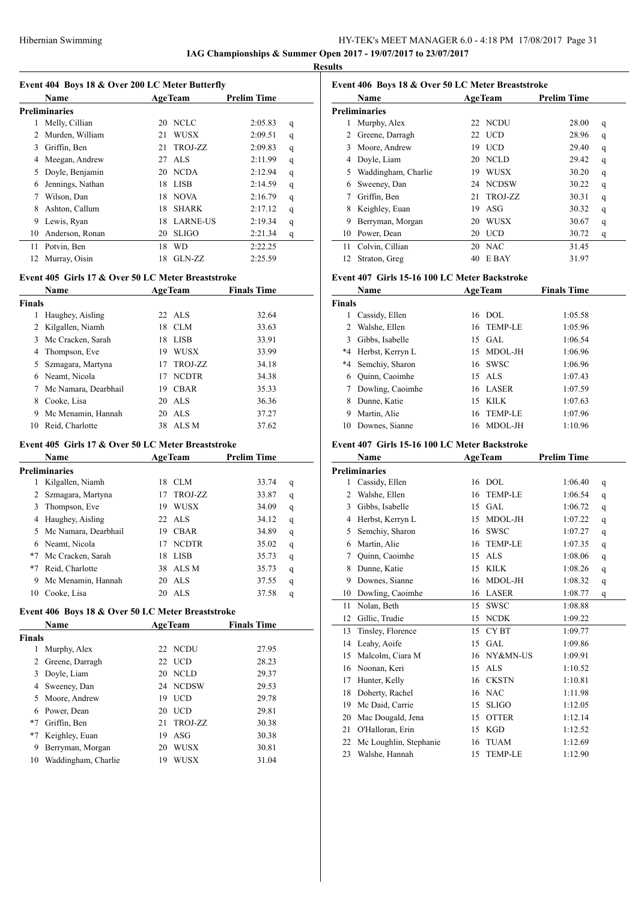IAG Championships & Summer Open 2017 - 19/07/2017 to 23/07/2017

**Results**

### Event 404 Boys 18 & Over 200 LC Meter Butterfly

| | Name | Age | Team | Prelim Time | |
|---|---|---|---|---|---|
| **Preliminaries** | | | | | |
| 1 | Melly, Cillian | 20 | NCLC | 2:05.83 | q |
| 2 | Murden, William | 21 | WUSX | 2:09.51 | q |
| 3 | Griffin, Ben | 21 | TROJ-ZZ | 2:09.83 | q |
| 4 | Meegan, Andrew | 27 | ALS | 2:11.99 | q |
| 5 | Doyle, Benjamin | 20 | NCDA | 2:12.94 | q |
| 6 | Jennings, Nathan | 18 | LISB | 2:14.59 | q |
| 7 | Wilson, Dan | 18 | NOVA | 2:16.79 | q |
| 8 | Ashton, Callum | 18 | SHARK | 2:17.12 | q |
| 9 | Lewis, Ryan | 18 | LARNE-US | 2:19.34 | q |
| 10 | Anderson, Ronan | 20 | SLIGO | 2:21.34 | q |
| 11 | Potvin, Ben | 18 | WD | 2:22.25 | |
| 12 | Murray, Oisin | 18 | GLN-ZZ | 2:25.59 | |

### Event 405 Girls 17 & Over 50 LC Meter Breaststroke

| | Name | Age | Team | Finals Time |
|---|---|---|---|---|
| **Finals** | | | | |
| 1 | Haughey, Aisling | 22 | ALS | 32.64 |
| 2 | Kilgallen, Niamh | 18 | CLM | 33.63 |
| 3 | Mc Cracken, Sarah | 18 | LISB | 33.91 |
| 4 | Thompson, Eve | 19 | WUSX | 33.99 |
| 5 | Szmagara, Martyna | 17 | TROJ-ZZ | 34.18 |
| 6 | Neamt, Nicola | 17 | NCDTR | 34.38 |
| 7 | Mc Namara, Dearbhail | 19 | CBAR | 35.33 |
| 8 | Cooke, Lisa | 20 | ALS | 36.36 |
| 9 | Mc Menamin, Hannah | 20 | ALS | 37.27 |
| 10 | Reid, Charlotte | 38 | ALS M | 37.62 |

### Event 405 Girls 17 & Over 50 LC Meter Breaststroke

| | Name | Age | Team | Prelim Time | |
|---|---|---|---|---|---|
| **Preliminaries** | | | | | |
| 1 | Kilgallen, Niamh | 18 | CLM | 33.74 | q |
| 2 | Szmagara, Martyna | 17 | TROJ-ZZ | 33.87 | q |
| 3 | Thompson, Eve | 19 | WUSX | 34.09 | q |
| 4 | Haughey, Aisling | 22 | ALS | 34.12 | q |
| 5 | Mc Namara, Dearbhail | 19 | CBAR | 34.89 | q |
| 6 | Neamt, Nicola | 17 | NCDTR | 35.02 | q |
| *7 | Mc Cracken, Sarah | 18 | LISB | 35.73 | q |
| *7 | Reid, Charlotte | 38 | ALS M | 35.73 | q |
| 9 | Mc Menamin, Hannah | 20 | ALS | 37.55 | q |
| 10 | Cooke, Lisa | 20 | ALS | 37.58 | q |

### Event 406 Boys 18 & Over 50 LC Meter Breaststroke

| | Name | Age | Team | Finals Time |
|---|---|---|---|---|
| **Finals** | | | | |
| 1 | Murphy, Alex | 22 | NCDU | 27.95 |
| 2 | Greene, Darragh | 22 | UCD | 28.23 |
| 3 | Doyle, Liam | 20 | NCLD | 29.37 |
| 4 | Sweeney, Dan | 24 | NCDSW | 29.53 |
| 5 | Moore, Andrew | 19 | UCD | 29.78 |
| 6 | Power, Dean | 20 | UCD | 29.81 |
| *7 | Griffin, Ben | 21 | TROJ-ZZ | 30.38 |
| *7 | Keighley, Euan | 19 | ASG | 30.38 |
| 9 | Berryman, Morgan | 20 | WUSX | 30.81 |
| 10 | Waddingham, Charlie | 19 | WUSX | 31.04 |

### Event 406 Boys 18 & Over 50 LC Meter Breaststroke

| | Name | Age | Team | Prelim Time | |
|---|---|---|---|---|---|
| **Preliminaries** | | | | | |
| 1 | Murphy, Alex | 22 | NCDU | 28.00 | q |
| 2 | Greene, Darragh | 22 | UCD | 28.96 | q |
| 3 | Moore, Andrew | 19 | UCD | 29.40 | q |
| 4 | Doyle, Liam | 20 | NCLD | 29.42 | q |
| 5 | Waddingham, Charlie | 19 | WUSX | 30.20 | q |
| 6 | Sweeney, Dan | 24 | NCDSW | 30.22 | q |
| 7 | Griffin, Ben | 21 | TROJ-ZZ | 30.31 | q |
| 8 | Keighley, Euan | 19 | ASG | 30.32 | q |
| 9 | Berryman, Morgan | 20 | WUSX | 30.67 | q |
| 10 | Power, Dean | 20 | UCD | 30.72 | q |
| 11 | Colvin, Cillian | 20 | NAC | 31.45 | |
| 12 | Straton, Greg | 40 | E BAY | 31.97 | |

### Event 407 Girls 15-16 100 LC Meter Backstroke

| | Name | Age | Team | Finals Time |
|---|---|---|---|---|
| **Finals** | | | | |
| 1 | Cassidy, Ellen | 16 | DOL | 1:05.58 |
| 2 | Walshe, Ellen | 16 | TEMP-LE | 1:05.96 |
| 3 | Gibbs, Isabelle | 15 | GAL | 1:06.54 |
| *4 | Herbst, Kerryn L | 15 | MDOL-JH | 1:06.96 |
| *4 | Semchiy, Sharon | 16 | SWSC | 1:06.96 |
| 6 | Quinn, Caoimhe | 15 | ALS | 1:07.43 |
| 7 | Dowling, Caoimhe | 16 | LASER | 1:07.59 |
| 8 | Dunne, Katie | 15 | KILK | 1:07.63 |
| 9 | Martin, Alie | 16 | TEMP-LE | 1:07.96 |
| 10 | Downes, Sianne | 16 | MDOL-JH | 1:10.96 |

### Event 407 Girls 15-16 100 LC Meter Backstroke

| | Name | Age | Team | Prelim Time | |
|---|---|---|---|---|---|
| **Preliminaries** | | | | | |
| 1 | Cassidy, Ellen | 16 | DOL | 1:06.40 | q |
| 2 | Walshe, Ellen | 16 | TEMP-LE | 1:06.54 | q |
| 3 | Gibbs, Isabelle | 15 | GAL | 1:06.72 | q |
| 4 | Herbst, Kerryn L | 15 | MDOL-JH | 1:07.22 | q |
| 5 | Semchiy, Sharon | 16 | SWSC | 1:07.27 | q |
| 6 | Martin, Alie | 16 | TEMP-LE | 1:07.35 | q |
| 7 | Quinn, Caoimhe | 15 | ALS | 1:08.06 | q |
| 8 | Dunne, Katie | 15 | KILK | 1:08.26 | q |
| 9 | Downes, Sianne | 16 | MDOL-JH | 1:08.32 | q |
| 10 | Dowling, Caoimhe | 16 | LASER | 1:08.77 | q |
| 11 | Nolan, Beth | 15 | SWSC | 1:08.88 | |
| 12 | Gillic, Trudie | 15 | NCDK | 1:09.22 | |
| 13 | Tinsley, Florence | 15 | CY BT | 1:09.77 | |
| 14 | Leahy, Aoife | 15 | GAL | 1:09.86 | |
| 15 | Malcolm, Ciara M | 16 | NY&MN-US | 1:09.91 | |
| 16 | Noonan, Keri | 15 | ALS | 1:10.52 | |
| 17 | Hunter, Kelly | 16 | CKSTN | 1:10.81 | |
| 18 | Doherty, Rachel | 16 | NAC | 1:11.98 | |
| 19 | Mc Daid, Carrie | 15 | SLIGO | 1:12.05 | |
| 20 | Mac Dougald, Jena | 15 | OTTER | 1:12.14 | |
| 21 | O'Halloran, Erin | 15 | KGD | 1:12.52 | |
| 22 | Mc Loughlin, Stephanie | 16 | TUAM | 1:12.69 | |
| 23 | Walshe, Hannah | 15 | TEMP-LE | 1:12.90 | |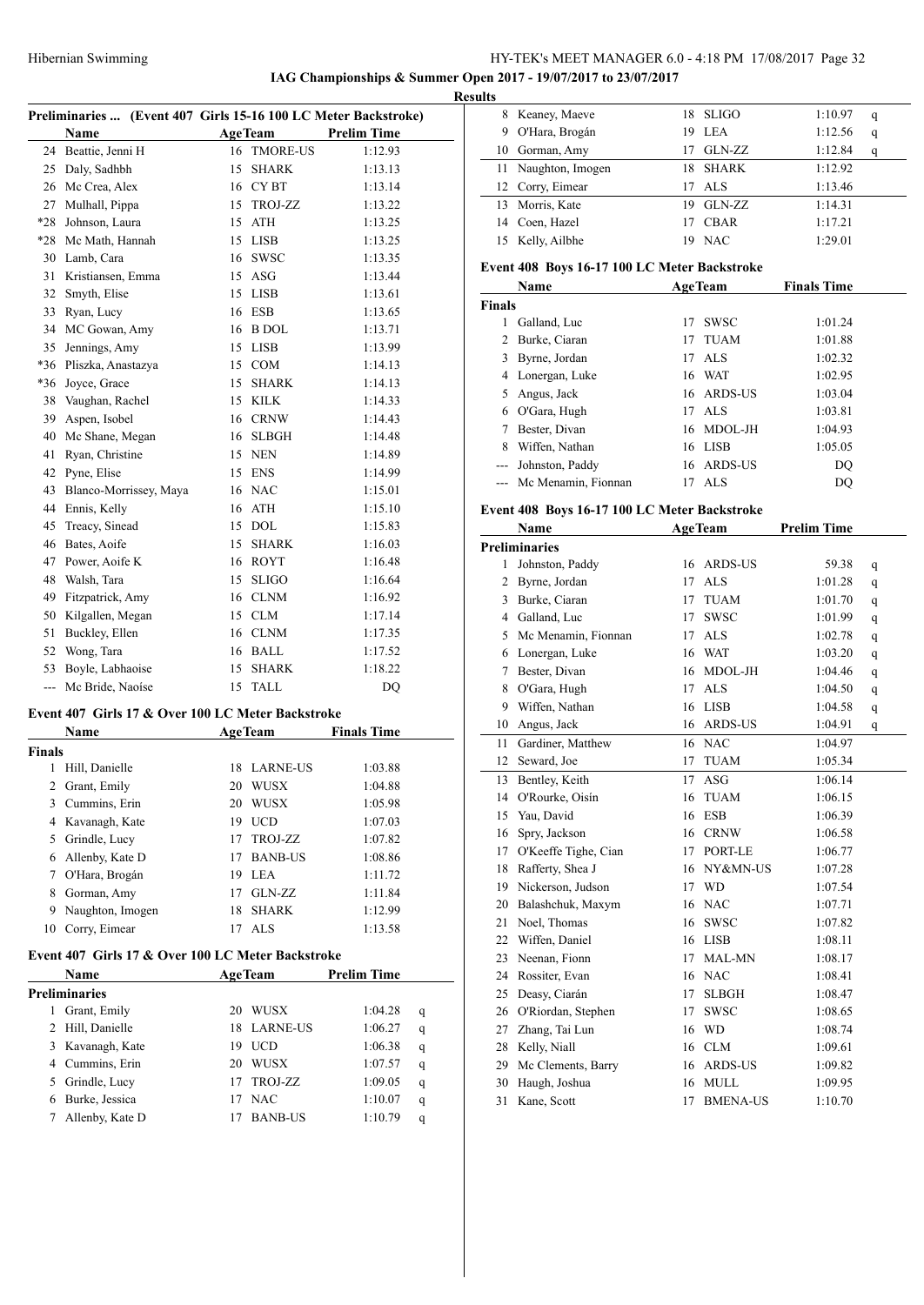Hibernian Swimming

**IAG Championships & Summer Open 2017 - 19/07/2017 to 23/07/2017**

**Results**

### Preliminaries ... (Event 407 Girls 15-16 100 LC Meter Backstroke)

| | Name | Age | Team | Prelim Time |
|---|---|---|---|---|
| 24 | Beattie, Jenni H | 16 | TMORE-US | 1:12.93 |
| 25 | Daly, Sadhbh | 15 | SHARK | 1:13.13 |
| 26 | Mc Crea, Alex | 16 | CY BT | 1:13.14 |
| 27 | Mulhall, Pippa | 15 | TROJ-ZZ | 1:13.22 |
| *28 | Johnson, Laura | 15 | ATH | 1:13.25 |
| *28 | Mc Math, Hannah | 15 | LISB | 1:13.25 |
| 30 | Lamb, Cara | 16 | SWSC | 1:13.35 |
| 31 | Kristiansen, Emma | 15 | ASG | 1:13.44 |
| 32 | Smyth, Elise | 15 | LISB | 1:13.61 |
| 33 | Ryan, Lucy | 16 | ESB | 1:13.65 |
| 34 | MC Gowan, Amy | 16 | B DOL | 1:13.71 |
| 35 | Jennings, Amy | 15 | LISB | 1:13.99 |
| *36 | Pliszka, Anastazya | 15 | COM | 1:14.13 |
| *36 | Joyce, Grace | 15 | SHARK | 1:14.13 |
| 38 | Vaughan, Rachel | 15 | KILK | 1:14.33 |
| 39 | Aspen, Isobel | 16 | CRNW | 1:14.43 |
| 40 | Mc Shane, Megan | 16 | SLBGH | 1:14.48 |
| 41 | Ryan, Christine | 15 | NEN | 1:14.89 |
| 42 | Pyne, Elise | 15 | ENS | 1:14.99 |
| 43 | Blanco-Morrissey, Maya | 16 | NAC | 1:15.01 |
| 44 | Ennis, Kelly | 16 | ATH | 1:15.10 |
| 45 | Treacy, Sinead | 15 | DOL | 1:15.83 |
| 46 | Bates, Aoife | 15 | SHARK | 1:16.03 |
| 47 | Power, Aoife K | 16 | ROYT | 1:16.48 |
| 48 | Walsh, Tara | 15 | SLIGO | 1:16.64 |
| 49 | Fitzpatrick, Amy | 16 | CLNM | 1:16.92 |
| 50 | Kilgallen, Megan | 15 | CLM | 1:17.14 |
| 51 | Buckley, Ellen | 16 | CLNM | 1:17.35 |
| 52 | Wong, Tara | 16 | BALL | 1:17.52 |
| 53 | Boyle, Labhaoise | 15 | SHARK | 1:18.22 |
| --- | Mc Bride, Naoíse | 15 | TALL | DQ |

### Event 407 Girls 17 & Over 100 LC Meter Backstroke

| | Name | Age | Team | Finals Time |
|---|---|---|---|---|
| **Finals** | | | | |
| 1 | Hill, Danielle | 18 | LARNE-US | 1:03.88 |
| 2 | Grant, Emily | 20 | WUSX | 1:04.88 |
| 3 | Cummins, Erin | 20 | WUSX | 1:05.98 |
| 4 | Kavanagh, Kate | 19 | UCD | 1:07.03 |
| 5 | Grindle, Lucy | 17 | TROJ-ZZ | 1:07.82 |
| 6 | Allenby, Kate D | 17 | BANB-US | 1:08.86 |
| 7 | O'Hara, Brogán | 19 | LEA | 1:11.72 |
| 8 | Gorman, Amy | 17 | GLN-ZZ | 1:11.84 |
| 9 | Naughton, Imogen | 18 | SHARK | 1:12.99 |
| 10 | Corry, Eimear | 17 | ALS | 1:13.58 |

### Event 407 Girls 17 & Over 100 LC Meter Backstroke

| | Name | Age | Team | Prelim Time | |
|---|---|---|---|---|---|
| **Preliminaries** | | | | | |
| 1 | Grant, Emily | 20 | WUSX | 1:04.28 | q |
| 2 | Hill, Danielle | 18 | LARNE-US | 1:06.27 | q |
| 3 | Kavanagh, Kate | 19 | UCD | 1:06.38 | q |
| 4 | Cummins, Erin | 20 | WUSX | 1:07.57 | q |
| 5 | Grindle, Lucy | 17 | TROJ-ZZ | 1:09.05 | q |
| 6 | Burke, Jessica | 17 | NAC | 1:10.07 | q |
| 7 | Allenby, Kate D | 17 | BANB-US | 1:10.79 | q |
| 8 | Keaney, Maeve | 18 | SLIGO | 1:10.97 | q |
| 9 | O'Hara, Brogán | 19 | LEA | 1:12.56 | q |
| 10 | Gorman, Amy | 17 | GLN-ZZ | 1:12.84 | q |
| 11 | Naughton, Imogen | 18 | SHARK | 1:12.92 | |
| 12 | Corry, Eimear | 17 | ALS | 1:13.46 | |
| 13 | Morris, Kate | 19 | GLN-ZZ | 1:14.31 | |
| 14 | Coen, Hazel | 17 | CBAR | 1:17.21 | |
| 15 | Kelly, Ailbhe | 19 | NAC | 1:29.01 | |

### Event 408 Boys 16-17 100 LC Meter Backstroke

| | Name | Age | Team | Finals Time |
|---|---|---|---|---|
| **Finals** | | | | |
| 1 | Galland, Luc | 17 | SWSC | 1:01.24 |
| 2 | Burke, Ciaran | 17 | TUAM | 1:01.88 |
| 3 | Byrne, Jordan | 17 | ALS | 1:02.32 |
| 4 | Lonergan, Luke | 16 | WAT | 1:02.95 |
| 5 | Angus, Jack | 16 | ARDS-US | 1:03.04 |
| 6 | O'Gara, Hugh | 17 | ALS | 1:03.81 |
| 7 | Bester, Divan | 16 | MDOL-JH | 1:04.93 |
| 8 | Wiffen, Nathan | 16 | LISB | 1:05.05 |
| --- | Johnston, Paddy | 16 | ARDS-US | DQ |
| --- | Mc Menamin, Fionnan | 17 | ALS | DQ |

### Event 408 Boys 16-17 100 LC Meter Backstroke

| | Name | Age | Team | Prelim Time | |
|---|---|---|---|---|---|
| **Preliminaries** | | | | | |
| 1 | Johnston, Paddy | 16 | ARDS-US | 59.38 | q |
| 2 | Byrne, Jordan | 17 | ALS | 1:01.28 | q |
| 3 | Burke, Ciaran | 17 | TUAM | 1:01.70 | q |
| 4 | Galland, Luc | 17 | SWSC | 1:01.99 | q |
| 5 | Mc Menamin, Fionnan | 17 | ALS | 1:02.78 | q |
| 6 | Lonergan, Luke | 16 | WAT | 1:03.20 | q |
| 7 | Bester, Divan | 16 | MDOL-JH | 1:04.46 | q |
| 8 | O'Gara, Hugh | 17 | ALS | 1:04.50 | q |
| 9 | Wiffen, Nathan | 16 | LISB | 1:04.58 | q |
| 10 | Angus, Jack | 16 | ARDS-US | 1:04.91 | q |
| 11 | Gardiner, Matthew | 16 | NAC | 1:04.97 | |
| 12 | Seward, Joe | 17 | TUAM | 1:05.34 | |
| 13 | Bentley, Keith | 17 | ASG | 1:06.14 | |
| 14 | O'Rourke, Oisín | 16 | TUAM | 1:06.15 | |
| 15 | Yau, David | 16 | ESB | 1:06.39 | |
| 16 | Spry, Jackson | 16 | CRNW | 1:06.58 | |
| 17 | O'Keeffe Tighe, Cian | 17 | PORT-LE | 1:06.77 | |
| 18 | Rafferty, Shea J | 16 | NY&MN-US | 1:07.28 | |
| 19 | Nickerson, Judson | 17 | WD | 1:07.54 | |
| 20 | Balashchuk, Maxym | 16 | NAC | 1:07.71 | |
| 21 | Noel, Thomas | 16 | SWSC | 1:07.82 | |
| 22 | Wiffen, Daniel | 16 | LISB | 1:08.11 | |
| 23 | Neenan, Fionn | 17 | MAL-MN | 1:08.17 | |
| 24 | Rossiter, Evan | 16 | NAC | 1:08.41 | |
| 25 | Deasy, Ciarán | 17 | SLBGH | 1:08.47 | |
| 26 | O'Riordan, Stephen | 17 | SWSC | 1:08.65 | |
| 27 | Zhang, Tai Lun | 16 | WD | 1:08.74 | |
| 28 | Kelly, Niall | 16 | CLM | 1:09.61 | |
| 29 | Mc Clements, Barry | 16 | ARDS-US | 1:09.82 | |
| 30 | Haugh, Joshua | 16 | MULL | 1:09.95 | |
| 31 | Kane, Scott | 17 | BMENA-US | 1:10.70 | |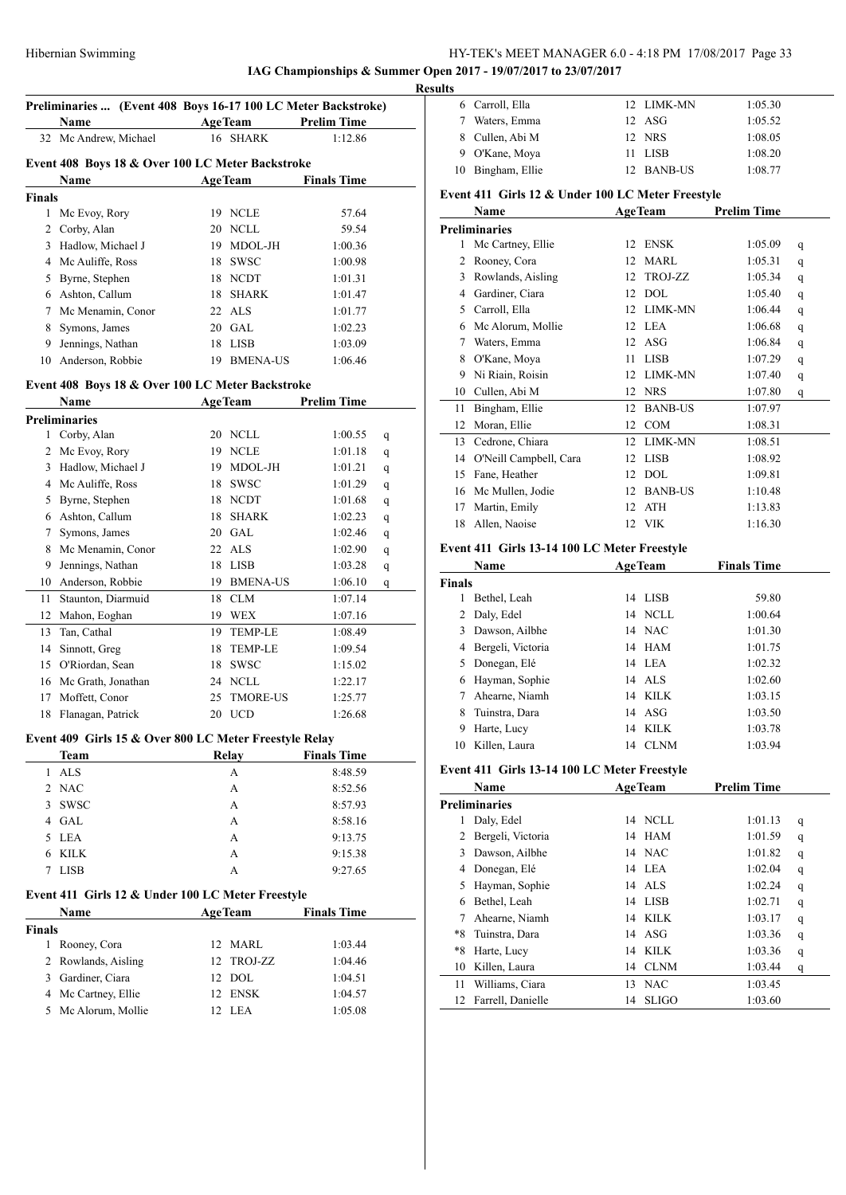## IAG Championships & Summer Open 2017 - 19/07/2017 to 23/07/2017

### Results

#### Preliminaries ... (Event 408 Boys 16-17 100 LC Meter Backstroke)

| | Name | Age | Team | Prelim Time |
|---|---|---|---|---|
| 32 | Mc Andrew, Michael | 16 | SHARK | 1:12.86 |

#### Event 408 Boys 18 & Over 100 LC Meter Backstroke

| | Name | Age | Team | Finals Time |
|---|---|---|---|---|
| **Finals** | | | | |
| 1 | Mc Evoy, Rory | 19 | NCLE | 57.64 |
| 2 | Corby, Alan | 20 | NCLL | 59.54 |
| 3 | Hadlow, Michael J | 19 | MDOL-JH | 1:00.36 |
| 4 | Mc Auliffe, Ross | 18 | SWSC | 1:00.98 |
| 5 | Byrne, Stephen | 18 | NCDT | 1:01.31 |
| 6 | Ashton, Callum | 18 | SHARK | 1:01.47 |
| 7 | Mc Menamin, Conor | 22 | ALS | 1:01.77 |
| 8 | Symons, James | 20 | GAL | 1:02.23 |
| 9 | Jennings, Nathan | 18 | LISB | 1:03.09 |
| 10 | Anderson, Robbie | 19 | BMENA-US | 1:06.46 |

#### Event 408 Boys 18 & Over 100 LC Meter Backstroke

| | Name | Age | Team | Prelim Time | |
|---|---|---|---|---|---|
| **Preliminaries** | | | | | |
| 1 | Corby, Alan | 20 | NCLL | 1:00.55 | q |
| 2 | Mc Evoy, Rory | 19 | NCLE | 1:01.18 | q |
| 3 | Hadlow, Michael J | 19 | MDOL-JH | 1:01.21 | q |
| 4 | Mc Auliffe, Ross | 18 | SWSC | 1:01.29 | q |
| 5 | Byrne, Stephen | 18 | NCDT | 1:01.68 | q |
| 6 | Ashton, Callum | 18 | SHARK | 1:02.23 | q |
| 7 | Symons, James | 20 | GAL | 1:02.46 | q |
| 8 | Mc Menamin, Conor | 22 | ALS | 1:02.90 | q |
| 9 | Jennings, Nathan | 18 | LISB | 1:03.28 | q |
| 10 | Anderson, Robbie | 19 | BMENA-US | 1:06.10 | q |
| 11 | Staunton, Diarmuid | 18 | CLM | 1:07.14 | |
| 12 | Mahon, Eoghan | 19 | WEX | 1:07.16 | |
| 13 | Tan, Cathal | 19 | TEMP-LE | 1:08.49 | |
| 14 | Sinnott, Greg | 18 | TEMP-LE | 1:09.54 | |
| 15 | O'Riordan, Sean | 18 | SWSC | 1:15.02 | |
| 16 | Mc Grath, Jonathan | 24 | NCLL | 1:22.17 | |
| 17 | Moffett, Conor | 25 | TMORE-US | 1:25.77 | |
| 18 | Flanagan, Patrick | 20 | UCD | 1:26.68 | |

#### Event 409 Girls 15 & Over 800 LC Meter Freestyle Relay

| | Team | Relay | Finals Time |
|---|---|---|---|
| 1 | ALS | A | 8:48.59 |
| 2 | NAC | A | 8:52.56 |
| 3 | SWSC | A | 8:57.93 |
| 4 | GAL | A | 8:58.16 |
| 5 | LEA | A | 9:13.75 |
| 6 | KILK | A | 9:15.38 |
| 7 | LISB | A | 9:27.65 |

#### Event 411 Girls 12 & Under 100 LC Meter Freestyle

| | Name | Age | Team | Finals Time |
|---|---|---|---|---|
| **Finals** | | | | |
| 1 | Rooney, Cora | 12 | MARL | 1:03.44 |
| 2 | Rowlands, Aisling | 12 | TROJ-ZZ | 1:04.46 |
| 3 | Gardiner, Ciara | 12 | DOL | 1:04.51 |
| 4 | Mc Cartney, Ellie | 12 | ENSK | 1:04.57 |
| 5 | Mc Alorum, Mollie | 12 | LEA | 1:05.08 |
| 6 | Carroll, Ella | 12 | LIMK-MN | 1:05.30 |
| 7 | Waters, Emma | 12 | ASG | 1:05.52 |
| 8 | Cullen, Abi M | 12 | NRS | 1:08.05 |
| 9 | O'Kane, Moya | 11 | LISB | 1:08.20 |
| 10 | Bingham, Ellie | 12 | BANB-US | 1:08.77 |

#### Event 411 Girls 12 & Under 100 LC Meter Freestyle

| | Name | Age | Team | Prelim Time | |
|---|---|---|---|---|---|
| **Preliminaries** | | | | | |
| 1 | Mc Cartney, Ellie | 12 | ENSK | 1:05.09 | q |
| 2 | Rooney, Cora | 12 | MARL | 1:05.31 | q |
| 3 | Rowlands, Aisling | 12 | TROJ-ZZ | 1:05.34 | q |
| 4 | Gardiner, Ciara | 12 | DOL | 1:05.40 | q |
| 5 | Carroll, Ella | 12 | LIMK-MN | 1:06.44 | q |
| 6 | Mc Alorum, Mollie | 12 | LEA | 1:06.68 | q |
| 7 | Waters, Emma | 12 | ASG | 1:06.84 | q |
| 8 | O'Kane, Moya | 11 | LISB | 1:07.29 | q |
| 9 | Ni Riain, Roisin | 12 | LIMK-MN | 1:07.40 | q |
| 10 | Cullen, Abi M | 12 | NRS | 1:07.80 | q |
| 11 | Bingham, Ellie | 12 | BANB-US | 1:07.97 | |
| 12 | Moran, Ellie | 12 | COM | 1:08.31 | |
| 13 | Cedrone, Chiara | 12 | LIMK-MN | 1:08.51 | |
| 14 | O'Neill Campbell, Cara | 12 | LISB | 1:08.92 | |
| 15 | Fane, Heather | 12 | DOL | 1:09.81 | |
| 16 | Mc Mullen, Jodie | 12 | BANB-US | 1:10.48 | |
| 17 | Martin, Emily | 12 | ATH | 1:13.83 | |
| 18 | Allen, Naoise | 12 | VIK | 1:16.30 | |

#### Event 411 Girls 13-14 100 LC Meter Freestyle

| | Name | Age | Team | Finals Time |
|---|---|---|---|---|
| **Finals** | | | | |
| 1 | Bethel, Leah | 14 | LISB | 59.80 |
| 2 | Daly, Edel | 14 | NCLL | 1:00.64 |
| 3 | Dawson, Ailbhe | 14 | NAC | 1:01.30 |
| 4 | Bergeli, Victoria | 14 | HAM | 1:01.75 |
| 5 | Donegan, Elé | 14 | LEA | 1:02.32 |
| 6 | Hayman, Sophie | 14 | ALS | 1:02.60 |
| 7 | Ahearne, Niamh | 14 | KILK | 1:03.15 |
| 8 | Tuinstra, Dara | 14 | ASG | 1:03.50 |
| 9 | Harte, Lucy | 14 | KILK | 1:03.78 |
| 10 | Killen, Laura | 14 | CLNM | 1:03.94 |

#### Event 411 Girls 13-14 100 LC Meter Freestyle

| | Name | Age | Team | Prelim Time | |
|---|---|---|---|---|---|
| **Preliminaries** | | | | | |
| 1 | Daly, Edel | 14 | NCLL | 1:01.13 | q |
| 2 | Bergeli, Victoria | 14 | HAM | 1:01.59 | q |
| 3 | Dawson, Ailbhe | 14 | NAC | 1:01.82 | q |
| 4 | Donegan, Elé | 14 | LEA | 1:02.04 | q |
| 5 | Hayman, Sophie | 14 | ALS | 1:02.24 | q |
| 6 | Bethel, Leah | 14 | LISB | 1:02.71 | q |
| 7 | Ahearne, Niamh | 14 | KILK | 1:03.17 | q |
| *8 | Tuinstra, Dara | 14 | ASG | 1:03.36 | q |
| *8 | Harte, Lucy | 14 | KILK | 1:03.36 | q |
| 10 | Killen, Laura | 14 | CLNM | 1:03.44 | q |
| 11 | Williams, Ciara | 13 | NAC | 1:03.45 | |
| 12 | Farrell, Danielle | 14 | SLIGO | 1:03.60 | |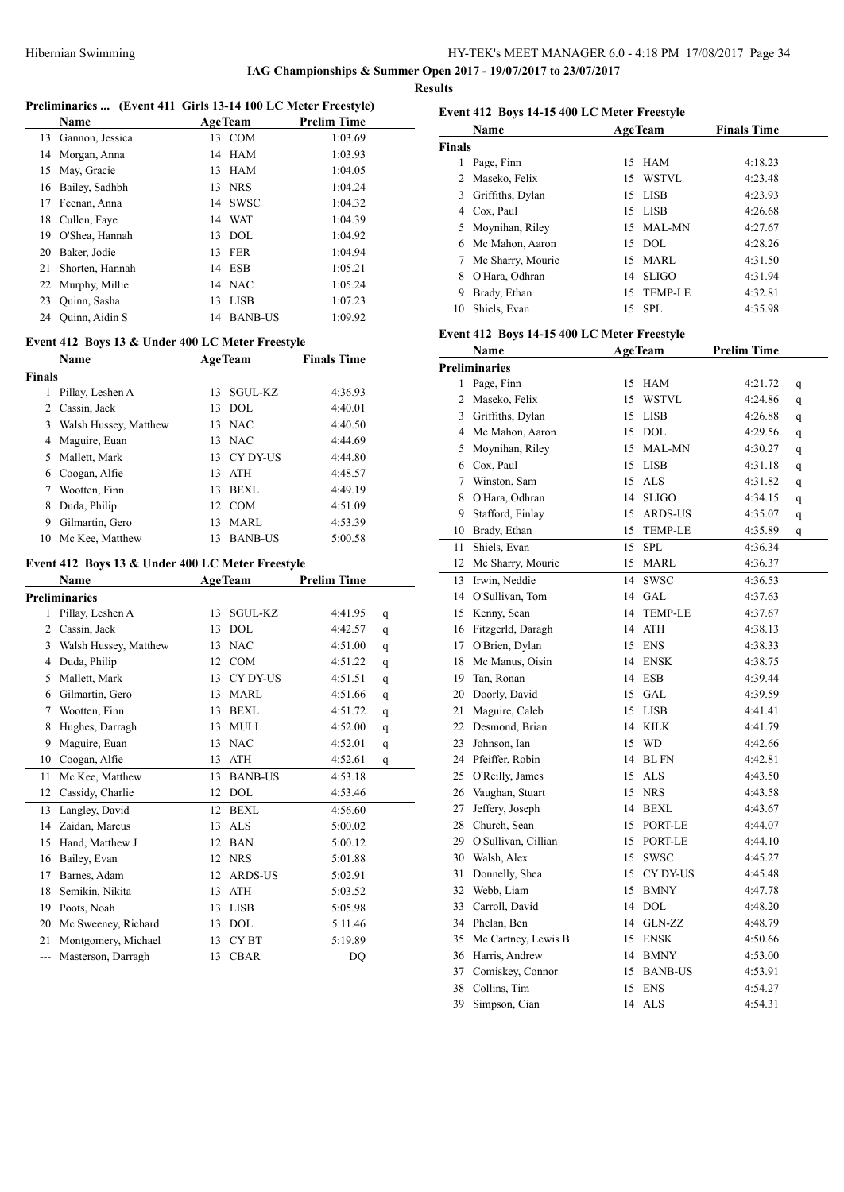**IAG Championships & Summer Open 2017 - 19/07/2017 to 23/07/2017**

**Results**

### Preliminaries ... (Event 411 Girls 13-14 100 LC Meter Freestyle)

| | Name | Age | Team | Prelim Time |
|---|---|---|---|---|
| 13 | Gannon, Jessica | 13 | COM | 1:03.69 |
| 14 | Morgan, Anna | 14 | HAM | 1:03.93 |
| 15 | May, Gracie | 13 | HAM | 1:04.05 |
| 16 | Bailey, Sadhbh | 13 | NRS | 1:04.24 |
| 17 | Feenan, Anna | 14 | SWSC | 1:04.32 |
| 18 | Cullen, Faye | 14 | WAT | 1:04.39 |
| 19 | O'Shea, Hannah | 13 | DOL | 1:04.92 |
| 20 | Baker, Jodie | 13 | FER | 1:04.94 |
| 21 | Shorten, Hannah | 14 | ESB | 1:05.21 |
| 22 | Murphy, Millie | 14 | NAC | 1:05.24 |
| 23 | Quinn, Sasha | 13 | LISB | 1:07.23 |
| 24 | Quinn, Aidin S | 14 | BANB-US | 1:09.92 |

### Event 412 Boys 13 & Under 400 LC Meter Freestyle

| | Name | Age | Team | Finals Time |
|---|---|---|---|---|
| **Finals** | | | | |
| 1 | Pillay, Leshen A | 13 | SGUL-KZ | 4:36.93 |
| 2 | Cassin, Jack | 13 | DOL | 4:40.01 |
| 3 | Walsh Hussey, Matthew | 13 | NAC | 4:40.50 |
| 4 | Maguire, Euan | 13 | NAC | 4:44.69 |
| 5 | Mallett, Mark | 13 | CY DY-US | 4:44.80 |
| 6 | Coogan, Alfie | 13 | ATH | 4:48.57 |
| 7 | Wootten, Finn | 13 | BEXL | 4:49.19 |
| 8 | Duda, Philip | 12 | COM | 4:51.09 |
| 9 | Gilmartin, Gero | 13 | MARL | 4:53.39 |
| 10 | Mc Kee, Matthew | 13 | BANB-US | 5:00.58 |

### Event 412 Boys 13 & Under 400 LC Meter Freestyle

| | Name | Age | Team | Prelim Time | |
|---|---|---|---|---|---|
| **Preliminaries** | | | | | |
| 1 | Pillay, Leshen A | 13 | SGUL-KZ | 4:41.95 | q |
| 2 | Cassin, Jack | 13 | DOL | 4:42.57 | q |
| 3 | Walsh Hussey, Matthew | 13 | NAC | 4:51.00 | q |
| 4 | Duda, Philip | 12 | COM | 4:51.22 | q |
| 5 | Mallett, Mark | 13 | CY DY-US | 4:51.51 | q |
| 6 | Gilmartin, Gero | 13 | MARL | 4:51.66 | q |
| 7 | Wootten, Finn | 13 | BEXL | 4:51.72 | q |
| 8 | Hughes, Darragh | 13 | MULL | 4:52.00 | q |
| 9 | Maguire, Euan | 13 | NAC | 4:52.01 | q |
| 10 | Coogan, Alfie | 13 | ATH | 4:52.61 | q |
| 11 | Mc Kee, Matthew | 13 | BANB-US | 4:53.18 | |
| 12 | Cassidy, Charlie | 12 | DOL | 4:53.46 | |
| 13 | Langley, David | 12 | BEXL | 4:56.60 | |
| 14 | Zaidan, Marcus | 13 | ALS | 5:00.02 | |
| 15 | Hand, Matthew J | 12 | BAN | 5:00.12 | |
| 16 | Bailey, Evan | 12 | NRS | 5:01.88 | |
| 17 | Barnes, Adam | 12 | ARDS-US | 5:02.91 | |
| 18 | Semikin, Nikita | 13 | ATH | 5:03.52 | |
| 19 | Poots, Noah | 13 | LISB | 5:05.98 | |
| 20 | Mc Sweeney, Richard | 13 | DOL | 5:11.46 | |
| 21 | Montgomery, Michael | 13 | CY BT | 5:19.89 | |
| --- | Masterson, Darragh | 13 | CBAR | DQ | |

### Event 412 Boys 14-15 400 LC Meter Freestyle

| | Name | Age | Team | Finals Time |
|---|---|---|---|---|
| **Finals** | | | | |
| 1 | Page, Finn | 15 | HAM | 4:18.23 |
| 2 | Maseko, Felix | 15 | WSTVL | 4:23.48 |
| 3 | Griffiths, Dylan | 15 | LISB | 4:23.93 |
| 4 | Cox, Paul | 15 | LISB | 4:26.68 |
| 5 | Moynihan, Riley | 15 | MAL-MN | 4:27.67 |
| 6 | Mc Mahon, Aaron | 15 | DOL | 4:28.26 |
| 7 | Mc Sharry, Mouric | 15 | MARL | 4:31.50 |
| 8 | O'Hara, Odhran | 14 | SLIGO | 4:31.94 |
| 9 | Brady, Ethan | 15 | TEMP-LE | 4:32.81 |
| 10 | Shiels, Evan | 15 | SPL | 4:35.98 |

### Event 412 Boys 14-15 400 LC Meter Freestyle

| | Name | Age | Team | Prelim Time | |
|---|---|---|---|---|---|
| **Preliminaries** | | | | | |
| 1 | Page, Finn | 15 | HAM | 4:21.72 | q |
| 2 | Maseko, Felix | 15 | WSTVL | 4:24.86 | q |
| 3 | Griffiths, Dylan | 15 | LISB | 4:26.88 | q |
| 4 | Mc Mahon, Aaron | 15 | DOL | 4:29.56 | q |
| 5 | Moynihan, Riley | 15 | MAL-MN | 4:30.27 | q |
| 6 | Cox, Paul | 15 | LISB | 4:31.18 | q |
| 7 | Winston, Sam | 15 | ALS | 4:31.82 | q |
| 8 | O'Hara, Odhran | 14 | SLIGO | 4:34.15 | q |
| 9 | Stafford, Finlay | 15 | ARDS-US | 4:35.07 | q |
| 10 | Brady, Ethan | 15 | TEMP-LE | 4:35.89 | q |
| 11 | Shiels, Evan | 15 | SPL | 4:36.34 | |
| 12 | Mc Sharry, Mouric | 15 | MARL | 4:36.37 | |
| 13 | Irwin, Neddie | 14 | SWSC | 4:36.53 | |
| 14 | O'Sullivan, Tom | 14 | GAL | 4:37.63 | |
| 15 | Kenny, Sean | 14 | TEMP-LE | 4:37.67 | |
| 16 | Fitzgerld, Daragh | 14 | ATH | 4:38.13 | |
| 17 | O'Brien, Dylan | 15 | ENS | 4:38.33 | |
| 18 | Mc Manus, Oisin | 14 | ENSK | 4:38.75 | |
| 19 | Tan, Ronan | 14 | ESB | 4:39.44 | |
| 20 | Doorly, David | 15 | GAL | 4:39.59 | |
| 21 | Maguire, Caleb | 15 | LISB | 4:41.41 | |
| 22 | Desmond, Brian | 14 | KILK | 4:41.79 | |
| 23 | Johnson, Ian | 15 | WD | 4:42.66 | |
| 24 | Pfeiffer, Robin | 14 | BL FN | 4:42.81 | |
| 25 | O'Reilly, James | 15 | ALS | 4:43.50 | |
| 26 | Vaughan, Stuart | 15 | NRS | 4:43.58 | |
| 27 | Jeffery, Joseph | 14 | BEXL | 4:43.67 | |
| 28 | Church, Sean | 15 | PORT-LE | 4:44.07 | |
| 29 | O'Sullivan, Cillian | 15 | PORT-LE | 4:44.10 | |
| 30 | Walsh, Alex | 15 | SWSC | 4:45.27 | |
| 31 | Donnelly, Shea | 15 | CY DY-US | 4:45.48 | |
| 32 | Webb, Liam | 15 | BMNY | 4:47.78 | |
| 33 | Carroll, David | 14 | DOL | 4:48.20 | |
| 34 | Phelan, Ben | 14 | GLN-ZZ | 4:48.79 | |
| 35 | Mc Cartney, Lewis B | 15 | ENSK | 4:50.66 | |
| 36 | Harris, Andrew | 14 | BMNY | 4:53.00 | |
| 37 | Comiskey, Connor | 15 | BANB-US | 4:53.91 | |
| 38 | Collins, Tim | 15 | ENS | 4:54.27 | |
| 39 | Simpson, Cian | 14 | ALS | 4:54.31 | |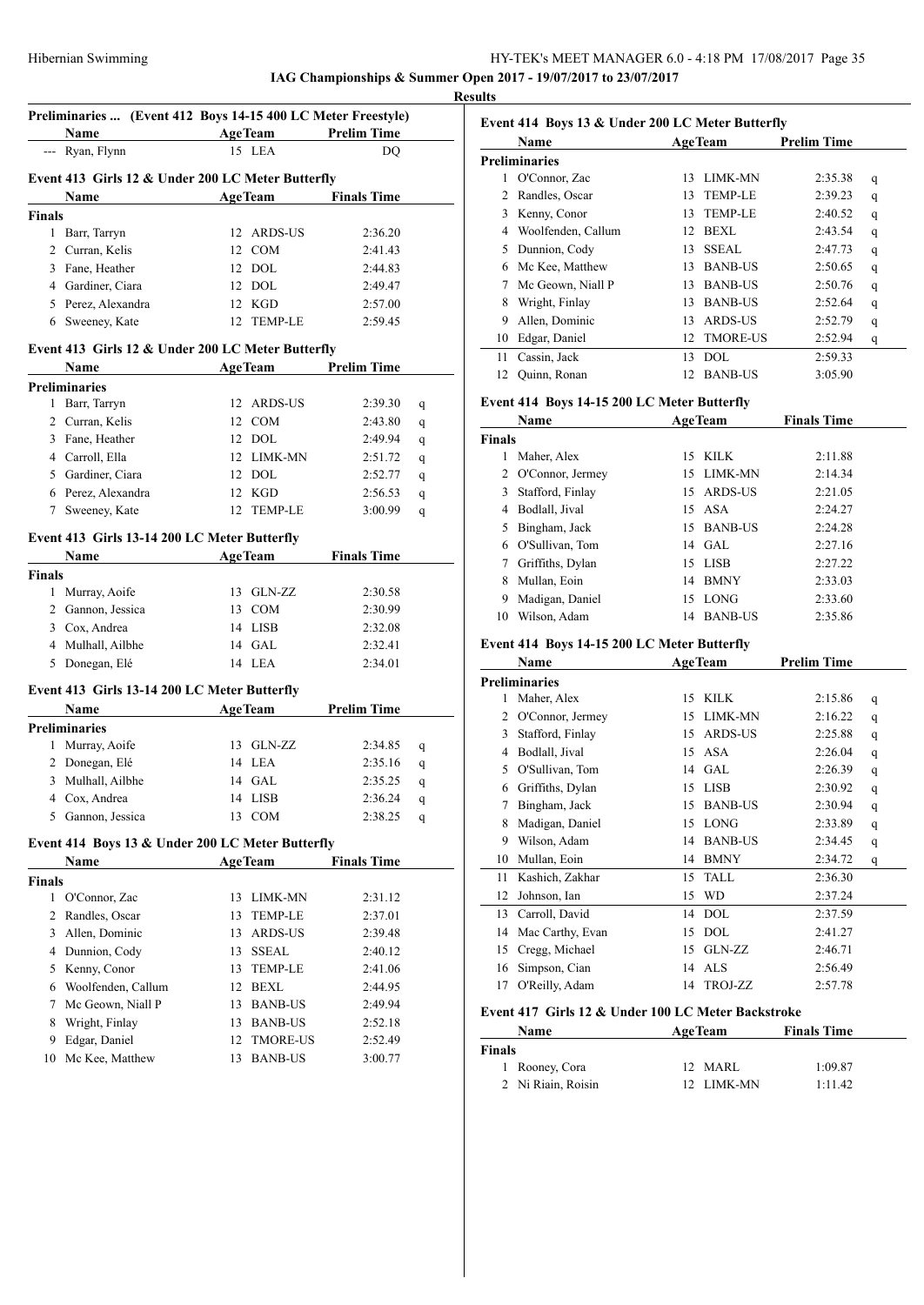**IAG Championships & Summer Open 2017 - 19/07/2017 to 23/07/2017**

**Results**

### Preliminaries ... (Event 412 Boys 14-15 400 LC Meter Freestyle)

| | Name | Age | Team | Prelim Time |
|---|---|---|---|---|
| --- | Ryan, Flynn | 15 | LEA | DQ |

### Event 413 Girls 12 & Under 200 LC Meter Butterfly

| | Name | Age | Team | Finals Time |
|---|---|---|---|---|
| **Finals** | | | | |
| 1 | Barr, Tarryn | 12 | ARDS-US | 2:36.20 |
| 2 | Curran, Kelis | 12 | COM | 2:41.43 |
| 3 | Fane, Heather | 12 | DOL | 2:44.83 |
| 4 | Gardiner, Ciara | 12 | DOL | 2:49.47 |
| 5 | Perez, Alexandra | 12 | KGD | 2:57.00 |
| 6 | Sweeney, Kate | 12 | TEMP-LE | 2:59.45 |

### Event 413 Girls 12 & Under 200 LC Meter Butterfly

| | Name | Age | Team | Prelim Time | |
|---|---|---|---|---|---|
| **Preliminaries** | | | | | |
| 1 | Barr, Tarryn | 12 | ARDS-US | 2:39.30 | q |
| 2 | Curran, Kelis | 12 | COM | 2:43.80 | q |
| 3 | Fane, Heather | 12 | DOL | 2:49.94 | q |
| 4 | Carroll, Ella | 12 | LIMK-MN | 2:51.72 | q |
| 5 | Gardiner, Ciara | 12 | DOL | 2:52.77 | q |
| 6 | Perez, Alexandra | 12 | KGD | 2:56.53 | q |
| 7 | Sweeney, Kate | 12 | TEMP-LE | 3:00.99 | q |

### Event 413 Girls 13-14 200 LC Meter Butterfly

| | Name | Age | Team | Finals Time |
|---|---|---|---|---|
| **Finals** | | | | |
| 1 | Murray, Aoife | 13 | GLN-ZZ | 2:30.58 |
| 2 | Gannon, Jessica | 13 | COM | 2:30.99 |
| 3 | Cox, Andrea | 14 | LISB | 2:32.08 |
| 4 | Mulhall, Ailbhe | 14 | GAL | 2:32.41 |
| 5 | Donegan, Elé | 14 | LEA | 2:34.01 |

### Event 413 Girls 13-14 200 LC Meter Butterfly

| | Name | Age | Team | Prelim Time | |
|---|---|---|---|---|---|
| **Preliminaries** | | | | | |
| 1 | Murray, Aoife | 13 | GLN-ZZ | 2:34.85 | q |
| 2 | Donegan, Elé | 14 | LEA | 2:35.16 | q |
| 3 | Mulhall, Ailbhe | 14 | GAL | 2:35.25 | q |
| 4 | Cox, Andrea | 14 | LISB | 2:36.24 | q |
| 5 | Gannon, Jessica | 13 | COM | 2:38.25 | q |

### Event 414 Boys 13 & Under 200 LC Meter Butterfly

| | Name | Age | Team | Finals Time |
|---|---|---|---|---|
| **Finals** | | | | |
| 1 | O'Connor, Zac | 13 | LIMK-MN | 2:31.12 |
| 2 | Randles, Oscar | 13 | TEMP-LE | 2:37.01 |
| 3 | Allen, Dominic | 13 | ARDS-US | 2:39.48 |
| 4 | Dunnion, Cody | 13 | SSEAL | 2:40.12 |
| 5 | Kenny, Conor | 13 | TEMP-LE | 2:41.06 |
| 6 | Woolfenden, Callum | 12 | BEXL | 2:44.95 |
| 7 | Mc Geown, Niall P | 13 | BANB-US | 2:49.94 |
| 8 | Wright, Finlay | 13 | BANB-US | 2:52.18 |
| 9 | Edgar, Daniel | 12 | TMORE-US | 2:52.49 |
| 10 | Mc Kee, Matthew | 13 | BANB-US | 3:00.77 |

### Event 414 Boys 13 & Under 200 LC Meter Butterfly

| | Name | Age | Team | Prelim Time | |
|---|---|---|---|---|---|
| **Preliminaries** | | | | | |
| 1 | O'Connor, Zac | 13 | LIMK-MN | 2:35.38 | q |
| 2 | Randles, Oscar | 13 | TEMP-LE | 2:39.23 | q |
| 3 | Kenny, Conor | 13 | TEMP-LE | 2:40.52 | q |
| 4 | Woolfenden, Callum | 12 | BEXL | 2:43.54 | q |
| 5 | Dunnion, Cody | 13 | SSEAL | 2:47.73 | q |
| 6 | Mc Kee, Matthew | 13 | BANB-US | 2:50.65 | q |
| 7 | Mc Geown, Niall P | 13 | BANB-US | 2:50.76 | q |
| 8 | Wright, Finlay | 13 | BANB-US | 2:52.64 | q |
| 9 | Allen, Dominic | 13 | ARDS-US | 2:52.79 | q |
| 10 | Edgar, Daniel | 12 | TMORE-US | 2:52.94 | q |
| 11 | Cassin, Jack | 13 | DOL | 2:59.33 | |
| 12 | Quinn, Ronan | 12 | BANB-US | 3:05.90 | |

### Event 414 Boys 14-15 200 LC Meter Butterfly

| | Name | Age | Team | Finals Time |
|---|---|---|---|---|
| **Finals** | | | | |
| 1 | Maher, Alex | 15 | KILK | 2:11.88 |
| 2 | O'Connor, Jermey | 15 | LIMK-MN | 2:14.34 |
| 3 | Stafford, Finlay | 15 | ARDS-US | 2:21.05 |
| 4 | Bodlall, Jival | 15 | ASA | 2:24.27 |
| 5 | Bingham, Jack | 15 | BANB-US | 2:24.28 |
| 6 | O'Sullivan, Tom | 14 | GAL | 2:27.16 |
| 7 | Griffiths, Dylan | 15 | LISB | 2:27.22 |
| 8 | Mullan, Eoin | 14 | BMNY | 2:33.03 |
| 9 | Madigan, Daniel | 15 | LONG | 2:33.60 |
| 10 | Wilson, Adam | 14 | BANB-US | 2:35.86 |

### Event 414 Boys 14-15 200 LC Meter Butterfly

| | Name | Age | Team | Prelim Time | |
|---|---|---|---|---|---|
| **Preliminaries** | | | | | |
| 1 | Maher, Alex | 15 | KILK | 2:15.86 | q |
| 2 | O'Connor, Jermey | 15 | LIMK-MN | 2:16.22 | q |
| 3 | Stafford, Finlay | 15 | ARDS-US | 2:25.88 | q |
| 4 | Bodlall, Jival | 15 | ASA | 2:26.04 | q |
| 5 | O'Sullivan, Tom | 14 | GAL | 2:26.39 | q |
| 6 | Griffiths, Dylan | 15 | LISB | 2:30.92 | q |
| 7 | Bingham, Jack | 15 | BANB-US | 2:30.94 | q |
| 8 | Madigan, Daniel | 15 | LONG | 2:33.89 | q |
| 9 | Wilson, Adam | 14 | BANB-US | 2:34.45 | q |
| 10 | Mullan, Eoin | 14 | BMNY | 2:34.72 | q |
| 11 | Kashich, Zakhar | 15 | TALL | 2:36.30 | |
| 12 | Johnson, Ian | 15 | WD | 2:37.24 | |
| 13 | Carroll, David | 14 | DOL | 2:37.59 | |
| 14 | Mac Carthy, Evan | 15 | DOL | 2:41.27 | |
| 15 | Cregg, Michael | 15 | GLN-ZZ | 2:46.71 | |
| 16 | Simpson, Cian | 14 | ALS | 2:56.49 | |
| 17 | O'Reilly, Adam | 14 | TROJ-ZZ | 2:57.78 | |

### Event 417 Girls 12 & Under 100 LC Meter Backstroke

| | Name | Age | Team | Finals Time |
|---|---|---|---|---|
| **Finals** | | | | |
| 1 | Rooney, Cora | 12 | MARL | 1:09.87 |
| 2 | Ni Riain, Roisin | 12 | LIMK-MN | 1:11.42 |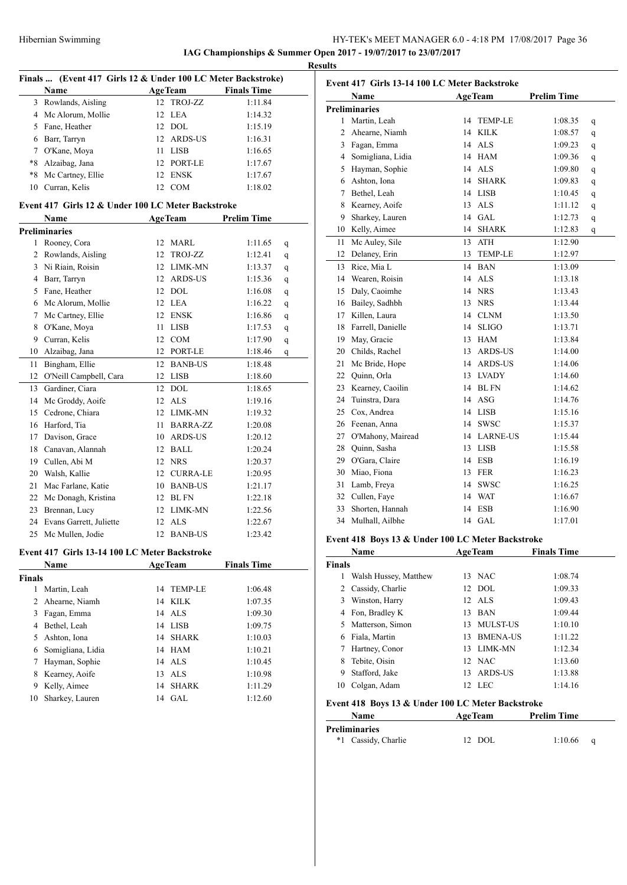**IAG Championships & Summer Open 2017 - 19/07/2017 to 23/07/2017**

**Results**

### Finals ... (Event 417 Girls 12 & Under 100 LC Meter Backstroke)

| | Name | Age | Team | Finals Time |
|---|---|---|---|---|
| 3 | Rowlands, Aisling | 12 | TROJ-ZZ | 1:11.84 |
| 4 | Mc Alorum, Mollie | 12 | LEA | 1:14.32 |
| 5 | Fane, Heather | 12 | DOL | 1:15.19 |
| 6 | Barr, Tarryn | 12 | ARDS-US | 1:16.31 |
| 7 | O'Kane, Moya | 11 | LISB | 1:16.65 |
| *8 | Alzaibag, Jana | 12 | PORT-LE | 1:17.67 |
| *8 | Mc Cartney, Ellie | 12 | ENSK | 1:17.67 |
| 10 | Curran, Kelis | 12 | COM | 1:18.02 |

### Event 417 Girls 12 & Under 100 LC Meter Backstroke

| | Name | Age | Team | Prelim Time | |
|---|---|---|---|---|---|
| **Preliminaries** | | | | | |
| 1 | Rooney, Cora | 12 | MARL | 1:11.65 | q |
| 2 | Rowlands, Aisling | 12 | TROJ-ZZ | 1:12.41 | q |
| 3 | Ni Riain, Roisin | 12 | LIMK-MN | 1:13.37 | q |
| 4 | Barr, Tarryn | 12 | ARDS-US | 1:15.36 | q |
| 5 | Fane, Heather | 12 | DOL | 1:16.08 | q |
| 6 | Mc Alorum, Mollie | 12 | LEA | 1:16.22 | q |
| 7 | Mc Cartney, Ellie | 12 | ENSK | 1:16.86 | q |
| 8 | O'Kane, Moya | 11 | LISB | 1:17.53 | q |
| 9 | Curran, Kelis | 12 | COM | 1:17.90 | q |
| 10 | Alzaibag, Jana | 12 | PORT-LE | 1:18.46 | q |
| 11 | Bingham, Ellie | 12 | BANB-US | 1:18.48 | |
| 12 | O'Neill Campbell, Cara | 12 | LISB | 1:18.60 | |
| 13 | Gardiner, Ciara | 12 | DOL | 1:18.65 | |
| 14 | Mc Groddy, Aoife | 12 | ALS | 1:19.16 | |
| 15 | Cedrone, Chiara | 12 | LIMK-MN | 1:19.32 | |
| 16 | Harford, Tia | 11 | BARRA-ZZ | 1:20.08 | |
| 17 | Davison, Grace | 10 | ARDS-US | 1:20.12 | |
| 18 | Canavan, Alannah | 12 | BALL | 1:20.24 | |
| 19 | Cullen, Abi M | 12 | NRS | 1:20.37 | |
| 20 | Walsh, Kallie | 12 | CURRA-LE | 1:20.95 | |
| 21 | Mac Farlane, Katie | 10 | BANB-US | 1:21.17 | |
| 22 | Mc Donagh, Kristina | 12 | BL FN | 1:22.18 | |
| 23 | Brennan, Lucy | 12 | LIMK-MN | 1:22.56 | |
| 24 | Evans Garrett, Juliette | 12 | ALS | 1:22.67 | |
| 25 | Mc Mullen, Jodie | 12 | BANB-US | 1:23.42 | |

### Event 417 Girls 13-14 100 LC Meter Backstroke

| | Name | Age | Team | Finals Time |
|---|---|---|---|---|
| **Finals** | | | | |
| 1 | Martin, Leah | 14 | TEMP-LE | 1:06.48 |
| 2 | Ahearne, Niamh | 14 | KILK | 1:07.35 |
| 3 | Fagan, Emma | 14 | ALS | 1:09.30 |
| 4 | Bethel, Leah | 14 | LISB | 1:09.75 |
| 5 | Ashton, Iona | 14 | SHARK | 1:10.03 |
| 6 | Somigliana, Lidia | 14 | HAM | 1:10.21 |
| 7 | Hayman, Sophie | 14 | ALS | 1:10.45 |
| 8 | Kearney, Aoife | 13 | ALS | 1:10.98 |
| 9 | Kelly, Aimee | 14 | SHARK | 1:11.29 |
| 10 | Sharkey, Lauren | 14 | GAL | 1:12.60 |

### Event 417 Girls 13-14 100 LC Meter Backstroke

| | Name | Age | Team | Prelim Time | |
|---|---|---|---|---|---|
| **Preliminaries** | | | | | |
| 1 | Martin, Leah | 14 | TEMP-LE | 1:08.35 | q |
| 2 | Ahearne, Niamh | 14 | KILK | 1:08.57 | q |
| 3 | Fagan, Emma | 14 | ALS | 1:09.23 | q |
| 4 | Somigliana, Lidia | 14 | HAM | 1:09.36 | q |
| 5 | Hayman, Sophie | 14 | ALS | 1:09.80 | q |
| 6 | Ashton, Iona | 14 | SHARK | 1:09.83 | q |
| 7 | Bethel, Leah | 14 | LISB | 1:10.45 | q |
| 8 | Kearney, Aoife | 13 | ALS | 1:11.12 | q |
| 9 | Sharkey, Lauren | 14 | GAL | 1:12.73 | q |
| 10 | Kelly, Aimee | 14 | SHARK | 1:12.83 | q |
| 11 | Mc Auley, Sile | 13 | ATH | 1:12.90 | |
| 12 | Delaney, Erin | 13 | TEMP-LE | 1:12.97 | |
| 13 | Rice, Mia L | 14 | BAN | 1:13.09 | |
| 14 | Wearen, Roisin | 14 | ALS | 1:13.18 | |
| 15 | Daly, Caoimhe | 14 | NRS | 1:13.43 | |
| 16 | Bailey, Sadhbh | 13 | NRS | 1:13.44 | |
| 17 | Killen, Laura | 14 | CLNM | 1:13.50 | |
| 18 | Farrell, Danielle | 14 | SLIGO | 1:13.71 | |
| 19 | May, Gracie | 13 | HAM | 1:13.84 | |
| 20 | Childs, Rachel | 13 | ARDS-US | 1:14.00 | |
| 21 | Mc Bride, Hope | 14 | ARDS-US | 1:14.06 | |
| 22 | Quinn, Orla | 13 | LVADY | 1:14.60 | |
| 23 | Kearney, Caoilin | 14 | BL FN | 1:14.62 | |
| 24 | Tuinstra, Dara | 14 | ASG | 1:14.76 | |
| 25 | Cox, Andrea | 14 | LISB | 1:15.16 | |
| 26 | Feenan, Anna | 14 | SWSC | 1:15.37 | |
| 27 | O'Mahony, Mairead | 14 | LARNE-US | 1:15.44 | |
| 28 | Quinn, Sasha | 13 | LISB | 1:15.58 | |
| 29 | O'Gara, Claire | 14 | ESB | 1:16.19 | |
| 30 | Miao, Fiona | 13 | FER | 1:16.23 | |
| 31 | Lamb, Freya | 14 | SWSC | 1:16.25 | |
| 32 | Cullen, Faye | 14 | WAT | 1:16.67 | |
| 33 | Shorten, Hannah | 14 | ESB | 1:16.90 | |
| 34 | Mulhall, Ailbhe | 14 | GAL | 1:17.01 | |

### Event 418 Boys 13 & Under 100 LC Meter Backstroke

| | Name | Age | Team | Finals Time |
|---|---|---|---|---|
| **Finals** | | | | |
| 1 | Walsh Hussey, Matthew | 13 | NAC | 1:08.74 |
| 2 | Cassidy, Charlie | 12 | DOL | 1:09.33 |
| 3 | Winston, Harry | 12 | ALS | 1:09.43 |
| 4 | Fon, Bradley K | 13 | BAN | 1:09.44 |
| 5 | Matterson, Simon | 13 | MULST-US | 1:10.10 |
| 6 | Fiala, Martin | 13 | BMENA-US | 1:11.22 |
| 7 | Hartney, Conor | 13 | LIMK-MN | 1:12.34 |
| 8 | Tebite, Oisin | 12 | NAC | 1:13.60 |
| 9 | Stafford, Jake | 13 | ARDS-US | 1:13.88 |
| 10 | Colgan, Adam | 12 | LEC | 1:14.16 |

### Event 418 Boys 13 & Under 100 LC Meter Backstroke

| | Name | Age | Team | Prelim Time | |
|---|---|---|---|---|---|
| **Preliminaries** | | | | | |
| *1 | Cassidy, Charlie | 12 | DOL | 1:10.66 | q |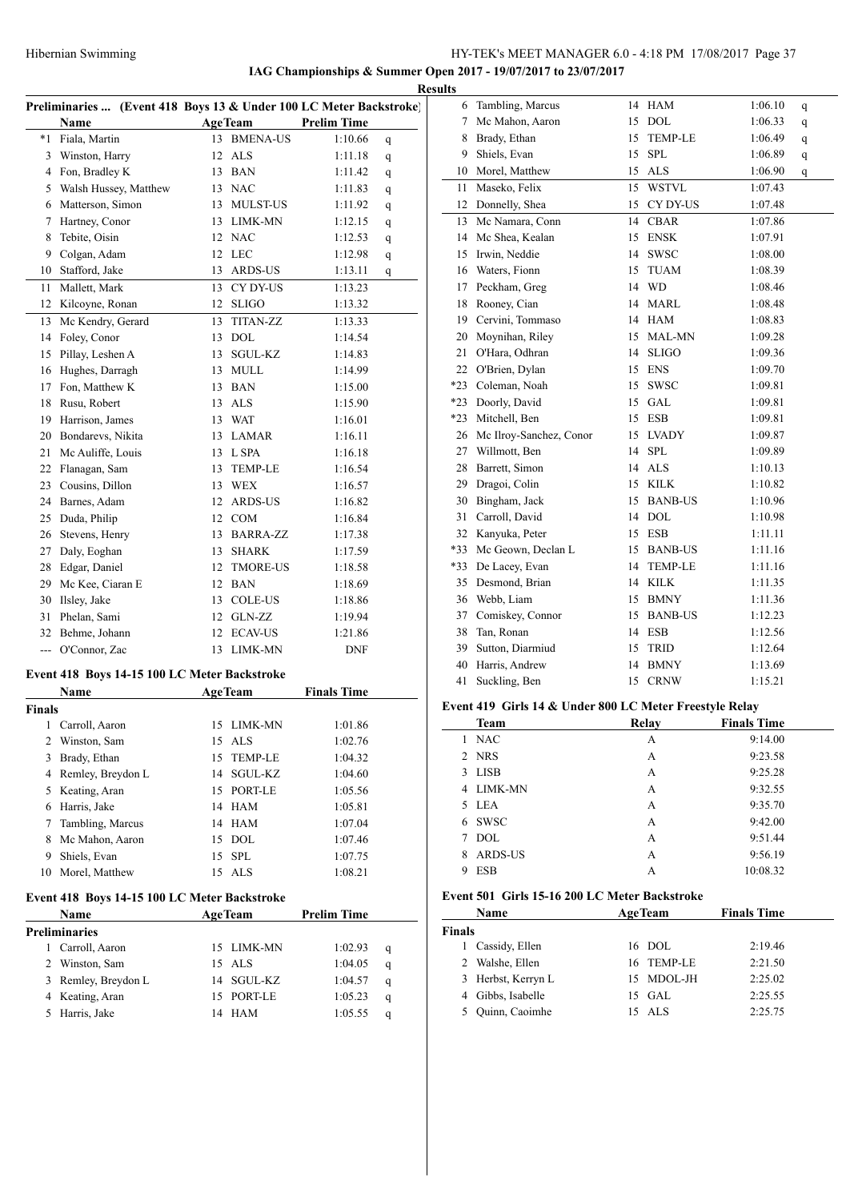## IAG Championships & Summer Open 2017 - 19/07/2017 to 23/07/2017

### Results

#### Preliminaries ... (Event 418 Boys 13 & Under 100 LC Meter Backstroke)

| | Name | Age | Team | Prelim Time | |
|---|---|---|---|---|---|
| *1 | Fiala, Martin | 13 | BMENA-US | 1:10.66 | q |
| 3 | Winston, Harry | 12 | ALS | 1:11.18 | q |
| 4 | Fon, Bradley K | 13 | BAN | 1:11.42 | q |
| 5 | Walsh Hussey, Matthew | 13 | NAC | 1:11.83 | q |
| 6 | Matterson, Simon | 13 | MULST-US | 1:11.92 | q |
| 7 | Hartney, Conor | 13 | LIMK-MN | 1:12.15 | q |
| 8 | Tebite, Oisin | 12 | NAC | 1:12.53 | q |
| 9 | Colgan, Adam | 12 | LEC | 1:12.98 | q |
| 10 | Stafford, Jake | 13 | ARDS-US | 1:13.11 | q |
| 11 | Mallett, Mark | 13 | CY DY-US | 1:13.23 | |
| 12 | Kilcoyne, Ronan | 12 | SLIGO | 1:13.32 | |
| 13 | Mc Kendry, Gerard | 13 | TITAN-ZZ | 1:13.33 | |
| 14 | Foley, Conor | 13 | DOL | 1:14.54 | |
| 15 | Pillay, Leshen A | 13 | SGUL-KZ | 1:14.83 | |
| 16 | Hughes, Darragh | 13 | MULL | 1:14.99 | |
| 17 | Fon, Matthew K | 13 | BAN | 1:15.00 | |
| 18 | Rusu, Robert | 13 | ALS | 1:15.90 | |
| 19 | Harrison, James | 13 | WAT | 1:16.01 | |
| 20 | Bondarevs, Nikita | 13 | LAMAR | 1:16.11 | |
| 21 | Mc Auliffe, Louis | 13 | L SPA | 1:16.18 | |
| 22 | Flanagan, Sam | 13 | TEMP-LE | 1:16.54 | |
| 23 | Cousins, Dillon | 13 | WEX | 1:16.57 | |
| 24 | Barnes, Adam | 12 | ARDS-US | 1:16.82 | |
| 25 | Duda, Philip | 12 | COM | 1:16.84 | |
| 26 | Stevens, Henry | 13 | BARRA-ZZ | 1:17.38 | |
| 27 | Daly, Eoghan | 13 | SHARK | 1:17.59 | |
| 28 | Edgar, Daniel | 12 | TMORE-US | 1:18.58 | |
| 29 | Mc Kee, Ciaran E | 12 | BAN | 1:18.69 | |
| 30 | Ilsley, Jake | 13 | COLE-US | 1:18.86 | |
| 31 | Phelan, Sami | 12 | GLN-ZZ | 1:19.94 | |
| 32 | Behme, Johann | 12 | ECAV-US | 1:21.86 | |
| --- | O'Connor, Zac | 13 | LIMK-MN | DNF | |

#### Event 418 Boys 14-15 100 LC Meter Backstroke

| | Name | Age | Team | Finals Time |
|---|---|---|---|---|
| **Finals** | | | | |
| 1 | Carroll, Aaron | 15 | LIMK-MN | 1:01.86 |
| 2 | Winston, Sam | 15 | ALS | 1:02.76 |
| 3 | Brady, Ethan | 15 | TEMP-LE | 1:04.32 |
| 4 | Remley, Breydon L | 14 | SGUL-KZ | 1:04.60 |
| 5 | Keating, Aran | 15 | PORT-LE | 1:05.56 |
| 6 | Harris, Jake | 14 | HAM | 1:05.81 |
| 7 | Tambling, Marcus | 14 | HAM | 1:07.04 |
| 8 | Mc Mahon, Aaron | 15 | DOL | 1:07.46 |
| 9 | Shiels, Evan | 15 | SPL | 1:07.75 |
| 10 | Morel, Matthew | 15 | ALS | 1:08.21 |

#### Event 418 Boys 14-15 100 LC Meter Backstroke

| | Name | Age | Team | Prelim Time | |
|---|---|---|---|---|---|
| **Preliminaries** | | | | | |
| 1 | Carroll, Aaron | 15 | LIMK-MN | 1:02.93 | q |
| 2 | Winston, Sam | 15 | ALS | 1:04.05 | q |
| 3 | Remley, Breydon L | 14 | SGUL-KZ | 1:04.57 | q |
| 4 | Keating, Aran | 15 | PORT-LE | 1:05.23 | q |
| 5 | Harris, Jake | 14 | HAM | 1:05.55 | q |
| 6 | Tambling, Marcus | 14 | HAM | 1:06.10 | q |
| 7 | Mc Mahon, Aaron | 15 | DOL | 1:06.33 | q |
| 8 | Brady, Ethan | 15 | TEMP-LE | 1:06.49 | q |
| 9 | Shiels, Evan | 15 | SPL | 1:06.89 | q |
| 10 | Morel, Matthew | 15 | ALS | 1:06.90 | q |
| 11 | Maseko, Felix | 15 | WSTVL | 1:07.43 | |
| 12 | Donnelly, Shea | 15 | CY DY-US | 1:07.48 | |
| 13 | Mc Namara, Conn | 14 | CBAR | 1:07.86 | |
| 14 | Mc Shea, Kealan | 15 | ENSK | 1:07.91 | |
| 15 | Irwin, Neddie | 14 | SWSC | 1:08.00 | |
| 16 | Waters, Fionn | 15 | TUAM | 1:08.39 | |
| 17 | Peckham, Greg | 14 | WD | 1:08.46 | |
| 18 | Rooney, Cian | 14 | MARL | 1:08.48 | |
| 19 | Cervini, Tommaso | 14 | HAM | 1:08.83 | |
| 20 | Moynihan, Riley | 15 | MAL-MN | 1:09.28 | |
| 21 | O'Hara, Odhran | 14 | SLIGO | 1:09.36 | |
| 22 | O'Brien, Dylan | 15 | ENS | 1:09.70 | |
| *23 | Coleman, Noah | 15 | SWSC | 1:09.81 | |
| *23 | Doorly, David | 15 | GAL | 1:09.81 | |
| *23 | Mitchell, Ben | 15 | ESB | 1:09.81 | |
| 26 | Mc Ilroy-Sanchez, Conor | 15 | LVADY | 1:09.87 | |
| 27 | Willmott, Ben | 14 | SPL | 1:09.89 | |
| 28 | Barrett, Simon | 14 | ALS | 1:10.13 | |
| 29 | Dragoi, Colin | 15 | KILK | 1:10.82 | |
| 30 | Bingham, Jack | 15 | BANB-US | 1:10.96 | |
| 31 | Carroll, David | 14 | DOL | 1:10.98 | |
| 32 | Kanyuka, Peter | 15 | ESB | 1:11.11 | |
| *33 | Mc Geown, Declan L | 15 | BANB-US | 1:11.16 | |
| *33 | De Lacey, Evan | 14 | TEMP-LE | 1:11.16 | |
| 35 | Desmond, Brian | 14 | KILK | 1:11.35 | |
| 36 | Webb, Liam | 15 | BMNY | 1:11.36 | |
| 37 | Comiskey, Connor | 15 | BANB-US | 1:12.23 | |
| 38 | Tan, Ronan | 14 | ESB | 1:12.56 | |
| 39 | Sutton, Diarmiud | 15 | TRID | 1:12.64 | |
| 40 | Harris, Andrew | 14 | BMNY | 1:13.69 | |
| 41 | Suckling, Ben | 15 | CRNW | 1:15.21 | |

#### Event 419 Girls 14 & Under 800 LC Meter Freestyle Relay

| | Team | Relay | Finals Time |
|---|---|---|---|
| 1 | NAC | A | 9:14.00 |
| 2 | NRS | A | 9:23.58 |
| 3 | LISB | A | 9:25.28 |
| 4 | LIMK-MN | A | 9:32.55 |
| 5 | LEA | A | 9:35.70 |
| 6 | SWSC | A | 9:42.00 |
| 7 | DOL | A | 9:51.44 |
| 8 | ARDS-US | A | 9:56.19 |
| 9 | ESB | A | 10:08.32 |

#### Event 501 Girls 15-16 200 LC Meter Backstroke

| | Name | Age | Team | Finals Time |
|---|---|---|---|---|
| **Finals** | | | | |
| 1 | Cassidy, Ellen | 16 | DOL | 2:19.46 |
| 2 | Walshe, Ellen | 16 | TEMP-LE | 2:21.50 |
| 3 | Herbst, Kerryn L | 15 | MDOL-JH | 2:25.02 |
| 4 | Gibbs, Isabelle | 15 | GAL | 2:25.55 |
| 5 | Quinn, Caoimhe | 15 | ALS | 2:25.75 |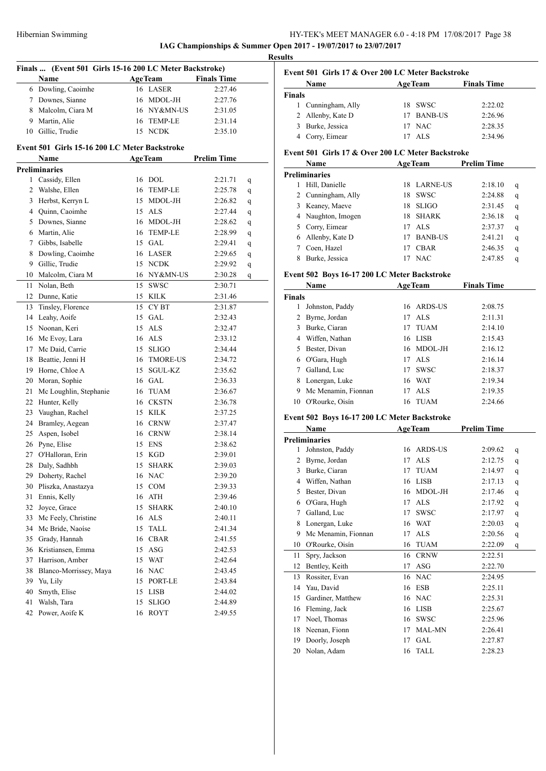**IAG Championships & Summer Open 2017 - 19/07/2017 to 23/07/2017**

**Results**

### Finals ... (Event 501 Girls 15-16 200 LC Meter Backstroke)

| | Name | Age | Team | Finals Time |
|---|---|---|---|---|
| 6 | Dowling, Caoimhe | 16 | LASER | 2:27.46 |
| 7 | Downes, Sianne | 16 | MDOL-JH | 2:27.76 |
| 8 | Malcolm, Ciara M | 16 | NY&MN-US | 2:31.05 |
| 9 | Martin, Alie | 16 | TEMP-LE | 2:31.14 |
| 10 | Gillic, Trudie | 15 | NCDK | 2:35.10 |

### Event 501 Girls 15-16 200 LC Meter Backstroke

**Preliminaries**

| | Name | Age | Team | Prelim Time | |
|---|---|---|---|---|---|
| 1 | Cassidy, Ellen | 16 | DOL | 2:21.71 | q |
| 2 | Walshe, Ellen | 16 | TEMP-LE | 2:25.78 | q |
| 3 | Herbst, Kerryn L | 15 | MDOL-JH | 2:26.82 | q |
| 4 | Quinn, Caoimhe | 15 | ALS | 2:27.44 | q |
| 5 | Downes, Sianne | 16 | MDOL-JH | 2:28.62 | q |
| 6 | Martin, Alie | 16 | TEMP-LE | 2:28.99 | q |
| 7 | Gibbs, Isabelle | 15 | GAL | 2:29.41 | q |
| 8 | Dowling, Caoimhe | 16 | LASER | 2:29.65 | q |
| 9 | Gillic, Trudie | 15 | NCDK | 2:29.92 | q |
| 10 | Malcolm, Ciara M | 16 | NY&MN-US | 2:30.28 | q |
| 11 | Nolan, Beth | 15 | SWSC | 2:30.71 | |
| 12 | Dunne, Katie | 15 | KILK | 2:31.46 | |
| 13 | Tinsley, Florence | 15 | CY BT | 2:31.87 | |
| 14 | Leahy, Aoife | 15 | GAL | 2:32.43 | |
| 15 | Noonan, Keri | 15 | ALS | 2:32.47 | |
| 16 | Mc Evoy, Lara | 16 | ALS | 2:33.12 | |
| 17 | Mc Daid, Carrie | 15 | SLIGO | 2:34.44 | |
| 18 | Beattie, Jenni H | 16 | TMORE-US | 2:34.72 | |
| 19 | Horne, Chloe A | 15 | SGUL-KZ | 2:35.62 | |
| 20 | Moran, Sophie | 16 | GAL | 2:36.33 | |
| 21 | Mc Loughlin, Stephanie | 16 | TUAM | 2:36.67 | |
| 22 | Hunter, Kelly | 16 | CKSTN | 2:36.78 | |
| 23 | Vaughan, Rachel | 15 | KILK | 2:37.25 | |
| 24 | Bramley, Aegean | 16 | CRNW | 2:37.47 | |
| 25 | Aspen, Isobel | 16 | CRNW | 2:38.14 | |
| 26 | Pyne, Elise | 15 | ENS | 2:38.62 | |
| 27 | O'Halloran, Erin | 15 | KGD | 2:39.01 | |
| 28 | Daly, Sadhbh | 15 | SHARK | 2:39.03 | |
| 29 | Doherty, Rachel | 16 | NAC | 2:39.20 | |
| 30 | Pliszka, Anastazya | 15 | COM | 2:39.33 | |
| 31 | Ennis, Kelly | 16 | ATH | 2:39.46 | |
| 32 | Joyce, Grace | 15 | SHARK | 2:40.10 | |
| 33 | Mc Feely, Christine | 16 | ALS | 2:40.11 | |
| 34 | Mc Bride, Naoíse | 15 | TALL | 2:41.34 | |
| 35 | Grady, Hannah | 16 | CBAR | 2:41.55 | |
| 36 | Kristiansen, Emma | 15 | ASG | 2:42.53 | |
| 37 | Harrison, Amber | 15 | WAT | 2:42.64 | |
| 38 | Blanco-Morrissey, Maya | 16 | NAC | 2:43.45 | |
| 39 | Yu, Lily | 15 | PORT-LE | 2:43.84 | |
| 40 | Smyth, Elise | 15 | LISB | 2:44.02 | |
| 41 | Walsh, Tara | 15 | SLIGO | 2:44.89 | |
| 42 | Power, Aoife K | 16 | ROYT | 2:49.55 | |

### Event 501 Girls 17 & Over 200 LC Meter Backstroke

**Finals**

| | Name | Age | Team | Finals Time |
|---|---|---|---|---|
| 1 | Cunningham, Ally | 18 | SWSC | 2:22.02 |
| 2 | Allenby, Kate D | 17 | BANB-US | 2:26.96 |
| 3 | Burke, Jessica | 17 | NAC | 2:28.35 |
| 4 | Corry, Eimear | 17 | ALS | 2:34.96 |

### Event 501 Girls 17 & Over 200 LC Meter Backstroke

**Preliminaries**

| | Name | Age | Team | Prelim Time | |
|---|---|---|---|---|---|
| 1 | Hill, Danielle | 18 | LARNE-US | 2:18.10 | q |
| 2 | Cunningham, Ally | 18 | SWSC | 2:24.88 | q |
| 3 | Keaney, Maeve | 18 | SLIGO | 2:31.45 | q |
| 4 | Naughton, Imogen | 18 | SHARK | 2:36.18 | q |
| 5 | Corry, Eimear | 17 | ALS | 2:37.37 | q |
| 6 | Allenby, Kate D | 17 | BANB-US | 2:41.21 | q |
| 7 | Coen, Hazel | 17 | CBAR | 2:46.35 | q |
| 8 | Burke, Jessica | 17 | NAC | 2:47.85 | q |

### Event 502 Boys 16-17 200 LC Meter Backstroke

**Finals**

| | Name | Age | Team | Finals Time |
|---|---|---|---|---|
| 1 | Johnston, Paddy | 16 | ARDS-US | 2:08.75 |
| 2 | Byrne, Jordan | 17 | ALS | 2:11.31 |
| 3 | Burke, Ciaran | 17 | TUAM | 2:14.10 |
| 4 | Wiffen, Nathan | 16 | LISB | 2:15.43 |
| 5 | Bester, Divan | 16 | MDOL-JH | 2:16.12 |
| 6 | O'Gara, Hugh | 17 | ALS | 2:16.14 |
| 7 | Galland, Luc | 17 | SWSC | 2:18.37 |
| 8 | Lonergan, Luke | 16 | WAT | 2:19.34 |
| 9 | Mc Menamin, Fionnan | 17 | ALS | 2:19.35 |
| 10 | O'Rourke, Oisín | 16 | TUAM | 2:24.66 |

### Event 502 Boys 16-17 200 LC Meter Backstroke

**Preliminaries**

| | Name | Age | Team | Prelim Time | |
|---|---|---|---|---|---|
| 1 | Johnston, Paddy | 16 | ARDS-US | 2:09.62 | q |
| 2 | Byrne, Jordan | 17 | ALS | 2:12.75 | q |
| 3 | Burke, Ciaran | 17 | TUAM | 2:14.97 | q |
| 4 | Wiffen, Nathan | 16 | LISB | 2:17.13 | q |
| 5 | Bester, Divan | 16 | MDOL-JH | 2:17.46 | q |
| 6 | O'Gara, Hugh | 17 | ALS | 2:17.92 | q |
| 7 | Galland, Luc | 17 | SWSC | 2:17.97 | q |
| 8 | Lonergan, Luke | 16 | WAT | 2:20.03 | q |
| 9 | Mc Menamin, Fionnan | 17 | ALS | 2:20.56 | q |
| 10 | O'Rourke, Oisín | 16 | TUAM | 2:22.09 | q |
| 11 | Spry, Jackson | 16 | CRNW | 2:22.51 | |
| 12 | Bentley, Keith | 17 | ASG | 2:22.70 | |
| 13 | Rossiter, Evan | 16 | NAC | 2:24.95 | |
| 14 | Yau, David | 16 | ESB | 2:25.11 | |
| 15 | Gardiner, Matthew | 16 | NAC | 2:25.31 | |
| 16 | Fleming, Jack | 16 | LISB | 2:25.67 | |
| 17 | Noel, Thomas | 16 | SWSC | 2:25.96 | |
| 18 | Neenan, Fionn | 17 | MAL-MN | 2:26.41 | |
| 19 | Doorly, Joseph | 17 | GAL | 2:27.87 | |
| 20 | Nolan, Adam | 16 | TALL | 2:28.23 | |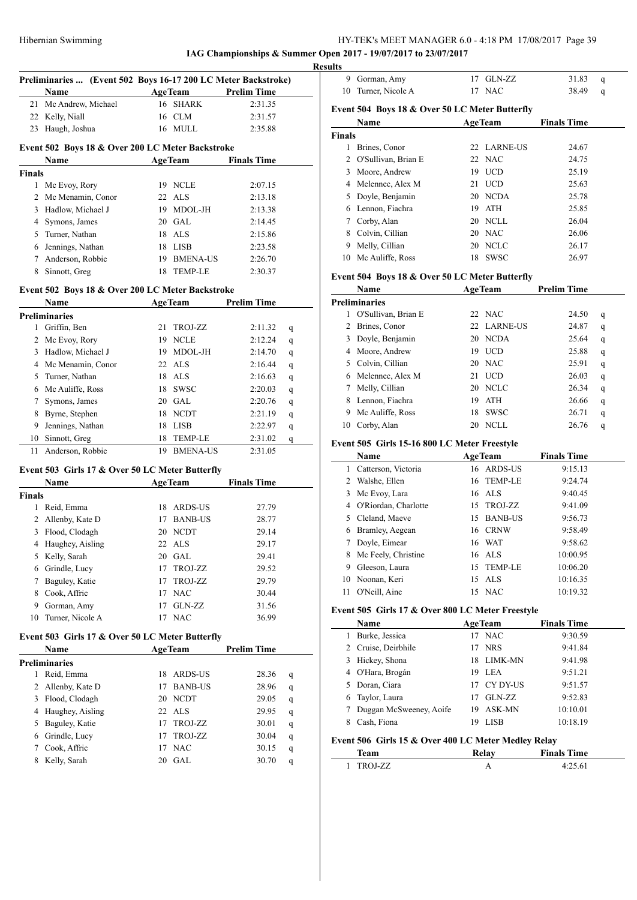**IAG Championships & Summer Open 2017 - 19/07/2017 to 23/07/2017**

**Results**

### Preliminaries ... (Event 502 Boys 16-17 200 LC Meter Backstroke)

| | Name | Age | Team | Prelim Time | |
|---|---|---|---|---|---|
| 21 | Mc Andrew, Michael | 16 | SHARK | 2:31.35 | |
| 22 | Kelly, Niall | 16 | CLM | 2:31.57 | |
| 23 | Haugh, Joshua | 16 | MULL | 2:35.88 | |

### Event 502 Boys 18 & Over 200 LC Meter Backstroke

| | Name | Age | Team | Finals Time |
|---|---|---|---|---|
| **Finals** | | | | |
| 1 | Mc Evoy, Rory | 19 | NCLE | 2:07.15 |
| 2 | Mc Menamin, Conor | 22 | ALS | 2:13.18 |
| 3 | Hadlow, Michael J | 19 | MDOL-JH | 2:13.38 |
| 4 | Symons, James | 20 | GAL | 2:14.45 |
| 5 | Turner, Nathan | 18 | ALS | 2:15.86 |
| 6 | Jennings, Nathan | 18 | LISB | 2:23.58 |
| 7 | Anderson, Robbie | 19 | BMENA-US | 2:26.70 |
| 8 | Sinnott, Greg | 18 | TEMP-LE | 2:30.37 |

### Event 502 Boys 18 & Over 200 LC Meter Backstroke

| | Name | Age | Team | Prelim Time | |
|---|---|---|---|---|---|
| **Preliminaries** | | | | | |
| 1 | Griffin, Ben | 21 | TROJ-ZZ | 2:11.32 | q |
| 2 | Mc Evoy, Rory | 19 | NCLE | 2:12.24 | q |
| 3 | Hadlow, Michael J | 19 | MDOL-JH | 2:14.70 | q |
| 4 | Mc Menamin, Conor | 22 | ALS | 2:16.44 | q |
| 5 | Turner, Nathan | 18 | ALS | 2:16.63 | q |
| 6 | Mc Auliffe, Ross | 18 | SWSC | 2:20.03 | q |
| 7 | Symons, James | 20 | GAL | 2:20.76 | q |
| 8 | Byrne, Stephen | 18 | NCDT | 2:21.19 | q |
| 9 | Jennings, Nathan | 18 | LISB | 2:22.97 | q |
| 10 | Sinnott, Greg | 18 | TEMP-LE | 2:31.02 | q |
| 11 | Anderson, Robbie | 19 | BMENA-US | 2:31.05 | |

### Event 503 Girls 17 & Over 50 LC Meter Butterfly

| | Name | Age | Team | Finals Time |
|---|---|---|---|---|
| **Finals** | | | | |
| 1 | Reid, Emma | 18 | ARDS-US | 27.79 |
| 2 | Allenby, Kate D | 17 | BANB-US | 28.77 |
| 3 | Flood, Clodagh | 20 | NCDT | 29.14 |
| 4 | Haughey, Aisling | 22 | ALS | 29.17 |
| 5 | Kelly, Sarah | 20 | GAL | 29.41 |
| 6 | Grindle, Lucy | 17 | TROJ-ZZ | 29.52 |
| 7 | Baguley, Katie | 17 | TROJ-ZZ | 29.79 |
| 8 | Cook, Affric | 17 | NAC | 30.44 |
| 9 | Gorman, Amy | 17 | GLN-ZZ | 31.56 |
| 10 | Turner, Nicole A | 17 | NAC | 36.99 |

### Event 503 Girls 17 & Over 50 LC Meter Butterfly

| | Name | Age | Team | Prelim Time | |
|---|---|---|---|---|---|
| **Preliminaries** | | | | | |
| 1 | Reid, Emma | 18 | ARDS-US | 28.36 | q |
| 2 | Allenby, Kate D | 17 | BANB-US | 28.96 | q |
| 3 | Flood, Clodagh | 20 | NCDT | 29.05 | q |
| 4 | Haughey, Aisling | 22 | ALS | 29.95 | q |
| 5 | Baguley, Katie | 17 | TROJ-ZZ | 30.01 | q |
| 6 | Grindle, Lucy | 17 | TROJ-ZZ | 30.04 | q |
| 7 | Cook, Affric | 17 | NAC | 30.15 | q |
| 8 | Kelly, Sarah | 20 | GAL | 30.70 | q |
| 9 | Gorman, Amy | 17 | GLN-ZZ | 31.83 | q |
| 10 | Turner, Nicole A | 17 | NAC | 38.49 | q |

### Event 504 Boys 18 & Over 50 LC Meter Butterfly

| | Name | Age | Team | Finals Time |
|---|---|---|---|---|
| **Finals** | | | | |
| 1 | Brines, Conor | 22 | LARNE-US | 24.67 |
| 2 | O'Sullivan, Brian E | 22 | NAC | 24.75 |
| 3 | Moore, Andrew | 19 | UCD | 25.19 |
| 4 | Melennec, Alex M | 21 | UCD | 25.63 |
| 5 | Doyle, Benjamin | 20 | NCDA | 25.78 |
| 6 | Lennon, Fiachra | 19 | ATH | 25.85 |
| 7 | Corby, Alan | 20 | NCLL | 26.04 |
| 8 | Colvin, Cillian | 20 | NAC | 26.06 |
| 9 | Melly, Cillian | 20 | NCLC | 26.17 |
| 10 | Mc Auliffe, Ross | 18 | SWSC | 26.97 |

### Event 504 Boys 18 & Over 50 LC Meter Butterfly

| | Name | Age | Team | Prelim Time | |
|---|---|---|---|---|---|
| **Preliminaries** | | | | | |
| 1 | O'Sullivan, Brian E | 22 | NAC | 24.50 | q |
| 2 | Brines, Conor | 22 | LARNE-US | 24.87 | q |
| 3 | Doyle, Benjamin | 20 | NCDA | 25.64 | q |
| 4 | Moore, Andrew | 19 | UCD | 25.88 | q |
| 5 | Colvin, Cillian | 20 | NAC | 25.91 | q |
| 6 | Melennec, Alex M | 21 | UCD | 26.03 | q |
| 7 | Melly, Cillian | 20 | NCLC | 26.34 | q |
| 8 | Lennon, Fiachra | 19 | ATH | 26.66 | q |
| 9 | Mc Auliffe, Ross | 18 | SWSC | 26.71 | q |
| 10 | Corby, Alan | 20 | NCLL | 26.76 | q |

### Event 505 Girls 15-16 800 LC Meter Freestyle

| | Name | Age | Team | Finals Time |
|---|---|---|---|---|
| 1 | Catterson, Victoria | 16 | ARDS-US | 9:15.13 |
| 2 | Walshe, Ellen | 16 | TEMP-LE | 9:24.74 |
| 3 | Mc Evoy, Lara | 16 | ALS | 9:40.45 |
| 4 | O'Riordan, Charlotte | 15 | TROJ-ZZ | 9:41.09 |
| 5 | Cleland, Maeve | 15 | BANB-US | 9:56.73 |
| 6 | Bramley, Aegean | 16 | CRNW | 9:58.49 |
| 7 | Doyle, Eimear | 16 | WAT | 9:58.62 |
| 8 | Mc Feely, Christine | 16 | ALS | 10:00.95 |
| 9 | Gleeson, Laura | 15 | TEMP-LE | 10:06.20 |
| 10 | Noonan, Keri | 15 | ALS | 10:16.35 |
| 11 | O'Neill, Aine | 15 | NAC | 10:19.32 |

### Event 505 Girls 17 & Over 800 LC Meter Freestyle

| | Name | Age | Team | Finals Time |
|---|---|---|---|---|
| 1 | Burke, Jessica | 17 | NAC | 9:30.59 |
| 2 | Cruise, Deirbhile | 17 | NRS | 9:41.84 |
| 3 | Hickey, Shona | 18 | LIMK-MN | 9:41.98 |
| 4 | O'Hara, Brogán | 19 | LEA | 9:51.21 |
| 5 | Doran, Ciara | 17 | CY DY-US | 9:51.57 |
| 6 | Taylor, Laura | 17 | GLN-ZZ | 9:52.83 |
| 7 | Duggan McSweeney, Aoife | 19 | ASK-MN | 10:10.01 |
| 8 | Cash, Fiona | 19 | LISB | 10:18.19 |

### Event 506 Girls 15 & Over 400 LC Meter Medley Relay

| | Team | Relay | Finals Time |
|---|---|---|---|
| 1 | TROJ-ZZ | A | 4:25.61 |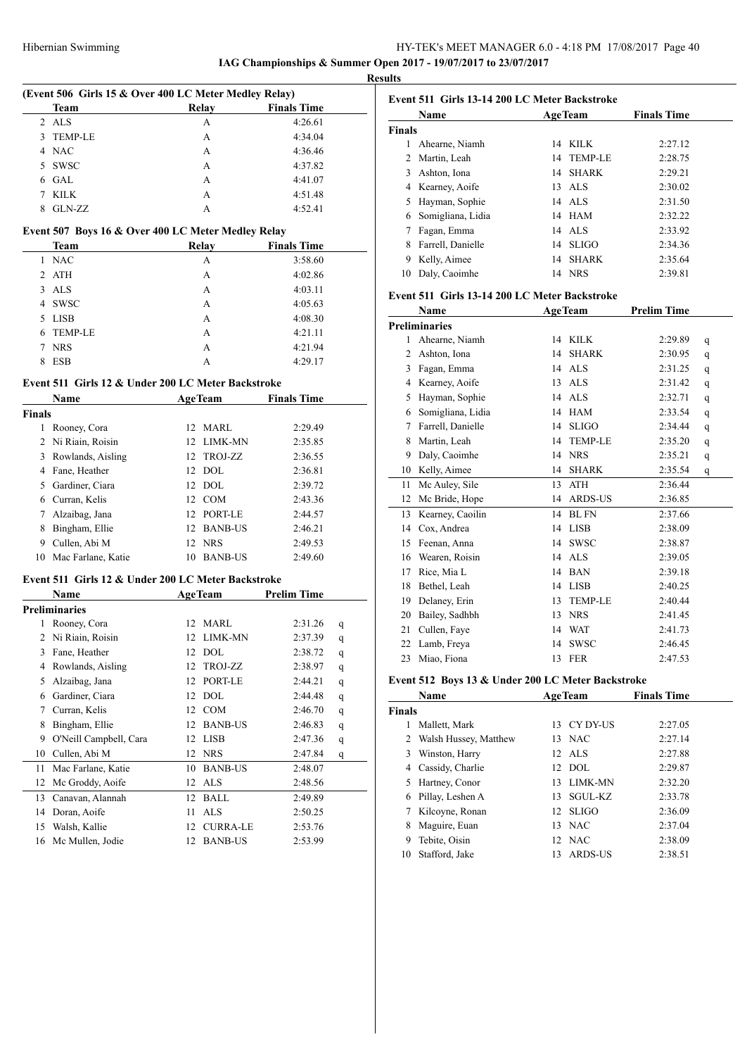**IAG Championships & Summer Open 2017 - 19/07/2017 to 23/07/2017**

**Results**

### (Event 506 Girls 15 & Over 400 LC Meter Medley Relay)

| | Team | Relay | Finals Time |
|---|---|---|---|
| 2 | ALS | A | 4:26.61 |
| 3 | TEMP-LE | A | 4:34.04 |
| 4 | NAC | A | 4:36.46 |
| 5 | SWSC | A | 4:37.82 |
| 6 | GAL | A | 4:41.07 |
| 7 | KILK | A | 4:51.48 |
| 8 | GLN-ZZ | A | 4:52.41 |

### Event 507 Boys 16 & Over 400 LC Meter Medley Relay

| | Team | Relay | Finals Time |
|---|---|---|---|
| 1 | NAC | A | 3:58.60 |
| 2 | ATH | A | 4:02.86 |
| 3 | ALS | A | 4:03.11 |
| 4 | SWSC | A | 4:05.63 |
| 5 | LISB | A | 4:08.30 |
| 6 | TEMP-LE | A | 4:21.11 |
| 7 | NRS | A | 4:21.94 |
| 8 | ESB | A | 4:29.17 |

### Event 511 Girls 12 & Under 200 LC Meter Backstroke

| | Name | Age | Team | Finals Time |
|---|---|---|---|---|
| **Finals** | | | | |
| 1 | Rooney, Cora | 12 | MARL | 2:29.49 |
| 2 | Ni Riain, Roisin | 12 | LIMK-MN | 2:35.85 |
| 3 | Rowlands, Aisling | 12 | TROJ-ZZ | 2:36.55 |
| 4 | Fane, Heather | 12 | DOL | 2:36.81 |
| 5 | Gardiner, Ciara | 12 | DOL | 2:39.72 |
| 6 | Curran, Kelis | 12 | COM | 2:43.36 |
| 7 | Alzaibag, Jana | 12 | PORT-LE | 2:44.57 |
| 8 | Bingham, Ellie | 12 | BANB-US | 2:46.21 |
| 9 | Cullen, Abi M | 12 | NRS | 2:49.53 |
| 10 | Mac Farlane, Katie | 10 | BANB-US | 2:49.60 |

### Event 511 Girls 12 & Under 200 LC Meter Backstroke

| | Name | Age | Team | Prelim Time | |
|---|---|---|---|---|---|
| **Preliminaries** | | | | | |
| 1 | Rooney, Cora | 12 | MARL | 2:31.26 | q |
| 2 | Ni Riain, Roisin | 12 | LIMK-MN | 2:37.39 | q |
| 3 | Fane, Heather | 12 | DOL | 2:38.72 | q |
| 4 | Rowlands, Aisling | 12 | TROJ-ZZ | 2:38.97 | q |
| 5 | Alzaibag, Jana | 12 | PORT-LE | 2:44.21 | q |
| 6 | Gardiner, Ciara | 12 | DOL | 2:44.48 | q |
| 7 | Curran, Kelis | 12 | COM | 2:46.70 | q |
| 8 | Bingham, Ellie | 12 | BANB-US | 2:46.83 | q |
| 9 | O'Neill Campbell, Cara | 12 | LISB | 2:47.36 | q |
| 10 | Cullen, Abi M | 12 | NRS | 2:47.84 | q |
| 11 | Mac Farlane, Katie | 10 | BANB-US | 2:48.07 | |
| 12 | Mc Groddy, Aoife | 12 | ALS | 2:48.56 | |
| 13 | Canavan, Alannah | 12 | BALL | 2:49.89 | |
| 14 | Doran, Aoife | 11 | ALS | 2:50.25 | |
| 15 | Walsh, Kallie | 12 | CURRA-LE | 2:53.76 | |
| 16 | Mc Mullen, Jodie | 12 | BANB-US | 2:53.99 | |

### Event 511 Girls 13-14 200 LC Meter Backstroke

| | Name | Age | Team | Finals Time |
|---|---|---|---|---|
| **Finals** | | | | |
| 1 | Ahearne, Niamh | 14 | KILK | 2:27.12 |
| 2 | Martin, Leah | 14 | TEMP-LE | 2:28.75 |
| 3 | Ashton, Iona | 14 | SHARK | 2:29.21 |
| 4 | Kearney, Aoife | 13 | ALS | 2:30.02 |
| 5 | Hayman, Sophie | 14 | ALS | 2:31.50 |
| 6 | Somigliana, Lidia | 14 | HAM | 2:32.22 |
| 7 | Fagan, Emma | 14 | ALS | 2:33.92 |
| 8 | Farrell, Danielle | 14 | SLIGO | 2:34.36 |
| 9 | Kelly, Aimee | 14 | SHARK | 2:35.64 |
| 10 | Daly, Caoimhe | 14 | NRS | 2:39.81 |

### Event 511 Girls 13-14 200 LC Meter Backstroke

| | Name | Age | Team | Prelim Time | |
|---|---|---|---|---|---|
| **Preliminaries** | | | | | |
| 1 | Ahearne, Niamh | 14 | KILK | 2:29.89 | q |
| 2 | Ashton, Iona | 14 | SHARK | 2:30.95 | q |
| 3 | Fagan, Emma | 14 | ALS | 2:31.25 | q |
| 4 | Kearney, Aoife | 13 | ALS | 2:31.42 | q |
| 5 | Hayman, Sophie | 14 | ALS | 2:32.71 | q |
| 6 | Somigliana, Lidia | 14 | HAM | 2:33.54 | q |
| 7 | Farrell, Danielle | 14 | SLIGO | 2:34.44 | q |
| 8 | Martin, Leah | 14 | TEMP-LE | 2:35.20 | q |
| 9 | Daly, Caoimhe | 14 | NRS | 2:35.21 | q |
| 10 | Kelly, Aimee | 14 | SHARK | 2:35.54 | q |
| 11 | Mc Auley, Sile | 13 | ATH | 2:36.44 | |
| 12 | Mc Bride, Hope | 14 | ARDS-US | 2:36.85 | |
| 13 | Kearney, Caoilin | 14 | BL FN | 2:37.66 | |
| 14 | Cox, Andrea | 14 | LISB | 2:38.09 | |
| 15 | Feenan, Anna | 14 | SWSC | 2:38.87 | |
| 16 | Wearen, Roisin | 14 | ALS | 2:39.05 | |
| 17 | Rice, Mia L | 14 | BAN | 2:39.18 | |
| 18 | Bethel, Leah | 14 | LISB | 2:40.25 | |
| 19 | Delaney, Erin | 13 | TEMP-LE | 2:40.44 | |
| 20 | Bailey, Sadhbh | 13 | NRS | 2:41.45 | |
| 21 | Cullen, Faye | 14 | WAT | 2:41.73 | |
| 22 | Lamb, Freya | 14 | SWSC | 2:46.45 | |
| 23 | Miao, Fiona | 13 | FER | 2:47.53 | |

### Event 512 Boys 13 & Under 200 LC Meter Backstroke

| | Name | Age | Team | Finals Time |
|---|---|---|---|---|
| **Finals** | | | | |
| 1 | Mallett, Mark | 13 | CY DY-US | 2:27.05 |
| 2 | Walsh Hussey, Matthew | 13 | NAC | 2:27.14 |
| 3 | Winston, Harry | 12 | ALS | 2:27.88 |
| 4 | Cassidy, Charlie | 12 | DOL | 2:29.87 |
| 5 | Hartney, Conor | 13 | LIMK-MN | 2:32.20 |
| 6 | Pillay, Leshen A | 13 | SGUL-KZ | 2:33.78 |
| 7 | Kilcoyne, Ronan | 12 | SLIGO | 2:36.09 |
| 8 | Maguire, Euan | 13 | NAC | 2:37.04 |
| 9 | Tebite, Oisin | 12 | NAC | 2:38.09 |
| 10 | Stafford, Jake | 13 | ARDS-US | 2:38.51 |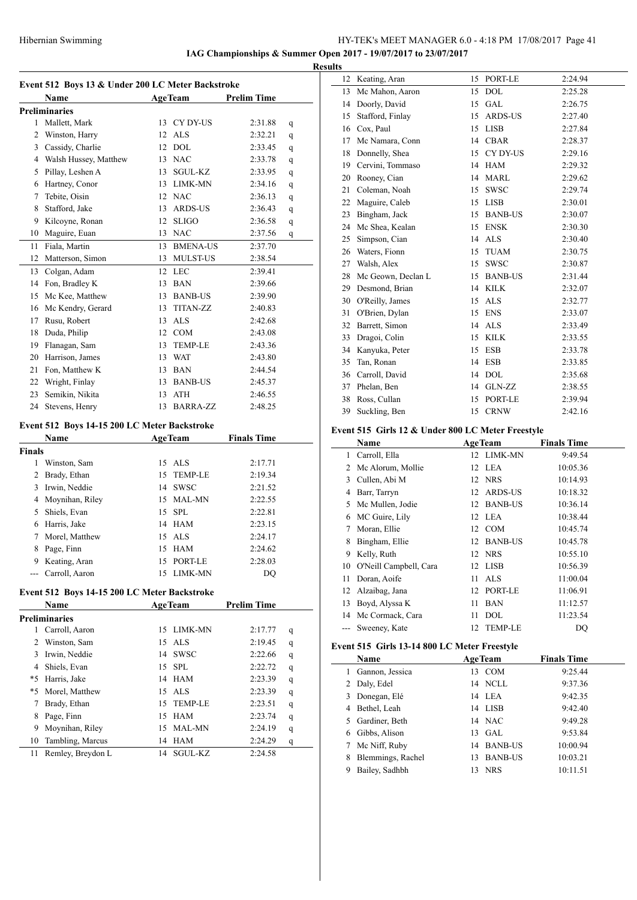**IAG Championships & Summer Open 2017 - 19/07/2017 to 23/07/2017**

**Results**

### Event 512 Boys 13 & Under 200 LC Meter Backstroke

| | Name | Age | Team | Prelim Time | |
|---|---|---|---|---|---|
| **Preliminaries** | | | | | |
| 1 | Mallett, Mark | 13 | CY DY-US | 2:31.88 | q |
| 2 | Winston, Harry | 12 | ALS | 2:32.21 | q |
| 3 | Cassidy, Charlie | 12 | DOL | 2:33.45 | q |
| 4 | Walsh Hussey, Matthew | 13 | NAC | 2:33.78 | q |
| 5 | Pillay, Leshen A | 13 | SGUL-KZ | 2:33.95 | q |
| 6 | Hartney, Conor | 13 | LIMK-MN | 2:34.16 | q |
| 7 | Tebite, Oisin | 12 | NAC | 2:36.13 | q |
| 8 | Stafford, Jake | 13 | ARDS-US | 2:36.43 | q |
| 9 | Kilcoyne, Ronan | 12 | SLIGO | 2:36.58 | q |
| 10 | Maguire, Euan | 13 | NAC | 2:37.56 | q |
| 11 | Fiala, Martin | 13 | BMENA-US | 2:37.70 | |
| 12 | Matterson, Simon | 13 | MULST-US | 2:38.54 | |
| 13 | Colgan, Adam | 12 | LEC | 2:39.41 | |
| 14 | Fon, Bradley K | 13 | BAN | 2:39.66 | |
| 15 | Mc Kee, Matthew | 13 | BANB-US | 2:39.90 | |
| 16 | Mc Kendry, Gerard | 13 | TITAN-ZZ | 2:40.83 | |
| 17 | Rusu, Robert | 13 | ALS | 2:42.68 | |
| 18 | Duda, Philip | 12 | COM | 2:43.08 | |
| 19 | Flanagan, Sam | 13 | TEMP-LE | 2:43.36 | |
| 20 | Harrison, James | 13 | WAT | 2:43.80 | |
| 21 | Fon, Matthew K | 13 | BAN | 2:44.54 | |
| 22 | Wright, Finlay | 13 | BANB-US | 2:45.37 | |
| 23 | Semikin, Nikita | 13 | ATH | 2:46.55 | |
| 24 | Stevens, Henry | 13 | BARRA-ZZ | 2:48.25 | |

### Event 512 Boys 14-15 200 LC Meter Backstroke

| | Name | Age | Team | Finals Time |
|---|---|---|---|---|
| **Finals** | | | | |
| 1 | Winston, Sam | 15 | ALS | 2:17.71 |
| 2 | Brady, Ethan | 15 | TEMP-LE | 2:19.34 |
| 3 | Irwin, Neddie | 14 | SWSC | 2:21.52 |
| 4 | Moynihan, Riley | 15 | MAL-MN | 2:22.55 |
| 5 | Shiels, Evan | 15 | SPL | 2:22.81 |
| 6 | Harris, Jake | 14 | HAM | 2:23.15 |
| 7 | Morel, Matthew | 15 | ALS | 2:24.17 |
| 8 | Page, Finn | 15 | HAM | 2:24.62 |
| 9 | Keating, Aran | 15 | PORT-LE | 2:28.03 |
| --- | Carroll, Aaron | 15 | LIMK-MN | DQ |

### Event 512 Boys 14-15 200 LC Meter Backstroke

| | Name | Age | Team | Prelim Time | |
|---|---|---|---|---|---|
| **Preliminaries** | | | | | |
| 1 | Carroll, Aaron | 15 | LIMK-MN | 2:17.77 | q |
| 2 | Winston, Sam | 15 | ALS | 2:19.45 | q |
| 3 | Irwin, Neddie | 14 | SWSC | 2:22.66 | q |
| 4 | Shiels, Evan | 15 | SPL | 2:22.72 | q |
| *5 | Harris, Jake | 14 | HAM | 2:23.39 | q |
| *5 | Morel, Matthew | 15 | ALS | 2:23.39 | q |
| 7 | Brady, Ethan | 15 | TEMP-LE | 2:23.51 | q |
| 8 | Page, Finn | 15 | HAM | 2:23.74 | q |
| 9 | Moynihan, Riley | 15 | MAL-MN | 2:24.19 | q |
| 10 | Tambling, Marcus | 14 | HAM | 2:24.29 | q |
| 11 | Remley, Breydon L | 14 | SGUL-KZ | 2:24.58 | |
| 12 | Keating, Aran | 15 | PORT-LE | 2:24.94 | |
| 13 | Mc Mahon, Aaron | 15 | DOL | 2:25.28 | |
| 14 | Doorly, David | 15 | GAL | 2:26.75 | |
| 15 | Stafford, Finlay | 15 | ARDS-US | 2:27.40 | |
| 16 | Cox, Paul | 15 | LISB | 2:27.84 | |
| 17 | Mc Namara, Conn | 14 | CBAR | 2:28.37 | |
| 18 | Donnelly, Shea | 15 | CY DY-US | 2:29.16 | |
| 19 | Cervini, Tommaso | 14 | HAM | 2:29.32 | |
| 20 | Rooney, Cian | 14 | MARL | 2:29.62 | |
| 21 | Coleman, Noah | 15 | SWSC | 2:29.74 | |
| 22 | Maguire, Caleb | 15 | LISB | 2:30.01 | |
| 23 | Bingham, Jack | 15 | BANB-US | 2:30.07 | |
| 24 | Mc Shea, Kealan | 15 | ENSK | 2:30.30 | |
| 25 | Simpson, Cian | 14 | ALS | 2:30.40 | |
| 26 | Waters, Fionn | 15 | TUAM | 2:30.75 | |
| 27 | Walsh, Alex | 15 | SWSC | 2:30.87 | |
| 28 | Mc Geown, Declan L | 15 | BANB-US | 2:31.44 | |
| 29 | Desmond, Brian | 14 | KILK | 2:32.07 | |
| 30 | O'Reilly, James | 15 | ALS | 2:32.77 | |
| 31 | O'Brien, Dylan | 15 | ENS | 2:33.07 | |
| 32 | Barrett, Simon | 14 | ALS | 2:33.49 | |
| 33 | Dragoi, Colin | 15 | KILK | 2:33.55 | |
| 34 | Kanyuka, Peter | 15 | ESB | 2:33.78 | |
| 35 | Tan, Ronan | 14 | ESB | 2:33.85 | |
| 36 | Carroll, David | 14 | DOL | 2:35.68 | |
| 37 | Phelan, Ben | 14 | GLN-ZZ | 2:38.55 | |
| 38 | Ross, Cullan | 15 | PORT-LE | 2:39.94 | |
| 39 | Suckling, Ben | 15 | CRNW | 2:42.16 | |

### Event 515 Girls 12 & Under 800 LC Meter Freestyle

| | Name | Age | Team | Finals Time |
|---|---|---|---|---|
| 1 | Carroll, Ella | 12 | LIMK-MN | 9:49.54 |
| 2 | Mc Alorum, Mollie | 12 | LEA | 10:05.36 |
| 3 | Cullen, Abi M | 12 | NRS | 10:14.93 |
| 4 | Barr, Tarryn | 12 | ARDS-US | 10:18.32 |
| 5 | Mc Mullen, Jodie | 12 | BANB-US | 10:36.14 |
| 6 | MC Guire, Lily | 12 | LEA | 10:38.44 |
| 7 | Moran, Ellie | 12 | COM | 10:45.74 |
| 8 | Bingham, Ellie | 12 | BANB-US | 10:45.78 |
| 9 | Kelly, Ruth | 12 | NRS | 10:55.10 |
| 10 | O'Neill Campbell, Cara | 12 | LISB | 10:56.39 |
| 11 | Doran, Aoife | 11 | ALS | 11:00.04 |
| 12 | Alzaibag, Jana | 12 | PORT-LE | 11:06.91 |
| 13 | Boyd, Alyssa K | 11 | BAN | 11:12.57 |
| 14 | Mc Cormack, Cara | 11 | DOL | 11:23.54 |
| --- | Sweeney, Kate | 12 | TEMP-LE | DQ |

### Event 515 Girls 13-14 800 LC Meter Freestyle

| | Name | Age | Team | Finals Time |
|---|---|---|---|---|
| 1 | Gannon, Jessica | 13 | COM | 9:25.44 |
| 2 | Daly, Edel | 14 | NCLL | 9:37.36 |
| 3 | Donegan, Elé | 14 | LEA | 9:42.35 |
| 4 | Bethel, Leah | 14 | LISB | 9:42.40 |
| 5 | Gardiner, Beth | 14 | NAC | 9:49.28 |
| 6 | Gibbs, Alison | 13 | GAL | 9:53.84 |
| 7 | Mc Niff, Ruby | 14 | BANB-US | 10:00.94 |
| 8 | Blemmings, Rachel | 13 | BANB-US | 10:03.21 |
| 9 | Bailey, Sadhbh | 13 | NRS | 10:11.51 |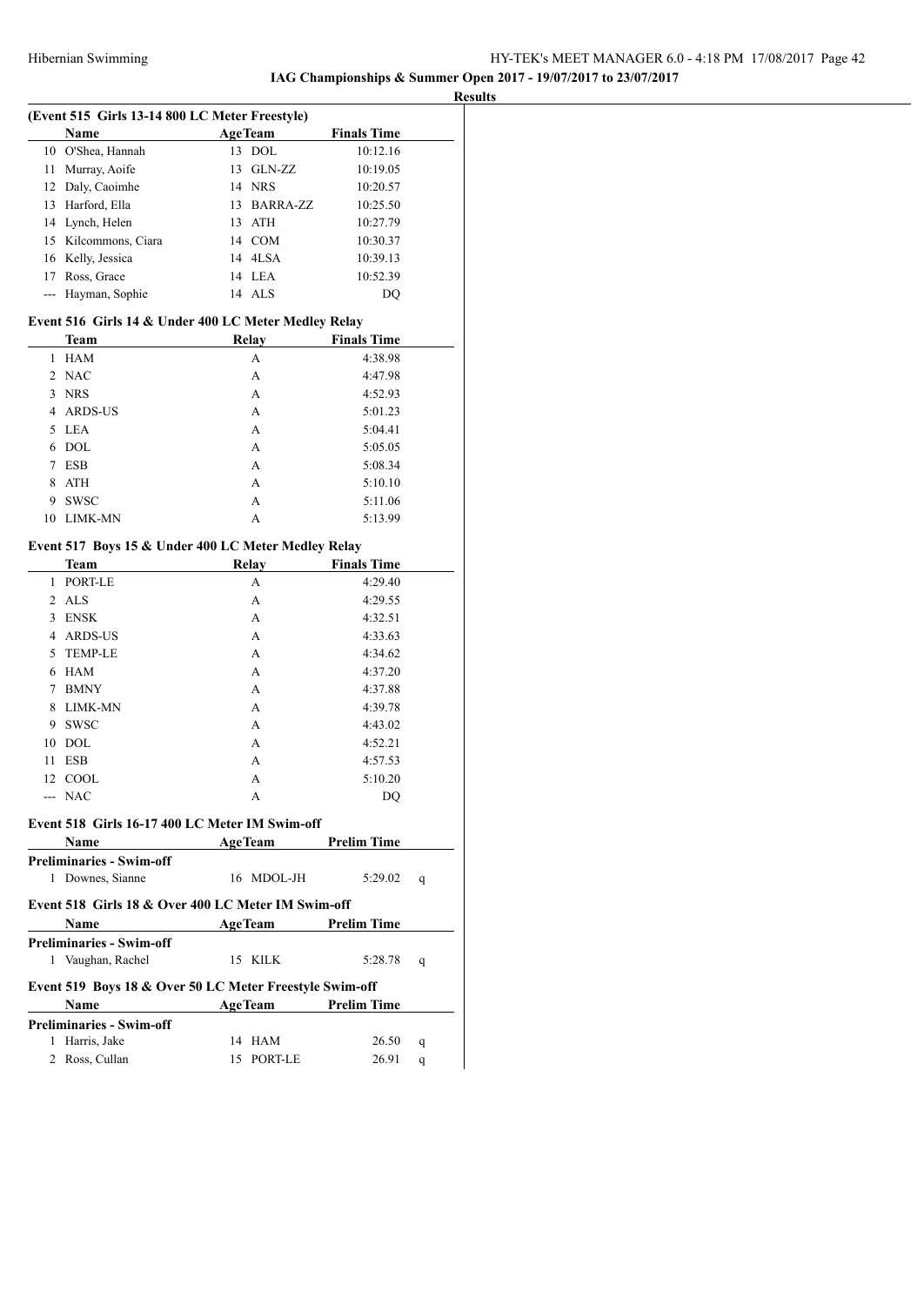**IAG Championships & Summer Open 2017 - 19/07/2017 to 23/07/2017**

**Results**

### (Event 515 Girls 13-14 800 LC Meter Freestyle)

| | Name | Age | Team | Finals Time |
|---|---|---|---|---|
| 10 | O'Shea, Hannah | 13 | DOL | 10:12.16 |
| 11 | Murray, Aoife | 13 | GLN-ZZ | 10:19.05 |
| 12 | Daly, Caoimhe | 14 | NRS | 10:20.57 |
| 13 | Harford, Ella | 13 | BARRA-ZZ | 10:25.50 |
| 14 | Lynch, Helen | 13 | ATH | 10:27.79 |
| 15 | Kilcommons, Ciara | 14 | COM | 10:30.37 |
| 16 | Kelly, Jessica | 14 | 4LSA | 10:39.13 |
| 17 | Ross, Grace | 14 | LEA | 10:52.39 |
| --- | Hayman, Sophie | 14 | ALS | DQ |

### Event 516 Girls 14 & Under 400 LC Meter Medley Relay

| | Team | Relay | Finals Time |
|---|---|---|---|
| 1 | HAM | A | 4:38.98 |
| 2 | NAC | A | 4:47.98 |
| 3 | NRS | A | 4:52.93 |
| 4 | ARDS-US | A | 5:01.23 |
| 5 | LEA | A | 5:04.41 |
| 6 | DOL | A | 5:05.05 |
| 7 | ESB | A | 5:08.34 |
| 8 | ATH | A | 5:10.10 |
| 9 | SWSC | A | 5:11.06 |
| 10 | LIMK-MN | A | 5:13.99 |

### Event 517 Boys 15 & Under 400 LC Meter Medley Relay

| | Team | Relay | Finals Time |
|---|---|---|---|
| 1 | PORT-LE | A | 4:29.40 |
| 2 | ALS | A | 4:29.55 |
| 3 | ENSK | A | 4:32.51 |
| 4 | ARDS-US | A | 4:33.63 |
| 5 | TEMP-LE | A | 4:34.62 |
| 6 | HAM | A | 4:37.20 |
| 7 | BMNY | A | 4:37.88 |
| 8 | LIMK-MN | A | 4:39.78 |
| 9 | SWSC | A | 4:43.02 |
| 10 | DOL | A | 4:52.21 |
| 11 | ESB | A | 4:57.53 |
| 12 | COOL | A | 5:10.20 |
| --- | NAC | A | DQ |

### Event 518 Girls 16-17 400 LC Meter IM Swim-off

| | Name | Age | Team | Prelim Time | |
|---|---|---|---|---|---|
| **Preliminaries - Swim-off** | | | | | |
| 1 | Downes, Sianne | 16 | MDOL-JH | 5:29.02 | q |

### Event 518 Girls 18 & Over 400 LC Meter IM Swim-off

| | Name | Age | Team | Prelim Time | |
|---|---|---|---|---|---|
| **Preliminaries - Swim-off** | | | | | |
| 1 | Vaughan, Rachel | 15 | KILK | 5:28.78 | q |

### Event 519 Boys 18 & Over 50 LC Meter Freestyle Swim-off

| | Name | Age | Team | Prelim Time | |
|---|---|---|---|---|---|
| **Preliminaries - Swim-off** | | | | | |
| 1 | Harris, Jake | 14 | HAM | 26.50 | q |
| 2 | Ross, Cullan | 15 | PORT-LE | 26.91 | q |